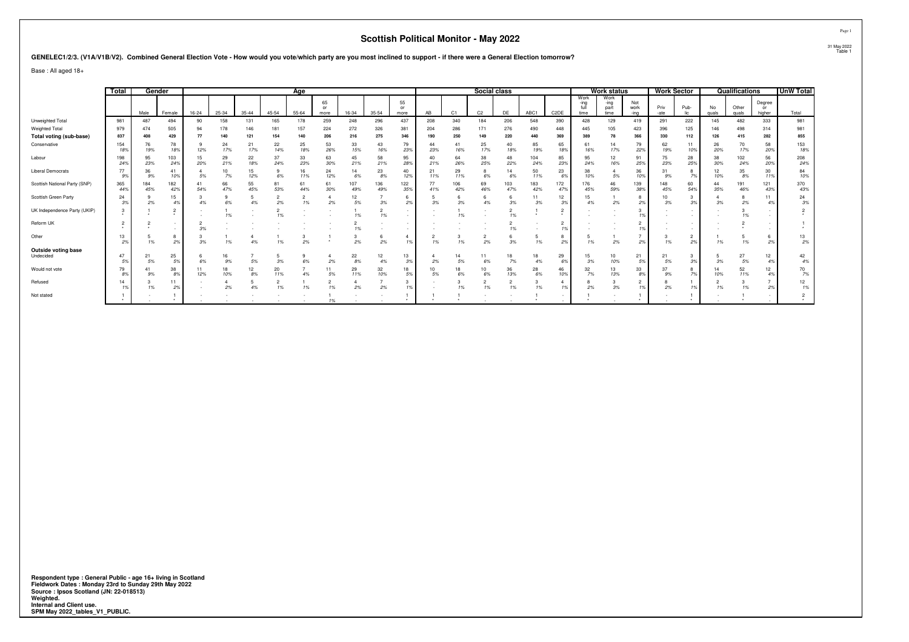# Scottish Political Monitor - May 2022

**GENELEC1/2/3. (V1A/V1B/V2). Combined General Election Vote - How would you vote/which party are you most inclined to support - if there were a General Election tomorrow?**

Base : All aged 18+

| | Total | Gender | | Age | | | | | | | | | Social class | | | | | | Work status | | | Work Sector | | Qualifications | | | UnW Total |
|---|---|---|---|---|---|---|---|---|---|---|---|---|---|---|---|---|---|---|---|---|---|---|---|---|---|---|---|
| | | Male | Female | 16-24 | 25-34 | 35-44 | 45-54 | 55-64 | 65 or more | 16-34 | 35-54 | 55 or more | AB | C1 | C2 | DE | ABC1 | C2DE | Work-ing full time | Work-ing part time | Not work-ing | Priv-ate | Pub-lic | No quals | Other quals | Degree or higher | Total |
| Unweighted Total | 981 | 487 | 494 | 90 | 158 | 131 | 165 | 178 | 259 | 248 | 296 | 437 | 208 | 340 | 184 | 206 | 548 | 390 | 428 | 129 | 419 | 291 | 222 | 145 | 482 | 333 | 981 |
| Weighted Total | 979 | 474 | 505 | 94 | 178 | 146 | 181 | 157 | 224 | 272 | 326 | 381 | 204 | 286 | 171 | 276 | 490 | 448 | 445 | 105 | 423 | 396 | 125 | 146 | 498 | 314 | 981 |
| **Total voting (sub-base)** | **837** | **408** | **429** | **77** | **140** | **121** | **154** | **140** | **206** | **216** | **275** | **346** | **190** | **250** | **149** | **220** | **440** | **369** | **389** | **78** | **366** | **330** | **112** | **126** | **415** | **282** | **855** |
| Conservative | 154 | 76 | 78 | 9 | 24 | 21 | 22 | 25 | 53 | 33 | 43 | 79 | 44 | 41 | 25 | 40 | 85 | 65 | 61 | 14 | 79 | 62 | 11 | 26 | 70 | 58 | 153 |
| | 18% | 19% | 18% | 12% | 17% | 17% | 14% | 18% | 26% | 15% | 16% | 23% | 23% | 16% | 17% | 18% | 19% | 18% | 16% | 17% | 22% | 19% | 10% | 20% | 17% | 20% | 18% |
| Labour | 198 | 95 | 103 | 15 | 29 | 22 | 37 | 33 | 63 | 45 | 58 | 95 | 40 | 64 | 38 | 48 | 104 | 85 | 95 | 12 | 91 | 75 | 28 | 38 | 102 | 56 | 208 |
| | 24% | 23% | 24% | 20% | 21% | 18% | 24% | 23% | 30% | 21% | 21% | 28% | 21% | 26% | 25% | 22% | 24% | 23% | 24% | 16% | 25% | 23% | 25% | 30% | 24% | 20% | 24% |
| Liberal Democrats | 77 | 36 | 41 | 4 | 10 | 15 | 9 | 16 | 24 | 14 | 23 | 40 | 21 | 29 | 8 | 14 | 50 | 23 | 38 | 4 | 36 | 31 | 8 | 12 | 35 | 30 | 84 |
| | 9% | 9% | 10% | 5% | 7% | 12% | 6% | 11% | 12% | 6% | 8% | 12% | 11% | 11% | 6% | 6% | 11% | 6% | 10% | 5% | 10% | 9% | 7% | 10% | 8% | 11% | 10% |
| Scottish National Party (SNP) | 365 | 184 | 182 | 41 | 66 | 55 | 81 | 61 | 61 | 107 | 136 | 122 | 77 | 106 | 69 | 103 | 183 | 172 | 176 | 46 | 139 | 148 | 60 | 44 | 191 | 121 | 370 |
| | 44% | 45% | 42% | 54% | 47% | 45% | 53% | 44% | 30% | 49% | 49% | 35% | 41% | 42% | 46% | 47% | 42% | 47% | 45% | 59% | 38% | 45% | 54% | 35% | 46% | 43% | 43% |
| Scottish Green Party | 24 | 9 | 15 | 3 | 9 | 5 | 2 | 2 | 4 | 12 | 7 | 6 | 5 | 6 | 6 | 6 | 11 | 12 | 15 | 1 | 8 | 10 | 3 | 4 | 8 | 11 | 24 |
| | 3% | 2% | 4% | 4% | 6% | 4% | 2% | 1% | 2% | 5% | 3% | 2% | 3% | 3% | 4% | 3% | 3% | 3% | 4% | 2% | 2% | 3% | 3% | 3% | 2% | 4% | 3% |
| UK Independence Party (UKIP) | 3 | 1 | 2 | - | 1 | - | 2 | - | - | 1 | 2 | - | - | 1 | - | 2 | 1 | 2 | - | - | 3 | - | - | - | 3 | - | 2 |
| | * | * | * | - | 1% | - | 1% | - | - | 1% | 1% | - | - | 1% | - | 1% | * | * | - | - | 1% | - | - | - | 1% | - | * |
| Reform UK | 2 | 2 | - | 2 | - | - | - | - | - | 2 | - | - | - | - | - | 2 | - | 2 | - | - | 2 | - | - | - | 2 | - | 1 |
| | * | * | - | 3% | - | - | - | - | - | 1% | - | - | - | - | - | 1% | - | 1% | - | - | 1% | - | - | - | * | - | * |
| Other | 13 | 5 | 8 | 3 | 1 | 4 | 1 | 3 | 1 | 3 | 6 | 4 | 2 | 3 | 2 | 6 | 5 | 8 | 5 | 1 | 7 | 3 | 2 | 1 | 5 | 6 | 13 |
| | 2% | 1% | 2% | 3% | 1% | 4% | 1% | 2% | * | 2% | 2% | 1% | 1% | 1% | 2% | 3% | 1% | 2% | 1% | 2% | 2% | 1% | 2% | 1% | 1% | 2% | 2% |
| **Outside voting base** | | | | | | | | | | | | | | | | | | | | | | | | | | | |
| Undecided | 47 | 21 | 25 | 6 | 16 | 7 | 5 | 9 | 4 | 22 | 12 | 13 | 4 | 14 | 11 | 18 | 18 | 29 | 15 | 10 | 21 | 21 | 3 | 5 | 27 | 12 | 42 |
| | 5% | 5% | 5% | 6% | 9% | 5% | 3% | 6% | 2% | 8% | 4% | 3% | 2% | 5% | 6% | 7% | 4% | 6% | 3% | 10% | 5% | 5% | 3% | 3% | 5% | 4% | 4% |
| Would not vote | 79 | 41 | 38 | 11 | 18 | 12 | 20 | 7 | 11 | 29 | 32 | 18 | 10 | 18 | 10 | 36 | 28 | 46 | 32 | 13 | 33 | 37 | 8 | 14 | 52 | 12 | 70 |
| | 8% | 9% | 8% | 12% | 10% | 8% | 11% | 4% | 5% | 11% | 10% | 5% | 5% | 6% | 6% | 13% | 6% | 10% | 7% | 13% | 8% | 9% | 7% | 10% | 11% | 4% | 7% |
| Refused | 14 | 3 | 11 | - | 4 | 5 | 2 | 1 | 2 | 4 | 7 | 3 | - | 3 | 2 | 2 | 3 | 4 | 8 | 3 | 2 | 8 | 1 | 2 | 3 | 7 | 12 |
| | 1% | 1% | 2% | - | 2% | 4% | 1% | 1% | 1% | 2% | 2% | 1% | - | 1% | 1% | 1% | 1% | 1% | 2% | 3% | 1% | 2% | 1% | 1% | 1% | 2% | 1% |
| Not stated | 1 | - | 1 | - | - | - | - | - | 1 | - | - | 1 | 1 | 1 | - | - | 1 | - | 1 | - | 1 | - | 1 | - | 1 | - | 2 |
| | * | - | * | - | - | - | - | - | 1% | - | - | * | * | * | - | - | * | - | * | - | * | - | * | - | * | - | * |

**Respondent type : General Public - age 16+ living in Scotland**
**Fieldwork Dates : Monday 23rd to Sunday 29th May 2022**
**Source : Ipsos Scotland (JN: 22-018513)**
**Weighted.**
**Internal and Client use.**
**SPM May 2022_tables_V1_PUBLIC.**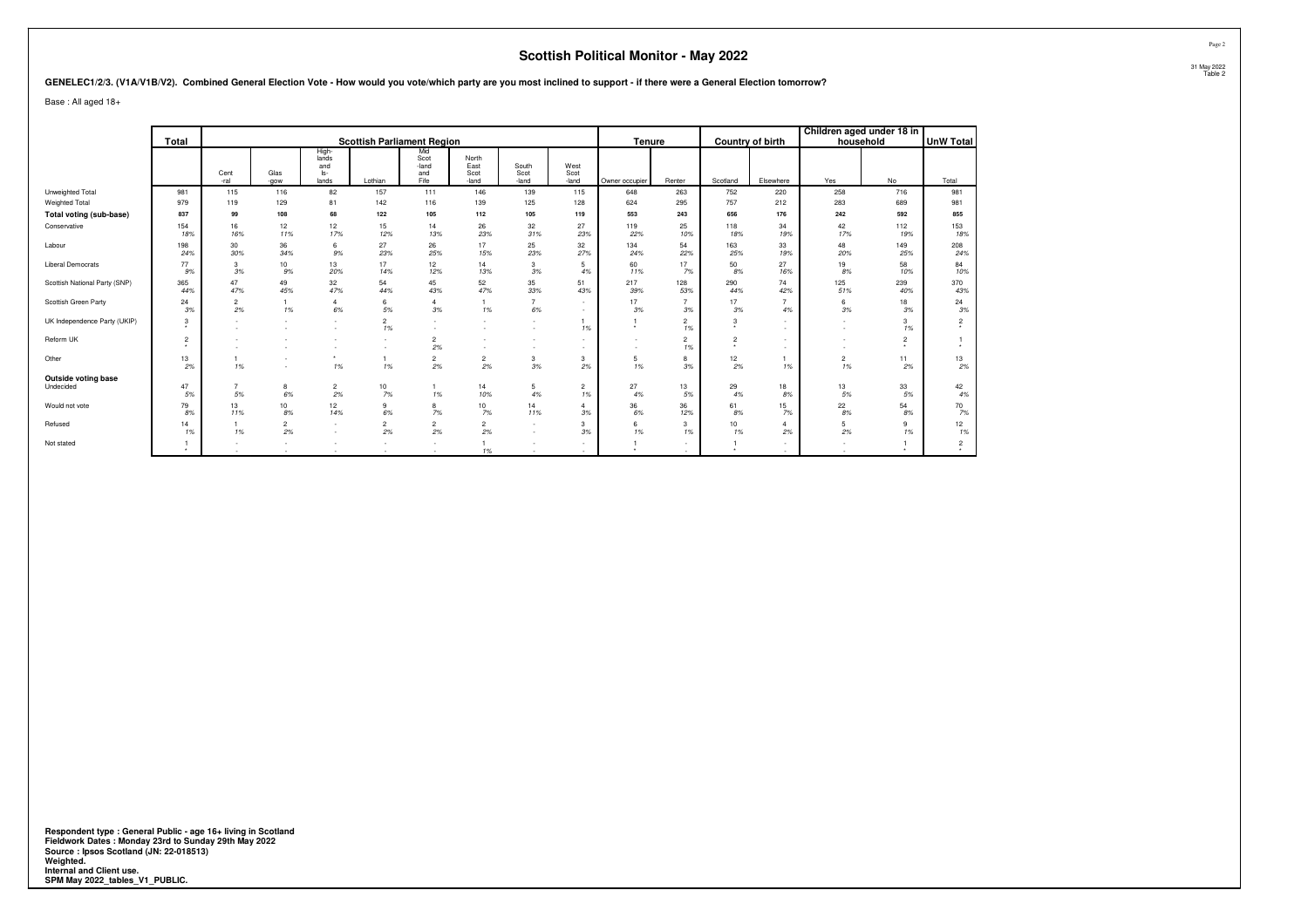# Scottish Political Monitor - May 2022

31 May 2022
Table 2

**GENELEC1/2/3. (V1A/V1B/V2). Combined General Election Vote - How would you vote/which party are you most inclined to support - if there were a General Election tomorrow?**

Base : All aged 18+

| | Total | Scottish Parliament Region | | | | | | | | Tenure | | Country of birth | | Children aged under 18 in household | | UnW Total |
|---|---|---|---|---|---|---|---|---|---|---|---|---|---|---|---|---|
| | | Cent -ral | Glas -gow | High-lands and Is-lands | Lothian | Mid Scot -land and Fife | North East Scot -land | South Scot -land | West Scot -land | Owner occupier | Renter | Scotland | Elsewhere | Yes | No | Total |
| Unweighted Total | 981 | 115 | 116 | 82 | 157 | 111 | 146 | 139 | 115 | 648 | 263 | 752 | 220 | 258 | 716 | 981 |
| Weighted Total | 979 | 119 | 129 | 81 | 142 | 116 | 139 | 125 | 128 | 624 | 295 | 757 | 212 | 283 | 689 | 981 |
| **Total voting (sub-base)** | **837** | **99** | **108** | **68** | **122** | **105** | **112** | **105** | **119** | **553** | **243** | **656** | **176** | **242** | **592** | **855** |
| Conservative | 154 | 16 | 12 | 12 | 15 | 14 | 26 | 32 | 27 | 119 | 25 | 118 | 34 | 42 | 112 | 153 |
| | 18% | 16% | 11% | 17% | 12% | 13% | 23% | 31% | 23% | 22% | 10% | 18% | 19% | 17% | 19% | 18% |
| Labour | 198 | 30 | 36 | 6 | 27 | 26 | 17 | 25 | 32 | 134 | 54 | 163 | 33 | 48 | 149 | 208 |
| | 24% | 30% | 34% | 9% | 23% | 25% | 15% | 23% | 27% | 24% | 22% | 25% | 19% | 20% | 25% | 24% |
| Liberal Democrats | 77 | 3 | 10 | 13 | 17 | 12 | 14 | 3 | 5 | 60 | 17 | 50 | 27 | 19 | 58 | 84 |
| | 9% | 3% | 9% | 20% | 14% | 12% | 13% | 3% | 4% | 11% | 7% | 8% | 16% | 8% | 10% | 10% |
| Scottish National Party (SNP) | 365 | 47 | 49 | 32 | 54 | 45 | 52 | 35 | 51 | 217 | 128 | 290 | 74 | 125 | 239 | 370 |
| | 44% | 47% | 45% | 47% | 44% | 43% | 47% | 33% | 43% | 39% | 53% | 44% | 42% | 51% | 40% | 43% |
| Scottish Green Party | 24 | 2 | 1 | 4 | 6 | 4 | 1 | 7 | - | 17 | 7 | 17 | 7 | 6 | 18 | 24 |
| | 3% | 2% | 1% | 6% | 5% | 3% | 1% | 6% | - | 3% | 3% | 3% | 4% | 3% | 3% | 3% |
| UK Independence Party (UKIP) | 3 | - | - | - | 2 | - | - | - | 1 | 1 | 2 | 3 | - | - | 3 | 2 |
| | * | - | - | - | 1% | - | - | - | 1% | * | 1% | * | - | - | 1% | * |
| Reform UK | 2 | - | - | - | - | 2 | - | - | - | - | 2 | 2 | - | - | 2 | 1 |
| | * | - | - | - | - | 2% | - | - | - | - | 1% | * | - | - | * | * |
| Other | 13 | 1 | - | * | 1 | 2 | 2 | 3 | 3 | 5 | 8 | 12 | 1 | 2 | 11 | 13 |
| | 2% | 1% | - | 1% | 1% | 2% | 2% | 3% | 2% | 1% | 3% | 2% | 1% | 1% | 2% | 2% |
| **Outside voting base** | | | | | | | | | | | | | | | | |
| Undecided | 47 | 7 | 8 | 2 | 10 | 1 | 14 | 5 | 2 | 27 | 13 | 29 | 18 | 13 | 33 | 42 |
| | 5% | 5% | 6% | 2% | 7% | 1% | 10% | 4% | 1% | 4% | 5% | 4% | 8% | 5% | 5% | 4% |
| Would not vote | 79 | 13 | 10 | 12 | 9 | 8 | 10 | 14 | 4 | 36 | 36 | 61 | 15 | 22 | 54 | 70 |
| | 8% | 11% | 8% | 14% | 6% | 7% | 7% | 11% | 3% | 6% | 12% | 8% | 7% | 8% | 8% | 7% |
| Refused | 14 | 1 | 2 | - | 2 | 2 | 2 | - | 3 | 6 | 3 | 10 | 4 | 5 | 9 | 12 |
| | 1% | 1% | 2% | - | 2% | 2% | 2% | - | 3% | 1% | 1% | 1% | 2% | 2% | 1% | 1% |
| Not stated | 1 | - | - | - | - | - | 1 | - | - | 1 | - | 1 | - | - | 1 | 2 |
| | * | - | - | - | - | - | 1% | - | - | * | - | * | - | - | * | * |

**Respondent type : General Public - age 16+ living in Scotland**
**Fieldwork Dates : Monday 23rd to Sunday 29th May 2022**
**Source : Ipsos Scotland (JN: 22-018513)**
**Weighted.**
**Internal and Client use.**
**SPM May 2022_tables_V1_PUBLIC.**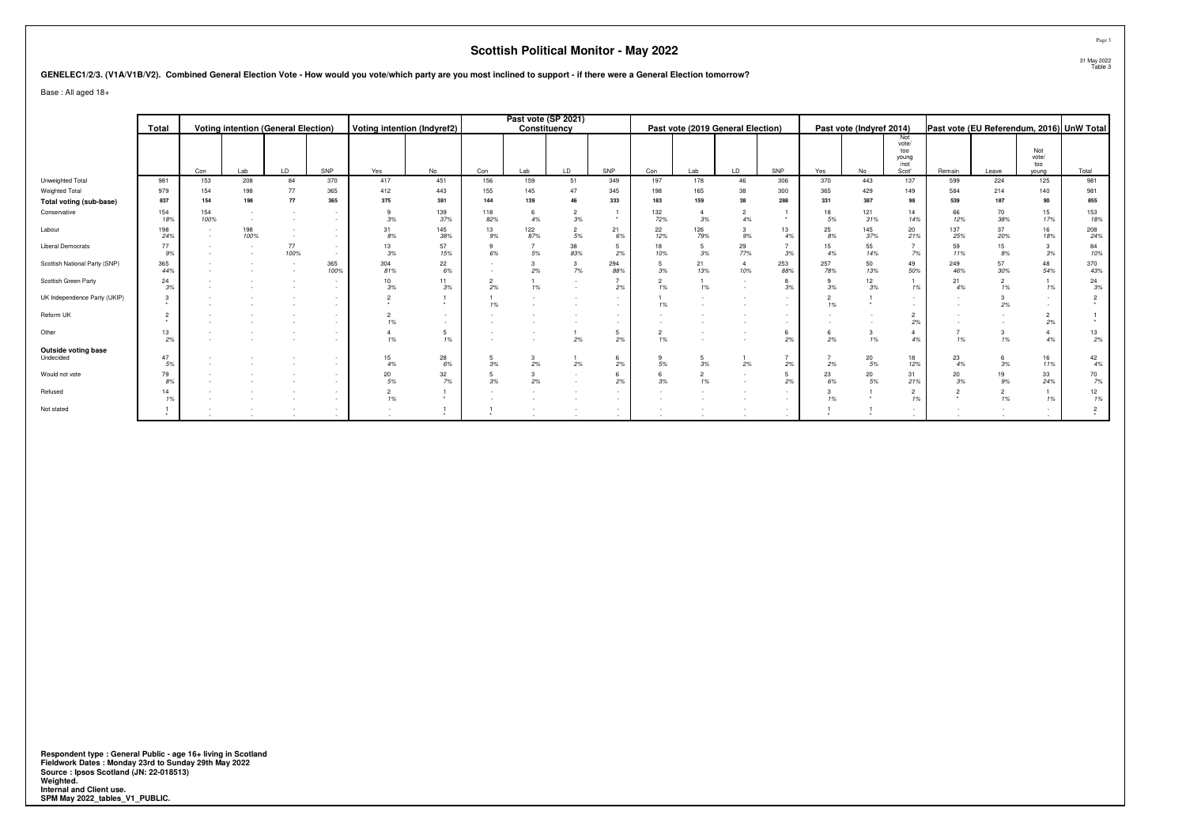# Scottish Political Monitor - May 2022

**GENELEC1/2/3. (V1A/V1B/V2). Combined General Election Vote - How would you vote/which party are you most inclined to support - if there were a General Election tomorrow?**

Base : All aged 18+

| | Total | Voting intention (General Election) | | | | Voting intention (Indyref2) | | Past vote (SP 2021) Constituency | | | | Past vote (2019 General Election) | | | | Past vote (Indyref 2014) | | | Past vote (EU Referendum, 2016) | | | UnW Total |
|---|---|---|---|---|---|---|---|---|---|---|---|---|---|---|---|---|---|---|---|---|---|---|
| | | Con | Lab | LD | SNP | Yes | No | Con | Lab | LD | SNP | Con | Lab | LD | SNP | Yes | No | Not vote/ too young /not Scot' | Remain | Leave | Not vote/ too young | Total |
| Unweighted Total | 981 | 153 | 208 | 84 | 370 | 417 | 451 | 156 | 159 | 51 | 349 | 197 | 178 | 46 | 306 | 370 | 443 | 137 | 599 | 224 | 125 | 981 |
| Weighted Total | 979 | 154 | 198 | 77 | 365 | 412 | 443 | 155 | 145 | 47 | 345 | 198 | 165 | 38 | 300 | 365 | 429 | 149 | 584 | 214 | 140 | 981 |
| **Total voting (sub-base)** | **837** | **154** | **198** | **77** | **365** | **375** | **381** | **144** | **139** | **46** | **333** | **183** | **159** | **38** | **288** | **331** | **387** | **98** | **539** | **187** | **90** | **855** |
| Conservative | 154 | 154 | - | - | - | 9 | 139 | 118 | 6 | 2 | 1 | 132 | 4 | 2 | 1 | 18 | 121 | 14 | 66 | 70 | 15 | 153 |
| | 18% | 100% | - | - | - | 3% | 37% | 82% | 4% | 3% | * | 72% | 3% | 4% | * | 5% | 31% | 14% | 12% | 38% | 17% | 18% |
| Labour | 198 | - | 198 | - | - | 31 | 145 | 13 | 122 | 2 | 21 | 22 | 126 | 3 | 13 | 25 | 145 | 20 | 137 | 37 | 16 | 208 |
| | 24% | - | 100% | - | - | 8% | 38% | 9% | 87% | 5% | 6% | 12% | 79% | 9% | 4% | 8% | 37% | 21% | 25% | 20% | 18% | 24% |
| Liberal Democrats | 77 | - | - | 77 | - | 13 | 57 | 9 | 7 | 38 | 5 | 18 | 5 | 29 | 7 | 15 | 55 | 7 | 59 | 15 | 3 | 84 |
| | 9% | - | - | 100% | - | 3% | 15% | 6% | 5% | 83% | 2% | 10% | 3% | 77% | 3% | 4% | 14% | 7% | 11% | 8% | 3% | 10% |
| Scottish National Party (SNP) | 365 | - | - | - | 365 | 304 | 22 | - | 3 | 3 | 294 | 5 | 21 | 4 | 253 | 257 | 50 | 49 | 249 | 57 | 48 | 370 |
| | 44% | - | - | - | 100% | 81% | 6% | - | 2% | 7% | 88% | 3% | 13% | 10% | 88% | 78% | 13% | 50% | 46% | 30% | 54% | 43% |
| Scottish Green Party | 24 | - | - | - | - | 10 | 11 | 2 | 1 | - | 7 | 2 | 1 | - | 8 | 9 | 12 | 1 | 21 | 2 | 1 | 24 |
| | 3% | - | - | - | - | 3% | 3% | 2% | 1% | - | 2% | 1% | 1% | - | 3% | 3% | 3% | 1% | 4% | 1% | 1% | 3% |
| UK Independence Party (UKIP) | 3 | - | - | - | - | 2 | 1 | 1 | - | - | - | 1 | - | - | - | 2 | 1 | - | - | 3 | - | 2 |
| | * | - | - | - | - | * | * | 1% | - | - | - | 1% | - | - | - | 1% | * | - | - | 2% | - | * |
| Reform UK | 2 | - | - | - | - | 2 | - | - | - | - | - | - | - | - | - | - | - | 2 | - | - | 2 | 1 |
| | * | - | - | - | - | 1% | - | - | - | - | - | - | - | - | - | - | - | 2% | - | - | 2% | * |
| Other | 13 | - | - | - | - | 4 | 5 | - | - | 1 | 5 | 2 | - | - | 6 | 6 | 3 | 4 | 7 | 3 | 4 | 13 |
| | 2% | - | - | - | - | 1% | 1% | - | - | 2% | 2% | 1% | - | - | 2% | 2% | 1% | 4% | 1% | 1% | 4% | 2% |
| **Outside voting base** | | | | | | | | | | | | | | | | | | | | | | |
| Undecided | 47 | - | - | - | - | 15 | 28 | 5 | 3 | 1 | 6 | 9 | 5 | 1 | 7 | 7 | 20 | 18 | 23 | 6 | 16 | 42 |
| | 5% | - | - | - | - | 4% | 6% | 3% | 2% | 2% | 2% | 5% | 3% | 2% | 2% | 2% | 5% | 12% | 4% | 3% | 11% | 4% |
| Would not vote | 79 | - | - | - | - | 20 | 32 | 5 | 3 | - | 6 | 6 | 2 | - | 5 | 23 | 20 | 31 | 20 | 19 | 33 | 70 |
| | 8% | - | - | - | - | 5% | 7% | 3% | 2% | - | 2% | 3% | 1% | - | 2% | 6% | 5% | 21% | 3% | 9% | 24% | 7% |
| Refused | 14 | - | - | - | - | 2 | 1 | - | - | - | - | - | - | - | - | 3 | 1 | 2 | 2 | 2 | 1 | 12 |
| | 1% | - | - | - | - | 1% | * | - | - | - | - | - | - | - | - | 1% | * | 1% | * | 1% | 1% | 1% |
| Not stated | 1 | - | - | - | - | - | 1 | 1 | - | - | - | - | - | - | - | 1 | 1 | - | - | - | - | 2 |
| | * | - | - | - | - | - | * | * | - | - | - | - | - | - | - | * | * | - | - | - | - | * |

**Respondent type : General Public - age 16+ living in Scotland**
**Fieldwork Dates : Monday 23rd to Sunday 29th May 2022**
**Source : Ipsos Scotland (JN: 22-018513)**
**Weighted.**
**Internal and Client use.**
**SPM May 2022_tables_V1_PUBLIC.**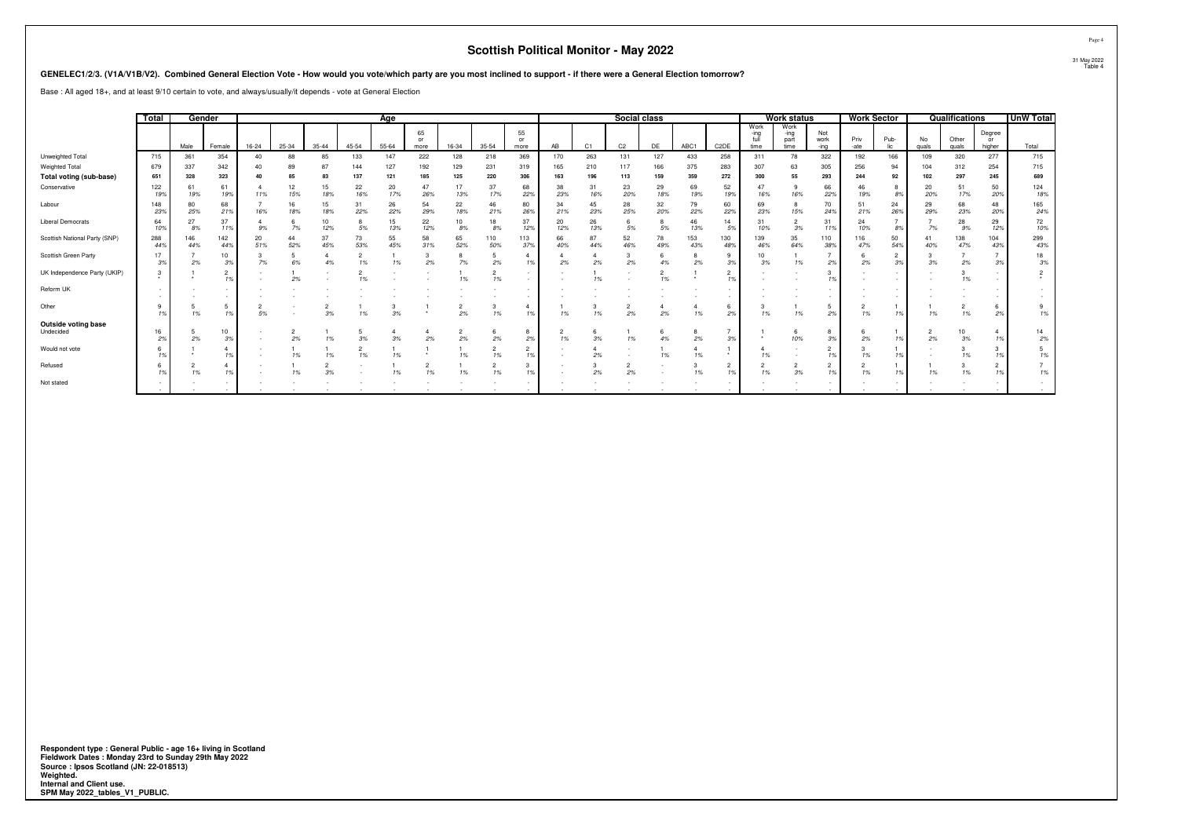# Scottish Political Monitor - May 2022

**GENELEC1/2/3. (V1A/V1B/V2). Combined General Election Vote - How would you vote/which party are you most inclined to support - if there were a General Election tomorrow?**

Base : All aged 18+, and at least 9/10 certain to vote, and always/usually/it depends - vote at General Election

| | Total | Gender | | Age | | | | | | | | | Social class | | | | | | Work status | | | Work Sector | | Qualifications | | | UnW Total |
|---|---|---|---|---|---|---|---|---|---|---|---|---|---|---|---|---|---|---|---|---|---|---|---|---|---|---|---|
| | | Male | Female | 16-24 | 25-34 | 35-44 | 45-54 | 55-64 | 65 or more | 16-34 | 35-54 | 55 or more | AB | C1 | C2 | DE | ABC1 | C2DE | Work-ing full time | Work-ing part time | Not work-ing | Priv-ate | Pub-lic | No quals | Other quals | Degree or higher | Total |
| Unweighted Total | 715 | 361 | 354 | 40 | 88 | 85 | 133 | 147 | 222 | 128 | 218 | 369 | 170 | 263 | 131 | 127 | 433 | 258 | 311 | 78 | 322 | 192 | 166 | 109 | 320 | 277 | 715 |
| Weighted Total | 679 | 337 | 342 | 40 | 89 | 87 | 144 | 127 | 192 | 129 | 231 | 319 | 165 | 210 | 117 | 166 | 375 | 283 | 307 | 63 | 305 | 256 | 94 | 104 | 312 | 254 | 715 |
| **Total voting (sub-base)** | **651** | **328** | **323** | **40** | **85** | **83** | **137** | **121** | **185** | **125** | **220** | **306** | **163** | **196** | **113** | **159** | **359** | **272** | **300** | **55** | **293** | **244** | **92** | **102** | **297** | **245** | **689** |
| Conservative | 122 | 61 | 61 | 4 | 12 | 15 | 22 | 20 | 47 | 17 | 37 | 68 | 38 | 31 | 23 | 29 | 69 | 52 | 47 | 9 | 66 | 46 | 8 | 20 | 51 | 50 | 124 |
| | 19% | 19% | 19% | 11% | 15% | 18% | 16% | 17% | 26% | 13% | 17% | 22% | 23% | 16% | 20% | 18% | 19% | 19% | 16% | 16% | 22% | 19% | 8% | 20% | 17% | 20% | 18% |
| Labour | 148 | 80 | 68 | 7 | 16 | 15 | 31 | 26 | 54 | 22 | 46 | 80 | 34 | 45 | 28 | 32 | 79 | 60 | 69 | 8 | 70 | 51 | 24 | 29 | 68 | 48 | 165 |
| | 23% | 25% | 21% | 16% | 18% | 18% | 22% | 22% | 29% | 18% | 21% | 26% | 21% | 23% | 25% | 20% | 22% | 22% | 23% | 15% | 24% | 21% | 26% | 29% | 23% | 20% | 24% |
| Liberal Democrats | 64 | 27 | 37 | 4 | 6 | 10 | 8 | 15 | 22 | 10 | 18 | 37 | 20 | 26 | 6 | 8 | 46 | 14 | 31 | 2 | 31 | 24 | 7 | 7 | 28 | 29 | 72 |
| | 10% | 8% | 11% | 9% | 7% | 12% | 5% | 13% | 12% | 8% | 8% | 12% | 12% | 13% | 5% | 5% | 13% | 5% | 10% | 3% | 11% | 10% | 8% | 7% | 9% | 12% | 10% |
| Scottish National Party (SNP) | 288 | 146 | 142 | 20 | 44 | 37 | 73 | 55 | 58 | 65 | 110 | 113 | 66 | 87 | 52 | 78 | 153 | 130 | 139 | 35 | 110 | 116 | 50 | 41 | 138 | 104 | 299 |
| | 44% | 44% | 44% | 51% | 52% | 45% | 53% | 45% | 31% | 52% | 50% | 37% | 40% | 44% | 46% | 49% | 43% | 48% | 46% | 64% | 38% | 47% | 54% | 40% | 47% | 43% | 43% |
| Scottish Green Party | 17 | 7 | 10 | 3 | 5 | 4 | 2 | 1 | 3 | 8 | 5 | 4 | 4 | 4 | 3 | 6 | 8 | 9 | 10 | 1 | 7 | 6 | 2 | 3 | 7 | 7 | 18 |
| | 3% | 2% | 3% | 7% | 6% | 4% | 1% | 1% | 2% | 7% | 2% | 1% | 2% | 2% | 2% | 4% | 2% | 3% | 3% | 1% | 2% | 2% | 3% | 3% | 2% | 3% | 3% |
| UK Independence Party (UKIP) | 3 | 1 | 2 | - | 1 | - | 2 | - | - | 1 | 2 | - | - | 1 | - | 2 | 1 | 2 | - | - | 3 | - | - | - | 3 | - | 2 |
| | * | * | 1% | - | 2% | - | 1% | - | - | 1% | 1% | - | - | 1% | - | 1% | * | 1% | - | - | 1% | - | - | - | 1% | - | * |
| Reform UK | - | - | - | - | - | - | - | - | - | - | - | - | - | - | - | - | - | - | - | - | - | - | - | - | - | - | - |
| | - | - | - | - | - | - | - | - | - | - | - | - | - | - | - | - | - | - | - | - | - | - | - | - | - | - | - |
| Other | 9 | 5 | 5 | 2 | - | 2 | 1 | 3 | 1 | 2 | 3 | 4 | 1 | 3 | 2 | 4 | 4 | 6 | 3 | 1 | 5 | 2 | 1 | 1 | 2 | 6 | 9 |
| | 1% | 1% | 1% | 5% | - | 3% | 1% | 3% | * | 2% | 1% | 1% | 1% | 1% | 2% | 2% | 1% | 2% | 1% | 1% | 2% | 1% | 1% | 1% | 1% | 2% | 1% |
| **Outside voting base** | | | | | | | | | | | | | | | | | | | | | | | | | | | |
| Undecided | 16 | 5 | 10 | - | 2 | 1 | 5 | 4 | 4 | 2 | 6 | 8 | 2 | 6 | 1 | 6 | 8 | 7 | 1 | 6 | 8 | 6 | 1 | 2 | 10 | 4 | 14 |
| | 2% | 2% | 3% | - | 2% | 1% | 3% | 3% | 2% | 2% | 2% | 2% | 1% | 3% | 1% | 4% | 2% | 3% | * | 10% | 3% | 2% | 1% | 2% | 3% | 1% | 2% |
| Would not vote | 6 | 1 | 4 | - | 1 | 1 | 2 | 1 | 1 | 1 | 2 | 2 | - | 4 | - | 1 | 4 | 1 | 4 | - | 2 | 3 | 1 | - | 3 | 3 | 5 |
| | 1% | * | 1% | - | 1% | 1% | 1% | 1% | * | 1% | 1% | 1% | - | 2% | - | 1% | 1% | * | 1% | - | 1% | 1% | 1% | - | 1% | 1% | 1% |
| Refused | 6 | 2 | 4 | - | 1 | 2 | - | 1 | 2 | 1 | 2 | 3 | - | 3 | 2 | - | 3 | 2 | 2 | 2 | 2 | 2 | 1 | 1 | 3 | 2 | 7 |
| | 1% | 1% | 1% | - | 1% | 3% | - | 1% | 1% | 1% | 1% | 1% | - | 2% | 2% | - | 1% | 1% | 1% | 3% | 1% | 1% | 1% | 1% | 1% | 1% | 1% |
| Not stated | - | - | - | - | - | - | - | - | - | - | - | - | - | - | - | - | - | - | - | - | - | - | - | - | - | - | - |
| | - | - | - | - | - | - | - | - | - | - | - | - | - | - | - | - | - | - | - | - | - | - | - | - | - | - | - |

**Respondent type : General Public - age 16+ living in Scotland**
**Fieldwork Dates : Monday 23rd to Sunday 29th May 2022**
**Source : Ipsos Scotland (JN: 22-018513)**
**Weighted.**
**Internal and Client use.**
**SPM May 2022_tables_V1_PUBLIC.**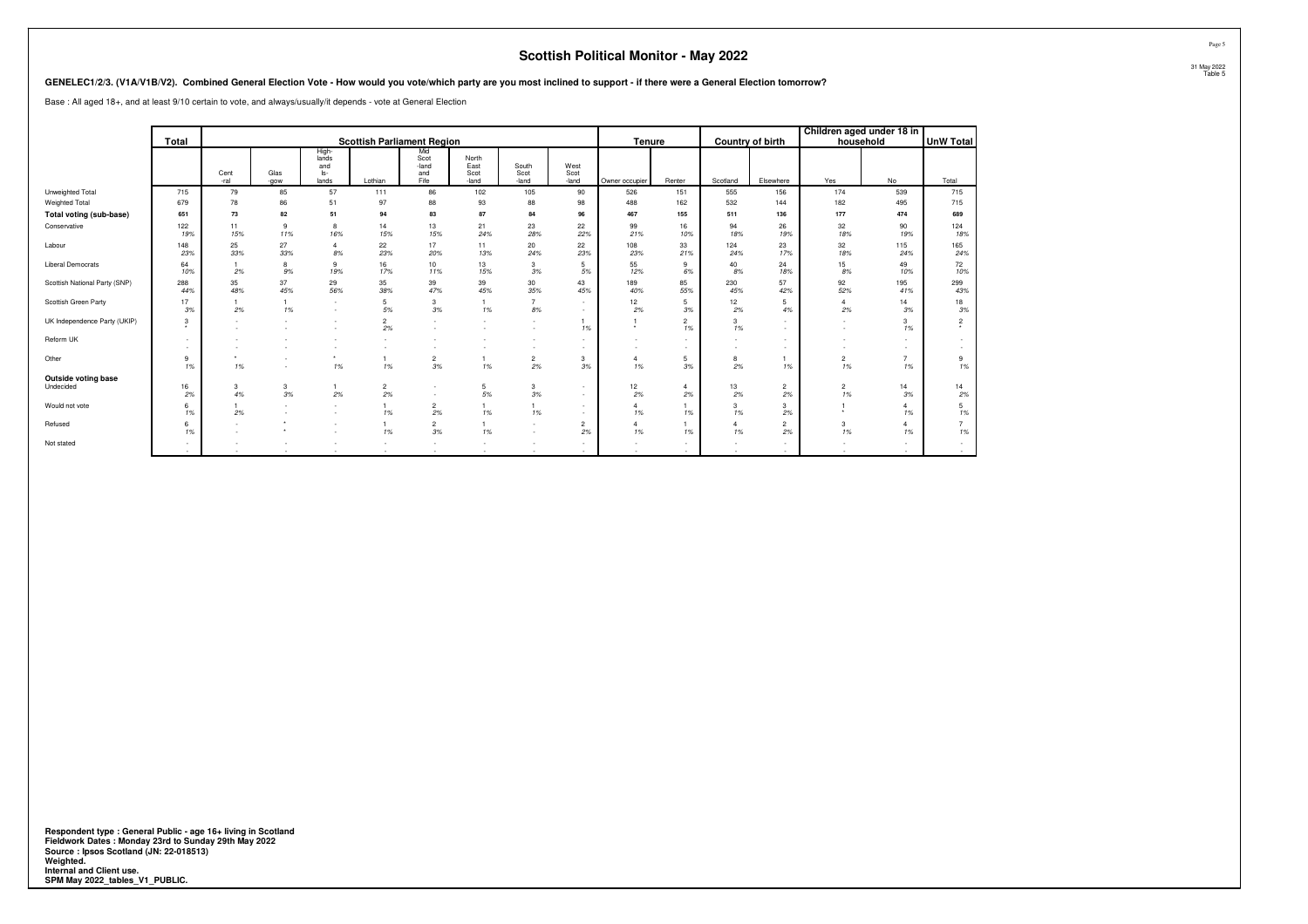# Scottish Political Monitor - May 2022

**GENELEC1/2/3. (V1A/V1B/V2). Combined General Election Vote - How would you vote/which party are you most inclined to support - if there were a General Election tomorrow?**

Base : All aged 18+, and at least 9/10 certain to vote, and always/usually/it depends - vote at General Election

| | Total | Scottish Parliament Region | | | | | | | | Tenure | | Country of birth | | Children aged under 18 in household | | UnW Total |
|---|---|---|---|---|---|---|---|---|---|---|---|---|---|---|---|---|
| | | Cent -ral | Glas -gow | High- lands and Is- lands | Lothian | Mid Scot -land and Fife | North East Scot -land | South Scot -land | West Scot -land | Owner occupier | Renter | Scotland | Elsewhere | Yes | No | Total |
| Unweighted Total | 715 | 79 | 85 | 57 | 111 | 86 | 102 | 105 | 90 | 526 | 151 | 555 | 156 | 174 | 539 | 715 |
| Weighted Total | 679 | 78 | 86 | 51 | 97 | 88 | 93 | 88 | 98 | 488 | 162 | 532 | 144 | 182 | 495 | 715 |
| **Total voting (sub-base)** | **651** | **73** | **82** | **51** | **94** | **83** | **87** | **84** | **96** | **467** | **155** | **511** | **136** | **177** | **474** | **689** |
| Conservative | 122 | 11 | 9 | 8 | 14 | 13 | 21 | 23 | 22 | 99 | 16 | 94 | 26 | 32 | 90 | 124 |
| | 19% | 15% | 11% | 16% | 15% | 15% | 24% | 28% | 22% | 21% | 10% | 18% | 19% | 18% | 19% | 18% |
| Labour | 148 | 25 | 27 | 4 | 22 | 17 | 11 | 20 | 22 | 108 | 33 | 124 | 23 | 32 | 115 | 165 |
| | 23% | 33% | 33% | 8% | 23% | 20% | 13% | 24% | 23% | 23% | 21% | 24% | 17% | 18% | 24% | 24% |
| Liberal Democrats | 64 | 1 | 8 | 9 | 16 | 10 | 13 | 3 | 5 | 55 | 9 | 40 | 24 | 15 | 49 | 72 |
| | 10% | 2% | 9% | 19% | 17% | 11% | 15% | 3% | 5% | 12% | 6% | 8% | 18% | 8% | 10% | 10% |
| Scottish National Party (SNP) | 288 | 35 | 37 | 29 | 35 | 39 | 39 | 30 | 43 | 189 | 85 | 230 | 57 | 92 | 195 | 299 |
| | 44% | 48% | 45% | 56% | 38% | 47% | 45% | 35% | 45% | 40% | 55% | 45% | 42% | 52% | 41% | 43% |
| Scottish Green Party | 17 | 1 | 1 | - | 5 | 3 | 1 | 7 | - | 12 | 5 | 12 | 5 | 4 | 14 | 18 |
| | 3% | 2% | 1% | - | 5% | 3% | 1% | 8% | - | 2% | 3% | 2% | 4% | 2% | 3% | 3% |
| UK Independence Party (UKIP) | 3 | - | - | - | 2 | - | - | - | 1 | 1 | 2 | 3 | - | - | 3 | 2 |
| | * | - | - | - | 2% | - | - | - | 1% | * | 1% | 1% | - | - | 1% | * |
| Reform UK | - | - | - | - | - | - | - | - | - | - | - | - | - | - | - | - |
| | - | - | - | - | - | - | - | - | - | - | - | - | - | - | - | - |
| Other | 9 | * | - | * | 1 | 2 | 1 | 2 | 3 | 4 | 5 | 8 | 1 | 2 | 7 | 9 |
| | 1% | 1% | - | 1% | 1% | 3% | 1% | 2% | 3% | 1% | 3% | 2% | 1% | 1% | 1% | 1% |
| **Outside voting base** | | | | | | | | | | | | | | | | |
| Undecided | 16 | 3 | 3 | 1 | 2 | - | 5 | 3 | - | 12 | 4 | 13 | 2 | 2 | 14 | 14 |
| | 2% | 4% | 3% | 2% | 2% | - | 5% | 3% | - | 2% | 2% | 2% | 2% | 1% | 3% | 2% |
| Would not vote | 6 | 1 | - | - | 1 | 2 | 1 | 1 | - | 4 | 1 | 3 | 3 | 1 | 4 | 5 |
| | 1% | 2% | - | - | 1% | 2% | 1% | 1% | - | 1% | 1% | 1% | 2% | * | 1% | 1% |
| Refused | 6 | - | * | - | 1 | 2 | 1 | - | 2 | 4 | 1 | 4 | 2 | 3 | 4 | 7 |
| | 1% | - | * | - | 1% | 3% | 1% | - | 2% | 1% | 1% | 1% | 2% | 1% | 1% | 1% |
| Not stated | - | - | - | - | - | - | - | - | - | - | - | - | - | - | - | - |
| | - | - | - | - | - | - | - | - | - | - | - | - | - | - | - | - |

**Respondent type : General Public - age 16+ living in Scotland**
**Fieldwork Dates : Monday 23rd to Sunday 29th May 2022**
**Source : Ipsos Scotland (JN: 22-018513)**
**Weighted.**
**Internal and Client use.**
**SPM May 2022_tables_V1_PUBLIC.**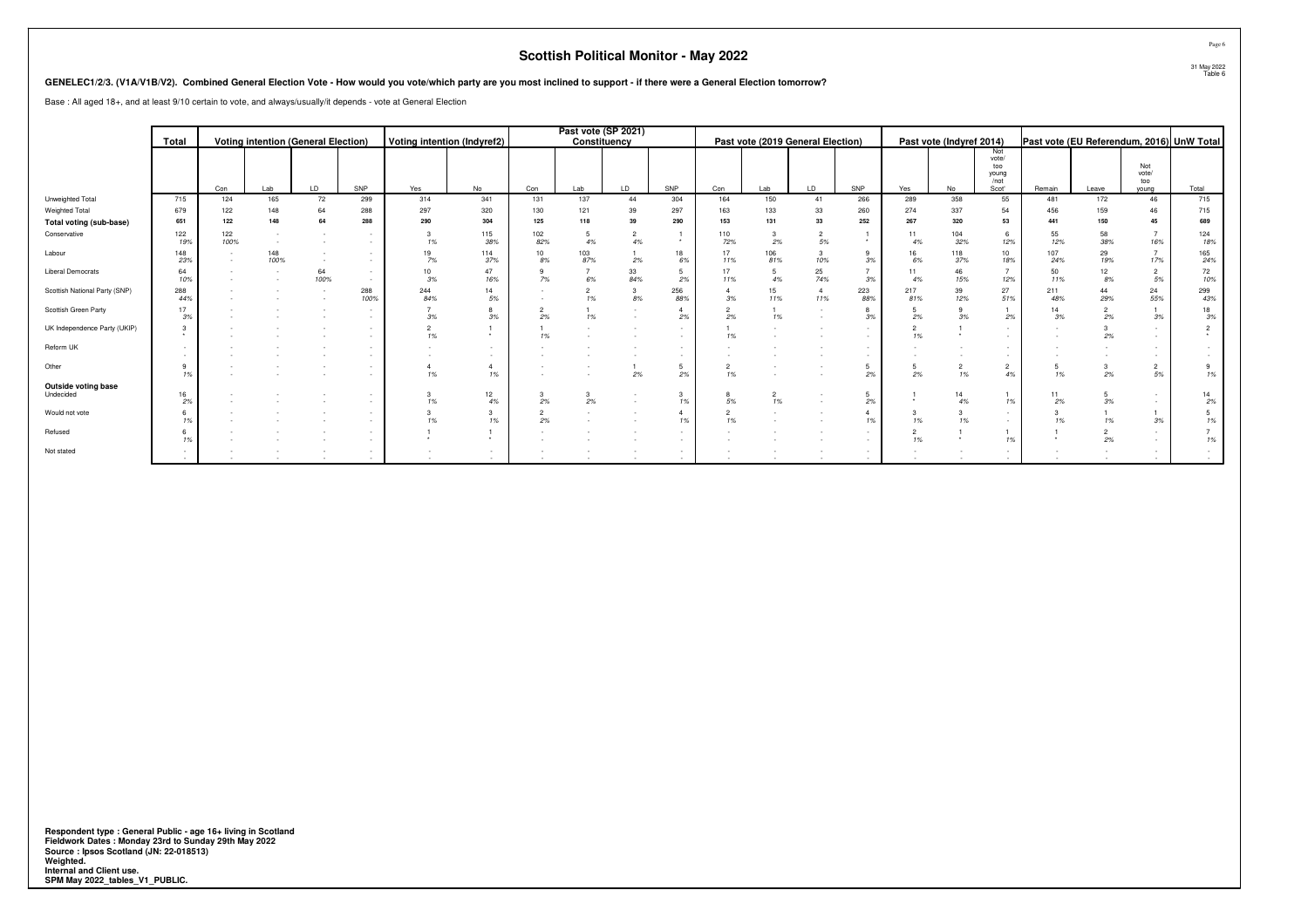# Scottish Political Monitor - May 2022

31 May 2022
Table 6

**GENELEC1/2/3. (V1A/V1B/V2). Combined General Election Vote - How would you vote/which party are you most inclined to support - if there were a General Election tomorrow?**

Base : All aged 18+, and at least 9/10 certain to vote, and always/usually/it depends - vote at General Election

| | Total | Voting intention (General Election) | | | | Voting intention (Indyref2) | | Past vote (SP 2021) Constituency | | | | Past vote (2019 General Election) | | | | Past vote (Indyref 2014) | | | Past vote (EU Referendum, 2016) | | | UnW Total |
|---|---|---|---|---|---|---|---|---|---|---|---|---|---|---|---|---|---|---|---|---|---|---|
| | | Con | Lab | LD | SNP | Yes | No | Con | Lab | LD | SNP | Con | Lab | LD | SNP | Yes | No | Not vote/ too young /not Scot' | Remain | Leave | Not vote/ too young | Total |
| Unweighted Total | 715 | 124 | 165 | 72 | 299 | 314 | 341 | 131 | 137 | 44 | 304 | 164 | 150 | 41 | 266 | 289 | 358 | 55 | 481 | 172 | 46 | 715 |
| Weighted Total | 679 | 122 | 148 | 64 | 288 | 297 | 320 | 130 | 121 | 39 | 297 | 163 | 133 | 33 | 260 | 274 | 337 | 54 | 456 | 159 | 46 | 715 |
| **Total voting (sub-base)** | **651** | **122** | **148** | **64** | **288** | **290** | **304** | **125** | **118** | **39** | **290** | **153** | **131** | **33** | **252** | **267** | **320** | **53** | **441** | **150** | **45** | **689** |
| Conservative | 122 | 122 | - | - | - | 3 | 115 | 102 | 5 | 2 | 1 | 110 | 3 | 2 | 1 | 11 | 104 | 6 | 55 | 58 | 7 | 124 |
| | 19% | 100% | - | - | - | 1% | 38% | 82% | 4% | 4% | * | 72% | 2% | 5% | * | 4% | 32% | 12% | 12% | 38% | 16% | 18% |
| Labour | 148 | - | 148 | - | - | 19 | 114 | 10 | 103 | 1 | 18 | 17 | 106 | 3 | 9 | 16 | 118 | 10 | 107 | 29 | 7 | 165 |
| | 23% | - | 100% | - | - | 7% | 37% | 8% | 87% | 2% | 6% | 11% | 81% | 10% | 3% | 6% | 37% | 18% | 24% | 19% | 17% | 24% |
| Liberal Democrats | 64 | - | - | 64 | - | 10 | 47 | 9 | 7 | 33 | 5 | 17 | 5 | 25 | 7 | 11 | 46 | 7 | 50 | 12 | 2 | 72 |
| | 10% | - | - | 100% | - | 3% | 16% | 7% | 6% | 84% | 2% | 11% | 4% | 74% | 3% | 4% | 15% | 12% | 11% | 8% | 5% | 10% |
| Scottish National Party (SNP) | 288 | - | - | - | 288 | 244 | 14 | - | 2 | 3 | 256 | 4 | 15 | 4 | 223 | 217 | 39 | 27 | 211 | 44 | 24 | 299 |
| | 44% | - | - | - | 100% | 84% | 5% | - | 1% | 8% | 88% | 3% | 11% | 11% | 88% | 81% | 12% | 51% | 48% | 29% | 55% | 43% |
| Scottish Green Party | 17 | - | - | - | - | 7 | 8 | 2 | 1 | - | 4 | 2 | 1 | - | 8 | 5 | 9 | 1 | 14 | 2 | 1 | 18 |
| | 3% | - | - | - | - | 3% | 3% | 2% | 1% | - | 2% | 2% | 1% | - | 3% | 2% | 3% | 2% | 3% | 2% | 3% | 3% |
| UK Independence Party (UKIP) | 3 | - | - | - | - | 2 | 1 | 1 | - | - | - | 1 | - | - | - | 2 | 1 | - | - | 3 | - | 2 |
| | * | - | - | - | - | 1% | * | 1% | - | - | - | 1% | - | - | - | 1% | * | - | - | 2% | - | * |
| Reform UK | - | - | - | - | - | - | - | - | - | - | - | - | - | - | - | - | - | - | - | - | - | - |
| | - | - | - | - | - | - | - | - | - | - | - | - | - | - | - | - | - | - | - | - | - | - |
| Other | 9 | - | - | - | - | 4 | 4 | - | - | 1 | 5 | 2 | - | - | 5 | 5 | 2 | 2 | 5 | 3 | 2 | 9 |
| | 1% | - | - | - | - | 1% | 1% | - | - | 2% | 2% | 1% | - | - | 2% | 2% | 1% | 4% | 1% | 2% | 5% | 1% |
| **Outside voting base** | | | | | | | | | | | | | | | | | | | | | | |
| Undecided | 16 | - | - | - | - | 3 | 12 | 3 | 3 | - | 3 | 8 | 2 | - | 5 | 1 | 14 | 1 | 11 | 5 | - | 14 |
| | 2% | - | - | - | - | 1% | 4% | 2% | 2% | - | 1% | 5% | 1% | - | 2% | * | 4% | 1% | 2% | 3% | - | 2% |
| Would not vote | 6 | - | - | - | - | 3 | 3 | 2 | - | - | 4 | 2 | - | - | 4 | 3 | 3 | - | 3 | 1 | 1 | 5 |
| | 1% | - | - | - | - | 1% | 1% | 2% | - | - | 1% | 1% | - | - | 1% | 1% | 1% | - | 1% | 1% | 3% | 1% |
| Refused | 6 | - | - | - | - | 1 | 1 | - | - | - | - | - | - | - | - | 2 | 1 | 1 | 1 | 2 | - | 7 |
| | 1% | - | - | - | - | * | * | - | - | - | - | - | - | - | - | 1% | * | 1% | * | 2% | - | 1% |
| Not stated | - | - | - | - | - | - | - | - | - | - | - | - | - | - | - | - | - | - | - | - | - | - |
| | - | - | - | - | - | - | - | - | - | - | - | - | - | - | - | - | - | - | - | - | - | - |

**Respondent type : General Public - age 16+ living in Scotland**
**Fieldwork Dates : Monday 23rd to Sunday 29th May 2022**
**Source : Ipsos Scotland (JN: 22-018513)**
**Weighted.**
**Internal and Client use.**
**SPM May 2022_tables_V1_PUBLIC.**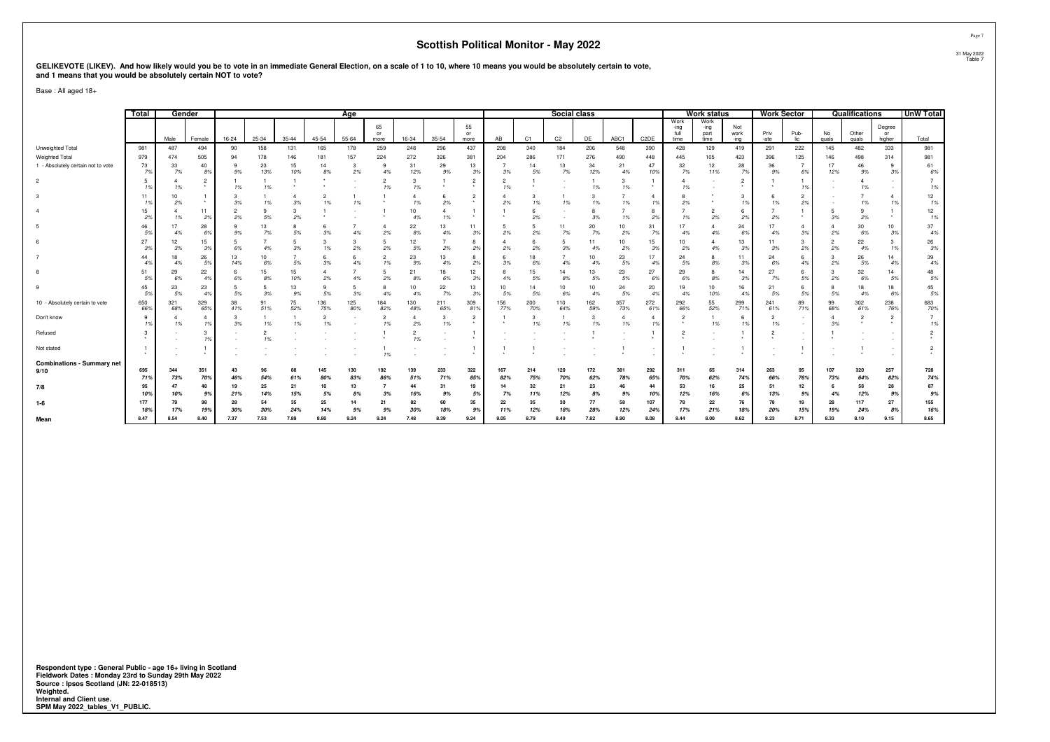## Scottish Political Monitor - May 2022

**GELIKEVOTE (LIKEV). And how likely would you be to vote in an immediate General Election, on a scale of 1 to 10, where 10 means you would be absolutely certain to vote, and 1 means that you would be absolutely certain NOT to vote?**

Base : All aged 18+

| | Total | Gender | | Age | | | | | | | | | Social class | | | | | | Work status | | | Work Sector | | Qualifications | | | UnW Total |
|---|---|---|---|---|---|---|---|---|---|---|---|---|---|---|---|---|---|---|---|---|---|---|---|---|---|---|---|
| | | Male | Female | 16-24 | 25-34 | 35-44 | 45-54 | 55-64 | 65 or more | 16-34 | 35-54 | 55 or more | AB | C1 | C2 | DE | ABC1 | C2DE | Work -ing full time | Work -ing part time | Not work -ing | Priv -ate | Pub- lic | No quals | Other quals | Degree or higher | Total |
| Unweighted Total | 981 | 487 | 494 | 90 | 158 | 131 | 165 | 178 | 259 | 248 | 296 | 437 | 208 | 340 | 184 | 206 | 548 | 390 | 428 | 129 | 419 | 291 | 222 | 145 | 482 | 333 | 981 |
| Weighted Total | 979 | 474 | 505 | 94 | 178 | 146 | 181 | 157 | 224 | 272 | 326 | 381 | 204 | 286 | 171 | 276 | 490 | 448 | 445 | 105 | 423 | 396 | 125 | 146 | 498 | 314 | 981 |
| 1 - Absolutely certain not to vote | 73 | 33 | 40 | 9 | 23 | 15 | 14 | 3 | 9 | 31 | 29 | 13 | 7 | 14 | 13 | 34 | 21 | 47 | 32 | 12 | 28 | 36 | 7 | 17 | 46 | 9 | 61 |
| | 7% | 7% | 8% | 9% | 13% | 10% | 8% | 2% | 4% | 12% | 9% | 3% | 3% | 5% | 7% | 12% | 4% | 10% | 7% | 11% | 7% | 9% | 6% | 12% | 9% | 3% | 6% |
| 2 | 5 | 4 | 2 | 1 | 1 | 1 | * | - | 2 | 3 | 1 | 2 | 2 | 1 | - | 1 | 3 | 1 | 4 | - | 2 | 1 | 1 | - | 4 | - | 7 |
| | 1% | 1% | * | 1% | 1% | * | * | - | 1% | 1% | * | * | 1% | * | - | 1% | 1% | * | 1% | - | * | * | 1% | - | 1% | - | 1% |
| 3 | 11 | 10 | 1 | 3 | 1 | 4 | 2 | 1 | 1 | 4 | 6 | 2 | 4 | 3 | 1 | 3 | 7 | 4 | 8 | * | 3 | 6 | 2 | - | 7 | 4 | 12 |
| | 1% | 2% | * | 3% | 1% | 3% | 1% | 1% | * | 1% | 2% | * | 2% | 1% | 1% | 1% | 1% | 1% | 2% | * | 1% | 1% | 2% | - | 1% | 1% | 1% |
| 4 | 15 | 4 | 11 | 2 | 9 | 3 | 1 | - | 1 | 10 | 4 | 1 | 1 | 6 | - | 8 | 7 | 8 | 7 | 2 | 6 | 7 | 1 | 5 | 9 | 1 | 12 |
| | 2% | 1% | 2% | 2% | 5% | 2% | * | - | * | 4% | 1% | * | * | 2% | - | 3% | 1% | 2% | 1% | 2% | 2% | 2% | * | 3% | 2% | * | 1% |
| 5 | 46 | 17 | 28 | 9 | 13 | 8 | 6 | 7 | 4 | 22 | 13 | 11 | 5 | 5 | 11 | 20 | 10 | 31 | 17 | 4 | 24 | 17 | 4 | 4 | 30 | 10 | 37 |
| | 5% | 4% | 6% | 9% | 7% | 5% | 3% | 4% | 2% | 8% | 4% | 3% | 2% | 2% | 7% | 7% | 2% | 7% | 4% | 4% | 6% | 4% | 3% | 2% | 6% | 3% | 4% |
| 6 | 27 | 12 | 15 | 5 | 7 | 5 | 3 | 3 | 5 | 12 | 7 | 8 | 4 | 6 | 5 | 11 | 10 | 15 | 10 | 4 | 13 | 11 | 3 | 2 | 22 | 3 | 26 |
| | 3% | 3% | 3% | 6% | 4% | 3% | 1% | 2% | 2% | 5% | 2% | 2% | 2% | 2% | 3% | 4% | 2% | 3% | 2% | 4% | 3% | 3% | 2% | 2% | 4% | 1% | 3% |
| 7 | 44 | 18 | 26 | 13 | 10 | 7 | 6 | 6 | 2 | 23 | 13 | 8 | 6 | 18 | 7 | 10 | 23 | 17 | 24 | 8 | 11 | 24 | 6 | 3 | 26 | 14 | 39 |
| | 4% | 4% | 5% | 14% | 6% | 5% | 3% | 4% | 1% | 9% | 4% | 2% | 3% | 6% | 4% | 4% | 5% | 4% | 5% | 8% | 3% | 6% | 4% | 2% | 5% | 4% | 4% |
| 8 | 51 | 29 | 22 | 6 | 15 | 15 | 4 | 7 | 5 | 21 | 18 | 12 | 8 | 15 | 14 | 13 | 23 | 27 | 29 | 8 | 14 | 27 | 6 | 3 | 32 | 14 | 48 |
| | 5% | 6% | 4% | 6% | 8% | 10% | 2% | 4% | 2% | 8% | 6% | 3% | 4% | 5% | 8% | 5% | 5% | 6% | 6% | 8% | 3% | 7% | 5% | 2% | 6% | 5% | 5% |
| 9 | 45 | 23 | 23 | 5 | 5 | 13 | 9 | 5 | 8 | 10 | 22 | 13 | 10 | 14 | 10 | 10 | 24 | 20 | 19 | 10 | 16 | 21 | 6 | 8 | 18 | 18 | 45 |
| | 5% | 5% | 4% | 5% | 3% | 9% | 5% | 3% | 4% | 4% | 7% | 3% | 5% | 5% | 6% | 4% | 5% | 4% | 4% | 10% | 4% | 5% | 5% | 5% | 4% | 6% | 5% |
| 10 - Absolutely certain to vote | 650 | 321 | 329 | 38 | 91 | 75 | 136 | 125 | 184 | 130 | 211 | 309 | 156 | 200 | 110 | 162 | 357 | 272 | 292 | 55 | 299 | 241 | 89 | 99 | 302 | 238 | 683 |
| | 66% | 68% | 65% | 41% | 51% | 52% | 75% | 80% | 82% | 48% | 65% | 81% | 77% | 70% | 64% | 59% | 73% | 61% | 66% | 52% | 71% | 61% | 71% | 68% | 61% | 76% | 70% |
| Don't know | 9 | 4 | 4 | 3 | 1 | 1 | 2 | - | 2 | 4 | 3 | 2 | 1 | 3 | 1 | 3 | 4 | 4 | 2 | 1 | 6 | 2 | - | 4 | 2 | 2 | 7 |
| | 1% | 1% | 1% | 3% | 1% | 1% | 1% | - | 1% | 2% | 1% | * | * | 1% | 1% | 1% | 1% | 1% | * | 1% | 1% | 1% | - | 3% | * | * | 1% |
| Refused | 3 | - | 3 | - | 2 | - | - | - | 1 | 2 | - | 1 | - | - | - | 1 | - | 1 | 2 | - | 1 | 2 | - | 1 | - | - | 2 |
| | * | - | 1% | - | 1% | - | - | - | * | 1% | - | * | - | - | - | * | - | * | * | - | * | * | - | * | - | - | * |
| Not stated | 1 | - | 1 | - | - | - | - | - | 1 | - | - | 1 | 1 | 1 | - | - | 1 | - | 1 | - | 1 | - | 1 | - | 1 | - | 2 |
| | * | - | * | - | - | - | - | - | 1% | - | - | * | * | * | - | - | * | - | * | - | * | - | * | - | * | - | * |
| **Combinations - Summary net** | | | | | | | | | | | | | | | | | | | | | | | | | | | |
| **9/10** | 695 | 344 | 351 | 43 | 96 | 88 | 145 | 130 | 192 | 139 | 233 | 322 | 167 | 214 | 120 | 172 | 381 | 292 | 311 | 65 | 314 | 263 | 95 | 107 | 320 | 257 | 728 |
| | 71% | 73% | 70% | 46% | 54% | 61% | 80% | 83% | 86% | 51% | 71% | 85% | 82% | 75% | 70% | 62% | 78% | 65% | 70% | 62% | 74% | 66% | 76% | 73% | 64% | 82% | 74% |
| **7/8** | 95 | 47 | 48 | 19 | 25 | 21 | 10 | 13 | 7 | 44 | 31 | 19 | 14 | 32 | 21 | 23 | 46 | 44 | 53 | 16 | 25 | 51 | 12 | 6 | 58 | 28 | 87 |
| | 10% | 10% | 9% | 21% | 14% | 15% | 5% | 8% | 3% | 16% | 9% | 5% | 7% | 11% | 12% | 8% | 9% | 10% | 12% | 16% | 6% | 13% | 9% | 4% | 12% | 9% | 9% |
| **1-6** | 177 | 79 | 98 | 28 | 54 | 35 | 25 | 14 | 21 | 82 | 60 | 35 | 22 | 35 | 30 | 77 | 58 | 107 | 78 | 22 | 76 | 78 | 18 | 28 | 117 | 27 | 155 |
| | 18% | 17% | 19% | 30% | 30% | 24% | 14% | 9% | 9% | 30% | 18% | 9% | 11% | 12% | 18% | 28% | 12% | 24% | 17% | 21% | 18% | 20% | 15% | 19% | 24% | 8% | 16% |
| **Mean** | 8.47 | 8.54 | 8.40 | 7.37 | 7.53 | 7.89 | 8.80 | 9.24 | 9.24 | 7.48 | 8.39 | 9.24 | 9.05 | 8.79 | 8.49 | 7.82 | 8.90 | 8.08 | 8.44 | 8.00 | 8.62 | 8.23 | 8.71 | 8.33 | 8.10 | 9.15 | 8.65 |

**Respondent type : General Public - age 16+ living in Scotland**
**Fieldwork Dates : Monday 23rd to Sunday 29th May 2022**
**Source : Ipsos Scotland (JN: 22-018513)**
**Weighted.**
**Internal and Client use.**
**SPM May 2022_tables_V1_PUBLIC.**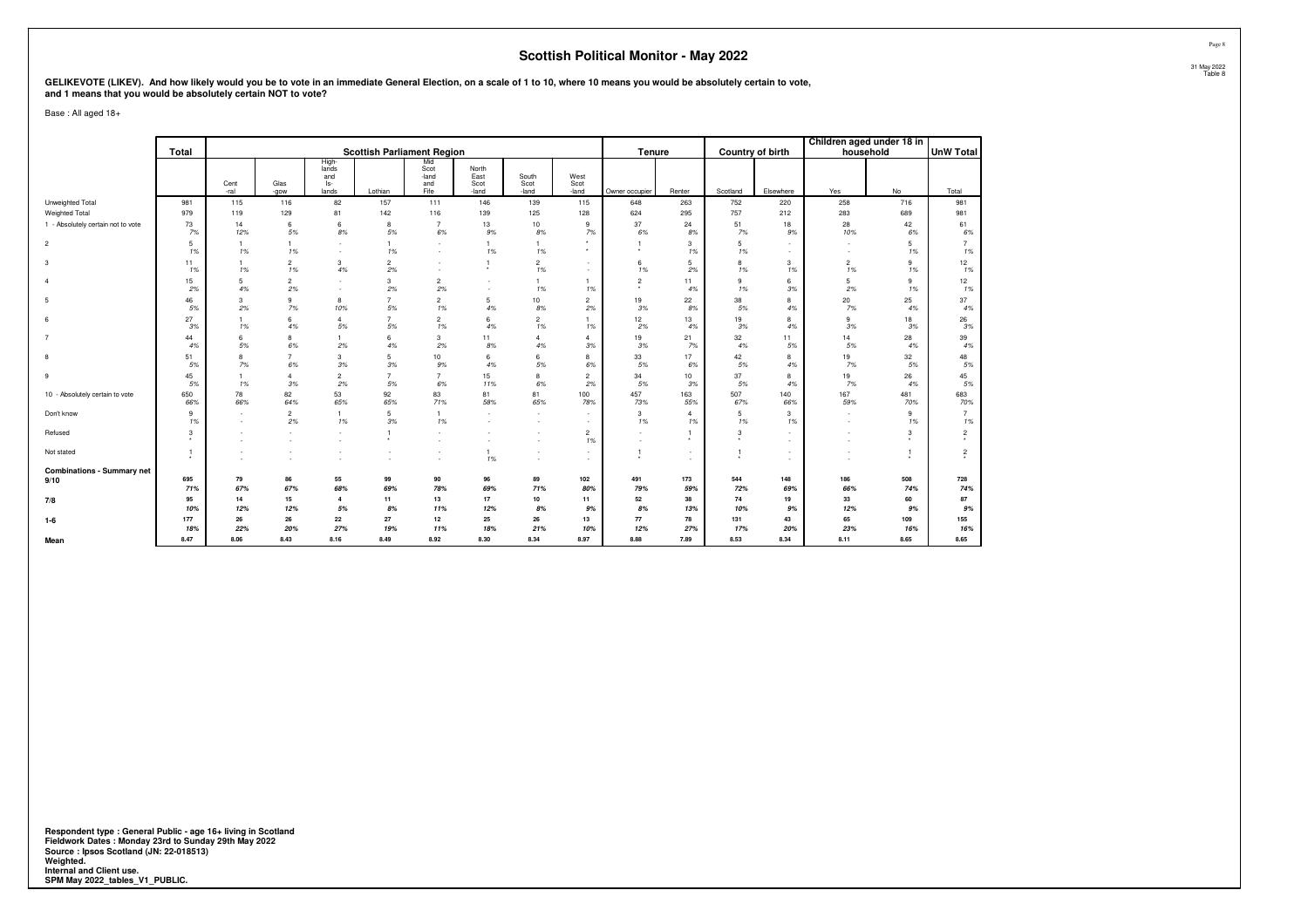## Scottish Political Monitor - May 2022

**GELIKEVOTE (LIKEV). And how likely would you be to vote in an immediate General Election, on a scale of 1 to 10, where 10 means you would be absolutely certain to vote, and 1 means that you would be absolutely certain NOT to vote?**

Base : All aged 18+

| | Total | Scottish Parliament Region | | | | | | | | Tenure | | Country of birth | | Children aged under 18 in household | | UnW Total |
|---|---|---|---|---|---|---|---|---|---|---|---|---|---|---|---|---|
| | | Central | Glasgow | Highlands and Islands | Lothian | Mid Scotland and Fife | North East Scotland | South Scotland | West Scotland | Owner occupier | Renter | Scotland | Elsewhere | Yes | No | Total |
| Unweighted Total | 981 | 115 | 116 | 82 | 157 | 111 | 146 | 139 | 115 | 648 | 263 | 752 | 220 | 258 | 716 | 981 |
| Weighted Total | 979 | 119 | 129 | 81 | 142 | 116 | 139 | 125 | 128 | 624 | 295 | 757 | 212 | 283 | 689 | 981 |
| 1 - Absolutely certain not to vote | 73 | 14 | 6 | 6 | 8 | 7 | 13 | 10 | 9 | 37 | 24 | 51 | 18 | 28 | 42 | 61 |
| | 7% | 12% | 5% | 8% | 5% | 6% | 9% | 8% | 7% | 6% | 8% | 7% | 9% | 10% | 6% | 6% |
| 2 | 5 | 1 | 1 | - | 1 | - | 1 | 1 | * | 1 | 3 | 5 | - | - | 5 | 7 |
| | 1% | 1% | 1% | - | 1% | - | 1% | 1% | * | * | 1% | 1% | - | - | 1% | 1% |
| 3 | 11 | 1 | 2 | 3 | 2 | - | 1 | 2 | - | 6 | 5 | 8 | 3 | 2 | 9 | 12 |
| | 1% | 1% | 1% | 4% | 2% | - | * | 1% | - | 1% | 2% | 1% | 1% | 1% | 1% | 1% |
| 4 | 15 | 5 | 2 | - | 3 | 2 | - | 1 | 1 | 2 | 11 | 9 | 6 | 5 | 9 | 12 |
| | 2% | 4% | 2% | - | 2% | 2% | - | 1% | 1% | * | 4% | 1% | 3% | 2% | 1% | 1% |
| 5 | 46 | 3 | 9 | 8 | 7 | 2 | 5 | 10 | 2 | 19 | 22 | 38 | 8 | 20 | 25 | 37 |
| | 5% | 2% | 7% | 10% | 5% | 1% | 4% | 8% | 2% | 3% | 8% | 5% | 4% | 7% | 4% | 4% |
| 6 | 27 | 1 | 6 | 4 | 7 | 2 | 6 | 2 | 1 | 12 | 13 | 19 | 8 | 9 | 18 | 26 |
| | 3% | 1% | 4% | 5% | 5% | 1% | 4% | 1% | 1% | 2% | 4% | 3% | 4% | 3% | 3% | 3% |
| 7 | 44 | 6 | 8 | 1 | 6 | 3 | 11 | 4 | 4 | 19 | 21 | 32 | 11 | 14 | 28 | 39 |
| | 4% | 5% | 6% | 2% | 4% | 2% | 8% | 4% | 3% | 3% | 7% | 4% | 5% | 5% | 4% | 4% |
| 8 | 51 | 8 | 7 | 3 | 5 | 10 | 6 | 6 | 8 | 33 | 17 | 42 | 8 | 19 | 32 | 48 |
| | 5% | 7% | 6% | 3% | 3% | 9% | 4% | 5% | 6% | 5% | 6% | 5% | 4% | 7% | 5% | 5% |
| 9 | 45 | 1 | 4 | 2 | 7 | 7 | 15 | 8 | 2 | 34 | 10 | 37 | 8 | 19 | 26 | 45 |
| | 5% | 1% | 3% | 2% | 5% | 6% | 11% | 6% | 2% | 5% | 3% | 5% | 4% | 7% | 4% | 5% |
| 10 - Absolutely certain to vote | 650 | 78 | 82 | 53 | 92 | 83 | 81 | 81 | 100 | 457 | 163 | 507 | 140 | 167 | 481 | 683 |
| | 66% | 66% | 64% | 65% | 65% | 71% | 58% | 65% | 78% | 73% | 55% | 67% | 66% | 59% | 70% | 70% |
| Don't know | 9 | - | 2 | 1 | 5 | 1 | - | - | - | 3 | 4 | 5 | 3 | - | 9 | 7 |
| | 1% | - | 2% | 1% | 3% | 1% | - | - | - | 1% | 1% | 1% | 1% | - | 1% | 1% |
| Refused | 3 | - | - | - | 1 | - | - | - | 2 | - | 1 | 3 | - | - | 3 | 2 |
| | * | - | - | - | * | - | - | - | 1% | - | * | * | - | - | * | * |
| Not stated | 1 | - | - | - | - | - | 1 | - | - | 1 | - | 1 | - | - | 1 | 2 |
| | * | - | - | - | - | - | 1% | - | - | * | - | * | - | - | * | * |
| **Combinations - Summary net** | | | | | | | | | | | | | | | | |
| **9/10** | **695** | **79** | **86** | **55** | **99** | **90** | **96** | **89** | **102** | **491** | **173** | **544** | **148** | **186** | **508** | **728** |
| | ***71%*** | ***67%*** | ***67%*** | ***68%*** | ***69%*** | ***78%*** | ***69%*** | ***71%*** | ***80%*** | ***79%*** | ***59%*** | ***72%*** | ***69%*** | ***66%*** | ***74%*** | ***74%*** |
| **7/8** | **95** | **14** | **15** | **4** | **11** | **13** | **17** | **10** | **11** | **52** | **38** | **74** | **19** | **33** | **60** | **87** |
| | ***10%*** | ***12%*** | ***12%*** | ***5%*** | ***8%*** | ***11%*** | ***12%*** | ***8%*** | ***9%*** | ***8%*** | ***13%*** | ***10%*** | ***9%*** | ***12%*** | ***9%*** | ***9%*** |
| **1-6** | **177** | **26** | **26** | **22** | **27** | **12** | **25** | **26** | **13** | **77** | **78** | **131** | **43** | **65** | **109** | **155** |
| | ***18%*** | ***22%*** | ***20%*** | ***27%*** | ***19%*** | ***11%*** | ***18%*** | ***21%*** | ***10%*** | ***12%*** | ***27%*** | ***17%*** | ***20%*** | ***23%*** | ***16%*** | ***16%*** |
| **Mean** | **8.47** | **8.06** | **8.43** | **8.16** | **8.49** | **8.92** | **8.30** | **8.34** | **8.97** | **8.88** | **7.89** | **8.53** | **8.34** | **8.11** | **8.65** | **8.65** |

**Respondent type : General Public - age 16+ living in Scotland**
**Fieldwork Dates : Monday 23rd to Sunday 29th May 2022**
**Source : Ipsos Scotland (JN: 22-018513)**
**Weighted.**
**Internal and Client use.**
**SPM May 2022_tables_V1_PUBLIC.**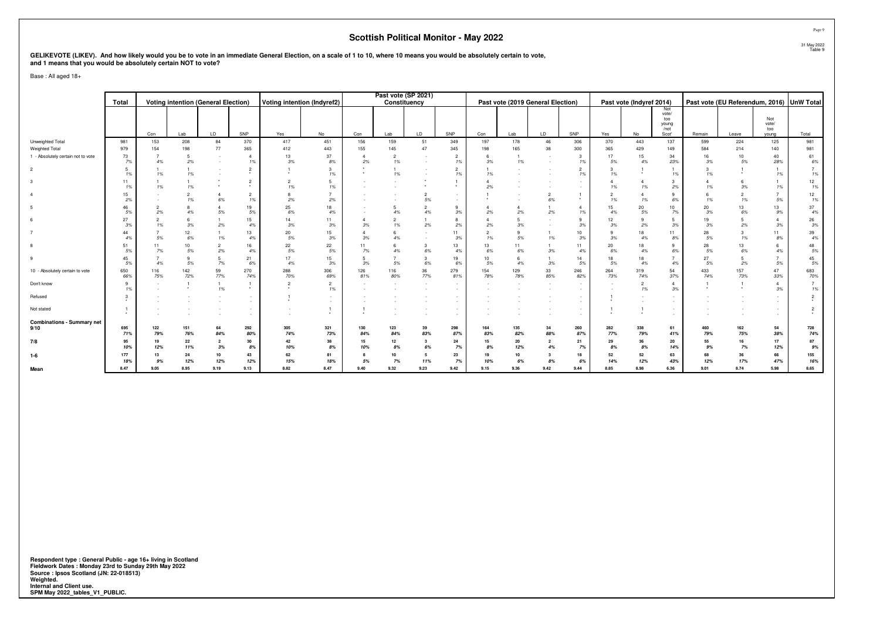# Scottish Political Monitor - May 2022

**GELIKEVOTE (LIKEV). And how likely would you be to vote in an immediate General Election, on a scale of 1 to 10, where 10 means you would be absolutely certain to vote, and 1 means that you would be absolutely certain NOT to vote?**

Base : All aged 18+

| | Total | Voting intention (General Election) | | | | Voting intention (Indyref2) | | Past vote (SP 2021) Constituency | | | | Past vote (2019 General Election) | | | | Past vote (Indyref 2014) | | | Past vote (EU Referendum, 2016) | | | UnW Total |
|---|---|---|---|---|---|---|---|---|---|---|---|---|---|---|---|---|---|---|---|---|---|---|
| | | Con | Lab | LD | SNP | Yes | No | Con | Lab | LD | SNP | Con | Lab | LD | SNP | Yes | No | Not vote/ too young /not Scot' | Remain | Leave | Not vote/ too young | Total |
| Unweighted Total | 981 | 153 | 208 | 84 | 370 | 417 | 451 | 156 | 159 | 51 | 349 | 197 | 178 | 46 | 306 | 370 | 443 | 137 | 599 | 224 | 125 | 981 |
| Weighted Total | 979 | 154 | 198 | 77 | 365 | 412 | 443 | 155 | 145 | 47 | 345 | 198 | 165 | 38 | 300 | 365 | 429 | 149 | 584 | 214 | 140 | 981 |
| 1 - Absolutely certain not to vote | 73 | 7 | 5 | - | 4 | 13 | 37 | 4 | 2 | - | 2 | 6 | 1 | - | 3 | 17 | 15 | 34 | 16 | 10 | 40 | 61 |
| | 7% | 4% | 2% | - | 1% | 3% | 8% | 2% | 1% | - | 1% | 3% | 1% | - | 1% | 5% | 4% | 23% | 3% | 5% | 28% | 6% |
| 2 | 5 | 1 | 1 | - | 2 | 1 | 3 | * | 1 | - | 2 | 1 | - | - | 2 | 3 | 1 | 1 | 3 | 1 | 1 | 7 |
| | 1% | 1% | 1% | - | * | * | 1% | * | 1% | - | 1% | 1% | - | - | 1% | 1% | * | 1% | 1% | * | 1% | 1% |
| 3 | 11 | 1 | 1 | * | 2 | 2 | 5 | - | - | * | 1 | 4 | - | - | - | 4 | 4 | 3 | 4 | 6 | 1 | 12 |
| | 1% | 1% | 1% | * | * | 1% | 1% | - | - | * | * | 2% | - | - | - | 1% | 1% | 2% | 1% | 3% | 1% | 1% |
| 4 | 15 | - | 2 | 4 | 2 | 8 | 7 | - | - | 2 | - | 1 | - | 2 | 1 | 2 | 4 | 9 | 6 | 2 | 7 | 12 |
| | 2% | - | 1% | 6% | 1% | 2% | 2% | - | - | 5% | - | * | - | 6% | * | 1% | 1% | 6% | 1% | 1% | 5% | 1% |
| 5 | 46 | 2 | 8 | 4 | 19 | 25 | 18 | - | 5 | 2 | 9 | 4 | 4 | 1 | 4 | 15 | 20 | 10 | 20 | 13 | 13 | 37 |
| | 5% | 2% | 4% | 5% | 5% | 6% | 4% | - | 4% | 4% | 3% | 2% | 2% | 2% | 1% | 4% | 5% | 7% | 3% | 6% | 9% | 4% |
| 6 | 27 | 2 | 6 | 1 | 15 | 14 | 11 | 4 | 2 | 1 | 8 | 4 | 5 | - | 9 | 12 | 9 | 5 | 19 | 5 | 4 | 26 |
| | 3% | 1% | 3% | 2% | 4% | 3% | 3% | 3% | 1% | 2% | 2% | 2% | 3% | - | 3% | 3% | 2% | 3% | 3% | 2% | 3% | 3% |
| 7 | 44 | 7 | 12 | 1 | 13 | 20 | 15 | 4 | 6 | - | 11 | 2 | 9 | 1 | 10 | 9 | 18 | 11 | 28 | 3 | 11 | 39 |
| | 4% | 5% | 6% | 1% | 4% | 5% | 3% | 3% | 4% | - | 3% | 1% | 5% | 1% | 3% | 3% | 4% | 8% | 5% | 1% | 8% | 4% |
| 8 | 51 | 11 | 10 | 2 | 16 | 22 | 22 | 11 | 6 | 3 | 13 | 13 | 11 | 1 | 11 | 20 | 18 | 9 | 28 | 13 | 6 | 48 |
| | 5% | 7% | 5% | 2% | 4% | 5% | 5% | 7% | 4% | 6% | 4% | 6% | 6% | 3% | 4% | 6% | 4% | 6% | 5% | 6% | 4% | 5% |
| 9 | 45 | 7 | 9 | 5 | 21 | 17 | 15 | 5 | 7 | 3 | 19 | 10 | 6 | 1 | 14 | 18 | 18 | 7 | 27 | 5 | 7 | 45 |
| | 5% | 4% | 5% | 7% | 6% | 4% | 3% | 3% | 5% | 6% | 6% | 5% | 4% | 3% | 5% | 5% | 4% | 4% | 5% | 2% | 5% | 5% |
| 10 - Absolutely certain to vote | 650 | 116 | 142 | 59 | 270 | 288 | 306 | 126 | 116 | 36 | 279 | 154 | 129 | 33 | 246 | 264 | 319 | 54 | 433 | 157 | 47 | 683 |
| | 66% | 75% | 72% | 77% | 74% | 70% | 69% | 81% | 80% | 77% | 81% | 78% | 78% | 85% | 82% | 73% | 74% | 37% | 74% | 73% | 33% | 70% |
| Don't know | 9 | - | 1 | 1 | 1 | 2 | 2 | - | - | - | - | - | - | - | - | - | 2 | 4 | 1 | 1 | 4 | 7 |
| | 1% | - | * | 1% | * | * | 1% | - | - | - | - | - | - | - | - | - | 1% | 3% | * | * | 3% | 1% |
| Refused | 3 | - | - | - | - | 1 | - | - | - | - | - | - | - | - | - | 1 | - | - | - | - | - | 2 |
| | * | - | - | - | - | * | - | - | - | - | - | - | - | - | - | * | - | - | - | - | - | * |
| Not stated | 1 | - | - | - | - | - | 1 | 1 | - | - | - | - | - | - | - | 1 | 1 | - | - | - | - | 2 |
| | * | - | - | - | - | - | * | * | - | - | - | - | - | - | - | * | * | - | - | - | - | * |
| **Combinations - Summary net 9/10** | **695** | **122** | **151** | **64** | **292** | **305** | **321** | **130** | **123** | **39** | **298** | **164** | **135** | **34** | **260** | **282** | **338** | **61** | **460** | **162** | **54** | **728** |
| | **71%** | **79%** | **76%** | **84%** | **80%** | **74%** | **73%** | **84%** | **84%** | **83%** | **87%** | **83%** | **82%** | **88%** | **87%** | **77%** | **79%** | **41%** | **79%** | **75%** | **38%** | **74%** |
| **7/8** | **95** | **19** | **22** | **2** | **30** | **42** | **38** | **15** | **12** | **3** | **24** | **15** | **20** | **2** | **21** | **29** | **36** | **20** | **55** | **16** | **17** | **87** |
| | **10%** | **12%** | **11%** | **3%** | **8%** | **10%** | **8%** | **10%** | **8%** | **6%** | **7%** | **8%** | **12%** | **4%** | **7%** | **8%** | **8%** | **14%** | **9%** | **7%** | **12%** | **9%** |
| **1-6** | **177** | **13** | **24** | **10** | **43** | **62** | **81** | **8** | **10** | **5** | **23** | **19** | **10** | **3** | **18** | **52** | **52** | **63** | **68** | **36** | **66** | **155** |
| | **18%** | **9%** | **12%** | **12%** | **12%** | **15%** | **18%** | **5%** | **7%** | **11%** | **7%** | **10%** | **6%** | **8%** | **6%** | **14%** | **12%** | **43%** | **12%** | **17%** | **47%** | **16%** |
| **Mean** | **8.47** | **9.05** | **8.95** | **9.19** | **9.13** | **8.82** | **8.47** | **9.40** | **9.32** | **9.23** | **9.42** | **9.15** | **9.36** | **9.42** | **9.44** | **8.85** | **8.98** | **6.36** | **9.01** | **8.74** | **5.98** | **8.65** |

**Respondent type : General Public - age 16+ living in Scotland**
**Fieldwork Dates : Monday 23rd to Sunday 29th May 2022**
**Source : Ipsos Scotland (JN: 22-018513)**
**Weighted.**
**Internal and Client use.**
**SPM May 2022_tables_V1_PUBLIC.**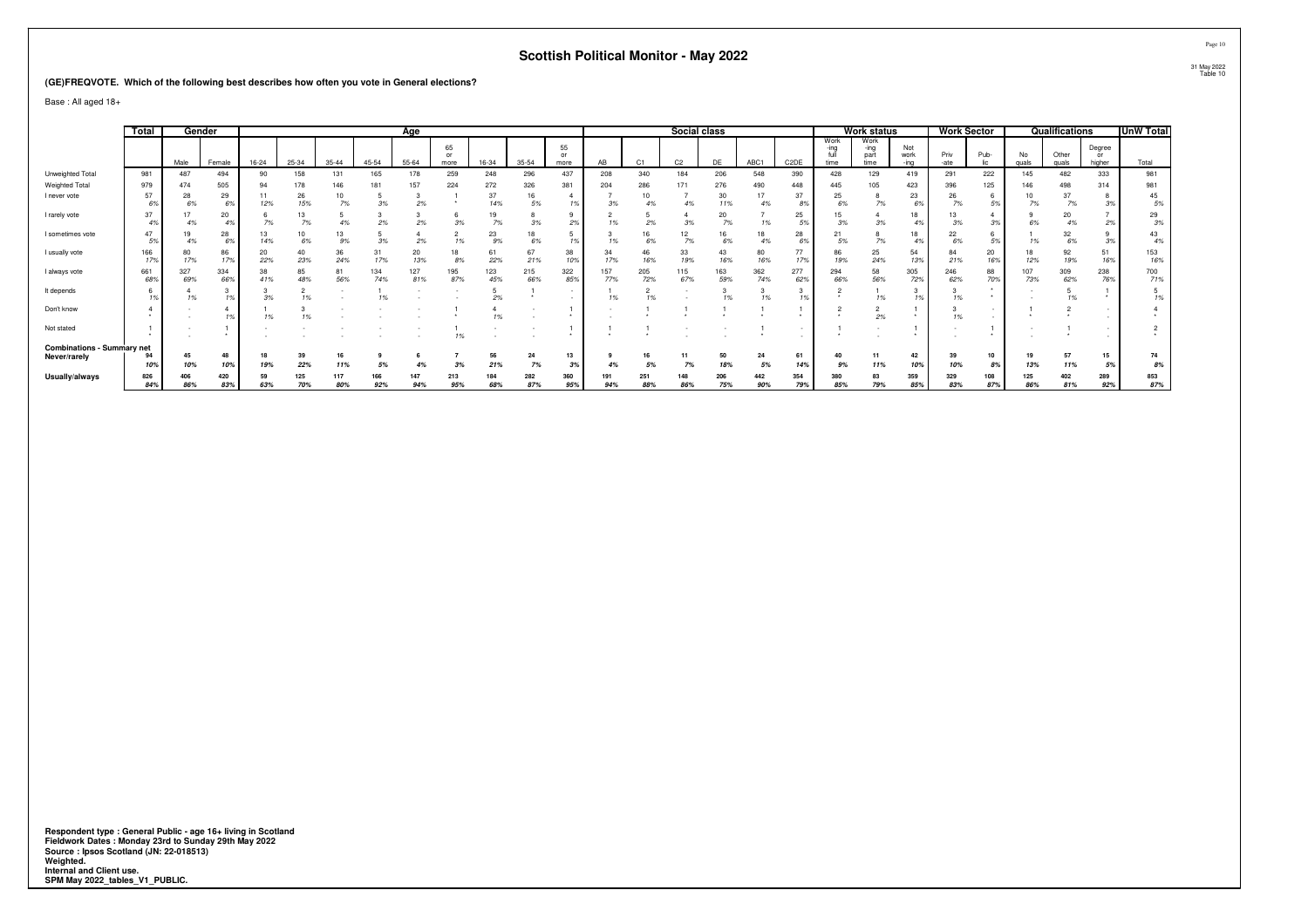# Scottish Political Monitor - May 2022

## (GE)FREQVOTE. Which of the following best describes how often you vote in General elections?

Base : All aged 18+

| | Total | Gender | | Age | | | | | | | | | Social class | | | | | | Work status | | | Work Sector | | Qualifications | | | UnW Total |
|---|---|---|---|---|---|---|---|---|---|---|---|---|---|---|---|---|---|---|---|---|---|---|---|---|---|---|---|
| | | Male | Female | 16-24 | 25-34 | 35-44 | 45-54 | 55-64 | 65 or more | 16-34 | 35-54 | 55 or more | AB | C1 | C2 | DE | ABC1 | C2DE | Work -ing full time | Work -ing part time | Not work -ing | Priv -ate | Pub- lic | No quals | Other quals | Degree or higher | Total |
| Unweighted Total | 981 | 487 | 494 | 90 | 158 | 131 | 165 | 178 | 259 | 248 | 296 | 437 | 208 | 340 | 184 | 206 | 548 | 390 | 428 | 129 | 419 | 291 | 222 | 145 | 482 | 333 | 981 |
| Weighted Total | 979 | 474 | 505 | 94 | 178 | 146 | 181 | 157 | 224 | 272 | 326 | 381 | 204 | 286 | 171 | 276 | 490 | 448 | 445 | 105 | 423 | 396 | 125 | 146 | 498 | 314 | 981 |
| I never vote | 57 | 28 | 29 | 11 | 26 | 10 | 5 | 3 | 1 | 37 | 16 | 4 | 7 | 10 | 7 | 30 | 17 | 37 | 25 | 8 | 23 | 26 | 6 | 10 | 37 | 8 | 45 |
| | 6% | 6% | 6% | 12% | 15% | 7% | 3% | 2% | * | 14% | 5% | 1% | 3% | 4% | 4% | 11% | 4% | 8% | 6% | 7% | 6% | 7% | 5% | 7% | 7% | 3% | 5% |
| I rarely vote | 37 | 17 | 20 | 6 | 13 | 5 | 3 | 3 | 6 | 19 | 8 | 9 | 2 | 5 | 4 | 20 | 7 | 25 | 15 | 4 | 18 | 13 | 4 | 9 | 20 | 7 | 29 |
| | 4% | 4% | 4% | 7% | 7% | 4% | 2% | 2% | 3% | 7% | 3% | 2% | 1% | 2% | 3% | 7% | 1% | 5% | 3% | 3% | 4% | 3% | 3% | 6% | 4% | 2% | 3% |
| I sometimes vote | 47 | 19 | 28 | 13 | 10 | 13 | 5 | 4 | 2 | 23 | 18 | 5 | 3 | 16 | 12 | 16 | 18 | 28 | 21 | 8 | 18 | 22 | 6 | 1 | 32 | 9 | 43 |
| | 5% | 4% | 6% | 14% | 6% | 9% | 3% | 2% | 1% | 9% | 6% | 1% | 1% | 6% | 7% | 6% | 4% | 6% | 5% | 7% | 4% | 6% | 5% | 1% | 6% | 3% | 4% |
| I usually vote | 166 | 80 | 86 | 20 | 40 | 36 | 31 | 20 | 18 | 61 | 67 | 38 | 34 | 46 | 33 | 43 | 80 | 77 | 86 | 25 | 54 | 84 | 20 | 18 | 92 | 51 | 153 |
| | 17% | 17% | 17% | 22% | 23% | 24% | 17% | 13% | 8% | 22% | 21% | 10% | 17% | 16% | 19% | 16% | 16% | 17% | 19% | 24% | 13% | 21% | 16% | 12% | 19% | 16% | 16% |
| I always vote | 661 | 327 | 334 | 38 | 85 | 81 | 134 | 127 | 195 | 123 | 215 | 322 | 157 | 205 | 115 | 163 | 362 | 277 | 294 | 58 | 305 | 246 | 88 | 107 | 309 | 238 | 700 |
| | 68% | 69% | 66% | 41% | 48% | 56% | 74% | 81% | 87% | 45% | 66% | 85% | 77% | 72% | 67% | 59% | 74% | 62% | 66% | 56% | 72% | 62% | 70% | 73% | 62% | 76% | 71% |
| It depends | 6 | 4 | 3 | 3 | 2 | - | 1 | - | - | 5 | 1 | - | 1 | 2 | - | 3 | 3 | 3 | 2 | 1 | 3 | 3 | * | - | 5 | 1 | 5 |
| | 1% | 1% | 1% | 3% | 1% | - | 1% | - | - | 2% | * | - | 1% | 1% | - | 1% | 1% | 1% | * | 1% | 1% | 1% | * | - | 1% | * | 1% |
| Don't know | 4 | - | 4 | 1 | 3 | - | - | - | 1 | 4 | - | 1 | - | 1 | 1 | 1 | 1 | 1 | 2 | 2 | 1 | 3 | - | 1 | 2 | - | 4 |
| | * | - | 1% | 1% | 1% | - | - | - | * | 1% | - | * | - | * | * | * | * | * | * | 2% | * | 1% | - | * | * | - | * |
| Not stated | 1 | - | 1 | - | - | - | - | - | 1 | - | - | 1 | 1 | 1 | - | - | 1 | - | 1 | - | 1 | - | 1 | - | 1 | - | 2 |
| | * | - | * | - | - | - | - | - | 1% | - | - | * | * | * | - | - | * | - | * | - | * | - | * | - | * | - | * |
| **Combinations - Summary net** | | | | | | | | | | | | | | | | | | | | | | | | | | | |
| **Never/rarely** | **94** | **45** | **48** | **18** | **39** | **16** | **9** | **6** | **7** | **56** | **24** | **13** | **9** | **16** | **11** | **50** | **24** | **61** | **40** | **11** | **42** | **39** | **10** | **19** | **57** | **15** | **74** |
| | **10%** | **10%** | **10%** | **19%** | **22%** | **11%** | **5%** | **4%** | **3%** | **21%** | **7%** | **3%** | **4%** | **5%** | **7%** | **18%** | **5%** | **14%** | **9%** | **11%** | **10%** | **10%** | **8%** | **13%** | **11%** | **5%** | **8%** |
| **Usually/always** | **826** | **406** | **420** | **59** | **125** | **117** | **166** | **147** | **213** | **184** | **282** | **360** | **191** | **251** | **148** | **206** | **442** | **354** | **380** | **83** | **359** | **329** | **108** | **125** | **402** | **289** | **853** |
| | **84%** | **86%** | **83%** | **63%** | **70%** | **80%** | **92%** | **94%** | **95%** | **68%** | **87%** | **95%** | **94%** | **88%** | **86%** | **75%** | **90%** | **79%** | **85%** | **79%** | **85%** | **83%** | **87%** | **86%** | **81%** | **92%** | **87%** |

**Respondent type : General Public - age 16+ living in Scotland**
**Fieldwork Dates : Monday 23rd to Sunday 29th May 2022**
**Source : Ipsos Scotland (JN: 22-018513)**
**Weighted.**
**Internal and Client use.**
**SPM May 2022_tables_V1_PUBLIC.**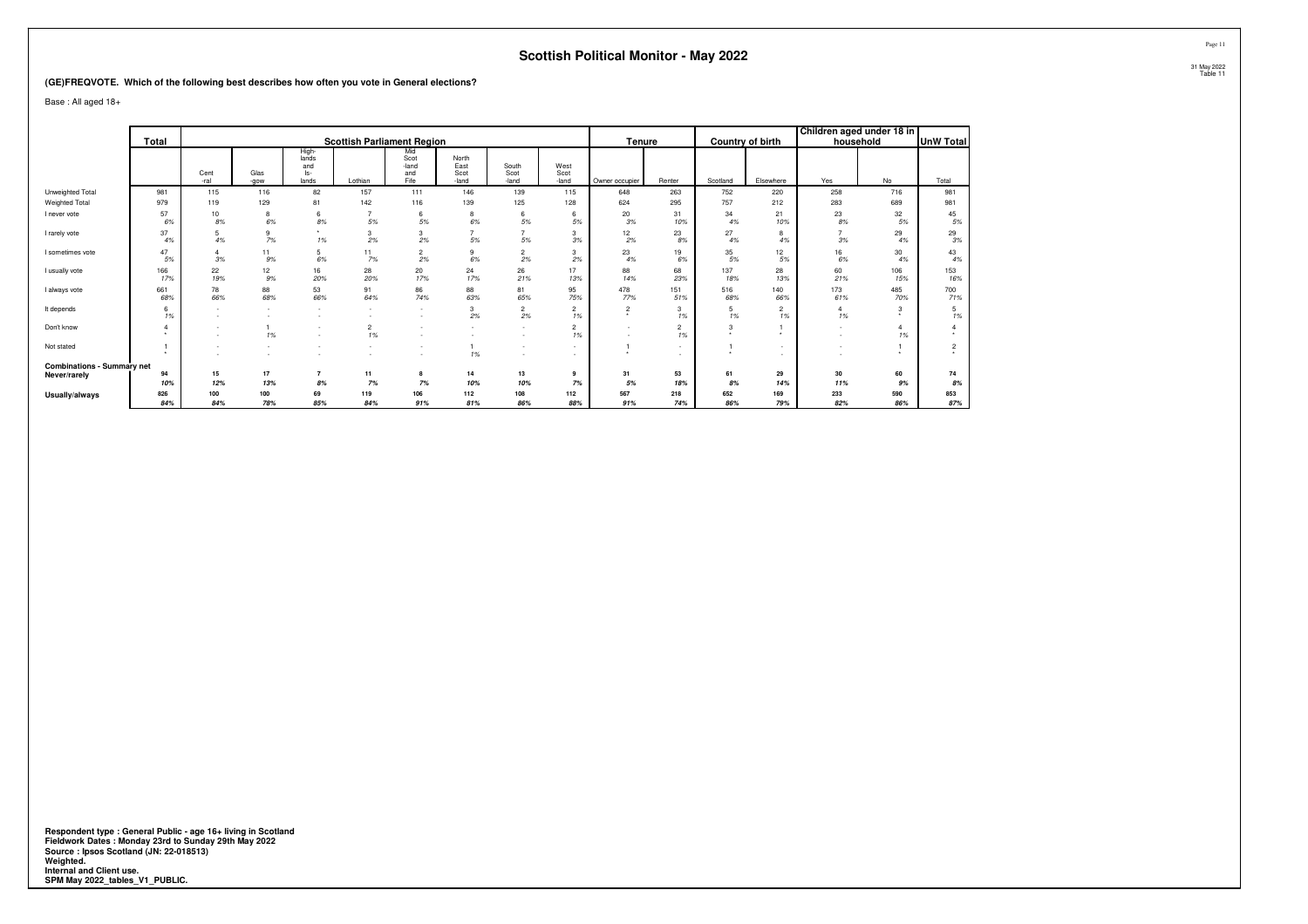## Scottish Political Monitor - May 2022

### (GE)FREQVOTE. Which of the following best describes how often you vote in General elections?

Base : All aged 18+

| | Total | Scottish Parliament Region | | | | | | | | Tenure | | Country of birth | | Children aged under 18 in household | | UnW Total |
|---|---|---|---|---|---|---|---|---|---|---|---|---|---|---|---|---|
| | | Cent-ral | Glas-gow | High-lands and Is-lands | Lothian | Mid Scot-land and Fife | North East Scot-land | South Scot-land | West Scot-land | Owner occupier | Renter | Scotland | Elsewhere | Yes | No | Total |
| Unweighted Total | 981 | 115 | 116 | 82 | 157 | 111 | 146 | 139 | 115 | 648 | 263 | 752 | 220 | 258 | 716 | 981 |
| Weighted Total | 979 | 119 | 129 | 81 | 142 | 116 | 139 | 125 | 128 | 624 | 295 | 757 | 212 | 283 | 689 | 981 |
| I never vote | 57 | 10 | 8 | 6 | 7 | 6 | 8 | 6 | 6 | 20 | 31 | 34 | 21 | 23 | 32 | 45 |
| | 6% | 8% | 6% | 8% | 5% | 5% | 6% | 5% | 5% | 3% | 10% | 4% | 10% | 8% | 5% | 5% |
| I rarely vote | 37 | 5 | 9 | * | 3 | 3 | 7 | 7 | 3 | 12 | 23 | 27 | 8 | 7 | 29 | 29 |
| | 4% | 4% | 7% | 1% | 2% | 2% | 5% | 5% | 3% | 2% | 8% | 4% | 4% | 3% | 4% | 3% |
| I sometimes vote | 47 | 4 | 11 | 5 | 11 | 2 | 9 | 2 | 3 | 23 | 19 | 35 | 12 | 16 | 30 | 43 |
| | 5% | 3% | 9% | 6% | 7% | 2% | 6% | 2% | 2% | 4% | 6% | 5% | 5% | 6% | 4% | 4% |
| I usually vote | 166 | 22 | 12 | 16 | 28 | 20 | 24 | 26 | 17 | 88 | 68 | 137 | 28 | 60 | 106 | 153 |
| | 17% | 19% | 9% | 20% | 20% | 17% | 17% | 21% | 13% | 14% | 23% | 18% | 13% | 21% | 15% | 16% |
| I always vote | 661 | 78 | 88 | 53 | 91 | 86 | 88 | 81 | 95 | 478 | 151 | 516 | 140 | 173 | 485 | 700 |
| | 68% | 66% | 68% | 66% | 64% | 74% | 63% | 65% | 75% | 77% | 51% | 68% | 66% | 61% | 70% | 71% |
| It depends | 6 | - | - | - | - | - | 3 | 2 | 2 | 2 | 3 | 5 | 2 | 4 | 3 | 5 |
| | 1% | - | - | - | - | - | 2% | 2% | 1% | * | 1% | 1% | 1% | 1% | * | 1% |
| Don't know | 4 | - | 1 | - | 2 | - | - | - | 2 | - | 2 | 3 | 1 | - | 4 | 4 |
| | * | - | 1% | - | 1% | - | - | - | 1% | - | 1% | * | * | - | 1% | * |
| Not stated | 1 | - | - | - | - | - | 1 | - | - | 1 | - | 1 | - | - | 1 | 2 |
| | * | - | - | - | - | - | 1% | - | - | * | - | * | - | - | * | * |
| **Combinations - Summary net** | | | | | | | | | | | | | | | | |
| **Never/rarely** | **94** | **15** | **17** | **7** | **11** | **8** | **14** | **13** | **9** | **31** | **53** | **61** | **29** | **30** | **60** | **74** |
| | ***10%*** | ***12%*** | ***13%*** | ***8%*** | ***7%*** | ***7%*** | ***10%*** | ***10%*** | ***7%*** | ***5%*** | ***18%*** | ***8%*** | ***14%*** | ***11%*** | ***9%*** | ***8%*** |
| **Usually/always** | **826** | **100** | **100** | **69** | **119** | **106** | **112** | **108** | **112** | **567** | **218** | **652** | **169** | **233** | **590** | **853** |
| | ***84%*** | ***84%*** | ***78%*** | ***85%*** | ***84%*** | ***91%*** | ***81%*** | ***86%*** | ***88%*** | ***91%*** | ***74%*** | ***86%*** | ***79%*** | ***82%*** | ***86%*** | ***87%*** |

**Respondent type : General Public - age 16+ living in Scotland**
**Fieldwork Dates : Monday 23rd to Sunday 29th May 2022**
**Source : Ipsos Scotland (JN: 22-018513)**
**Weighted.**
**Internal and Client use.**
**SPM May 2022_tables_V1_PUBLIC.**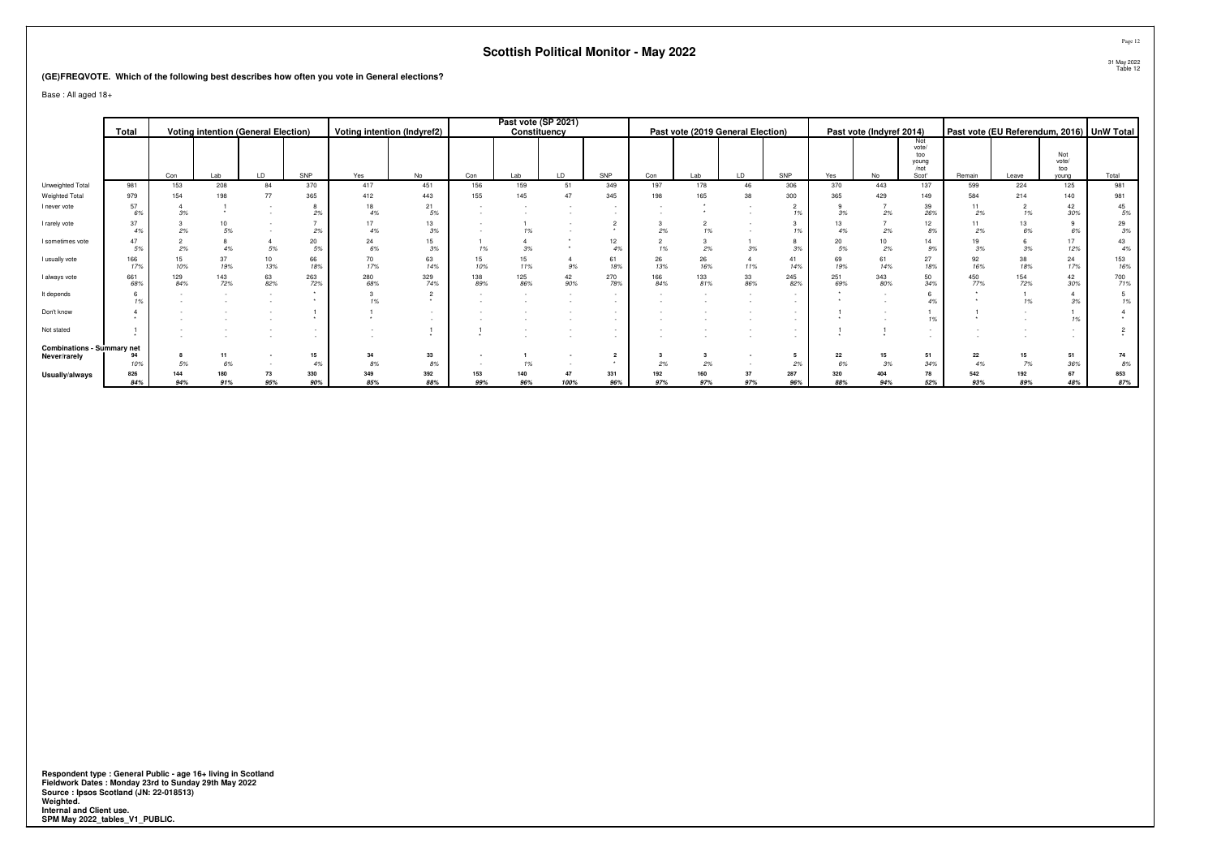# Scottish Political Monitor - May 2022

31 May 2022
Table 12

**(GE)FREQVOTE. Which of the following best describes how often you vote in General elections?**

Base : All aged 18+

| | Total | Voting intention (General Election) | | | | Voting intention (Indyref2) | | Past vote (SP 2021) Constituency | | | | Past vote (2019 General Election) | | | | Past vote (Indyref 2014) | | | Past vote (EU Referendum, 2016) | | | UnW Total |
|---|---|---|---|---|---|---|---|---|---|---|---|---|---|---|---|---|---|---|---|---|---|---|
| | | Con | Lab | LD | SNP | Yes | No | Con | Lab | LD | SNP | Con | Lab | LD | SNP | Yes | No | Not vote/ too young /not Scot' | Remain | Leave | Not vote/ too young | Total |
| Unweighted Total | 981 | 153 | 208 | 84 | 370 | 417 | 451 | 156 | 159 | 51 | 349 | 197 | 178 | 46 | 306 | 370 | 443 | 137 | 599 | 224 | 125 | 981 |
| Weighted Total | 979 | 154 | 198 | 77 | 365 | 412 | 443 | 155 | 145 | 47 | 345 | 198 | 165 | 38 | 300 | 365 | 429 | 149 | 584 | 214 | 140 | 981 |
| I never vote | 57 | 4 | 1 | - | 8 | 18 | 21 | - | - | - | - | - | * | - | 2 | 9 | 7 | 39 | 11 | 2 | 42 | 45 |
| | 6% | 3% | * | - | 2% | 4% | 5% | - | - | - | - | - | * | - | 1% | 3% | 2% | 26% | 2% | 1% | 30% | 5% |
| I rarely vote | 37 | 3 | 10 | - | 7 | 17 | 13 | - | 1 | - | 2 | 3 | 2 | - | 3 | 13 | 7 | 12 | 11 | 13 | 9 | 29 |
| | 4% | 2% | 5% | - | 2% | 4% | 3% | - | 1% | - | * | 2% | 1% | - | 1% | 4% | 2% | 8% | 2% | 6% | 6% | 3% |
| I sometimes vote | 47 | 2 | 8 | 4 | 20 | 24 | 15 | 1 | 4 | * | 12 | 2 | 3 | 1 | 8 | 20 | 10 | 14 | 19 | 6 | 17 | 43 |
| | 5% | 2% | 4% | 5% | 5% | 6% | 3% | 1% | 3% | * | 4% | 1% | 2% | 3% | 3% | 5% | 2% | 9% | 3% | 3% | 12% | 4% |
| I usually vote | 166 | 15 | 37 | 10 | 66 | 70 | 63 | 15 | 15 | 4 | 61 | 26 | 26 | 4 | 41 | 69 | 61 | 27 | 92 | 38 | 24 | 153 |
| | 17% | 10% | 19% | 13% | 18% | 17% | 14% | 10% | 11% | 9% | 18% | 13% | 16% | 11% | 14% | 19% | 14% | 18% | 16% | 18% | 17% | 16% |
| I always vote | 661 | 129 | 143 | 63 | 263 | 280 | 329 | 138 | 125 | 42 | 270 | 166 | 133 | 33 | 245 | 251 | 343 | 50 | 450 | 154 | 42 | 700 |
| | 68% | 84% | 72% | 82% | 72% | 68% | 74% | 89% | 86% | 90% | 78% | 84% | 81% | 86% | 82% | 69% | 80% | 34% | 77% | 72% | 30% | 71% |
| It depends | 6 | - | - | - | * | 3 | 2 | - | - | - | - | - | - | - | - | * | - | 6 | * | 1 | 4 | 5 |
| | 1% | - | - | - | * | 1% | * | - | - | - | - | - | - | - | - | * | - | 4% | * | 1% | 3% | 1% |
| Don't know | 4 | - | - | - | 1 | 1 | - | - | - | - | - | - | - | - | - | 1 | - | 1 | 1 | - | 1 | 4 |
| | * | - | - | - | * | * | - | - | - | - | - | - | - | - | - | * | - | 1% | * | - | 1% | * |
| Not stated | 1 | - | - | - | - | - | 1 | 1 | - | - | - | - | - | - | - | 1 | 1 | - | - | - | - | 2 |
| | * | - | - | - | - | - | * | * | - | - | - | - | - | - | - | * | * | - | - | - | - | * |
| **Combinations - Summary net** | | | | | | | | | | | | | | | | | | | | | | |
| **Never/rarely** | **94** | **8** | **11** | **-** | **15** | **34** | **33** | **-** | **1** | **-** | **2** | **3** | **3** | **-** | **5** | **22** | **15** | **51** | **22** | **15** | **51** | **74** |
| | 10% | 5% | 6% | - | 4% | 8% | 8% | - | 1% | - | * | 2% | 2% | - | 2% | 6% | 3% | 34% | 4% | 7% | 36% | 8% |
| **Usually/always** | **826** | **144** | **180** | **73** | **330** | **349** | **392** | **153** | **140** | **47** | **331** | **192** | **160** | **37** | **287** | **320** | **404** | **78** | **542** | **192** | **67** | **853** |
| | 84% | 94% | 91% | 95% | 90% | 85% | 88% | 99% | 96% | 100% | 96% | 97% | 97% | 97% | 96% | 88% | 94% | 52% | 93% | 89% | 48% | 87% |

**Respondent type : General Public - age 16+ living in Scotland**
**Fieldwork Dates : Monday 23rd to Sunday 29th May 2022**
**Source : Ipsos Scotland (JN: 22-018513)**
**Weighted.**
**Internal and Client use.**
**SPM May 2022_tables_V1_PUBLIC.**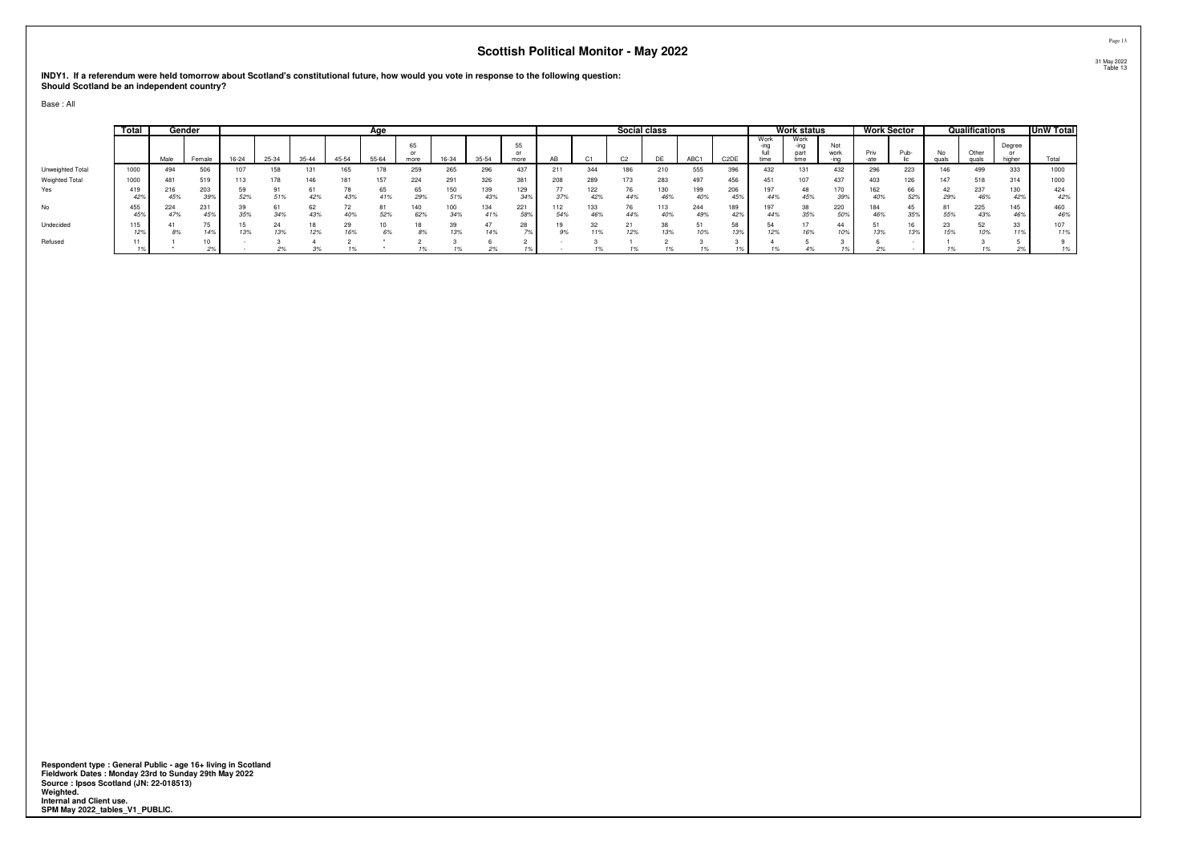# Scottish Political Monitor - May 2022

**INDY1. If a referendum were held tomorrow about Scotland's constitutional future, how would you vote in response to the following question: Should Scotland be an independent country?**

Base : All

| | Total | Gender | | Age | | | | | | | | | Social class | | | | | | Work status | | | Work Sector | | Qualifications | | | UnW Total |
|---|---|---|---|---|---|---|---|---|---|---|---|---|---|---|---|---|---|---|---|---|---|---|---|---|---|---|---|
| | | Male | Female | 16-24 | 25-34 | 35-44 | 45-54 | 55-64 | 65 or more | 16-34 | 35-54 | 55 or more | AB | C1 | C2 | DE | ABC1 | C2DE | Work-ing full time | Work-ing part time | Not work-ing | Priv-ate | Pub-lic | No quals | Other quals | Degree or higher | Total |
| Unweighted Total | 1000 | 494 | 506 | 107 | 158 | 131 | 165 | 178 | 259 | 265 | 296 | 437 | 211 | 344 | 186 | 210 | 555 | 396 | 432 | 131 | 432 | 296 | 223 | 146 | 499 | 333 | 1000 |
| Weighted Total | 1000 | 481 | 519 | 113 | 178 | 146 | 181 | 157 | 224 | 291 | 326 | 381 | 208 | 289 | 173 | 283 | 497 | 456 | 451 | 107 | 437 | 403 | 126 | 147 | 518 | 314 | 1000 |
| Yes | 419 | 216 | 203 | 59 | 91 | 61 | 78 | 65 | 65 | 150 | 139 | 129 | 77 | 122 | 76 | 130 | 199 | 206 | 197 | 48 | 170 | 162 | 66 | 42 | 237 | 130 | 424 |
| | *42%* | *45%* | *39%* | *52%* | *51%* | *42%* | *43%* | *41%* | *29%* | *51%* | *43%* | *34%* | *37%* | *42%* | *44%* | *46%* | *40%* | *45%* | *44%* | *45%* | *39%* | *40%* | *52%* | *29%* | *46%* | *42%* | *42%* |
| No | 455 | 224 | 231 | 39 | 61 | 62 | 72 | 81 | 140 | 100 | 134 | 221 | 112 | 133 | 76 | 113 | 244 | 189 | 197 | 38 | 220 | 184 | 45 | 81 | 225 | 145 | 460 |
| | *45%* | *47%* | *45%* | *35%* | *34%* | *43%* | *40%* | *52%* | *62%* | *34%* | *41%* | *58%* | *54%* | *46%* | *44%* | *40%* | *49%* | *42%* | *44%* | *35%* | *50%* | *46%* | *35%* | *55%* | *43%* | *46%* | *46%* |
| Undecided | 115 | 41 | 75 | 15 | 24 | 18 | 29 | 10 | 18 | 39 | 47 | 28 | 19 | 32 | 21 | 38 | 51 | 58 | 54 | 17 | 44 | 51 | 16 | 23 | 52 | 33 | 107 |
| | *12%* | *8%* | *14%* | *13%* | *13%* | *12%* | *16%* | *6%* | *8%* | *13%* | *14%* | *7%* | *9%* | *11%* | *12%* | *13%* | *10%* | *13%* | *12%* | *16%* | *10%* | *13%* | *13%* | *15%* | *10%* | *11%* | *11%* |
| Refused | 11 | 1 | 10 | - | 3 | 4 | 2 | * | 2 | 3 | 6 | 2 | - | 3 | 1 | 2 | 3 | 3 | 4 | 5 | 3 | 6 | - | 1 | 3 | 5 | 9 |
| | *1%* | * | *2%* | - | *2%* | *3%* | *1%* | * | *1%* | *1%* | *2%* | *1%* | - | *1%* | *1%* | *1%* | *1%* | *1%* | *1%* | *4%* | *1%* | *2%* | - | *1%* | *1%* | *2%* | *1%* |

**Respondent type : General Public - age 16+ living in Scotland**
**Fieldwork Dates : Monday 23rd to Sunday 29th May 2022**
**Source : Ipsos Scotland (JN: 22-018513)**
**Weighted.**
**Internal and Client use.**
**SPM May 2022_tables_V1_PUBLIC.**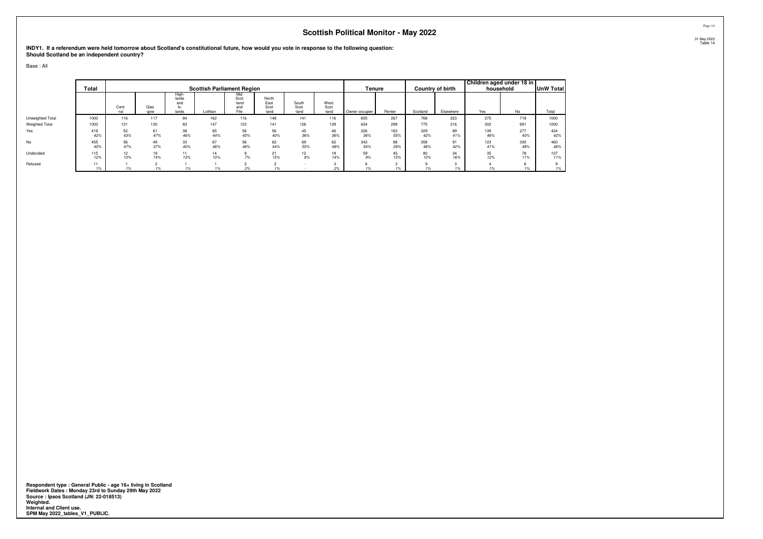# Scottish Political Monitor - May 2022

31 May 2022
Table 14

**INDY1. If a referendum were held tomorrow about Scotland's constitutional future, how would you vote in response to the following question: Should Scotland be an independent country?**

Base : All

| | Total | Scottish Parliament Region | | | | | | | | Tenure | | Country of birth | | Children aged under 18 in household | | UnW Total |
|---|---|---|---|---|---|---|---|---|---|---|---|---|---|---|---|---|
| | | Cent-ral | Glas-gow | High-lands and Is-lands | Lothian | Mid Scot-land and Fife | North East Scot-land | South Scot-land | West Scot-land | Owner occupier | Renter | Scotland | Elsewhere | Yes | No | Total |
| Unweighted Total | 1000 | 116 | 117 | 84 | 162 | 116 | 148 | 141 | 116 | 655 | 267 | 768 | 223 | 275 | 718 | 1000 |
| Weighted Total | 1000 | 121 | 130 | 83 | 147 | 123 | 141 | 126 | 129 | 634 | 299 | 775 | 216 | 302 | 691 | 1000 |
| Yes | 419 | 52 | 61 | 38 | 65 | 56 | 56 | 45 | 46 | 226 | 163 | 329 | 89 | 139 | 277 | 424 |
| | 42% | 43% | 47% | 46% | 44% | 45% | 40% | 36% | 36% | 36% | 55% | 42% | 41% | 46% | 40% | 42% |
| No | 455 | 56 | 49 | 33 | 67 | 56 | 62 | 69 | 62 | 342 | 88 | 358 | 91 | 123 | 330 | 460 |
| | 45% | 47% | 37% | 40% | 46% | 46% | 44% | 55% | 48% | 54% | 29% | 46% | 42% | 41% | 48% | 46% |
| Undecided | 115 | 12 | 19 | 11 | 14 | 9 | 21 | 12 | 19 | 59 | 45 | 80 | 34 | 35 | 78 | 107 |
| | 12% | 10% | 14% | 13% | 10% | 7% | 15% | 9% | 14% | 9% | 15% | 10% | 16% | 12% | 11% | 11% |
| Refused | 11 | 1 | 2 | 1 | 1 | 2 | 2 | - | 3 | 6 | 3 | 9 | 3 | 4 | 6 | 9 |
| | 1% | 1% | 1% | 1% | 1% | 2% | 1% | - | 2% | 1% | 1% | 1% | 1% | 1% | 1% | 1% |

**Respondent type : General Public - age 16+ living in Scotland**
**Fieldwork Dates : Monday 23rd to Sunday 29th May 2022**
**Source : Ipsos Scotland (JN: 22-018513)**
**Weighted.**
**Internal and Client use.**
**SPM May 2022_tables_V1_PUBLIC.**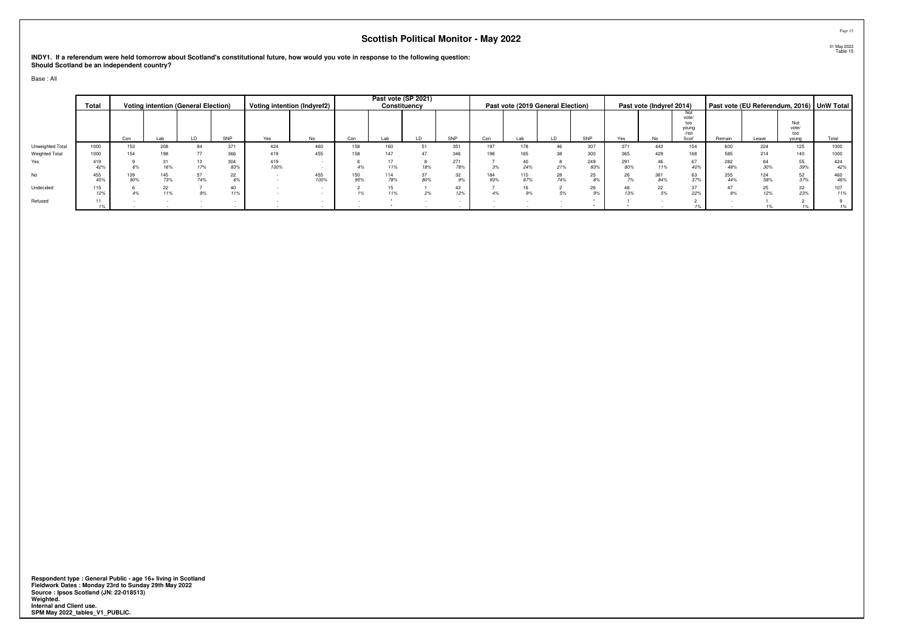## Scottish Political Monitor - May 2022

**INDY1. If a referendum were held tomorrow about Scotland's constitutional future, how would you vote in response to the following question: Should Scotland be an independent country?**

Base : All

| | Total | Voting intention (General Election) | | | | Voting intention (Indyref2) | | Past vote (SP 2021) Constituency | | | | Past vote (2019 General Election) | | | | Past vote (Indyref 2014) | | | Past vote (EU Referendum, 2016) | | | UnW Total |
|---|---|---|---|---|---|---|---|---|---|---|---|---|---|---|---|---|---|---|---|---|---|---|
| | | Con | Lab | LD | SNP | Yes | No | Con | Lab | LD | SNP | Con | Lab | LD | SNP | Yes | No | Not vote/ too young /not Scot' | Remain | Leave | Not vote/ too young | Total |
| Unweighted Total | 1000 | 153 | 208 | 84 | 371 | 424 | 460 | 158 | 160 | 51 | 351 | 197 | 178 | 46 | 307 | 371 | 443 | 154 | 600 | 224 | 125 | 1000 |
| Weighted Total | 1000 | 154 | 198 | 77 | 366 | 419 | 455 | 158 | 147 | 47 | 346 | 198 | 165 | 38 | 300 | 365 | 429 | 168 | 585 | 214 | 140 | 1000 |
| Yes | 419 | 9 | 31 | 13 | 304 | 419 | - | 6 | 17 | 8 | 271 | 7 | 40 | 8 | 249 | 291 | 46 | 67 | 282 | 64 | 55 | 424 |
| | 42% | 6% | 16% | 17% | 83% | 100% | - | 4% | 11% | 18% | 78% | 3% | 24% | 21% | 83% | 80% | 11% | 40% | 48% | 30% | 39% | 42% |
| No | 455 | 139 | 145 | 57 | 22 | - | 455 | 150 | 114 | 37 | 32 | 184 | 110 | 28 | 25 | 26 | 361 | 63 | 255 | 124 | 52 | 460 |
| | 45% | 90% | 73% | 74% | 6% | - | 100% | 95% | 78% | 80% | 9% | 93% | 67% | 74% | 8% | 7% | 84% | 37% | 44% | 58% | 37% | 46% |
| Undecided | 115 | 6 | 22 | 7 | 40 | - | - | 2 | 15 | 1 | 43 | 7 | 16 | 2 | 26 | 46 | 22 | 37 | 47 | 25 | 32 | 107 |
| | 12% | 4% | 11% | 9% | 11% | - | - | 1% | 11% | 2% | 12% | 4% | 9% | 5% | 9% | 13% | 5% | 22% | 8% | 12% | 23% | 11% |
| Refused | 11 | - | - | - | - | - | - | - | * | - | - | - | - | - | * | 1 | - | 2 | - | 1 | 2 | 9 |
| | 1% | - | - | - | - | - | - | - | * | - | - | - | - | - | * | * | - | 1% | - | 1% | 1% | 1% |

**Respondent type : General Public - age 16+ living in Scotland**
**Fieldwork Dates : Monday 23rd to Sunday 29th May 2022**
**Source : Ipsos Scotland (JN: 22-018513)**
**Weighted.**
**Internal and Client use.**
**SPM May 2022_tables_V1_PUBLIC.**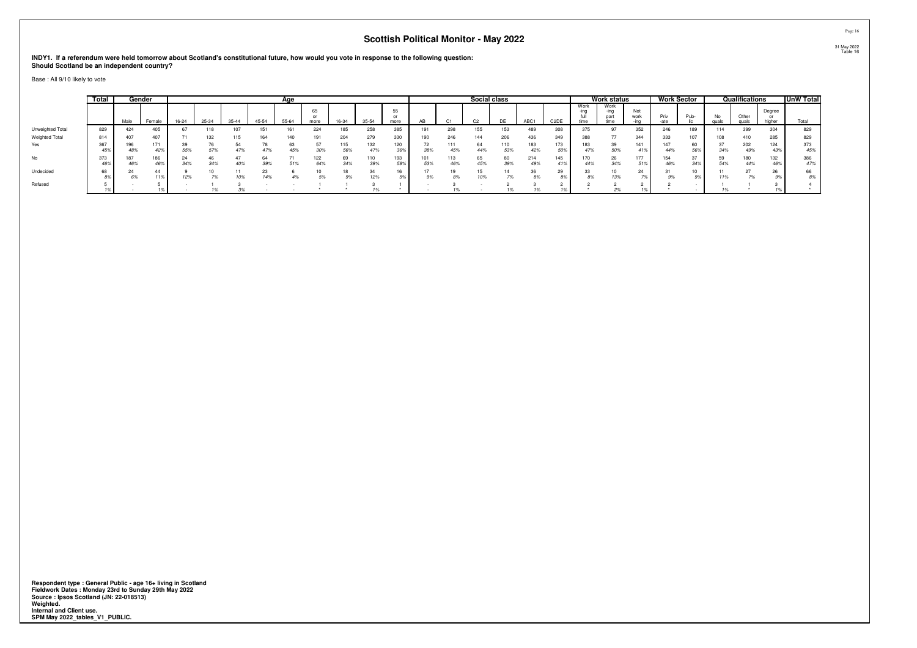# Scottish Political Monitor - May 2022

**INDY1. If a referendum were held tomorrow about Scotland's constitutional future, how would you vote in response to the following question: Should Scotland be an independent country?**

Base : All 9/10 likely to vote

| | Total | Gender | | Age | | | | | | | | | Social class | | | | | | Work status | | | Work Sector | | Qualifications | | | UnW Total |
|---|---|---|---|---|---|---|---|---|---|---|---|---|---|---|---|---|---|---|---|---|---|---|---|---|---|---|---|
| | | Male | Female | 16-24 | 25-34 | 35-44 | 45-54 | 55-64 | 65 or more | 16-34 | 35-54 | 55 or more | AB | C1 | C2 | DE | ABC1 | C2DE | Work -ing full time | Work -ing part time | Not work -ing | Priv -ate | Pub- lic | No quals | Other quals | Degree or higher | Total |
| Unweighted Total | 829 | 424 | 405 | 67 | 118 | 107 | 151 | 161 | 224 | 185 | 258 | 385 | 191 | 298 | 155 | 153 | 489 | 308 | 375 | 97 | 352 | 246 | 189 | 114 | 399 | 304 | 829 |
| Weighted Total | 814 | 407 | 407 | 71 | 132 | 115 | 164 | 140 | 191 | 204 | 279 | 330 | 190 | 246 | 144 | 206 | 436 | 349 | 388 | 77 | 344 | 333 | 107 | 108 | 410 | 285 | 829 |
| Yes | 367 | 196 | 171 | 39 | 76 | 54 | 78 | 63 | 57 | 115 | 132 | 120 | 72 | 111 | 64 | 110 | 183 | 173 | 183 | 39 | 141 | 147 | 60 | 37 | 202 | 124 | 373 |
| | 45% | 48% | 42% | 55% | 57% | 47% | 47% | 45% | 30% | 56% | 47% | 36% | 38% | 45% | 44% | 53% | 42% | 50% | 47% | 50% | 41% | 44% | 56% | 34% | 49% | 43% | 45% |
| No | 373 | 187 | 186 | 24 | 46 | 47 | 64 | 71 | 122 | 69 | 110 | 193 | 101 | 113 | 65 | 80 | 214 | 145 | 170 | 26 | 177 | 154 | 37 | 59 | 180 | 132 | 386 |
| | 46% | 46% | 46% | 34% | 34% | 40% | 39% | 51% | 64% | 34% | 39% | 58% | 53% | 46% | 45% | 39% | 49% | 41% | 44% | 34% | 51% | 46% | 34% | 54% | 44% | 46% | 47% |
| Undecided | 68 | 24 | 44 | 9 | 10 | 11 | 23 | 6 | 10 | 18 | 34 | 16 | 17 | 19 | 15 | 14 | 36 | 29 | 33 | 10 | 24 | 31 | 10 | 11 | 27 | 26 | 66 |
| | 8% | 6% | 11% | 12% | 7% | 10% | 14% | 4% | 5% | 9% | 12% | 5% | 9% | 8% | 10% | 7% | 8% | 8% | 8% | 13% | 7% | 9% | 9% | 11% | 7% | 9% | 8% |
| Refused | 5 | - | 5 | - | 1 | 3 | - | - | 1 | 1 | 3 | 1 | - | 3 | - | 2 | 3 | 2 | 2 | 2 | 2 | 2 | - | 1 | 1 | 3 | 4 |
| | 1% | - | 1% | - | 1% | 3% | - | - | * | * | 1% | * | - | 1% | - | 1% | 1% | 1% | * | 2% | 1% | * | - | 1% | * | 1% | * |

**Respondent type : General Public - age 16+ living in Scotland**
**Fieldwork Dates : Monday 23rd to Sunday 29th May 2022**
**Source : Ipsos Scotland (JN: 22-018513)**
**Weighted.**
**Internal and Client use.**
**SPM May 2022_tables_V1_PUBLIC.**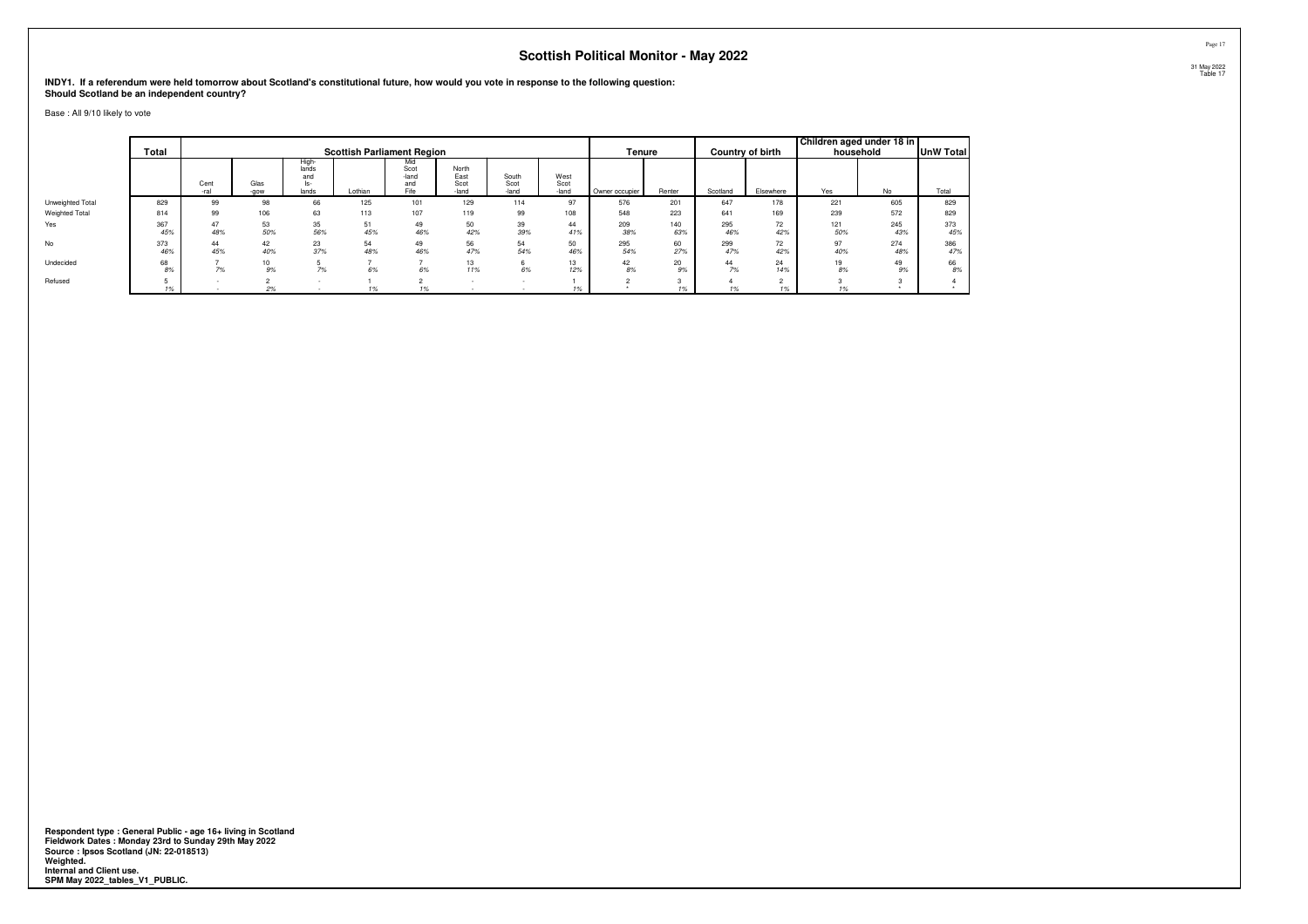# Scottish Political Monitor - May 2022

**INDY1. If a referendum were held tomorrow about Scotland's constitutional future, how would you vote in response to the following question: Should Scotland be an independent country?**

Base : All 9/10 likely to vote

| | Total | Scottish Parliament Region | | | | | | | | Tenure | | Country of birth | | Children aged under 18 in household | | UnW Total |
|---|---|---|---|---|---|---|---|---|---|---|---|---|---|---|---|---|
| | | Cent -ral | Glas -gow | High-lands and Is-lands | Lothian | Mid Scot -land and Fife | North East Scot -land | South Scot -land | West Scot -land | Owner occupier | Renter | Scotland | Elsewhere | Yes | No | Total |
| Unweighted Total | 829 | 99 | 98 | 66 | 125 | 101 | 129 | 114 | 97 | 576 | 201 | 647 | 178 | 221 | 605 | 829 |
| Weighted Total | 814 | 99 | 106 | 63 | 113 | 107 | 119 | 99 | 108 | 548 | 223 | 641 | 169 | 239 | 572 | 829 |
| Yes | 367 | 47 | 53 | 35 | 51 | 49 | 50 | 39 | 44 | 209 | 140 | 295 | 72 | 121 | 245 | 373 |
| | *45%* | *48%* | *50%* | *56%* | *45%* | *46%* | *42%* | *39%* | *41%* | *38%* | *63%* | *46%* | *42%* | *50%* | *43%* | *45%* |
| No | 373 | 44 | 42 | 23 | 54 | 49 | 56 | 54 | 50 | 295 | 60 | 299 | 72 | 97 | 274 | 386 |
| | *46%* | *45%* | *40%* | *37%* | *48%* | *46%* | *47%* | *54%* | *46%* | *54%* | *27%* | *47%* | *42%* | *40%* | *48%* | *47%* |
| Undecided | 68 | 7 | 10 | 5 | 7 | 7 | 13 | 6 | 13 | 42 | 20 | 44 | 24 | 19 | 49 | 66 |
| | *8%* | *7%* | *9%* | *7%* | *6%* | *6%* | *11%* | *6%* | *12%* | *8%* | *9%* | *7%* | *14%* | *8%* | *9%* | *8%* |
| Refused | 5 | - | 2 | - | 1 | 2 | - | - | 1 | 2 | 3 | 4 | 2 | 3 | 3 | 4 |
| | *1%* | - | *2%* | - | *1%* | *1%* | - | - | *1%* | * | *1%* | *1%* | *1%* | *1%* | * | * |

**Respondent type : General Public - age 16+ living in Scotland**
**Fieldwork Dates : Monday 23rd to Sunday 29th May 2022**
**Source : Ipsos Scotland (JN: 22-018513)**
**Weighted.**
**Internal and Client use.**
**SPM May 2022_tables_V1_PUBLIC.**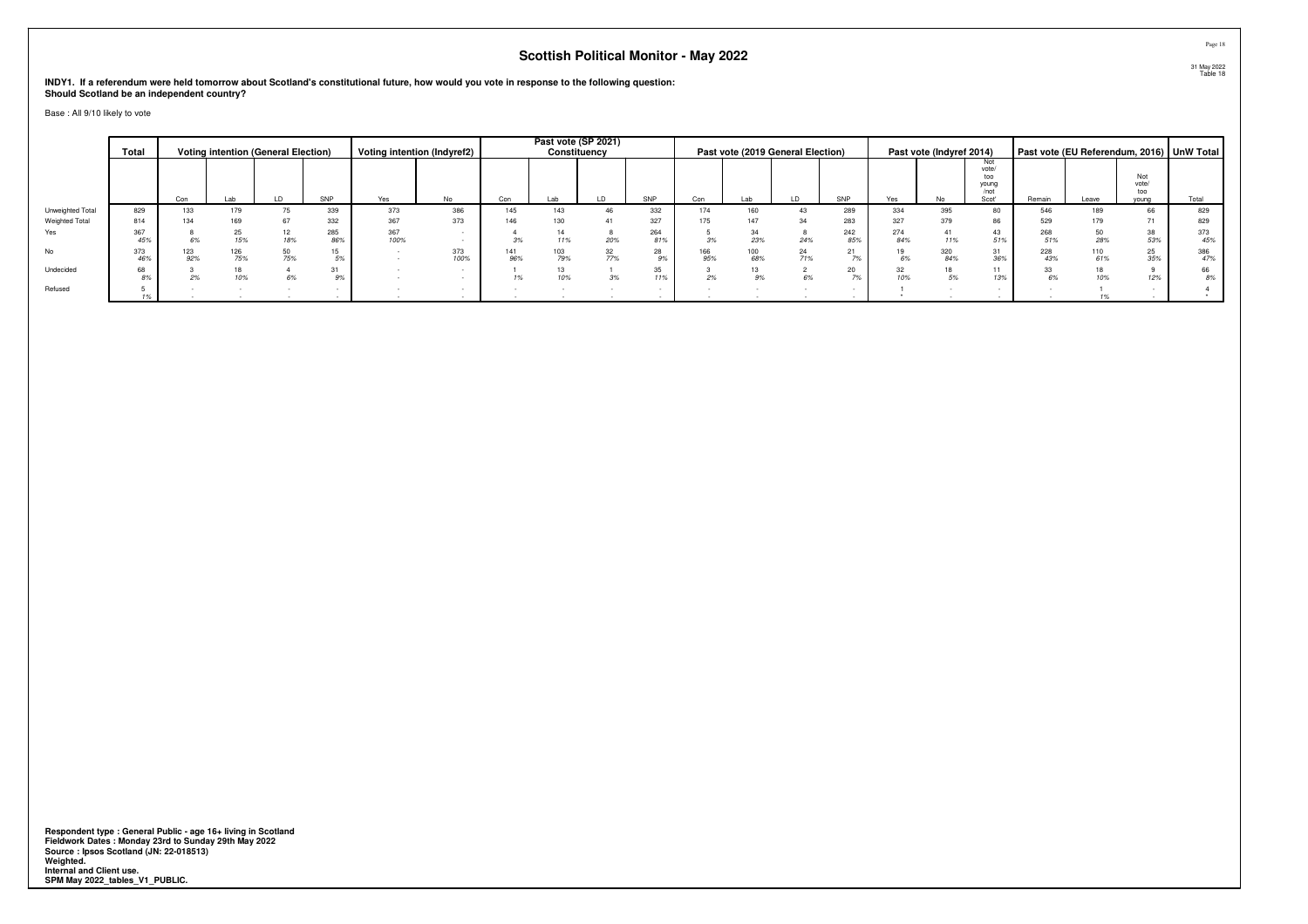## Scottish Political Monitor - May 2022

31 May 2022
Table 18

**INDY1. If a referendum were held tomorrow about Scotland's constitutional future, how would you vote in response to the following question: Should Scotland be an independent country?**

Base : All 9/10 likely to vote

| | Total | Voting intention (General Election) | | | | Voting intention (Indyref2) | | Past vote (SP 2021) Constituency | | | | Past vote (2019 General Election) | | | | Past vote (Indyref 2014) | | | Past vote (EU Referendum, 2016) | | | UnW Total |
|---|---|---|---|---|---|---|---|---|---|---|---|---|---|---|---|---|---|---|---|---|---|---|
| | | Con | Lab | LD | SNP | Yes | No | Con | Lab | LD | SNP | Con | Lab | LD | SNP | Yes | No | Not vote/ too young /not Scot' | Remain | Leave | Not vote/ too young | Total |
| Unweighted Total | 829 | 133 | 179 | 75 | 339 | 373 | 386 | 145 | 143 | 46 | 332 | 174 | 160 | 43 | 289 | 334 | 395 | 80 | 546 | 189 | 66 | 829 |
| Weighted Total | 814 | 134 | 169 | 67 | 332 | 367 | 373 | 146 | 130 | 41 | 327 | 175 | 147 | 34 | 283 | 327 | 379 | 86 | 529 | 179 | 71 | 829 |
| Yes | 367 | 8 | 25 | 12 | 285 | 367 | - | 4 | 14 | 8 | 264 | 5 | 34 | 8 | 242 | 274 | 41 | 43 | 268 | 50 | 38 | 373 |
| | 45% | 6% | 15% | 18% | 86% | 100% | - | 3% | 11% | 20% | 81% | 3% | 23% | 24% | 85% | 84% | 11% | 51% | 51% | 28% | 53% | 45% |
| No | 373 | 123 | 126 | 50 | 15 | - | 373 | 141 | 103 | 32 | 28 | 166 | 100 | 24 | 21 | 19 | 320 | 31 | 228 | 110 | 25 | 386 |
| | 46% | 92% | 75% | 75% | 5% | - | 100% | 96% | 79% | 77% | 9% | 95% | 68% | 71% | 7% | 6% | 84% | 36% | 43% | 61% | 35% | 47% |
| Undecided | 68 | 3 | 18 | 4 | 31 | - | - | 1 | 13 | 1 | 35 | 3 | 13 | 2 | 20 | 32 | 18 | 11 | 33 | 18 | 9 | 66 |
| | 8% | 2% | 10% | 6% | 9% | - | - | 1% | 10% | 3% | 11% | 2% | 9% | 6% | 7% | 10% | 5% | 13% | 6% | 10% | 12% | 8% |
| Refused | 5 | - | - | - | - | - | - | - | - | - | - | - | - | - | - | 1 | - | - | - | 1 | - | 4 |
| | 1% | - | - | - | - | - | - | - | - | - | - | - | - | - | - | * | - | - | - | 1% | - | * |

**Respondent type : General Public - age 16+ living in Scotland**
**Fieldwork Dates : Monday 23rd to Sunday 29th May 2022**
**Source : Ipsos Scotland (JN: 22-018513)**
**Weighted.**
**Internal and Client use.**
**SPM May 2022_tables_V1_PUBLIC.**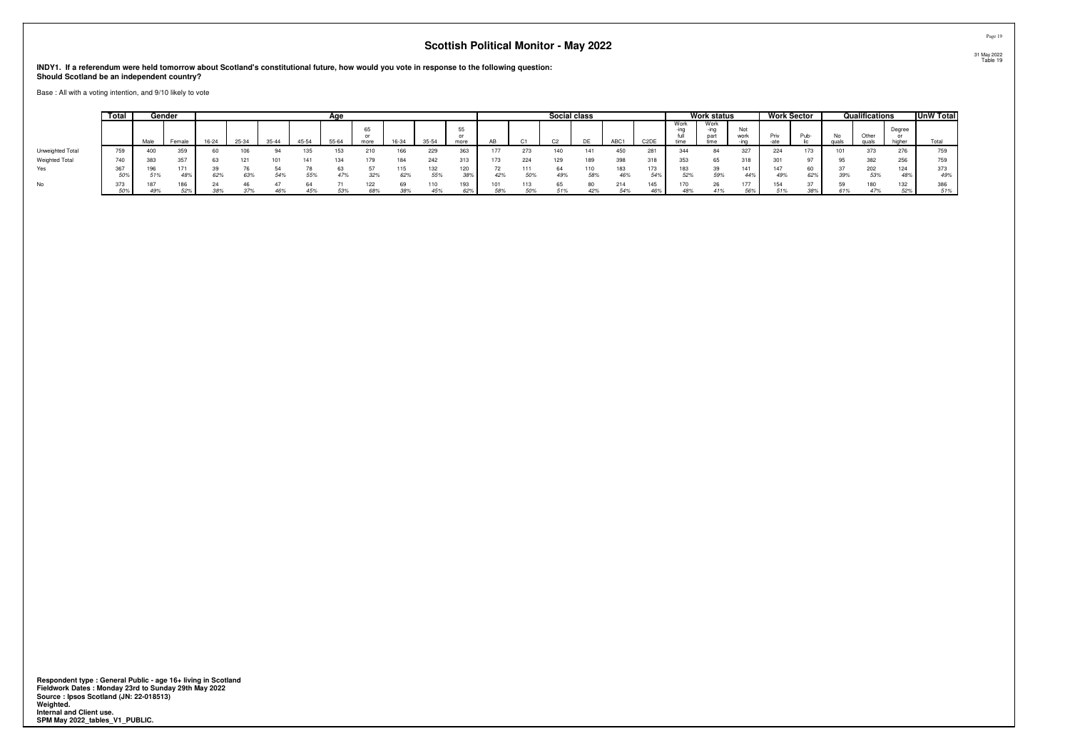# Scottish Political Monitor - May 2022

**INDY1. If a referendum were held tomorrow about Scotland's constitutional future, how would you vote in response to the following question: Should Scotland be an independent country?**

Base : All with a voting intention, and 9/10 likely to vote

| | Total | Gender | | Age | | | | | | | | | Social class | | | | | | Work status | | | Work Sector | | Qualifications | | | UnW Total |
|---|---|---|---|---|---|---|---|---|---|---|---|---|---|---|---|---|---|---|---|---|---|---|---|---|---|---|---|
| | | Male | Female | 16-24 | 25-34 | 35-44 | 45-54 | 55-64 | 65 or more | 16-34 | 35-54 | 55 or more | AB | C1 | C2 | DE | ABC1 | C2DE | Work-ing full time | Work-ing part time | Not work-ing | Priv-ate | Pub-lic | No quals | Other quals | Degree or higher | Total |
| Unweighted Total | 759 | 400 | 359 | 60 | 106 | 94 | 135 | 153 | 210 | 166 | 229 | 363 | 177 | 273 | 140 | 141 | 450 | 281 | 344 | 84 | 327 | 224 | 173 | 101 | 373 | 276 | 759 |
| Weighted Total | 740 | 383 | 357 | 63 | 121 | 101 | 141 | 134 | 179 | 184 | 242 | 313 | 173 | 224 | 129 | 189 | 398 | 318 | 353 | 65 | 318 | 301 | 97 | 95 | 382 | 256 | 759 |
| Yes | 367 | 196 | 171 | 39 | 76 | 54 | 78 | 63 | 57 | 115 | 132 | 120 | 72 | 111 | 64 | 110 | 183 | 173 | 183 | 39 | 141 | 147 | 60 | 37 | 202 | 124 | 373 |
| | *50%* | *51%* | *48%* | *62%* | *63%* | *54%* | *55%* | *47%* | *32%* | *62%* | *55%* | *38%* | *42%* | *50%* | *49%* | *58%* | *46%* | *54%* | *52%* | *59%* | *44%* | *49%* | *62%* | *39%* | *53%* | *48%* | *49%* |
| No | 373 | 187 | 186 | 24 | 46 | 47 | 64 | 71 | 122 | 69 | 110 | 193 | 101 | 113 | 65 | 80 | 214 | 145 | 170 | 26 | 177 | 154 | 37 | 59 | 180 | 132 | 386 |
| | *50%* | *49%* | *52%* | *38%* | *37%* | *46%* | *45%* | *53%* | *68%* | *38%* | *45%* | *62%* | *58%* | *50%* | *51%* | *42%* | *54%* | *46%* | *48%* | *41%* | *56%* | *51%* | *38%* | *61%* | *47%* | *52%* | *51%* |

**Respondent type : General Public - age 16+ living in Scotland**
**Fieldwork Dates : Monday 23rd to Sunday 29th May 2022**
**Source : Ipsos Scotland (JN: 22-018513)**
**Weighted.**
**Internal and Client use.**
**SPM May 2022_tables_V1_PUBLIC.**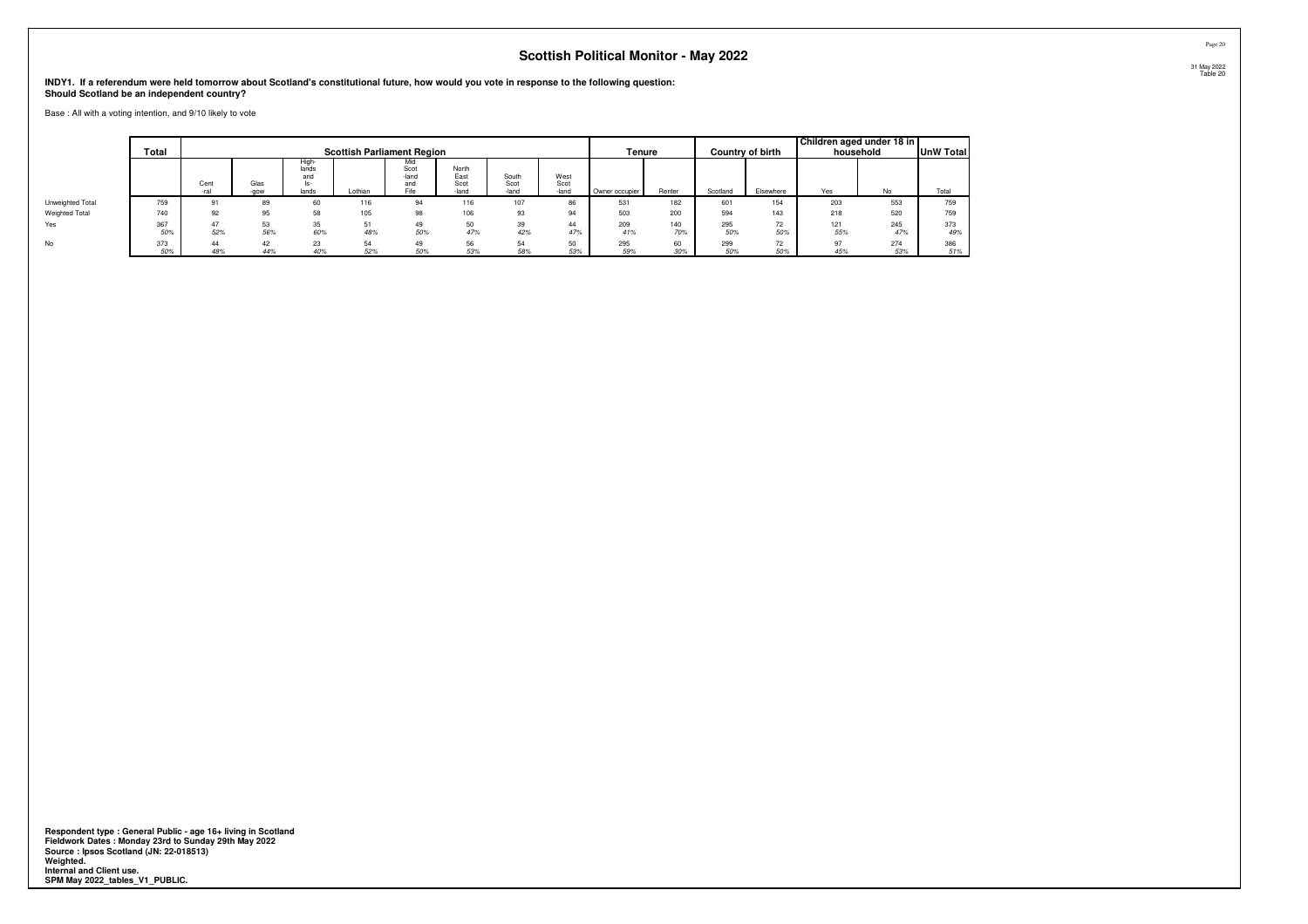## Scottish Political Monitor - May 2022

**INDY1. If a referendum were held tomorrow about Scotland's constitutional future, how would you vote in response to the following question: Should Scotland be an independent country?**

Base : All with a voting intention, and 9/10 likely to vote

| | Total | Scottish Parliament Region | | | | | | | | Tenure | | Country of birth | | Children aged under 18 in household | | UnW Total |
|---|---|---|---|---|---|---|---|---|---|---|---|---|---|---|---|---|
| | | Central | Glasgow | Highlands and Islands | Lothian | Mid Scotland and Fife | North East Scotland | South Scotland | West Scotland | Owner occupier | Renter | Scotland | Elsewhere | Yes | No | Total |
| Unweighted Total | 759 | 91 | 89 | 60 | 116 | 94 | 116 | 107 | 86 | 531 | 182 | 601 | 154 | 203 | 553 | 759 |
| Weighted Total | 740 | 92 | 95 | 58 | 105 | 98 | 106 | 93 | 94 | 503 | 200 | 594 | 143 | 218 | 520 | 759 |
| Yes | 367 | 47 | 53 | 35 | 51 | 49 | 50 | 39 | 44 | 209 | 140 | 295 | 72 | 121 | 245 | 373 |
| | *50%* | *52%* | *56%* | *60%* | *48%* | *50%* | *47%* | *42%* | *47%* | *41%* | *70%* | *50%* | *50%* | *55%* | *47%* | *49%* |
| No | 373 | 44 | 42 | 23 | 54 | 49 | 56 | 54 | 50 | 295 | 60 | 299 | 72 | 97 | 274 | 386 |
| | *50%* | *48%* | *44%* | *40%* | *52%* | *50%* | *53%* | *58%* | *53%* | *59%* | *30%* | *50%* | *50%* | *45%* | *53%* | *51%* |

**Respondent type : General Public - age 16+ living in Scotland**
**Fieldwork Dates : Monday 23rd to Sunday 29th May 2022**
**Source : Ipsos Scotland (JN: 22-018513)**
**Weighted.**
**Internal and Client use.**
**SPM May 2022_tables_V1_PUBLIC.**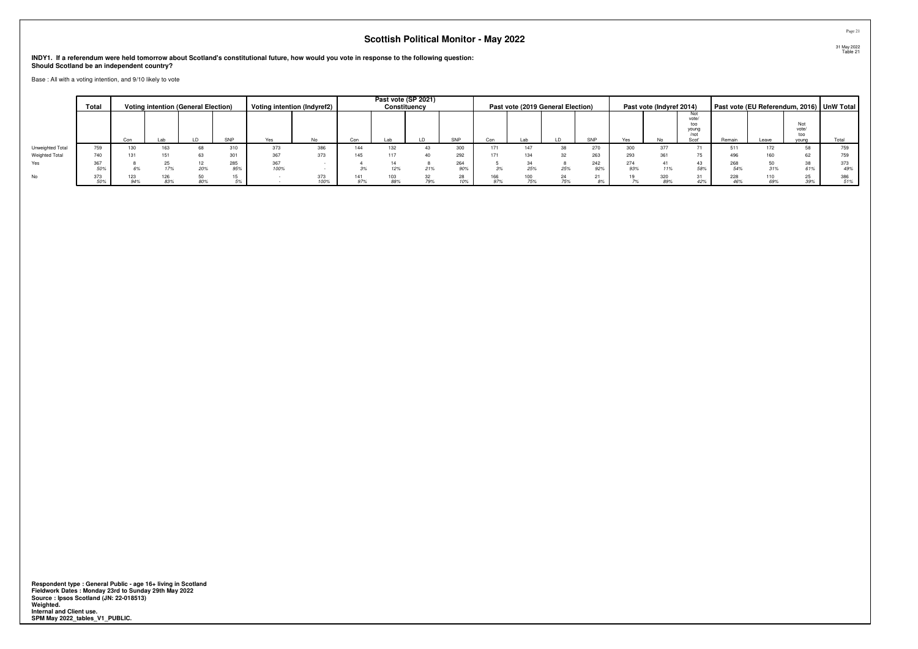# Scottish Political Monitor - May 2022

**INDY1. If a referendum were held tomorrow about Scotland's constitutional future, how would you vote in response to the following question: Should Scotland be an independent country?**

Base : All with a voting intention, and 9/10 likely to vote

| | Total | Voting intention (General Election) | | | | Voting intention (Indyref2) | | Past vote (SP 2021) Constituency | | | | Past vote (2019 General Election) | | | | Past vote (Indyref 2014) | | | Past vote (EU Referendum, 2016) | | | UnW Total |
|---|---|---|---|---|---|---|---|---|---|---|---|---|---|---|---|---|---|---|---|---|---|---|
| | | Con | Lab | LD | SNP | Yes | No | Con | Lab | LD | SNP | Con | Lab | LD | SNP | Yes | No | Not vote/ too young /not Scot' | Remain | Leave | Not vote/ too young | Total |
| Unweighted Total | 759 | 130 | 163 | 68 | 310 | 373 | 386 | 144 | 132 | 43 | 300 | 171 | 147 | 38 | 270 | 300 | 377 | 71 | 511 | 172 | 58 | 759 |
| Weighted Total | 740 | 131 | 151 | 63 | 301 | 367 | 373 | 145 | 117 | 40 | 292 | 171 | 134 | 32 | 263 | 293 | 361 | 75 | 496 | 160 | 62 | 759 |
| Yes | 367 | 8 | 25 | 12 | 285 | 367 | - | 4 | 14 | 8 | 264 | 5 | 34 | 8 | 242 | 274 | 41 | 43 | 268 | 50 | 38 | 373 |
| | *50%* | *6%* | *17%* | *20%* | *95%* | *100%* | - | *3%* | *12%* | *21%* | *90%* | *3%* | *25%* | *25%* | *92%* | *93%* | *11%* | *58%* | *54%* | *31%* | *61%* | *49%* |
| No | 373 | 123 | 126 | 50 | 15 | - | 373 | 141 | 103 | 32 | 28 | 166 | 100 | 24 | 21 | 19 | 320 | 31 | 228 | 110 | 25 | 386 |
| | *50%* | *94%* | *83%* | *80%* | *5%* | - | *100%* | *97%* | *88%* | *79%* | *10%* | *97%* | *75%* | *75%* | *8%* | *7%* | *89%* | *42%* | *46%* | *69%* | *39%* | *51%* |

**Respondent type : General Public - age 16+ living in Scotland**
**Fieldwork Dates : Monday 23rd to Sunday 29th May 2022**
**Source : Ipsos Scotland (JN: 22-018513)**
**Weighted.**
**Internal and Client use.**
**SPM May 2022_tables_V1_PUBLIC.**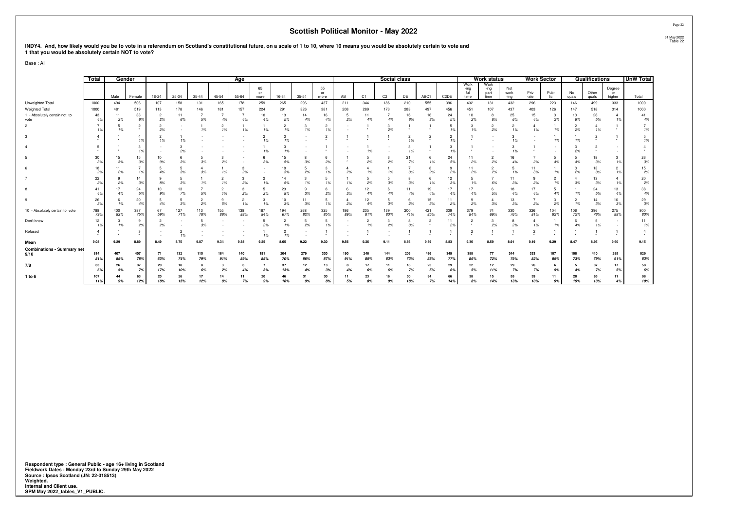# Scottish Political Monitor - May 2022

**INDY4. And, how likely would you be to vote in a referendum on Scotland's constitutional future, on a scale of 1 to 10, where 10 means you would be absolutely certain to vote and 1 that you would be absolutely certain NOT to vote?**

Base : All

| | Total | Gender | | Age | | | | | | | | | Social class | | | | | | Work status | | | Work Sector | | Qualifications | | | UnW Total |
|---|---|---|---|---|---|---|---|---|---|---|---|---|---|---|---|---|---|---|---|---|---|---|---|---|---|---|---|
| | | Male | Female | 16-24 | 25-34 | 35-44 | 45-54 | 55-64 | 65 or more | 16-34 | 35-54 | 55 or more | AB | C1 | C2 | DE | ABC1 | C2DE | Work-ing full time | Work-ing part time | Not work-ing | Priv-ate | Pub-lic | No quals | Other quals | Degree or higher | Total |
| Unweighted Total | 1000 | 494 | 506 | 107 | 158 | 131 | 165 | 178 | 259 | 265 | 296 | 437 | 211 | 344 | 186 | 210 | 555 | 396 | 432 | 131 | 432 | 296 | 223 | 146 | 499 | 333 | 1000 |
| Weighted Total | 1000 | 481 | 519 | 113 | 178 | 146 | 181 | 157 | 224 | 291 | 326 | 381 | 208 | 289 | 173 | 283 | 497 | 456 | 451 | 107 | 437 | 403 | 126 | 147 | 518 | 314 | 1000 |
| 1 - Absolutely certain not to vote | 43 | 11 | 33 | 2 | 11 | 7 | 7 | 7 | 10 | 13 | 14 | 16 | 5 | 11 | 7 | 16 | 16 | 24 | 10 | 8 | 25 | 15 | 3 | 13 | 26 | 4 | 41 |
| | 4% | 2% | 6% | 2% | 6% | 5% | 4% | 4% | 4% | 5% | 4% | 4% | 2% | 4% | 4% | 6% | 3% | 5% | 2% | 8% | 6% | 4% | 2% | 9% | 5% | 1% | 4% |
| 2 | 7 | 5 | 2 | 2 | - | 1 | 2 | 1 | 1 | 2 | 3 | 2 | - | 1 | 3 | 1 | 1 | 5 | 3 | 2 | 2 | 4 | 1 | 2 | 4 | 1 | 7 |
| | 1% | 1% | * | 2% | - | 1% | 1% | 1% | 1% | 1% | 1% | 1% | - | * | 2% | * | * | 1% | 1% | 2% | 1% | 1% | 1% | 2% | 1% | * | 1% |
| 3 | 4 | 1 | 4 | 2 | 1 | - | - | - | 2 | 3 | - | 2 | 1 | 1 | 1 | 2 | 2 | 2 | 1 | - | 3 | - | 1 | 1 | 2 | 1 | 5 |
| | * | * | 1% | 1% | 1% | - | - | - | 1% | 1% | - | * | * | * | * | 1% | * | 1% | * | - | 1% | - | 1% | 1% | * | * | 1% |
| 4 | 5 | 1 | 3 | - | 3 | - | - | - | 1 | 3 | - | 1 | - | 1 | - | 3 | 1 | 3 | 1 | - | 3 | 1 | - | 3 | 2 | - | 4 |
| | * | * | 1% | - | 2% | - | - | - | 1% | 1% | - | * | - | 1% | - | 1% | * | 1% | * | - | 1% | * | - | 2% | * | - | * |
| 5 | 30 | 15 | 15 | 10 | 6 | 5 | 3 | - | 6 | 15 | 8 | 6 | 1 | 5 | 3 | 21 | 6 | 24 | 11 | 2 | 16 | 7 | 5 | 5 | 18 | 3 | 26 |
| | 3% | 3% | 3% | 9% | 3% | 3% | 2% | - | 3% | 5% | 3% | 2% | * | 2% | 2% | 7% | 1% | 5% | 2% | 2% | 4% | 2% | 4% | 4% | 3% | 1% | 3% |
| 6 | 18 | 11 | 7 | 5 | 5 | 4 | 1 | 3 | - | 10 | 5 | 3 | 4 | 4 | 1 | 7 | 8 | 9 | 11 | 2 | 5 | 11 | 1 | 3 | 13 | 2 | 15 |
| | 2% | 2% | 1% | 4% | 3% | 3% | 1% | 2% | - | 3% | 2% | 1% | 2% | 1% | 1% | 3% | 2% | 2% | 2% | 2% | 1% | 3% | 1% | 2% | 3% | 1% | 2% |
| 7 | 22 | 9 | 14 | 9 | 5 | 1 | 2 | 3 | 2 | 14 | 3 | 5 | 1 | 5 | 5 | 8 | 6 | 12 | 5 | 7 | 11 | 9 | 2 | 4 | 13 | 4 | 20 |
| | 2% | 2% | 3% | 8% | 3% | 1% | 1% | 2% | 1% | 5% | 1% | 1% | 1% | 2% | 3% | 3% | 1% | 3% | 1% | 6% | 3% | 2% | 1% | 3% | 3% | 1% | 2% |
| 8 | 41 | 17 | 24 | 10 | 13 | 7 | 2 | 3 | 5 | 23 | 9 | 8 | 6 | 12 | 6 | 11 | 19 | 17 | 17 | 6 | 18 | 17 | 5 | 1 | 24 | 13 | 38 |
| | 4% | 4% | 5% | 9% | 7% | 5% | 1% | 2% | 2% | 8% | 3% | 2% | 3% | 4% | 4% | 4% | 4% | 4% | 4% | 5% | 4% | 4% | 4% | 1% | 5% | 4% | 4% |
| 9 | 26 | 6 | 20 | 5 | 5 | 2 | 9 | 2 | 3 | 10 | 11 | 5 | 4 | 12 | 5 | 6 | 15 | 11 | 9 | 4 | 13 | 7 | 3 | 2 | 14 | 10 | 29 |
| | 3% | 1% | 4% | 4% | 3% | 2% | 5% | 1% | 1% | 3% | 3% | 1% | 2% | 4% | 3% | 2% | 3% | 2% | 2% | 3% | 3% | 2% | 2% | 1% | 3% | 3% | 3% |
| 10 - Absolutely certain to vote | 788 | 400 | 387 | 67 | 127 | 113 | 155 | 138 | 187 | 194 | 268 | 325 | 186 | 235 | 139 | 200 | 421 | 339 | 379 | 74 | 330 | 326 | 104 | 106 | 396 | 275 | 800 |
| | 79% | 83% | 75% | 59% | 71% | 78% | 86% | 88% | 84% | 67% | 82% | 85% | 89% | 81% | 80% | 71% | 85% | 74% | 84% | 69% | 76% | 81% | 82% | 72% | 76% | 88% | 80% |
| Don't know | 12 | 3 | 9 | 2 | - | 5 | - | - | 5 | 2 | 5 | 5 | - | 2 | 3 | 8 | 2 | 11 | 2 | 3 | 8 | 4 | 1 | 6 | 5 | - | 11 |
| | 1% | 1% | 2% | 2% | - | 3% | - | - | 2% | 1% | 2% | 1% | - | 1% | 2% | 3% | * | 2% | * | 2% | 2% | 1% | 1% | 4% | 1% | - | 1% |
| Refused | 4 | 1 | 3 | - | 2 | - | - | - | 1 | 2 | - | 1 | - | 1 | - | 1 | 1 | 1 | 2 | 1 | 1 | 2 | 1 | 1 | 1 | 1 | 4 |
| | * | * | * | - | 1% | - | - | - | 1% | 1% | - | * | - | * | - | * | * | * | * | * | * | * | * | * | * | * | * |
| **Mean** | **9.08** | **9.29** | **8.89** | **8.49** | **8.75** | **9.07** | **9.34** | **9.38** | **9.25** | **8.65** | **9.22** | **9.30** | **9.56** | **9.26** | **9.11** | **8.66** | **9.39** | **8.83** | **9.36** | **8.59** | **8.91** | **9.19** | **9.29** | **8.47** | **8.95** | **9.60** | **9.15** |
| **Combinations - Summary net** | | | | | | | | | | | | | | | | | | | | | | | | | | | |
| **9/10** | **814** | **407** | **407** | **71** | **132** | **115** | **164** | **140** | **191** | **204** | **279** | **330** | **190** | **246** | **144** | **206** | **436** | **349** | **388** | **77** | **344** | **333** | **107** | **108** | **410** | **285** | **829** |
| | *81%* | *85%* | *78%* | *63%* | *74%* | *79%* | *91%* | *89%* | *85%* | *70%* | *86%* | *87%* | *91%* | *85%* | *83%* | *73%* | *88%* | *77%* | *86%* | *72%* | *79%* | *82%* | *85%* | *73%* | *79%* | *91%* | *83%* |
| **7/8** | **63** | **26** | **37** | **20** | **18** | **8** | **3** | **6** | **7** | **37** | **12** | **13** | **8** | **17** | **11** | **18** | **25** | **29** | **22** | **12** | **29** | **26** | **6** | **5** | **37** | **17** | **58** |
| | *6%* | *5%* | *7%* | *17%* | *10%* | *6%* | *2%* | *4%* | *3%* | *13%* | *4%* | *3%* | *4%* | *6%* | *6%* | *7%* | *5%* | *6%* | *5%* | *11%* | *7%* | *7%* | *5%* | *4%* | *7%* | *5%* | *6%* |
| **1 to 6** | **107** | **44** | **63** | **20** | **26** | **17** | **14** | **11** | **20** | **46** | **31** | **30** | **11** | **23** | **16** | **50** | **34** | **66** | **38** | **15** | **55** | **39** | **11** | **28** | **65** | **11** | **98** |
| | *11%* | *9%* | *12%* | *18%* | *15%* | *12%* | *8%* | *7%* | *9%* | *16%* | *9%* | *8%* | *5%* | *8%* | *9%* | *18%* | *7%* | *14%* | *8%* | *14%* | *13%* | *10%* | *9%* | *19%* | *13%* | *4%* | *10%* |

**Respondent type : General Public - age 16+ living in Scotland**
**Fieldwork Dates : Monday 23rd to Sunday 29th May 2022**
**Source : Ipsos Scotland (JN: 22-018513)**
**Weighted.**
**Internal and Client use.**
**SPM May 2022_tables_V1_PUBLIC.**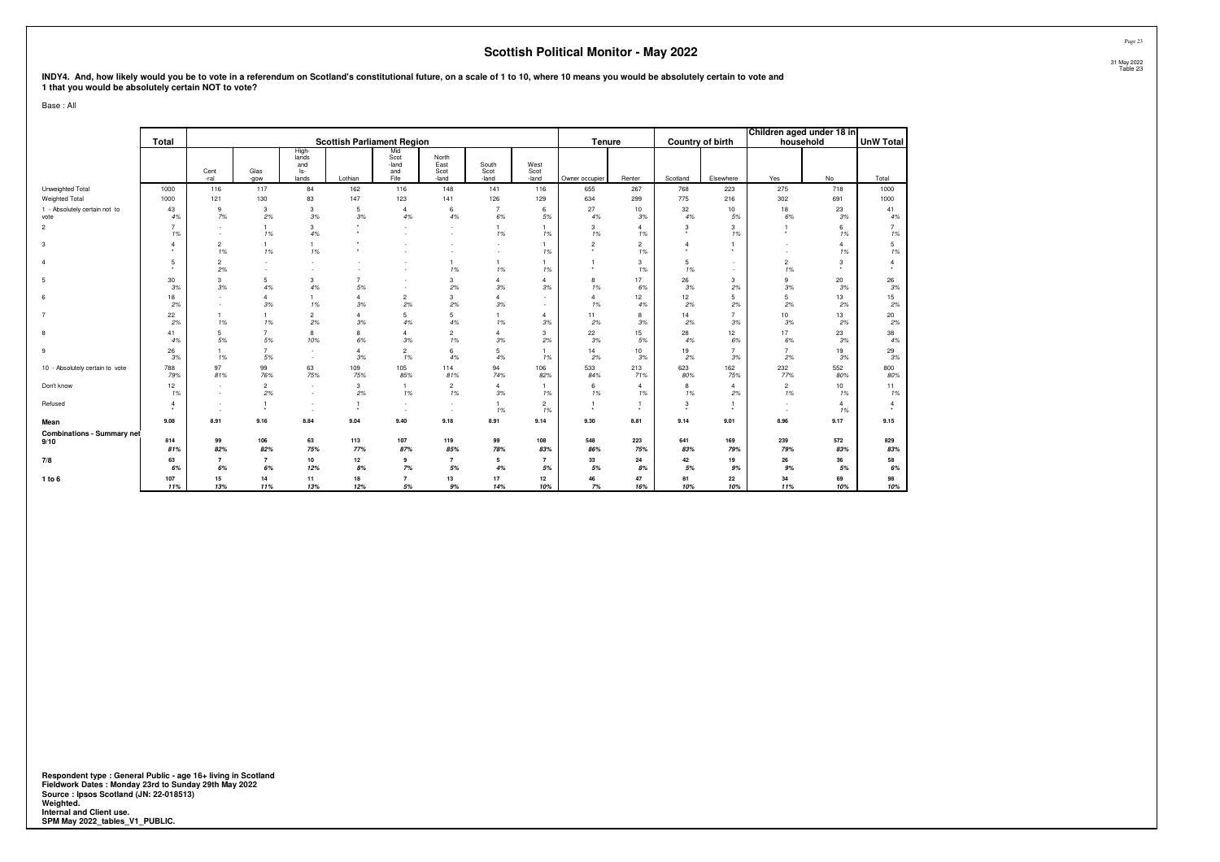# Scottish Political Monitor - May 2022

**INDY4. And, how likely would you be to vote in a referendum on Scotland's constitutional future, on a scale of 1 to 10, where 10 means you would be absolutely certain to vote and 1 that you would be absolutely certain NOT to vote?**

Base : All

| | Total | Scottish Parliament Region | | | | | | | | Tenure | | Country of birth | | Children aged under 18 in household | | UnW Total |
|---|---|---|---|---|---|---|---|---|---|---|---|---|---|---|---|---|
| | | Cent-ral | Glas-gow | High-lands and Is-lands | Lothian | Mid Scot-land and Fife | North East Scot-land | South Scot-land | West Scot-land | Owner occupier | Renter | Scotland | Elsewhere | Yes | No | Total |
| Unweighted Total | 1000 | 116 | 117 | 84 | 162 | 116 | 148 | 141 | 116 | 655 | 267 | 768 | 223 | 275 | 718 | 1000 |
| Weighted Total | 1000 | 121 | 130 | 83 | 147 | 123 | 141 | 126 | 129 | 634 | 299 | 775 | 216 | 302 | 691 | 1000 |
| 1 - Absolutely certain not to vote | 43 | 9 | 3 | 3 | 5 | 4 | 6 | 7 | 6 | 27 | 10 | 32 | 10 | 18 | 23 | 41 |
| | 4% | 7% | 2% | 3% | 3% | 4% | 4% | 6% | 5% | 4% | 3% | 4% | 5% | 6% | 3% | 4% |
| 2 | 7 | - | 1 | 3 | * | - | - | 1 | 1 | 3 | 4 | 3 | 3 | 1 | 6 | 7 |
| | 1% | - | 1% | 4% | * | - | - | 1% | 1% | 1% | 1% | * | 1% | * | 1% | 1% |
| 3 | 4 | 2 | 1 | 1 | * | - | - | - | 1 | 2 | 2 | 4 | 1 | - | 4 | 5 |
| | * | 1% | 1% | 1% | * | - | - | - | 1% | * | 1% | * | * | - | 1% | 1% |
| 4 | 5 | 2 | - | - | - | - | 1 | 1 | 1 | 1 | 3 | 5 | - | 2 | 3 | 4 |
| | * | 2% | - | - | - | - | 1% | 1% | 1% | * | 1% | 1% | - | 1% | * | * |
| 5 | 30 | 3 | 5 | 3 | 7 | - | 3 | 4 | 4 | 8 | 17 | 26 | 3 | 9 | 20 | 26 |
| | 3% | 3% | 4% | 4% | 5% | - | 2% | 3% | 3% | 1% | 6% | 3% | 2% | 3% | 3% | 3% |
| 6 | 18 | - | 4 | 1 | 4 | 2 | 3 | 4 | - | 4 | 12 | 12 | 5 | 5 | 13 | 15 |
| | 2% | - | 3% | 1% | 3% | 2% | 2% | 3% | - | 1% | 4% | 2% | 2% | 2% | 2% | 2% |
| 7 | 22 | 1 | 1 | 2 | 4 | 5 | 5 | 1 | 4 | 11 | 8 | 14 | 7 | 10 | 13 | 20 |
| | 2% | 1% | 1% | 2% | 3% | 4% | 4% | 1% | 3% | 2% | 3% | 2% | 3% | 3% | 2% | 2% |
| 8 | 41 | 5 | 7 | 8 | 8 | 4 | 2 | 4 | 3 | 22 | 15 | 28 | 12 | 17 | 23 | 38 |
| | 4% | 5% | 5% | 10% | 6% | 3% | 1% | 3% | 2% | 3% | 5% | 4% | 6% | 6% | 3% | 4% |
| 9 | 26 | 1 | 7 | - | 4 | 2 | 6 | 5 | 1 | 14 | 10 | 19 | 7 | 7 | 19 | 29 |
| | 3% | 1% | 5% | - | 3% | 1% | 4% | 4% | 1% | 2% | 3% | 2% | 3% | 2% | 3% | 3% |
| 10 - Absolutely certain to vote | 788 | 97 | 99 | 63 | 109 | 105 | 114 | 94 | 106 | 533 | 213 | 623 | 162 | 232 | 552 | 800 |
| | 79% | 81% | 76% | 75% | 75% | 85% | 81% | 74% | 82% | 84% | 71% | 80% | 75% | 77% | 80% | 80% |
| Don't know | 12 | - | 2 | - | 3 | 1 | 2 | 4 | 1 | 6 | 4 | 8 | 4 | 2 | 10 | 11 |
| | 1% | - | 2% | - | 2% | 1% | 1% | 3% | 1% | 1% | 1% | 1% | 2% | 1% | 1% | 1% |
| Refused | 4 | - | 1 | - | 1 | - | - | 1 | 2 | 1 | 1 | 3 | 1 | - | 4 | 4 |
| | * | - | * | - | * | - | - | 1% | 1% | * | * | * | * | - | 1% | * |
| **Mean** | **9.08** | **8.91** | **9.16** | **8.84** | **9.04** | **9.40** | **9.18** | **8.91** | **9.14** | **9.30** | **8.81** | **9.14** | **9.01** | **8.96** | **9.17** | **9.15** |
| **Combinations - Summary net** | | | | | | | | | | | | | | | | |
| **9/10** | **814** | **99** | **106** | **63** | **113** | **107** | **119** | **99** | **108** | **548** | **223** | **641** | **169** | **239** | **572** | **829** |
| | ***81%*** | ***82%*** | ***82%*** | ***75%*** | ***77%*** | ***87%*** | ***85%*** | ***78%*** | ***83%*** | ***86%*** | ***75%*** | ***83%*** | ***79%*** | ***79%*** | ***83%*** | ***83%*** |
| **7/8** | **63** | **7** | **7** | **10** | **12** | **9** | **7** | **5** | **7** | **33** | **24** | **42** | **19** | **26** | **36** | **58** |
| | ***6%*** | ***6%*** | ***6%*** | ***12%*** | ***8%*** | ***7%*** | ***5%*** | ***4%*** | ***5%*** | ***5%*** | ***8%*** | ***5%*** | ***9%*** | ***9%*** | ***5%*** | ***6%*** |
| **1 to 6** | **107** | **15** | **14** | **11** | **18** | **7** | **13** | **17** | **12** | **46** | **47** | **81** | **22** | **34** | **69** | **98** |
| | ***11%*** | ***13%*** | ***11%*** | ***13%*** | ***12%*** | ***5%*** | ***9%*** | ***14%*** | ***10%*** | ***7%*** | ***16%*** | ***10%*** | ***10%*** | ***11%*** | ***10%*** | ***10%*** |

**Respondent type : General Public - age 16+ living in Scotland**
**Fieldwork Dates : Monday 23rd to Sunday 29th May 2022**
**Source : Ipsos Scotland (JN: 22-018513)**
**Weighted.**
**Internal and Client use.**
**SPM May 2022_tables_V1_PUBLIC.**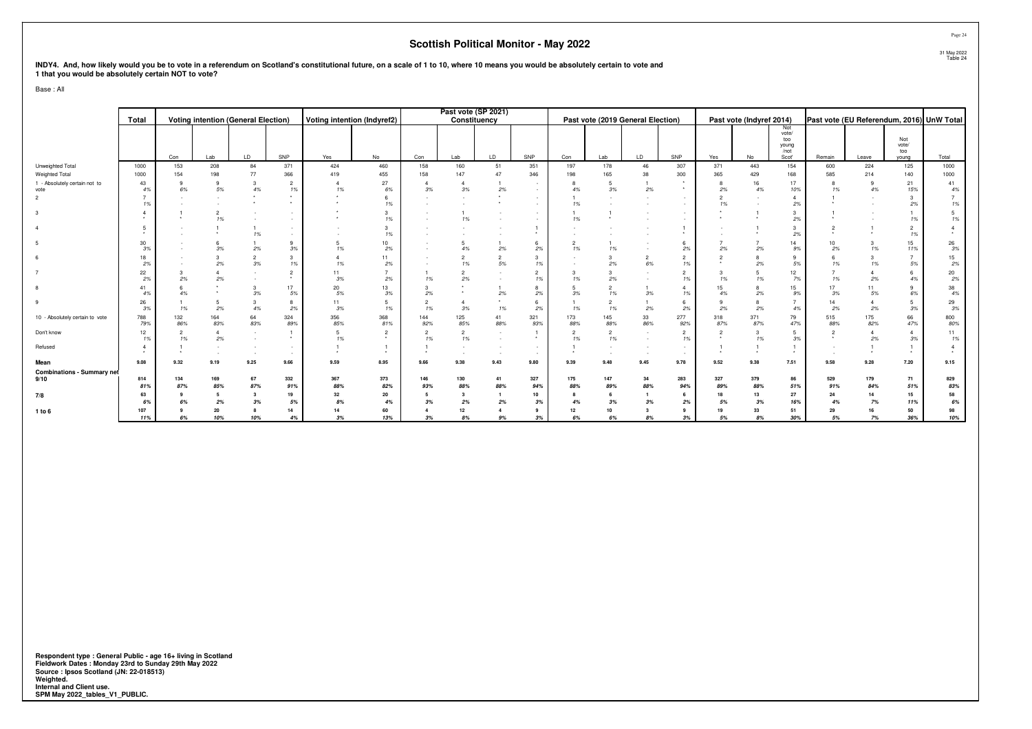## Scottish Political Monitor - May 2022

**INDY4. And, how likely would you be to vote in a referendum on Scotland's constitutional future, on a scale of 1 to 10, where 10 means you would be absolutely certain to vote and 1 that you would be absolutely certain NOT to vote?**

Base : All

| | Total | Voting intention (General Election) | | | | Voting intention (Indyref2) | | Past vote (SP 2021) Constituency | | | | Past vote (2019 General Election) | | | | Past vote (Indyref 2014) | | | Past vote (EU Referendum, 2016) | | | UnW Total |
|---|---|---|---|---|---|---|---|---|---|---|---|---|---|---|---|---|---|---|---|---|---|---|
| | | Con | Lab | LD | SNP | Yes | No | Con | Lab | LD | SNP | Con | Lab | LD | SNP | Yes | No | Not vote/ too young /not Scot | Remain | Leave | Not vote/ too young | Total |
| Unweighted Total | 1000 | 153 | 208 | 84 | 371 | 424 | 460 | 158 | 160 | 51 | 351 | 197 | 178 | 46 | 307 | 371 | 443 | 154 | 600 | 224 | 125 | 1000 |
| Weighted Total | 1000 | 154 | 198 | 77 | 366 | 419 | 455 | 158 | 147 | 47 | 346 | 198 | 165 | 38 | 300 | 365 | 429 | 168 | 585 | 214 | 140 | 1000 |
| 1 - Absolutely certain not to vote | 43 | 9 | 9 | 3 | 2 | 4 | 27 | 4 | 4 | 1 | - | 8 | 5 | 1 | * | 8 | 16 | 17 | 8 | 9 | 21 | 41 |
| | 4% | 6% | 5% | 4% | 1% | 1% | 6% | 3% | 3% | 2% | - | 4% | 3% | 2% | * | 2% | 4% | 10% | 1% | 4% | 15% | 4% |
| 2 | 7 | - | - | * | * | * | 6 | - | - | * | - | 1 | - | - | - | 2 | - | 4 | 1 | - | 3 | 7 |
| | 1% | - | - | * | * | * | 1% | - | - | * | - | 1% | - | - | - | 1% | - | 2% | * | - | 2% | 1% |
| 3 | 4 | 1 | 2 | - | - | * | 3 | - | 1 | - | - | 1 | 1 | - | - | * | 1 | 3 | 1 | - | 1 | 5 |
| | * | * | 1% | - | - | * | 1% | - | 1% | - | - | 1% | * | - | - | * | * | 2% | * | - | 1% | 1% |
| 4 | 5 | - | 1 | 1 | - | - | 3 | - | - | - | 1 | - | - | - | 1 | - | 1 | 3 | 2 | 1 | 2 | 4 |
| | * | - | * | 1% | - | - | 1% | - | - | - | * | - | - | - | * | - | * | 2% | * | * | 1% | * |
| 5 | 30 | - | 6 | 1 | 9 | 5 | 10 | - | 5 | 1 | 6 | 2 | 1 | - | 6 | 7 | 7 | 14 | 10 | 3 | 15 | 26 |
| | 3% | - | 3% | 2% | 3% | 1% | 2% | - | 4% | 2% | 2% | 1% | 1% | - | 2% | 2% | 2% | 9% | 2% | 1% | 11% | 3% |
| 6 | 18 | - | 3 | 2 | 3 | 4 | 11 | - | 2 | 2 | 3 | - | 3 | 2 | 2 | 2 | 8 | 9 | 6 | 3 | 7 | 15 |
| | 2% | - | 2% | 3% | 1% | 1% | 2% | - | 1% | 5% | 1% | - | 2% | 6% | 1% | * | 2% | 5% | 1% | 1% | 5% | 2% |
| 7 | 22 | 3 | 4 | - | 2 | 11 | 7 | 1 | 2 | - | 2 | 3 | 3 | - | 2 | 3 | 5 | 12 | 7 | 4 | 6 | 20 |
| | 2% | 2% | 2% | - | * | 3% | 2% | 1% | 2% | - | 1% | 1% | 2% | - | 1% | 1% | 1% | 7% | 1% | 2% | 4% | 2% |
| 8 | 41 | 6 | * | 3 | 17 | 20 | 13 | 3 | * | 1 | 8 | 5 | 2 | 1 | 4 | 15 | 8 | 15 | 17 | 11 | 9 | 38 |
| | 4% | 4% | * | 3% | 5% | 5% | 3% | 2% | * | 2% | 2% | 3% | 1% | 3% | 1% | 4% | 2% | 9% | 3% | 5% | 6% | 4% |
| 9 | 26 | 1 | 5 | 3 | 8 | 11 | 5 | 2 | 4 | * | 6 | 1 | 2 | 1 | 6 | 9 | 8 | 7 | 14 | 4 | 5 | 29 |
| | 3% | 1% | 2% | 4% | 2% | 3% | 1% | 1% | 3% | 1% | 2% | 1% | 1% | 2% | 2% | 2% | 2% | 4% | 2% | 2% | 3% | 3% |
| 10 - Absolutely certain to vote | 788 | 132 | 164 | 64 | 324 | 356 | 368 | 144 | 125 | 41 | 321 | 173 | 145 | 33 | 277 | 318 | 371 | 79 | 515 | 175 | 66 | 800 |
| | 79% | 86% | 83% | 83% | 89% | 85% | 81% | 92% | 85% | 88% | 93% | 88% | 88% | 86% | 92% | 87% | 87% | 47% | 88% | 82% | 47% | 80% |
| Don't know | 12 | 2 | 4 | - | 1 | 5 | 2 | 2 | 2 | - | 1 | 2 | 2 | - | 2 | 2 | 3 | 5 | 2 | 4 | 4 | 11 |
| | 1% | 1% | 2% | - | * | 1% | * | 1% | 1% | - | * | 1% | 1% | - | 1% | * | 1% | 3% | * | 2% | 3% | 1% |
| Refused | 4 | 1 | - | - | - | 1 | 1 | 1 | - | - | - | 1 | - | - | - | 1 | 1 | 1 | - | 1 | 1 | 4 |
| | * | * | - | - | - | * | * | * | - | - | - | * | - | - | - | * | * | * | - | * | * | * |
| **Mean** | 9.08 | 9.32 | 9.19 | 9.25 | 9.66 | 9.59 | 8.95 | 9.66 | 9.38 | 9.43 | 9.80 | 9.39 | 9.48 | 9.45 | 9.78 | 9.52 | 9.38 | 7.51 | 9.58 | 9.28 | 7.20 | 9.15 |
| **Combinations - Summary net** | | | | | | | | | | | | | | | | | | | | | | |
| **9/10** | 814 | 134 | 169 | 67 | 332 | 367 | 373 | 146 | 130 | 41 | 327 | 175 | 147 | 34 | 283 | 327 | 379 | 86 | 529 | 179 | 71 | 829 |
| | 81% | 87% | 85% | 87% | 91% | 88% | 82% | 93% | 88% | 88% | 94% | 88% | 89% | 88% | 94% | 89% | 88% | 51% | 91% | 84% | 51% | 83% |
| **7/8** | 63 | 9 | 5 | 3 | 19 | 32 | 20 | 5 | 3 | 1 | 10 | 8 | 6 | 1 | 6 | 18 | 13 | 27 | 24 | 14 | 15 | 58 |
| | 6% | 6% | 2% | 3% | 5% | 8% | 4% | 3% | 2% | 2% | 3% | 4% | 3% | 3% | 2% | 5% | 3% | 16% | 4% | 7% | 11% | 6% |
| **1 to 6** | 107 | 9 | 20 | 8 | 14 | 14 | 60 | 4 | 12 | 4 | 9 | 12 | 10 | 3 | 9 | 19 | 33 | 51 | 29 | 16 | 50 | 98 |
| | 11% | 6% | 10% | 10% | 4% | 3% | 13% | 3% | 8% | 9% | 3% | 6% | 6% | 8% | 3% | 5% | 8% | 30% | 5% | 7% | 36% | 10% |

**Respondent type : General Public - age 16+ living in Scotland**
**Fieldwork Dates : Monday 23rd to Sunday 29th May 2022**
**Source : Ipsos Scotland (JN: 22-018513)**
**Weighted.**
**Internal and Client use.**
**SPM May 2022_tables_V1_PUBLIC.**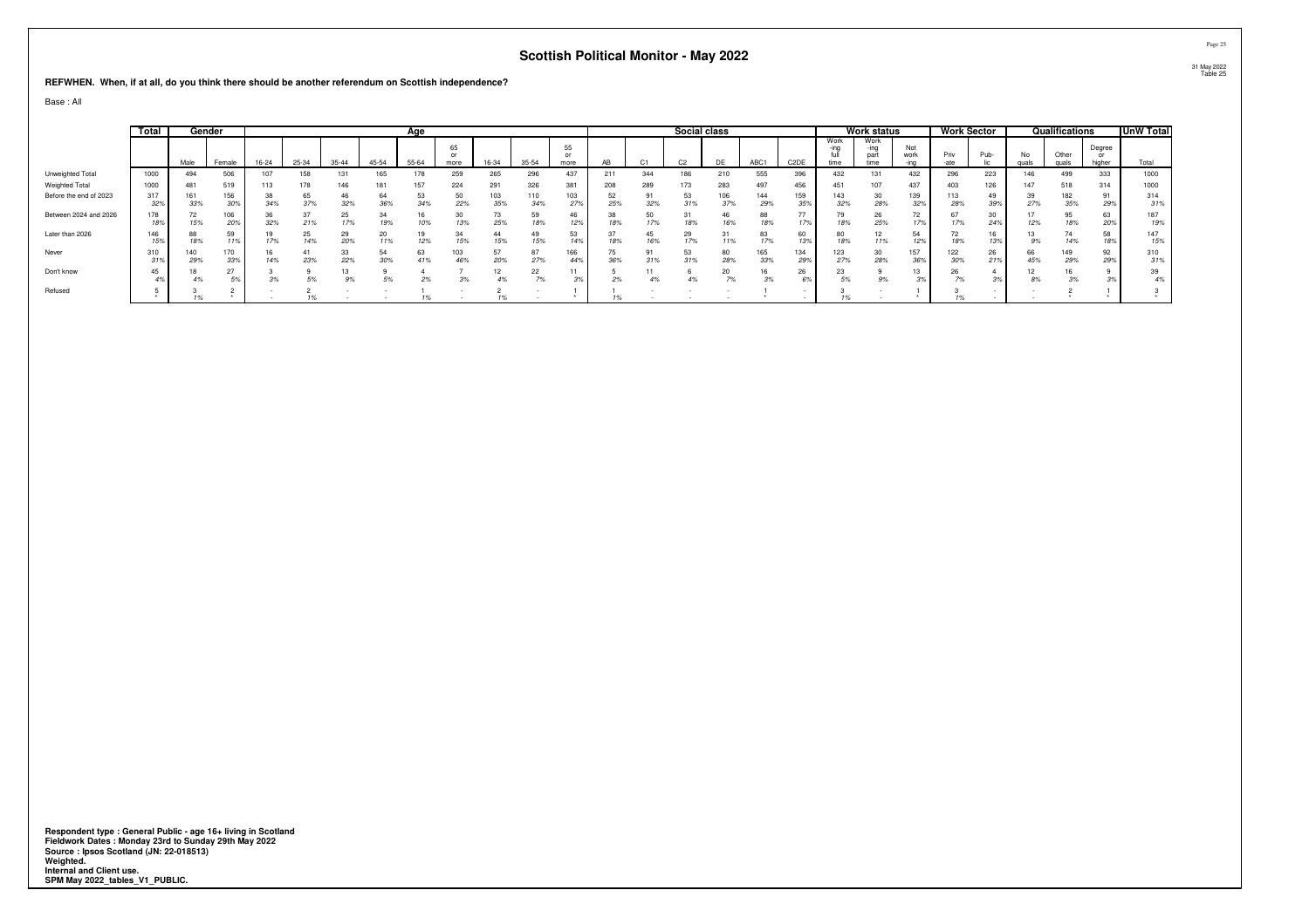# Scottish Political Monitor - May 2022

**REFWHEN. When, if at all, do you think there should be another referendum on Scottish independence?**

Base : All

| | Total | Gender | | Age | | | | | | | | | Social class | | | | | | Work status | | | Work Sector | | Qualifications | | | UnW Total |
|---|---|---|---|---|---|---|---|---|---|---|---|---|---|---|---|---|---|---|---|---|---|---|---|---|---|---|---|
| | | Male | Female | 16-24 | 25-34 | 35-44 | 45-54 | 55-64 | 65 or more | 16-34 | 35-54 | 55 or more | AB | C1 | C2 | DE | ABC1 | C2DE | Work-ing full time | Work-ing part time | Not work-ing | Priv-ate | Pub-lic | No quals | Other quals | Degree or higher | Total |
| Unweighted Total | 1000 | 494 | 506 | 107 | 158 | 131 | 165 | 178 | 259 | 265 | 296 | 437 | 211 | 344 | 186 | 210 | 555 | 396 | 432 | 131 | 432 | 296 | 223 | 146 | 499 | 333 | 1000 |
| Weighted Total | 1000 | 481 | 519 | 113 | 178 | 146 | 181 | 157 | 224 | 291 | 326 | 381 | 208 | 289 | 173 | 283 | 497 | 456 | 451 | 107 | 437 | 403 | 126 | 147 | 518 | 314 | 1000 |
| Before the end of 2023 | 317 | 161 | 156 | 38 | 65 | 46 | 64 | 53 | 50 | 103 | 110 | 103 | 52 | 91 | 53 | 106 | 144 | 159 | 143 | 30 | 139 | 113 | 49 | 39 | 182 | 91 | 314 |
| | 32% | 33% | 30% | 34% | 37% | 32% | 36% | 34% | 22% | 35% | 34% | 27% | 25% | 32% | 31% | 37% | 29% | 35% | 32% | 28% | 32% | 28% | 39% | 27% | 35% | 29% | 31% |
| Between 2024 and 2026 | 178 | 72 | 106 | 36 | 37 | 25 | 34 | 16 | 30 | 73 | 59 | 46 | 38 | 50 | 31 | 46 | 88 | 77 | 79 | 26 | 72 | 67 | 30 | 17 | 95 | 63 | 187 |
| | 18% | 15% | 20% | 32% | 21% | 17% | 19% | 10% | 13% | 25% | 18% | 12% | 18% | 17% | 18% | 16% | 18% | 17% | 18% | 25% | 17% | 17% | 24% | 12% | 18% | 20% | 19% |
| Later than 2026 | 146 | 88 | 59 | 19 | 25 | 29 | 20 | 19 | 34 | 44 | 49 | 53 | 37 | 45 | 29 | 31 | 83 | 60 | 80 | 12 | 54 | 72 | 16 | 13 | 74 | 58 | 147 |
| | 15% | 18% | 11% | 17% | 14% | 20% | 11% | 12% | 15% | 15% | 15% | 14% | 18% | 16% | 17% | 11% | 17% | 13% | 18% | 11% | 12% | 18% | 13% | 9% | 14% | 18% | 15% |
| Never | 310 | 140 | 170 | 16 | 41 | 33 | 54 | 63 | 103 | 57 | 87 | 166 | 75 | 91 | 53 | 80 | 165 | 134 | 123 | 30 | 157 | 122 | 26 | 66 | 149 | 92 | 310 |
| | 31% | 29% | 33% | 14% | 23% | 22% | 30% | 41% | 46% | 20% | 27% | 44% | 36% | 31% | 31% | 28% | 33% | 29% | 27% | 28% | 36% | 30% | 21% | 45% | 29% | 29% | 31% |
| Don't know | 45 | 18 | 27 | 3 | 9 | 13 | 9 | 4 | 7 | 12 | 22 | 11 | 5 | 11 | 6 | 20 | 16 | 26 | 23 | 9 | 13 | 26 | 4 | 12 | 16 | 9 | 39 |
| | 4% | 4% | 5% | 3% | 5% | 9% | 5% | 2% | 3% | 4% | 7% | 3% | 2% | 4% | 4% | 7% | 3% | 6% | 5% | 9% | 3% | 7% | 3% | 8% | 3% | 3% | 4% |
| Refused | 5 | 3 | 2 | - | 2 | - | - | 1 | - | 2 | - | 1 | 1 | - | - | - | 1 | - | 3 | - | 1 | 3 | - | - | 2 | 1 | 3 |
| | * | 1% | * | - | 1% | - | - | 1% | - | 1% | - | * | 1% | - | - | - | * | - | 1% | - | * | 1% | - | - | * | * | * |

**Respondent type : General Public - age 16+ living in Scotland**
**Fieldwork Dates : Monday 23rd to Sunday 29th May 2022**
**Source : Ipsos Scotland (JN: 22-018513)**
**Weighted.**
**Internal and Client use.**
**SPM May 2022_tables_V1_PUBLIC.**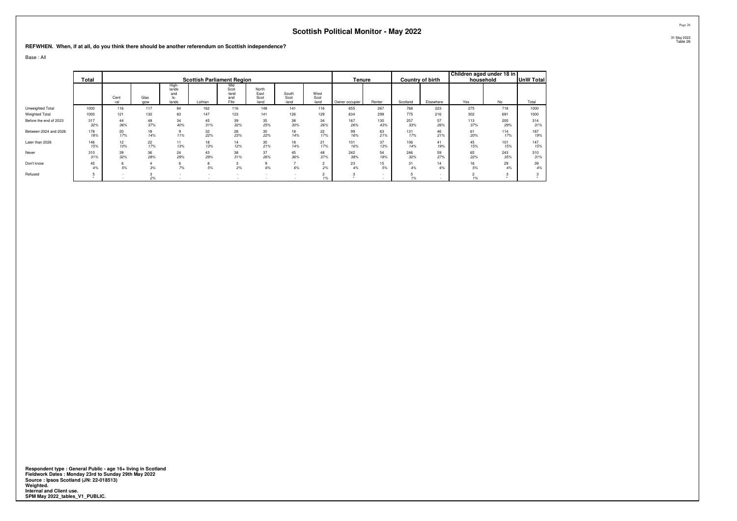## Scottish Political Monitor - May 2022

**REFWHEN. When, if at all, do you think there should be another referendum on Scottish independence?**

Base : All

| | Total | Scottish Parliament Region | | | | | | | | Tenure | | Country of birth | | Children aged under 18 in household | | UnW Total |
|---|---|---|---|---|---|---|---|---|---|---|---|---|---|---|---|---|
| | | Cent -ral | Glas -gow | High- lands and Is- lands | Lothian | Mid Scot -land and Fife | North East Scot -land | South Scot -land | West Scot -land | Owner occupier | Renter | Scotland | Elsewhere | Yes | No | Total |
| Unweighted Total | 1000 | 116 | 117 | 84 | 162 | 116 | 148 | 141 | 116 | 655 | 267 | 768 | 223 | 275 | 718 | 1000 |
| Weighted Total | 1000 | 121 | 130 | 83 | 147 | 123 | 141 | 126 | 129 | 634 | 299 | 775 | 216 | 302 | 691 | 1000 |
| Before the end of 2023 | 317 | 44 | 48 | 34 | 45 | 39 | 35 | 38 | 34 | 167 | 130 | 257 | 57 | 113 | 200 | 314 |
| | 32% | 36% | 37% | 40% | 31% | 32% | 25% | 30% | 26% | 26% | 43% | 33% | 26% | 37% | 29% | 31% |
| Between 2024 and 2026 | 178 | 20 | 18 | 9 | 32 | 28 | 30 | 18 | 22 | 99 | 63 | 131 | 46 | 61 | 114 | 187 |
| | 18% | 17% | 14% | 11% | 22% | 23% | 22% | 14% | 17% | 16% | 21% | 17% | 21% | 20% | 17% | 19% |
| Later than 2026 | 146 | 12 | 22 | 11 | 18 | 14 | 30 | 18 | 21 | 101 | 37 | 106 | 41 | 45 | 101 | 147 |
| | 15% | 10% | 17% | 13% | 13% | 12% | 21% | 14% | 17% | 16% | 13% | 14% | 19% | 15% | 15% | 15% |
| Never | 310 | 39 | 36 | 24 | 43 | 38 | 37 | 45 | 48 | 242 | 54 | 246 | 59 | 65 | 243 | 310 |
| | 31% | 32% | 28% | 29% | 29% | 31% | 26% | 36% | 37% | 38% | 18% | 32% | 27% | 22% | 35% | 31% |
| Don't know | 45 | 6 | 4 | 6 | 8 | 3 | 9 | 7 | 2 | 23 | 15 | 31 | 14 | 16 | 29 | 39 |
| | 4% | 5% | 3% | 7% | 5% | 2% | 6% | 6% | 2% | 4% | 5% | 4% | 6% | 5% | 4% | 4% |
| Refused | 5 | - | 3 | - | - | - | - | - | 2 | 3 | - | 5 | - | 2 | 3 | 3 |
| | * | - | 2% | - | - | - | - | - | 1% | * | - | 1% | - | 1% | * | * |

**Respondent type : General Public - age 16+ living in Scotland**
**Fieldwork Dates : Monday 23rd to Sunday 29th May 2022**
**Source : Ipsos Scotland (JN: 22-018513)**
**Weighted.**
**Internal and Client use.**
**SPM May 2022_tables_V1_PUBLIC.**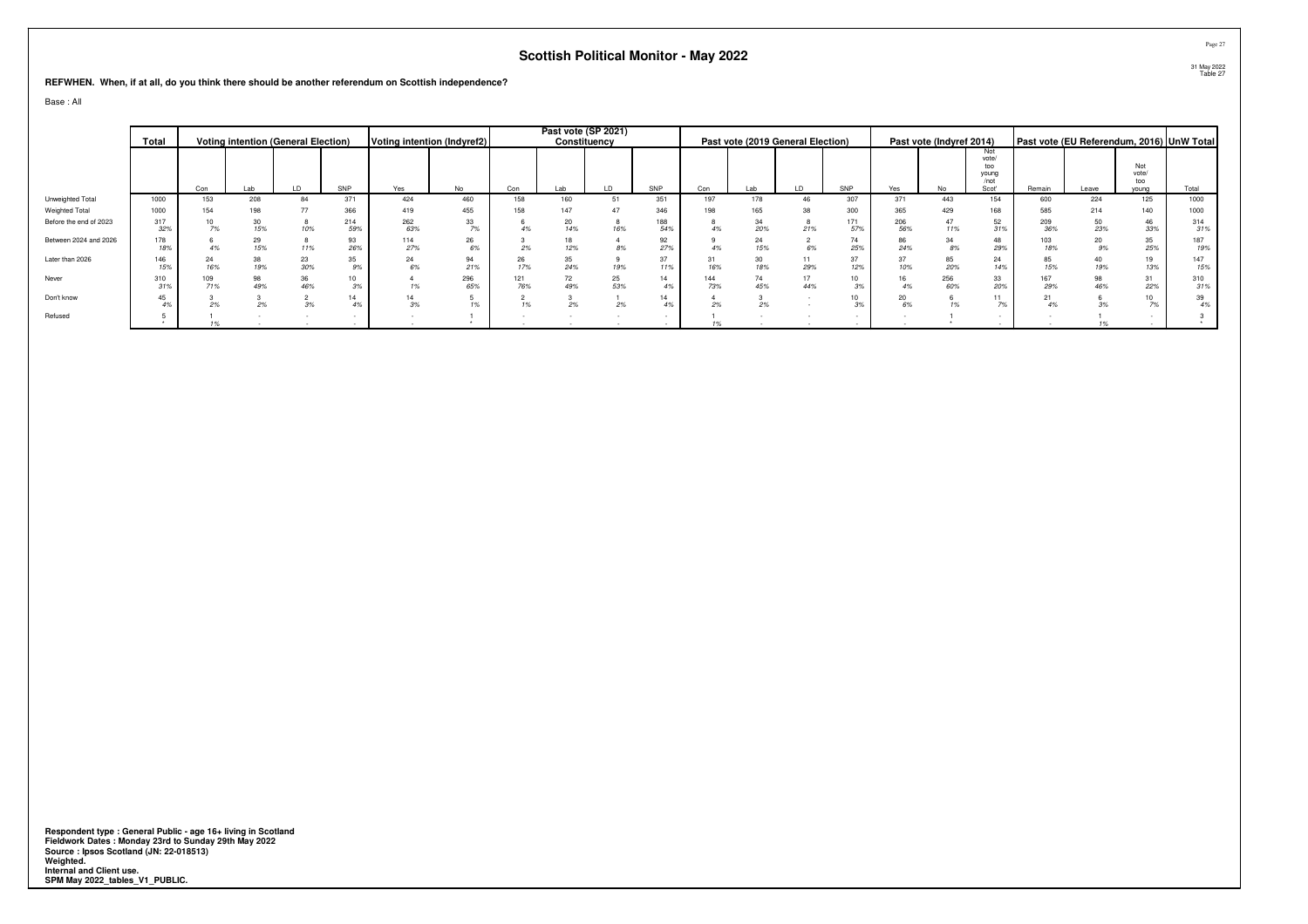# Scottish Political Monitor - May 2022

31 May 2022
Table 27

**REFWHEN. When, if at all, do you think there should be another referendum on Scottish independence?**

Base : All

| | Total | Voting intention (General Election) | | | | Voting intention (Indyref2) | | Past vote (SP 2021) Constituency | | | | Past vote (2019 General Election) | | | | Past vote (Indyref 2014) | | | Past vote (EU Referendum, 2016) | | | UnW Total |
|---|---|---|---|---|---|---|---|---|---|---|---|---|---|---|---|---|---|---|---|---|---|---|
| | | Con | Lab | LD | SNP | Yes | No | Con | Lab | LD | SNP | Con | Lab | LD | SNP | Yes | No | Not vote/ too young /not Scot' | Remain | Leave | Not vote/ too young | Total |
| Unweighted Total | 1000 | 153 | 208 | 84 | 371 | 424 | 460 | 158 | 160 | 51 | 351 | 197 | 178 | 46 | 307 | 371 | 443 | 154 | 600 | 224 | 125 | 1000 |
| Weighted Total | 1000 | 154 | 198 | 77 | 366 | 419 | 455 | 158 | 147 | 47 | 346 | 198 | 165 | 38 | 300 | 365 | 429 | 168 | 585 | 214 | 140 | 1000 |
| Before the end of 2023 | 317 | 10 | 30 | 8 | 214 | 262 | 33 | 6 | 20 | 8 | 188 | 8 | 34 | 8 | 171 | 206 | 47 | 52 | 209 | 50 | 46 | 314 |
| | 32% | 7% | 15% | 10% | 59% | 63% | 7% | 4% | 14% | 16% | 54% | 4% | 20% | 21% | 57% | 56% | 11% | 31% | 36% | 23% | 33% | 31% |
| Between 2024 and 2026 | 178 | 6 | 29 | 8 | 93 | 114 | 26 | 3 | 18 | 4 | 92 | 9 | 24 | 2 | 74 | 86 | 34 | 48 | 103 | 20 | 35 | 187 |
| | 18% | 4% | 15% | 11% | 26% | 27% | 6% | 2% | 12% | 8% | 27% | 4% | 15% | 6% | 25% | 24% | 8% | 29% | 18% | 9% | 25% | 19% |
| Later than 2026 | 146 | 24 | 38 | 23 | 35 | 24 | 94 | 26 | 35 | 9 | 37 | 31 | 30 | 11 | 37 | 37 | 85 | 24 | 85 | 40 | 19 | 147 |
| | 15% | 16% | 19% | 30% | 9% | 6% | 21% | 17% | 24% | 19% | 11% | 16% | 18% | 29% | 12% | 10% | 20% | 14% | 15% | 19% | 13% | 15% |
| Never | 310 | 109 | 98 | 36 | 10 | 4 | 296 | 121 | 72 | 25 | 14 | 144 | 74 | 17 | 10 | 16 | 256 | 33 | 167 | 98 | 31 | 310 |
| | 31% | 71% | 49% | 46% | 3% | 1% | 65% | 76% | 49% | 53% | 4% | 73% | 45% | 44% | 3% | 4% | 60% | 20% | 29% | 46% | 22% | 31% |
| Don't know | 45 | 3 | 3 | 2 | 14 | 14 | 5 | 2 | 3 | 1 | 14 | 4 | 3 | - | 10 | 20 | 6 | 11 | 21 | 6 | 10 | 39 |
| | 4% | 2% | 2% | 3% | 4% | 3% | 1% | 1% | 2% | 2% | 4% | 2% | 2% | - | 3% | 6% | 1% | 7% | 4% | 3% | 7% | 4% |
| Refused | 5 | 1 | - | - | - | - | 1 | - | - | - | - | 1 | - | - | - | - | 1 | - | - | 1 | - | 3 |
| | * | 1% | - | - | - | - | * | - | - | - | - | 1% | - | - | - | - | * | - | - | 1% | - | * |

**Respondent type : General Public - age 16+ living in Scotland**
**Fieldwork Dates : Monday 23rd to Sunday 29th May 2022**
**Source : Ipsos Scotland (JN: 22-018513)**
**Weighted.**
**Internal and Client use.**
**SPM May 2022_tables_V1_PUBLIC.**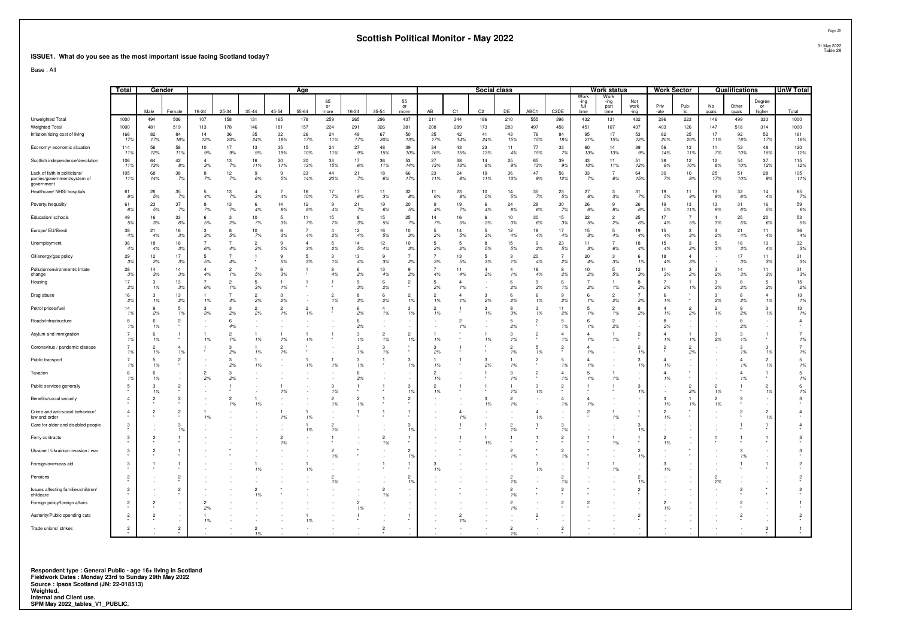# Scottish Political Monitor - May 2022

## ISSUE1. What do you see as the most important issue facing Scotland today?

Base : All

| | Total | Gender | | Age | | | | | | | | | Social class | | | | | | Work status | | | Work Sector | | Qualifications | | | UnW Total |
|---|---|---|---|---|---|---|---|---|---|---|---|---|---|---|---|---|---|---|---|---|---|---|---|---|---|---|---|
| | | Male | Female | 16-24 | 25-34 | 35-44 | 45-54 | 55-64 | 65 or more | 16-34 | 35-54 | 55 or more | AB | C1 | C2 | DE | ABC1 | C2DE | Working full time | Working part time | Not working | Priv-ate | Pub-lic | No quals | Other quals | Degree or higher | Total |
| Unweighted Total | 1000 | 494 | 506 | 107 | 158 | 131 | 165 | 178 | 259 | 265 | 296 | 437 | 211 | 344 | 186 | 210 | 555 | 396 | 432 | 131 | 432 | 296 | 223 | 146 | 499 | 333 | 1000 |
| Weighted Total | 1000 | 481 | 519 | 113 | 178 | 146 | 181 | 157 | 224 | 291 | 326 | 381 | 208 | 289 | 173 | 283 | 497 | 456 | 451 | 107 | 437 | 403 | 126 | 147 | 518 | 314 | 1000 |
| Inflation/rising cost of living | 166 17% | 82 17% | 84 16% | 14 12% | 36 20% | 35 24% | 32 18% | 26 17% | 24 11% | 49 17% | 67 20% | 50 13% | 35 17% | 42 14% | 41 24% | 43 15% | 76 15% | 84 18% | 95 21% | 17 15% | 53 12% | 82 20% | 25 20% | 17 11% | 92 18% | 52 17% | 161 16% |
| Economy/ economic situation | 114 11% | 56 12% | 58 11% | 10 9% | 17 9% | 13 9% | 35 19% | 15 10% | 24 11% | 27 9% | 48 15% | 39 10% | 34 16% | 43 15% | 23 13% | 11 4% | 77 15% | 33 7% | 60 13% | 14 13% | 39 9% | 56 14% | 13 11% | 11 7% | 53 10% | 48 15% | 120 12% |
| Scottish independence/devolution | 106 11% | 64 13% | 42 8% | 4 3% | 13 7% | 16 11% | 20 11% | 20 13% | 33 15% | 17 6% | 36 11% | 53 14% | 27 13% | 38 13% | 14 8% | 25 9% | 65 13% | 39 9% | 43 10% | 11 11% | 51 12% | 38 9% | 12 10% | 12 8% | 54 10% | 37 12% | 115 12% |
| Lack of faith in politicians/ parties/government/system of government | 105 11% | 68 14% | 38 7% | 8 7% | 12 7% | 9 6% | 9 5% | 23 14% | 44 20% | 21 7% | 18 6% | 66 17% | 23 11% | 24 8% | 19 11% | 36 13% | 47 9% | 56 12% | 33 7% | 7 6% | 64 15% | 30 7% | 10 8% | 25 17% | 51 10% | 28 9% | 105 11% |
| Healthcare/ NHS/ hospitals | 61 6% | 26 5% | 35 7% | 5 4% | 13 7% | 4 3% | 7 4% | 16 10% | 17 7% | 17 6% | 11 3% | 32 8% | 11 6% | 23 8% | 10 5% | 14 5% | 35 7% | 23 5% | 27 6% | 3 3% | 31 7% | 19 5% | 11 9% | 13 9% | 32 6% | 14 4% | 65 7% |
| Poverty/Inequality | 61 6% | 23 5% | 37 7% | 8 7% | 13 7% | 6 4% | 14 8% | 12 8% | 9 4% | 21 7% | 19 6% | 20 5% | 9 4% | 19 7% | 6 4% | 24 8% | 28 6% | 30 7% | 26 6% | 9 8% | 26 6% | 19 5% | 13 11% | 13 9% | 31 6% | 16 5% | 59 6% |
| Education/ schools | 49 5% | 16 3% | 33 6% | 6 5% | 3 2% | 10 7% | 5 3% | 11 7% | 15 7% | 8 3% | 15 5% | 25 7% | 14 7% | 16 5% | 6 3% | 10 3% | 30 6% | 15 3% | 22 5% | 2 2% | 25 6% | 17 4% | 7 5% | 4 3% | 25 5% | 20 6% | 53 5% |
| Europe/ EU/Brexit | 38 4% | 21 4% | 16 3% | 3 3% | 8 5% | 10 7% | 6 3% | 7 4% | 4 2% | 12 4% | 16 5% | 10 3% | 5 2% | 14 5% | 5 3% | 12 4% | 18 4% | 17 4% | 15 3% | 5 4% | 19 4% | 15 4% | 3 3% | 3 2% | 21 4% | 11 4% | 36 4% |
| Unemployment | 36 4% | 18 4% | 18 3% | 7 6% | 7 4% | 2 2% | 9 5% | 4 3% | 5 2% | 14 5% | 12 4% | 10 3% | 5 2% | 5 2% | 8 5% | 15 5% | 9 2% | 23 5% | 11 3% | 7 6% | 18 4% | 15 4% | 3 2% | 5 3% | 18 3% | 13 4% | 32 3% |
| Oil/energy/gas policy | 29 3% | 12 2% | 17 3% | 5 5% | 7 4% | 1 * | 9 5% | 5 3% | 3 1% | 13 4% | 9 3% | 7 2% | 7 3% | 13 5% | 5 3% | 3 1% | 20 4% | 7 2% | 20 4% | 3 3% | 6 1% | 18 4% | 4 3% | - | 17 3% | 11 3% | 31 3% |
| Pollution/environment/climate change | 28 3% | 14 3% | 14 3% | 4 4% | 2 1% | 7 5% | 6 3% | 1 * | 8 4% | 6 2% | 13 4% | 9 2% | 7 4% | 11 4% | 4 2% | 4 1% | 18 4% | 8 2% | 10 2% | 5 5% | 12 3% | 11 3% | 3 2% | 3 2% | 14 3% | 11 3% | 31 3% |
| Housing | 17 2% | 3 1% | 13 3% | 7 6% | 2 1% | 5 3% | 1 1% | 1 1% | 1 * | 9 3% | 6 2% | 2 * | 5 2% | 4 1% | - | 6 2% | 9 2% | 6 1% | 7 2% | 1 1% | 8 2% | 7 2% | 1 1% | 3 2% | 8 2% | 5 2% | 15 2% |
| Drug abuse | 16 2% | 3 1% | 13 2% | 1 1% | 7 4% | 2 2% | 3 2% | - | 2 1% | 8 3% | 6 2% | 2 1% | 2 1% | 4 1% | 3 2% | 6 2% | 6 1% | 9 2% | 6 1% | 2 2% | 7 2% | 6 1% | * | 3 2% | 8 2% | 4 1% | 13 1% |
| Petrol prices/fuel | 14 1% | 9 2% | 5 1% | 3 3% | 3 2% | 2 2% | 2 1% | 2 1% | 1 * | 6 2% | 4 1% | 3 1% | 2 1% | 1 * | 3 1% | 8 3% | 3 1% | 11 2% | 5 1% | 2 1% | 8 2% | 4 1% | 2 2% | 2 1% | 9 2% | 3 1% | 13 1% |
| Roads/infrastructure | 8 1% | 6 1% | 2 * | - | 6 4% | - | - | - | - | 6 2% | - | - | - | 2 1% | - | 5 2% | 2 * | 5 1% | 6 1% | 2 2% | - | 8 2% | - | - | 8 2% | - | 4 * |
| Asylum and immigration | 7 1% | 6 1% | 1 * | 1 1% | 2 1% | 1 1% | 1 1% | 1 1% | 1 * | 3 1% | 2 1% | 2 1% | 1 1% | * | 1 1% | 3 1% | 2 * | 4 1% | 4 1% | 1 1% | 2 * | 4 1% | 1 1% | 3 2% | 3 1% | 1 * | 7 1% |
| Coronavirus / pandemic disease | 7 1% | 2 1% | 4 1% | 1 * | 3 2% | 1 1% | 2 1% | * | - | 3 1% | 3 1% | * | 3 2% | 1 * | * | 2 1% | 5 1% | 2 * | 4 1% | - | 2 1% | 2 * | 2 2% | - | 3 1% | 3 1% | 7 1% |
| Public transport | 7 1% | 5 1% | 2 * | - | 3 2% | 1 1% | - | 1 1% | 1 1% | 3 1% | 1 * | 3 1% | 1 1% | 1 * | 3 2% | 1 1% | 2 * | 5 1% | 4 1% | - | 3 1% | 4 1% | - | - | 4 1% | 2 1% | 5 1% |
| Taxation | 6 1% | 6 1% | - | 2 2% | 3 2% | - | - | - | - | 6 2% | - | - | 2 1% | - | 1 * | 3 1% | 2 * | 4 1% | 5 1% | 1 1% | - | 4 1% | * | - | 4 1% | 1 * | 5 1% |
| Public services generally | 5 * | 3 1% | 2 * | - | 1 * | - | 1 1% | - | 3 1% | 1 * | 1 * | 3 1% | 2 1% | 1 * | 1 * | 1 1% | 3 1% | 2 * | 1 * | 1 * | 3 1% | - | 2 2% | 2 1% | 1 * | 2 1% | 6 1% |
| Benefits/social security | 4 * | 2 * | 3 * | - | 2 1% | 1 1% | - | - | 2 1% | 2 1% | 1 * | 2 * | - | - | 3 1% | 2 1% | - | 4 1% | 4 1% | - | - | 3 1% | 1 1% | 2 1% | 3 * | - | 3 * |
| Crime and anti-social behaviour/ law and order | 4 * | 2 * | 2 * | 1 1% | - | - | 1 1% | 1 1% | - | 1 * | 1 * | 1 * | - | 4 1% | - | - | 4 1% | - | 2 * | 1 1% | 1 * | 2 1% | * | - | 2 * | 2 1% | 4 * |
| Care for older and disabled people | 3 * | - | 3 1% | - | - | - | - | 1 1% | 2 1% | - | - | 3 1% | - | 1 * | 1 * | 2 1% | 1 * | 3 1% | - | - | 3 1% | - | - | - | 1 * | 1 * | 4 * |
| Ferry contracts | 3 * | 2 * | 1 * | - | - | - | 2 1% | - | 1 * | - | 2 1% | 1 * | - | 1 * | 1 1% | 1 * | 1 * | 2 * | 1 * | 1 1% | 1 * | 2 1% | - | 1 * | 1 * | 1 * | 3 * |
| Ukraine / Ukrainian invasion / war | 3 * | 2 * | 1 * | - | * | - | - | - | 2 1% | * | - | 2 1% | - | * | - | 2 1% | * | 2 1% | * | - | 2 1% | - | * | - | 3 1% | - | 3 * |
| Foreign/overseas aid | 3 * | 1 * | 1 * | - | - | 1 1% | - | 1 1% | - | - | 1 * | 1 * | 3 1% | - | - | - | 3 1% | - | 1 * | 1 1% | - | 3 1% | - | - | 1 * | 1 * | 2 * |
| Pensions | 2 * | - | 2 * | - | - | - | - | - | 2 1% | - | - | 2 1% | - | - | - | 2 1% | - | 2 1% | - | - | 2 1% | - | - | 2 2% | - | - | 2 * |
| Issues affecting families/children/ childcare | 2 * | - | 2 * | - | - | 2 1% | * | - | - | - | 2 1% | - | - | * | - | 2 1% | * | 2 * | * | - | 2 * | - | - | - | 2 * | * | 2 * |
| Foreign policy/foreign affairs | 2 * | 2 * | - | 2 2% | - | - | - | - | - | 2 1% | - | - | - | - | - | 2 1% | - | 2 * | 2 * | - | - | 2 1% | - | - | 2 * | - | 1 * |
| Austerity/Public spending cuts | 2 * | 2 * | - | 1 1% | - | - | - | 1 1% | - | 1 * | - | 1 * | - | 2 1% | - | - | 2 * | - | - | - | 2 * | - | - | - | 2 * | - | 2 * |
| Trade unions/ strikes | 2 * | - | 2 * | - | - | 2 1% | - | - | - | - | 2 * | - | - | - | - | 2 1% | - | 2 * | - | - | - | - | - | - | - | 2 * | 1 * |

**Respondent type : General Public - age 16+ living in Scotland**
**Fieldwork Dates : Monday 23rd to Sunday 29th May 2022**
**Source : Ipsos Scotland (JN: 22-018513)**
**Weighted.**
**Internal and Client use.**
**SPM May 2022_tables_V1_PUBLIC.**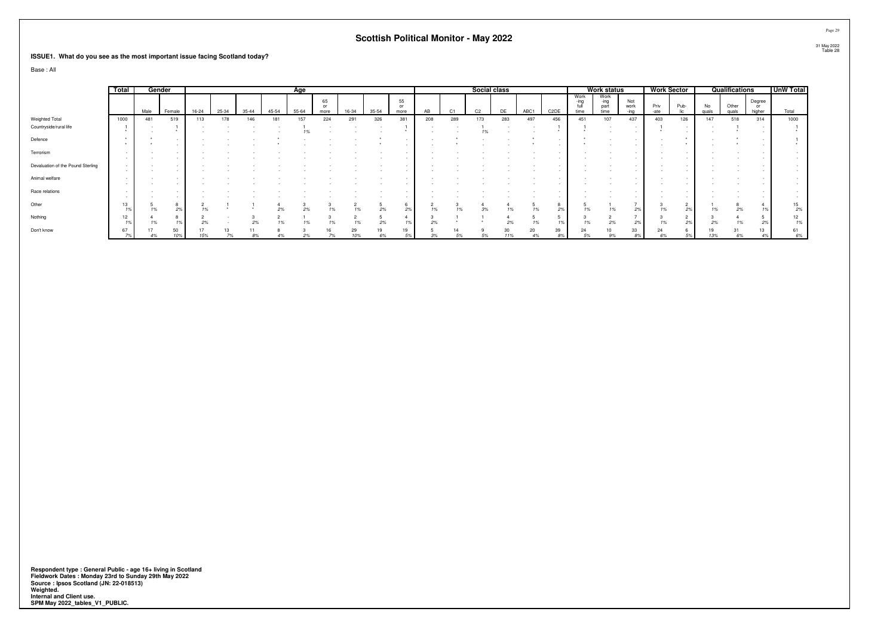## Scottish Political Monitor - May 2022

31 May 2022
Table 28

**ISSUE1. What do you see as the most important issue facing Scotland today?**

Base : All

| | Total | Gender | | Age | | | | | | | | | Social class | | | | | | Work status | | | Work Sector | | Qualifications | | | UnW Total |
|---|---|---|---|---|---|---|---|---|---|---|---|---|---|---|---|---|---|---|---|---|---|---|---|---|---|---|---|
| | | Male | Female | 16-24 | 25-34 | 35-44 | 45-54 | 55-64 | 65 or more | 16-34 | 35-54 | 55 or more | AB | C1 | C2 | DE | ABC1 | C2DE | Working full time | Working part time | Not working | Private | Public | No quals | Other quals | Degree or higher | Total |
| Weighted Total | 1000 | 481 | 519 | 113 | 178 | 146 | 181 | 157 | 224 | 291 | 326 | 381 | 208 | 289 | 173 | 283 | 497 | 456 | 451 | 107 | 437 | 403 | 126 | 147 | 518 | 314 | 1000 |
| Countryside/rural life | 1 | - | 1 | - | - | - | - | 1 | - | - | - | 1 | - | - | 1 | - | - | 1 | 1 | - | - | 1 | - | - | 1 | - | 1 |
| | * | - | * | - | - | - | - | 1% | - | - | - | * | - | - | 1% | - | - | * | * | - | - | * | - | - | * | - | * |
| Defence | * | * | - | - | - | - | * | - | - | - | * | - | - | * | - | - | * | - | * | - | - | - | * | - | * | - | 1 |
| | * | * | - | - | - | - | * | - | - | - | * | - | - | * | - | - | * | - | * | - | - | - | * | - | * | - | * |
| Terrorism | - | - | - | - | - | - | - | - | - | - | - | - | - | - | - | - | - | - | - | - | - | - | - | - | - | - | - |
| | - | - | - | - | - | - | - | - | - | - | - | - | - | - | - | - | - | - | - | - | - | - | - | - | - | - | - |
| Devaluation of the Pound Sterling | - | - | - | - | - | - | - | - | - | - | - | - | - | - | - | - | - | - | - | - | - | - | - | - | - | - | - |
| | - | - | - | - | - | - | - | - | - | - | - | - | - | - | - | - | - | - | - | - | - | - | - | - | - | - | - |
| Animal welfare | - | - | - | - | - | - | - | - | - | - | - | - | - | - | - | - | - | - | - | - | - | - | - | - | - | - | - |
| | - | - | - | - | - | - | - | - | - | - | - | - | - | - | - | - | - | - | - | - | - | - | - | - | - | - | - |
| Race relations | - | - | - | - | - | - | - | - | - | - | - | - | - | - | - | - | - | - | - | - | - | - | - | - | - | - | - |
| | - | - | - | - | - | - | - | - | - | - | - | - | - | - | - | - | - | - | - | - | - | - | - | - | - | - | - |
| Other | 13 | 5 | 8 | 2 | 1 | 1 | 4 | 3 | 3 | 2 | 5 | 6 | 2 | 3 | 4 | 4 | 5 | 8 | 5 | 1 | 7 | 3 | 2 | 1 | 8 | 4 | 15 |
| | 1% | 1% | 2% | 1% | * | * | 2% | 2% | 1% | 1% | 2% | 2% | 1% | 1% | 3% | 1% | 1% | 2% | 1% | 1% | 2% | 1% | 2% | 1% | 2% | 1% | 2% |
| Nothing | 12 | 4 | 8 | 2 | - | 3 | 2 | 1 | 3 | 2 | 5 | 4 | 3 | 1 | 1 | 4 | 5 | 5 | 3 | 2 | 7 | 3 | 2 | 3 | 4 | 5 | 12 |
| | 1% | 1% | 1% | 2% | - | 2% | 1% | 1% | 1% | 1% | 2% | 1% | 2% | * | * | 2% | 1% | 1% | 1% | 2% | 2% | 1% | 2% | 2% | 1% | 2% | 1% |
| Don't know | 67 | 17 | 50 | 17 | 13 | 11 | 8 | 3 | 16 | 29 | 19 | 19 | 5 | 14 | 9 | 30 | 20 | 39 | 24 | 10 | 33 | 24 | 6 | 19 | 31 | 13 | 61 |
| | 7% | 4% | 10% | 15% | 7% | 8% | 4% | 2% | 7% | 10% | 6% | 5% | 3% | 5% | 5% | 11% | 4% | 8% | 5% | 9% | 8% | 6% | 5% | 13% | 6% | 4% | 6% |

**Respondent type : General Public - age 16+ living in Scotland**
**Fieldwork Dates : Monday 23rd to Sunday 29th May 2022**
**Source : Ipsos Scotland (JN: 22-018513)**
**Weighted.**
**Internal and Client use.**
**SPM May 2022_tables_V1_PUBLIC.**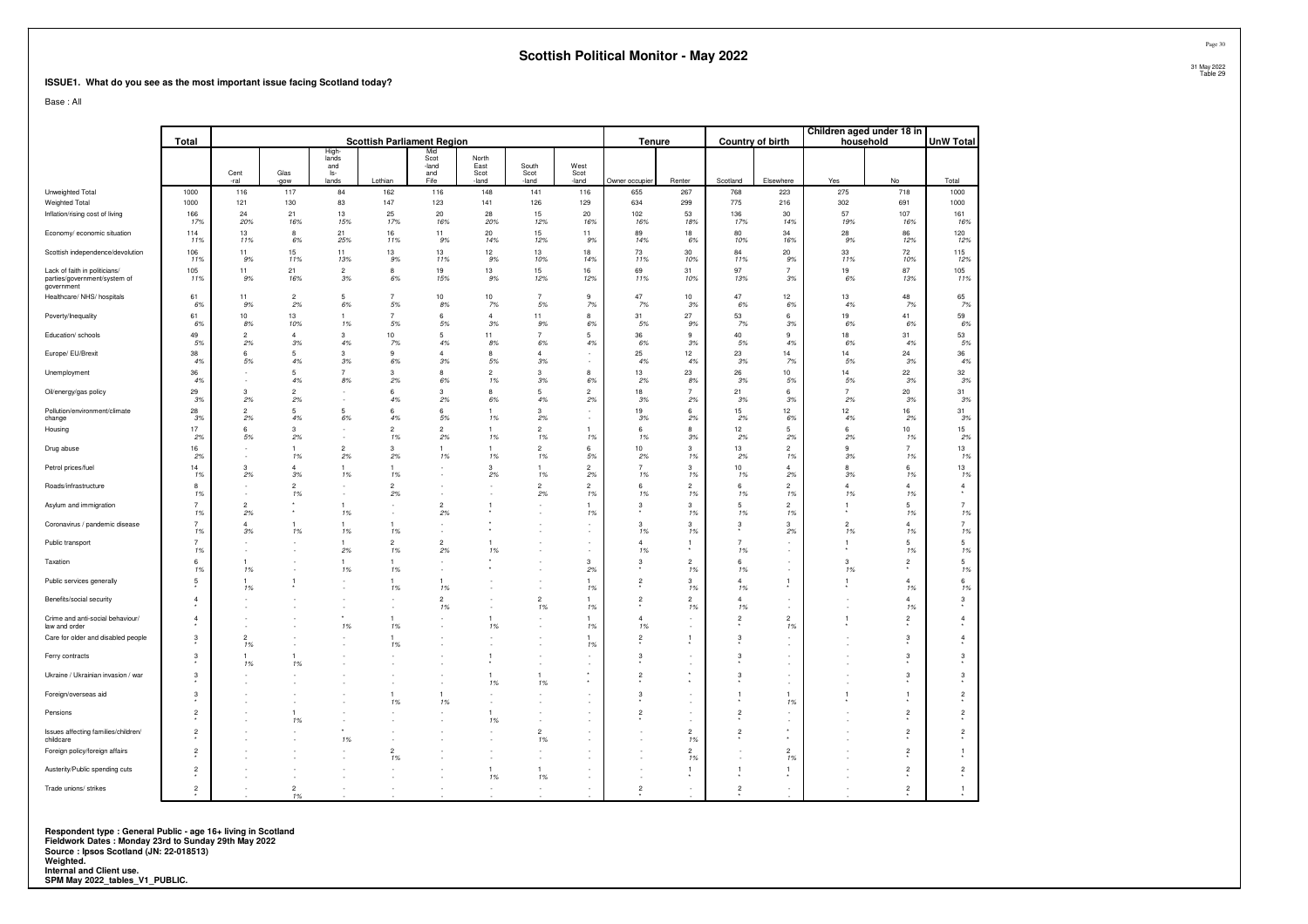## Scottish Political Monitor - May 2022

**ISSUE1. What do you see as the most important issue facing Scotland today?**

Base : All

| | Total | Scottish Parliament Region | | | | | | | | Tenure | | Country of birth | | Children aged under 18 in household | | UnW Total |
|---|---|---|---|---|---|---|---|---|---|---|---|---|---|---|---|---|
| | | Central | Glasgow | Highlands and Islands | Lothian | Mid Scotland and Fife | North East Scotland | South Scotland | West Scotland | Owner occupier | Renter | Scotland | Elsewhere | Yes | No | Total |
| Unweighted Total | 1000 | 116 | 117 | 84 | 162 | 116 | 148 | 141 | 116 | 655 | 267 | 768 | 223 | 275 | 718 | 1000 |
| Weighted Total | 1000 | 121 | 130 | 83 | 147 | 123 | 141 | 126 | 129 | 634 | 299 | 775 | 216 | 302 | 691 | 1000 |
| Inflation/rising cost of living | 166 | 24 | 21 | 13 | 25 | 20 | 28 | 15 | 20 | 102 | 53 | 136 | 30 | 57 | 107 | 161 |
| | 17% | 20% | 16% | 15% | 17% | 16% | 20% | 12% | 16% | 16% | 18% | 17% | 14% | 19% | 16% | 16% |
| Economy/ economic situation | 114 | 13 | 8 | 21 | 16 | 11 | 20 | 15 | 11 | 89 | 18 | 80 | 34 | 28 | 86 | 120 |
| | 11% | 11% | 6% | 25% | 11% | 9% | 14% | 12% | 9% | 14% | 6% | 10% | 16% | 9% | 12% | 12% |
| Scottish independence/devolution | 106 | 11 | 15 | 11 | 13 | 13 | 12 | 13 | 18 | 73 | 30 | 84 | 20 | 33 | 72 | 115 |
| | 11% | 9% | 11% | 13% | 9% | 11% | 9% | 10% | 14% | 11% | 10% | 11% | 9% | 11% | 10% | 12% |
| Lack of faith in politicians/ parties/government/system of government | 105 | 11 | 21 | 2 | 8 | 19 | 13 | 15 | 16 | 69 | 31 | 97 | 7 | 19 | 87 | 105 |
| | 11% | 9% | 16% | 3% | 6% | 15% | 9% | 12% | 12% | 11% | 10% | 13% | 3% | 6% | 13% | 11% |
| Healthcare/ NHS/ hospitals | 61 | 11 | 2 | 5 | 7 | 10 | 10 | 7 | 9 | 47 | 10 | 47 | 12 | 13 | 48 | 65 |
| | 6% | 9% | 2% | 6% | 5% | 8% | 7% | 5% | 7% | 7% | 3% | 6% | 6% | 4% | 7% | 7% |
| Poverty/Inequality | 61 | 10 | 13 | 1 | 7 | 6 | 4 | 11 | 8 | 31 | 27 | 53 | 6 | 19 | 41 | 59 |
| | 6% | 8% | 10% | 1% | 5% | 5% | 3% | 9% | 6% | 5% | 9% | 7% | 3% | 6% | 6% | 6% |
| Education/ schools | 49 | 2 | 4 | 3 | 10 | 5 | 11 | 7 | 5 | 36 | 9 | 40 | 9 | 18 | 31 | 53 |
| | 5% | 2% | 3% | 4% | 7% | 4% | 8% | 6% | 4% | 6% | 3% | 5% | 4% | 6% | 4% | 5% |
| Europe/ EU/Brexit | 38 | 6 | 5 | 3 | 9 | 4 | 8 | 4 | - | 25 | 12 | 23 | 14 | 14 | 24 | 36 |
| | 4% | 5% | 4% | 3% | 6% | 3% | 5% | 3% | - | 4% | 4% | 3% | 7% | 5% | 3% | 4% |
| Unemployment | 36 | - | 5 | 7 | 3 | 8 | 2 | 3 | 8 | 13 | 23 | 26 | 10 | 14 | 22 | 32 |
| | 4% | - | 4% | 8% | 2% | 6% | 1% | 3% | 6% | 2% | 8% | 3% | 5% | 5% | 3% | 3% |
| Oil/energy/gas policy | 29 | 3 | 2 | - | 6 | 3 | 8 | 5 | 2 | 18 | 7 | 21 | 6 | 7 | 20 | 31 |
| | 3% | 2% | 2% | - | 4% | 2% | 6% | 4% | 2% | 3% | 2% | 3% | 3% | 2% | 3% | 3% |
| Pollution/environment/climate change | 28 | 2 | 5 | 5 | 6 | 6 | 1 | 3 | - | 19 | 6 | 15 | 12 | 12 | 16 | 31 |
| | 3% | 2% | 4% | 6% | 4% | 5% | 1% | 2% | - | 3% | 2% | 2% | 6% | 4% | 2% | 3% |
| Housing | 17 | 6 | 3 | - | 2 | 2 | 1 | 2 | 1 | 6 | 8 | 12 | 5 | 6 | 10 | 15 |
| | 2% | 5% | 2% | - | 1% | 2% | 1% | 1% | 1% | 1% | 3% | 2% | 2% | 2% | 1% | 2% |
| Drug abuse | 16 | - | 1 | 2 | 3 | 1 | 1 | 2 | 6 | 10 | 3 | 13 | 2 | 9 | 7 | 13 |
| | 2% | - | 1% | 2% | 2% | 1% | 1% | 1% | 5% | 2% | 1% | 2% | 1% | 3% | 1% | 1% |
| Petrol prices/fuel | 14 | 3 | 4 | 1 | 1 | - | 3 | 1 | 2 | 7 | 3 | 10 | 4 | 8 | 6 | 13 |
| | 1% | 2% | 3% | 1% | 1% | - | 2% | 1% | 2% | 1% | 1% | 1% | 2% | 3% | 1% | 1% |
| Roads/infrastructure | 8 | - | 2 | - | 2 | - | - | 2 | 2 | 6 | 2 | 6 | 2 | 4 | 4 | 4 |
| | 1% | - | 1% | - | 2% | - | - | 2% | 1% | 1% | 1% | 1% | 1% | 1% | 1% | * |
| Asylum and immigration | 7 | 2 | * | 1 | - | 2 | 1 | - | 1 | 3 | 3 | 5 | 2 | 1 | 5 | 7 |
| | 1% | 2% | * | 1% | - | 2% | * | - | 1% | * | 1% | 1% | 1% | * | 1% | 1% |
| Coronavirus / pandemic disease | 7 | 4 | 1 | 1 | 1 | - | * | - | - | 3 | 3 | 3 | 3 | 2 | 4 | 7 |
| | 1% | 3% | 1% | 1% | 1% | - | * | - | - | 1% | 1% | * | 2% | 1% | 1% | 1% |
| Public transport | 7 | - | - | 1 | 2 | 2 | 1 | - | - | 4 | 1 | 7 | - | 1 | 5 | 5 |
| | 1% | - | - | 2% | 1% | 2% | 1% | - | - | 1% | * | 1% | - | * | 1% | 1% |
| Taxation | 6 | 1 | - | 1 | 1 | - | * | - | 3 | 3 | 2 | 6 | - | 3 | 2 | 5 |
| | 1% | 1% | - | 1% | 1% | - | * | - | 2% | * | 1% | 1% | - | 1% | * | 1% |
| Public services generally | 5 | 1 | 1 | - | 1 | 1 | - | - | 1 | 2 | 3 | 4 | 1 | 1 | 4 | 6 |
| | * | 1% | * | - | 1% | 1% | - | - | 1% | * | 1% | 1% | * | * | 1% | 1% |
| Benefits/social security | 4 | - | - | - | - | 2 | - | 2 | 1 | 2 | 2 | 4 | - | - | 4 | 3 |
| | * | - | - | - | - | 1% | - | 1% | 1% | * | 1% | 1% | - | - | 1% | * |
| Crime and anti-social behaviour/ law and order | 4 | - | - | * | 1 | - | 1 | - | 1 | 4 | - | 2 | 2 | 1 | 2 | 4 |
| | * | - | - | 1% | 1% | - | 1% | - | 1% | 1% | - | * | 1% | * | * | * |
| Care for older and disabled people | 3 | 2 | - | - | 1 | - | - | - | 1 | 2 | 1 | 3 | - | - | 3 | 4 |
| | * | 1% | - | - | 1% | - | - | - | 1% | * | * | * | - | - | * | * |
| Ferry contracts | 3 | 1 | 1 | - | - | - | 1 | - | - | 3 | - | 3 | - | - | 3 | 3 |
| | * | 1% | 1% | - | - | - | * | - | - | * | - | * | - | - | * | * |
| Ukraine / Ukrainian invasion / war | 3 | - | - | - | - | - | 1 | 1 | * | 2 | * | 3 | - | - | 3 | 3 |
| | * | - | - | - | - | - | 1% | 1% | * | * | * | * | - | - | * | * |
| Foreign/overseas aid | 3 | - | - | - | 1 | 1 | - | - | - | 3 | - | 1 | 1 | 1 | 1 | 2 |
| | * | - | - | - | 1% | 1% | - | - | - | * | - | * | 1% | * | * | * |
| Pensions | 2 | - | 1 | - | - | - | 1 | - | - | 2 | - | 2 | - | - | 2 | 2 |
| | * | - | 1% | - | - | - | 1% | - | - | * | - | * | - | - | * | * |
| Issues affecting families/children/ childcare | 2 | - | - | * | - | - | - | 2 | - | - | 2 | 2 | * | - | 2 | 2 |
| | * | - | - | 1% | - | - | - | 1% | - | - | 1% | * | * | - | * | * |
| Foreign policy/foreign affairs | 2 | - | - | - | 2 | - | - | - | - | - | 2 | - | 2 | - | 2 | 1 |
| | * | - | - | - | 1% | - | - | - | - | - | 1% | - | 1% | - | * | * |
| Austerity/Public spending cuts | 2 | - | - | - | - | - | 1 | 1 | - | - | 1 | 1 | 1 | - | 2 | 2 |
| | * | - | - | - | - | - | 1% | 1% | - | - | * | * | * | - | * | * |
| Trade unions/ strikes | 2 | - | 2 | - | - | - | - | - | - | 2 | - | 2 | - | - | 2 | 1 |
| | * | - | 1% | - | - | - | - | - | - | * | - | * | - | - | * | * |

**Respondent type : General Public - age 16+ living in Scotland**
**Fieldwork Dates : Monday 23rd to Sunday 29th May 2022**
**Source : Ipsos Scotland (JN: 22-018513)**
**Weighted.**
**Internal and Client use.**
**SPM May 2022_tables_V1_PUBLIC.**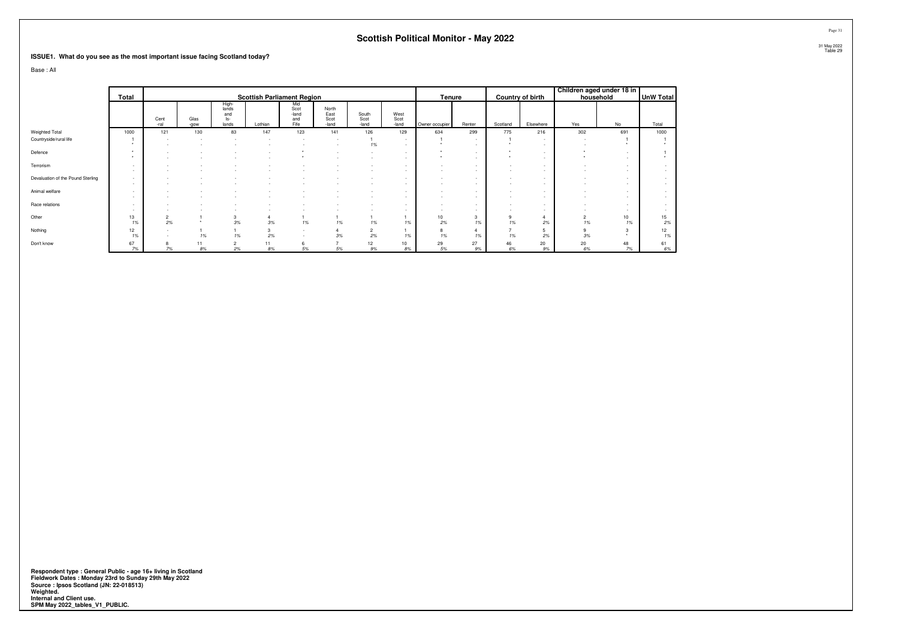## Scottish Political Monitor - May 2022

31 May 2022
Table 29

**ISSUE1. What do you see as the most important issue facing Scotland today?**

Base : All

| | Total | Scottish Parliament Region | | | | | | | | Tenure | | Country of birth | | Children aged under 18 in household | | UnW Total |
|---|---|---|---|---|---|---|---|---|---|---|---|---|---|---|---|---|
| | | Cent-ral | Glas-gow | High-lands and Is-lands | Lothian | Mid Scot-land and Fife | North East Scot-land | South Scot-land | West Scot-land | Owner occupier | Renter | Scotland | Elsewhere | Yes | No | Total |
| Weighted Total | 1000 | 121 | 130 | 83 | 147 | 123 | 141 | 126 | 129 | 634 | 299 | 775 | 216 | 302 | 691 | 1000 |
| Countryside/rural life | 1 | - | - | - | - | - | - | 1 | - | 1 | - | 1 | - | - | 1 | 1 |
| | * | - | - | - | - | - | - | 1% | - | * | - | * | - | - | * | * |
| Defence | * | - | - | - | - | * | - | - | - | * | - | * | - | * | - | 1 |
| | * | - | - | - | - | * | - | - | - | * | - | * | - | * | - | * |
| Terrorism | - | - | - | - | - | - | - | - | - | - | - | - | - | - | - | - |
| | - | - | - | - | - | - | - | - | - | - | - | - | - | - | - | - |
| Devaluation of the Pound Sterling | - | - | - | - | - | - | - | - | - | - | - | - | - | - | - | - |
| | - | - | - | - | - | - | - | - | - | - | - | - | - | - | - | - |
| Animal welfare | - | - | - | - | - | - | - | - | - | - | - | - | - | - | - | - |
| | - | - | - | - | - | - | - | - | - | - | - | - | - | - | - | - |
| Race relations | - | - | - | - | - | - | - | - | - | - | - | - | - | - | - | - |
| | - | - | - | - | - | - | - | - | - | - | - | - | - | - | - | - |
| Other | 13 | 2 | 1 | 3 | 4 | 1 | 1 | 1 | 1 | 10 | 3 | 9 | 4 | 2 | 10 | 15 |
| | 1% | 2% | * | 3% | 3% | 1% | 1% | 1% | 1% | 2% | 1% | 1% | 2% | 1% | 1% | 2% |
| Nothing | 12 | - | 1 | 1 | 3 | - | 4 | 2 | 1 | 8 | 4 | 7 | 5 | 9 | 3 | 12 |
| | 1% | - | 1% | 1% | 2% | - | 3% | 2% | 1% | 1% | 1% | 1% | 2% | 3% | * | 1% |
| Don't know | 67 | 8 | 11 | 2 | 11 | 6 | 7 | 12 | 10 | 29 | 27 | 46 | 20 | 20 | 48 | 61 |
| | 7% | 7% | 8% | 2% | 8% | 5% | 5% | 9% | 8% | 5% | 9% | 6% | 9% | 6% | 7% | 6% |

**Respondent type : General Public - age 16+ living in Scotland**
**Fieldwork Dates : Monday 23rd to Sunday 29th May 2022**
**Source : Ipsos Scotland (JN: 22-018513)**
**Weighted.**
**Internal and Client use.**
**SPM May 2022_tables_V1_PUBLIC.**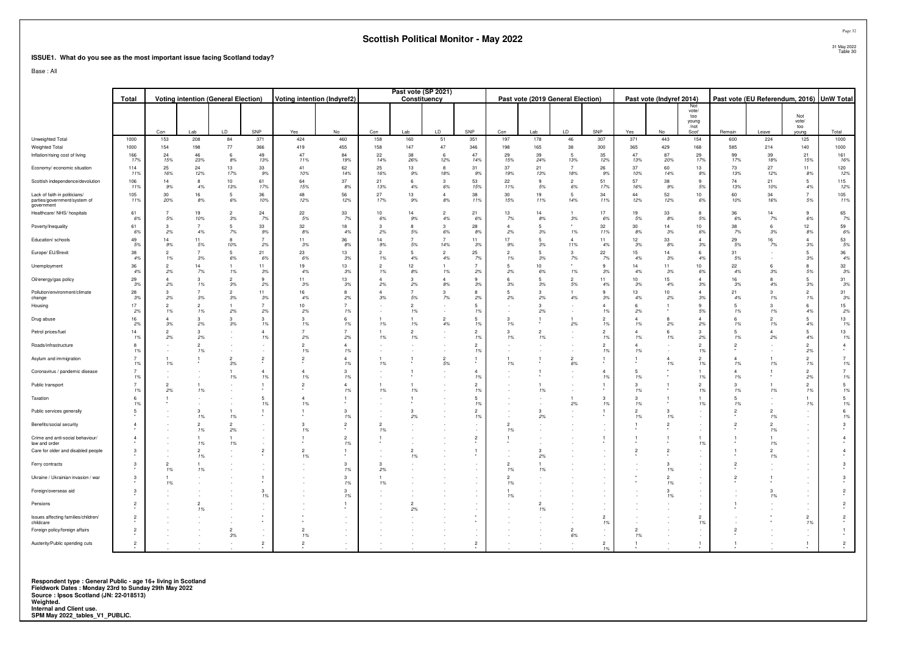# Scottish Political Monitor - May 2022

**ISSUE1. What do you see as the most important issue facing Scotland today?**

Base : All

| | Total | Voting intention (General Election) | | | | Voting intention (Indyref2) | | Past vote (SP 2021) Constituency | | | | Past vote (2019 General Election) | | | | Past vote (Indyref 2014) | | | Past vote (EU Referendum, 2016) | | | UnW Total |
|---|---|---|---|---|---|---|---|---|---|---|---|---|---|---|---|---|---|---|---|---|---|---|
| | | Con | Lab | LD | SNP | Yes | No | Con | Lab | LD | SNP | Con | Lab | LD | SNP | Yes | No | Not vote/ too young /not Scot' | Remain | Leave | Not vote/ too young | Total |
| Unweighted Total | 1000 | 153 | 208 | 84 | 371 | 424 | 460 | 158 | 160 | 51 | 351 | 197 | 178 | 46 | 307 | 371 | 443 | 154 | 600 | 224 | 125 | 1000 |
| Weighted Total | 1000 | 154 | 198 | 77 | 366 | 419 | 455 | 158 | 147 | 47 | 346 | 198 | 165 | 38 | 300 | 365 | 429 | 168 | 585 | 214 | 140 | 1000 |
| Inflation/rising cost of living | 166 | 24 | 46 | 6 | 49 | 47 | 84 | 22 | 38 | 6 | 47 | 29 | 39 | 5 | 35 | 47 | 87 | 29 | 99 | 39 | 21 | 161 |
| | 17% | 15% | 23% | 8% | 13% | 11% | 19% | 14% | 26% | 12% | 14% | 15% | 24% | 13% | 12% | 13% | 20% | 17% | 17% | 18% | 15% | 16% |
| Economy/ economic situation | 114 | 25 | 24 | 13 | 33 | 41 | 62 | 25 | 13 | 8 | 31 | 37 | 21 | 7 | 26 | 37 | 60 | 13 | 73 | 27 | 11 | 120 |
| | 11% | 16% | 12% | 17% | 9% | 10% | 14% | 16% | 9% | 18% | 9% | 19% | 13% | 18% | 9% | 10% | 14% | 8% | 13% | 12% | 8% | 12% |
| Scottish independence/devolution | 106 | 14 | 8 | 10 | 61 | 64 | 37 | 21 | 6 | 3 | 53 | 22 | 9 | 2 | 51 | 57 | 38 | 9 | 74 | 21 | 5 | 115 |
| | 11% | 9% | 4% | 13% | 17% | 15% | 8% | 13% | 4% | 6% | 15% | 11% | 5% | 6% | 17% | 16% | 9% | 5% | 13% | 10% | 4% | 12% |
| Lack of faith in politicians/ parties/government/system of government | 105 | 30 | 16 | 5 | 36 | 48 | 56 | 27 | 13 | 4 | 38 | 30 | 19 | 5 | 34 | 44 | 52 | 10 | 60 | 34 | 7 | 105 |
| | 11% | 20% | 8% | 6% | 10% | 12% | 12% | 17% | 9% | 8% | 11% | 15% | 11% | 14% | 11% | 12% | 12% | 6% | 10% | 16% | 5% | 11% |
| Healthcare/ NHS/ hospitals | 61 | 7 | 19 | 2 | 24 | 22 | 33 | 10 | 14 | 2 | 21 | 13 | 14 | 1 | 17 | 19 | 33 | 8 | 36 | 14 | 9 | 65 |
| | 6% | 5% | 10% | 3% | 7% | 5% | 7% | 6% | 9% | 4% | 6% | 7% | 8% | 3% | 6% | 5% | 8% | 5% | 6% | 7% | 6% | 7% |
| Poverty/Inequality | 61 | 3 | 7 | 5 | 33 | 32 | 18 | 3 | 8 | 3 | 28 | 4 | 5 | * | 32 | 30 | 14 | 10 | 38 | 6 | 12 | 59 |
| | 6% | 2% | 4% | 7% | 9% | 8% | 4% | 2% | 5% | 6% | 8% | 2% | 3% | 1% | 11% | 8% | 3% | 6% | 7% | 3% | 8% | 6% |
| Education/ schools | 49 | 14 | 11 | 8 | 7 | 11 | 36 | 14 | 7 | 7 | 11 | 17 | 5 | 4 | 11 | 12 | 33 | 4 | 29 | 16 | 4 | 53 |
| | 5% | 9% | 5% | 10% | 2% | 3% | 8% | 9% | 5% | 14% | 3% | 9% | 3% | 11% | 4% | 3% | 8% | 3% | 5% | 7% | 3% | 5% |
| Europe/ EU/Brexit | 38 | 2 | 7 | 5 | 21 | 23 | 13 | 2 | 5 | 2 | 25 | 2 | 5 | 3 | 22 | 15 | 14 | 6 | 31 | - | 5 | 36 |
| | 4% | 1% | 3% | 6% | 6% | 6% | 3% | 1% | 4% | 4% | 7% | 1% | 3% | 7% | 7% | 4% | 3% | 4% | 5% | - | 3% | 4% |
| Unemployment | 36 | 2 | 14 | 1 | 11 | 19 | 13 | 2 | 12 | 1 | 7 | 5 | 10 | * | 9 | 14 | 11 | 10 | 22 | 6 | 8 | 32 |
| | 4% | 2% | 7% | 1% | 3% | 4% | 3% | 1% | 8% | 1% | 2% | 2% | 6% | 1% | 3% | 4% | 3% | 6% | 4% | 3% | 5% | 3% |
| Oil/energy/gas policy | 29 | 4 | 3 | 2 | 9 | 11 | 13 | 4 | 3 | 4 | 9 | 6 | 5 | 2 | 11 | 10 | 15 | 4 | 16 | 8 | 5 | 31 |
| | 3% | 2% | 1% | 3% | 2% | 3% | 3% | 2% | 2% | 8% | 3% | 3% | 3% | 5% | 4% | 3% | 4% | 3% | 3% | 4% | 3% | 3% |
| Pollution/environment/climate change | 28 | 3 | 7 | 2 | 11 | 16 | 8 | 4 | 7 | 3 | 8 | 5 | 3 | 1 | 9 | 13 | 10 | 4 | 21 | 3 | 2 | 31 |
| | 3% | 2% | 3% | 3% | 3% | 4% | 2% | 3% | 5% | 7% | 2% | 2% | 2% | 4% | 3% | 4% | 2% | 3% | 4% | 1% | 1% | 3% |
| Housing | 17 | 2 | 2 | 1 | 7 | 10 | 7 | - | 2 | - | 5 | - | 3 | - | 4 | 6 | 1 | 9 | 5 | 3 | 6 | 15 |
| | 2% | 1% | 1% | 2% | 2% | 2% | 1% | - | 1% | - | 1% | - | 2% | - | 1% | 2% | * | 5% | 1% | 1% | 4% | 2% |
| Drug abuse | 16 | 4 | 3 | 3 | 3 | 3 | 6 | 1 | 1 | 2 | 3 | 3 | 1 | 1 | 2 | 4 | 8 | 4 | 6 | 2 | 5 | 13 |
| | 2% | 3% | 2% | 3% | 1% | 1% | 1% | 1% | 1% | 4% | 1% | 1% | * | 2% | 1% | 1% | 2% | 2% | 1% | 1% | 4% | 1% |
| Petrol prices/fuel | 14 | 2 | 3 | - | 4 | 7 | 7 | 1 | 2 | - | 2 | 3 | 2 | - | 2 | 4 | 6 | 3 | 5 | 4 | 5 | 13 |
| | 1% | 2% | 2% | - | 1% | 2% | 2% | 1% | 1% | - | 1% | 1% | 1% | - | 1% | 1% | 1% | 2% | 1% | 2% | 4% | 1% |
| Roads/infrastructure | 8 | - | 2 | - | - | 2 | 4 | - | - | - | 2 | - | - | - | 2 | 4 | - | 2 | 2 | - | 2 | 4 |
| | 1% | - | 1% | - | - | 1% | 1% | - | - | - | 1% | - | - | - | 1% | 1% | - | 1% | * | - | 2% | * |
| Asylum and immigration | 7 | 1 | 1 | 2 | 2 | 2 | 4 | 1 | 1 | 2 | 1 | 1 | 1 | 2 | 1 | 1 | 4 | 2 | 4 | 1 | 2 | 7 |
| | 1% | 1% | * | 3% | * | * | 1% | 1% | * | 5% | * | 1% | * | 6% | * | * | 1% | 1% | 1% | 1% | 1% | 1% |
| Coronavirus / pandemic disease | 7 | - | - | 1 | 4 | 4 | 3 | - | 1 | - | 4 | - | 1 | - | 4 | 5 | * | 1 | 4 | 1 | 2 | 7 |
| | 1% | - | - | 1% | 1% | 1% | 1% | - | * | - | 1% | - | * | - | 1% | 1% | * | 1% | 1% | * | 2% | 1% |
| Public transport | 7 | 2 | 1 | - | 1 | 2 | 4 | 1 | 1 | - | 2 | - | 1 | - | 1 | 3 | 1 | 2 | 3 | 1 | 2 | 5 |
| | 1% | 2% | 1% | - | * | * | 1% | 1% | 1% | - | 1% | - | 1% | - | * | 1% | * | 1% | 1% | 1% | 1% | 1% |
| Taxation | 6 | 1 | - | - | 5 | 4 | 1 | - | 1 | - | 5 | - | - | 1 | 3 | 3 | 1 | 1 | 5 | - | 1 | 5 |
| | 1% | * | - | - | 1% | 1% | * | - | * | - | 1% | - | - | 2% | 1% | 1% | * | 1% | 1% | - | 1% | 1% |
| Public services generally | 5 | - | 3 | 1 | 1 | 1 | 3 | - | 3 | - | 2 | - | 3 | - | 1 | 2 | 3 | - | 2 | 2 | - | 6 |
| | * | - | 1% | 1% | * | * | 1% | - | 2% | - | 1% | - | 2% | - | * | 1% | 1% | - | * | 1% | - | 1% |
| Benefits/social security | 4 | - | 2 | 2 | - | 3 | 2 | 2 | - | - | - | 2 | - | - | - | 1 | 2 | - | 2 | 2 | - | 3 |
| | * | - | 1% | 2% | - | 1% | * | 1% | - | - | - | 1% | - | - | - | * | * | - | * | 1% | - | * |
| Crime and anti-social behaviour/ law and order | 4 | - | 1 | 1 | - | 1 | 2 | 1 | - | - | 2 | 1 | - | - | 1 | 1 | 1 | 1 | 1 | 1 | - | 4 |
| | * | - | 1% | 1% | - | * | 1% | * | - | - | * | * | - | - | * | * | * | 1% | * | 1% | - | * |
| Care for older and disabled people | 3 | - | 2 | - | 2 | 2 | 1 | - | 2 | - | 1 | - | 3 | - | - | 2 | 2 | - | 1 | 2 | - | 4 |
| | * | - | 1% | - | * | 1% | * | - | 1% | - | * | - | 2% | - | - | * | * | - | * | 1% | - | * |
| Ferry contracts | 3 | 2 | 1 | - | - | - | 3 | 3 | - | - | - | 2 | 1 | - | - | - | 3 | - | 2 | - | - | 3 |
| | * | 1% | 1% | - | - | - | 1% | 2% | - | - | - | 1% | 1% | - | - | - | 1% | - | * | - | - | * |
| Ukraine / Ukrainian invasion / war | 3 | 1 | - | - | 1 | - | 3 | 1 | - | - | - | 2 | - | - | - | * | 2 | - | 2 | 1 | - | 3 |
| | * | 1% | - | - | * | - | 1% | 1% | - | - | - | 1% | - | - | - | * | 1% | - | * | * | - | * |
| Foreign/overseas aid | 3 | - | - | - | 3 | - | 3 | - | - | - | - | 1 | - | - | - | - | 3 | - | - | 3 | - | 2 |
| | * | - | - | - | 1% | - | 1% | - | - | - | - | 1% | - | - | - | - | 1% | - | - | 1% | - | * |
| Pensions | 2 | - | 2 | - | - | - | 1 | - | 2 | - | - | - | 2 | - | - | - | - | - | 1 | - | - | 2 |
| | * | - | 1% | - | - | - | * | - | 2% | - | - | - | 1% | - | - | - | - | - | * | - | - | * |
| Issues affecting families/children/ childcare | 2 | - | - | - | * | * | - | - | - | - | * | - | - | - | 2 | - | - | 2 | - | * | 2 | 2 |
| | * | - | - | - | * | * | - | - | - | - | * | - | - | - | 1% | - | - | 1% | - | * | 1% | * |
| Foreign policy/foreign affairs | 2 | - | - | 2 | - | 2 | - | - | - | - | - | - | - | 2 | - | 2 | - | - | 2 | - | - | 1 |
| | * | - | - | 3% | - | 1% | - | - | - | - | - | - | - | 6% | - | 1% | - | - | * | - | - | * |
| Austerity/Public spending cuts | 2 | - | - | - | 2 | 2 | - | - | - | - | 2 | - | - | - | 2 | 1 | - | 1 | 1 | - | 1 | 2 |
| | * | - | - | - | * | * | - | - | - | - | * | - | - | - | 1% | * | - | * | * | - | * | * |

**Respondent type : General Public - age 16+ living in Scotland**
**Fieldwork Dates : Monday 23rd to Sunday 29th May 2022**
**Source : Ipsos Scotland (JN: 22-018513)**
**Weighted.**
**Internal and Client use.**
**SPM May 2022_tables_V1_PUBLIC.**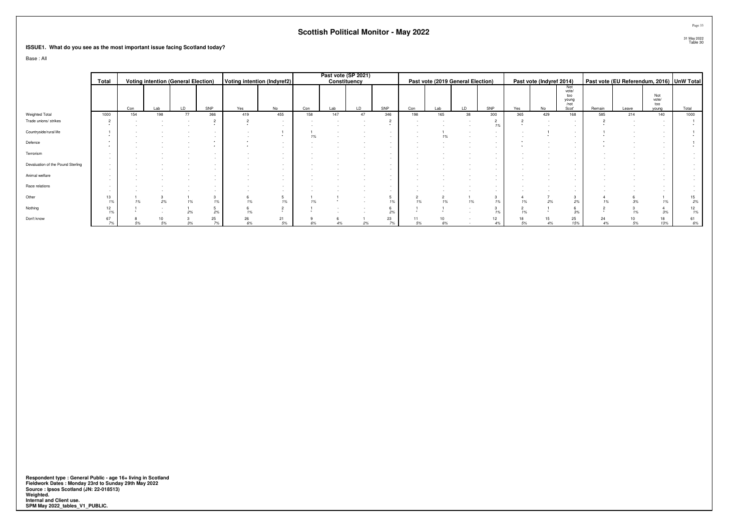# Scottish Political Monitor - May 2022

**ISSUE1. What do you see as the most important issue facing Scotland today?**

Base : All

| | Total | Voting intention (General Election) | | | | Voting intention (Indyref2) | | Past vote (SP 2021) Constituency | | | | Past vote (2019 General Election) | | | | Past vote (Indyref 2014) | | | Past vote (EU Referendum, 2016) | | | UnW Total |
|---|---|---|---|---|---|---|---|---|---|---|---|---|---|---|---|---|---|---|---|---|---|---|
| | | Con | Lab | LD | SNP | Yes | No | Con | Lab | LD | SNP | Con | Lab | LD | SNP | Yes | No | Not vote/ too young /not Scot' | Remain | Leave | Not vote/ too young | Total |
| Weighted Total | 1000 | 154 | 198 | 77 | 366 | 419 | 455 | 158 | 147 | 47 | 346 | 198 | 165 | 38 | 300 | 365 | 429 | 168 | 585 | 214 | 140 | 1000 |
| Trade unions/ strikes | 2 | - | - | - | 2 | 2 | - | - | - | - | 2 | - | - | - | 2 | 2 | - | - | 2 | - | - | 1 |
| | * | - | - | - | * | * | - | - | - | - | * | - | - | - | 1% | * | - | - | * | - | - | * |
| Countryside/rural life | 1 | - | - | - | - | - | 1 | 1 | - | - | - | - | 1 | - | - | - | 1 | - | 1 | - | - | 1 |
| | * | - | - | - | - | - | * | 1% | - | - | - | - | 1% | - | - | - | * | - | * | - | - | * |
| Defence | * | - | - | - | * | * | - | - | - | - | - | - | - | - | - | * | - | - | * | - | - | 1 |
| | * | - | - | - | * | * | - | - | - | - | - | - | - | - | - | * | - | - | * | - | - | * |
| Terrorism | - | - | - | - | - | - | - | - | - | - | - | - | - | - | - | - | - | - | - | - | - | - |
| | - | - | - | - | - | - | - | - | - | - | - | - | - | - | - | - | - | - | - | - | - | - |
| Devaluation of the Pound Sterling | - | - | - | - | - | - | - | - | - | - | - | - | - | - | - | - | - | - | - | - | - | - |
| | - | - | - | - | - | - | - | - | - | - | - | - | - | - | - | - | - | - | - | - | - | - |
| Animal welfare | - | - | - | - | - | - | - | - | - | - | - | - | - | - | - | - | - | - | - | - | - | - |
| | - | - | - | - | - | - | - | - | - | - | - | - | - | - | - | - | - | - | - | - | - | - |
| Race relations | - | - | - | - | - | - | - | - | - | - | - | - | - | - | - | - | - | - | - | - | - | - |
| | - | - | - | - | - | - | - | - | - | - | - | - | - | - | - | - | - | - | - | - | - | - |
| Other | 13 | 1 | 3 | 1 | 3 | 6 | 5 | 1 | 1 | - | 5 | 2 | 2 | 1 | 3 | 4 | 7 | 3 | 4 | 6 | 1 | 15 |
| | 1% | 1% | 2% | 1% | 1% | 1% | 1% | 1% | * | - | 1% | 1% | 1% | 1% | 1% | 1% | 2% | 2% | 1% | 3% | 1% | 2% |
| Nothing | 12 | 1 | - | 1 | 5 | 6 | 2 | 1 | - | - | 6 | 1 | 1 | - | 3 | 2 | 1 | 6 | 2 | 3 | 4 | 12 |
| | 1% | * | - | 2% | 2% | 1% | * | * | - | - | 2% | * | * | - | 1% | 1% | * | 3% | * | 1% | 3% | 1% |
| Don't know | 67 | 8 | 10 | 3 | 25 | 26 | 21 | 9 | 6 | 1 | 23 | 11 | 10 | - | 12 | 18 | 15 | 25 | 24 | 10 | 18 | 61 |
| | 7% | 5% | 5% | 3% | 7% | 6% | 5% | 6% | 4% | 2% | 7% | 5% | 6% | - | 4% | 5% | 4% | 15% | 4% | 5% | 13% | 6% |

**Respondent type : General Public - age 16+ living in Scotland**
**Fieldwork Dates : Monday 23rd to Sunday 29th May 2022**
**Source : Ipsos Scotland (JN: 22-018513)**
**Weighted.**
**Internal and Client use.**
**SPM May 2022_tables_V1_PUBLIC.**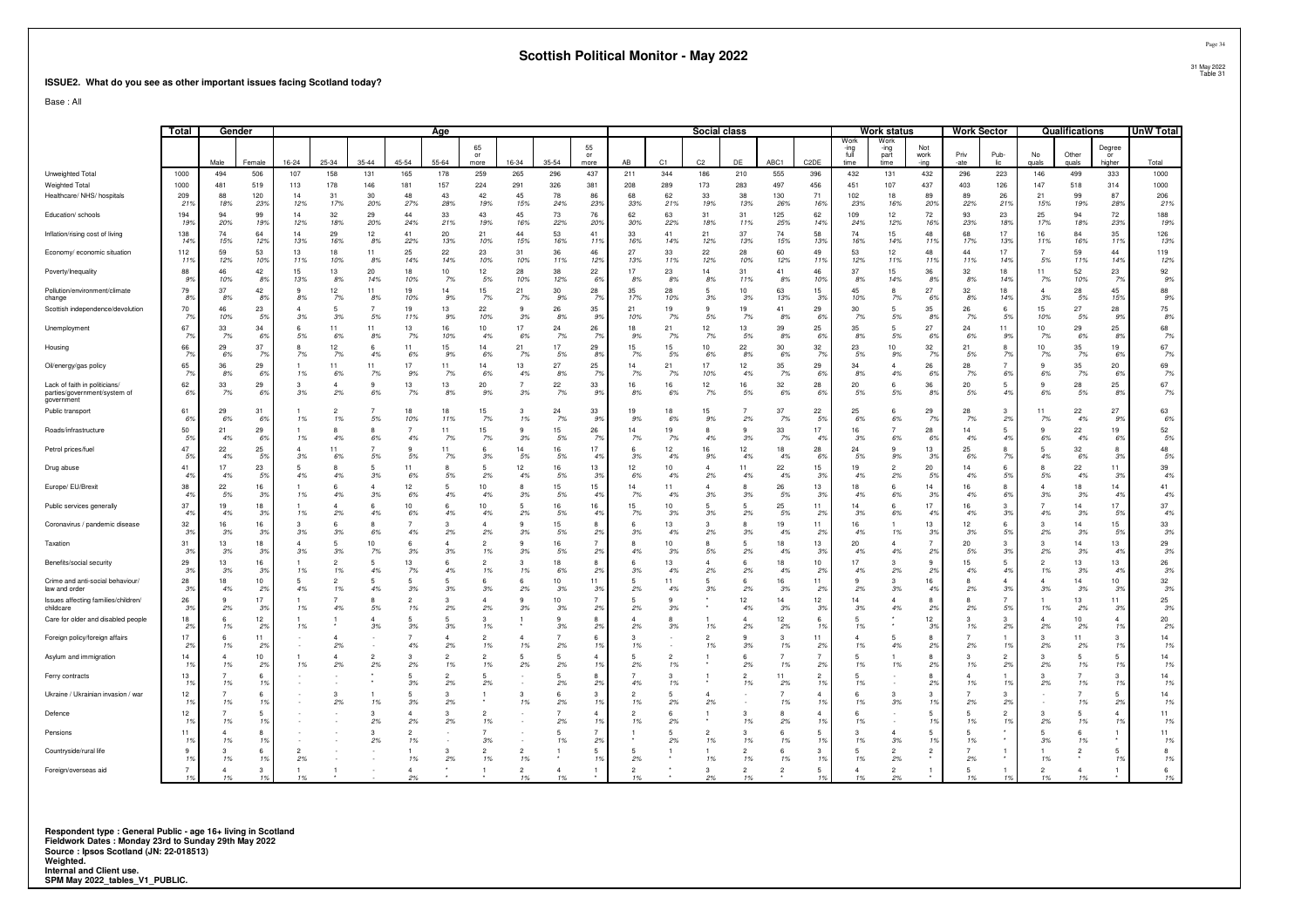# Scottish Political Monitor - May 2022

**ISSUE2. What do you see as other important issues facing Scotland today?**

Base : All

| | Total | Gender | | Age | | | | | | | | | Social class | | | | | | Work status | | | Work Sector | | Qualifications | | | UnW Total |
|---|---|---|---|---|---|---|---|---|---|---|---|---|---|---|---|---|---|---|---|---|---|---|---|---|---|---|---|
| | | Male | Female | 16-24 | 25-34 | 35-44 | 45-54 | 55-64 | 65 or more | 16-34 | 35-54 | 55 or more | AB | C1 | C2 | DE | ABC1 | C2DE | Work -ing full time | Work -ing part time | Not work -ing | Priv -ate | Pub-lic | No quals | Other quals | Degree or higher | Total |
| Unweighted Total | 1000 | 494 | 506 | 107 | 158 | 131 | 165 | 178 | 259 | 265 | 296 | 437 | 211 | 344 | 186 | 210 | 555 | 396 | 432 | 131 | 432 | 296 | 223 | 146 | 499 | 333 | 1000 |
| Weighted Total | 1000 | 481 | 519 | 113 | 178 | 146 | 181 | 157 | 224 | 291 | 326 | 381 | 208 | 289 | 173 | 283 | 497 | 456 | 451 | 107 | 437 | 403 | 126 | 147 | 518 | 314 | 1000 |
| Healthcare/ NHS/ hospitals | 209 | 88 | 120 | 14 | 31 | 30 | 48 | 43 | 42 | 45 | 78 | 86 | 68 | 62 | 33 | 38 | 130 | 71 | 102 | 18 | 89 | 89 | 26 | 21 | 99 | 87 | 206 |
| | 21% | 18% | 23% | 12% | 17% | 20% | 27% | 28% | 19% | 15% | 24% | 23% | 33% | 21% | 19% | 13% | 26% | 16% | 23% | 16% | 20% | 22% | 21% | 15% | 19% | 28% | 21% |
| Education/ schools | 194 | 94 | 99 | 14 | 32 | 29 | 44 | 33 | 43 | 45 | 73 | 76 | 62 | 63 | 31 | 31 | 125 | 62 | 109 | 12 | 72 | 93 | 23 | 25 | 94 | 72 | 188 |
| | 19% | 20% | 19% | 12% | 18% | 20% | 24% | 21% | 19% | 16% | 22% | 20% | 30% | 22% | 18% | 11% | 25% | 14% | 24% | 12% | 16% | 23% | 18% | 17% | 18% | 23% | 19% |
| Inflation/rising cost of living | 138 | 74 | 64 | 14 | 29 | 12 | 41 | 20 | 21 | 44 | 53 | 41 | 33 | 41 | 21 | 37 | 74 | 58 | 74 | 15 | 48 | 68 | 17 | 16 | 84 | 35 | 126 |
| | 14% | 15% | 12% | 13% | 16% | 8% | 22% | 13% | 10% | 15% | 16% | 11% | 16% | 14% | 12% | 13% | 15% | 13% | 16% | 14% | 11% | 17% | 13% | 11% | 16% | 11% | 13% |
| Economy/ economic situation | 112 | 59 | 53 | 13 | 18 | 11 | 25 | 22 | 23 | 31 | 36 | 46 | 27 | 33 | 22 | 28 | 60 | 49 | 53 | 12 | 48 | 44 | 17 | 7 | 59 | 44 | 119 |
| | 11% | 12% | 10% | 11% | 10% | 8% | 14% | 14% | 10% | 10% | 11% | 12% | 13% | 11% | 12% | 10% | 12% | 11% | 12% | 11% | 11% | 11% | 14% | 5% | 11% | 14% | 12% |
| Poverty/inequality | 88 | 46 | 42 | 15 | 13 | 20 | 18 | 10 | 12 | 28 | 38 | 22 | 17 | 23 | 14 | 31 | 41 | 46 | 37 | 15 | 36 | 32 | 18 | 11 | 52 | 23 | 92 |
| | 9% | 10% | 8% | 13% | 8% | 14% | 10% | 7% | 5% | 10% | 12% | 6% | 8% | 8% | 8% | 11% | 8% | 10% | 8% | 14% | 8% | 8% | 14% | 7% | 10% | 7% | 9% |
| Pollution/environment/climate change | 79 | 37 | 42 | 9 | 12 | 11 | 19 | 14 | 15 | 21 | 30 | 28 | 35 | 28 | 5 | 10 | 63 | 15 | 45 | 8 | 27 | 32 | 18 | 4 | 28 | 45 | 88 |
| | 8% | 8% | 8% | 8% | 7% | 8% | 10% | 9% | 7% | 7% | 9% | 7% | 17% | 10% | 3% | 3% | 13% | 3% | 10% | 7% | 6% | 8% | 14% | 3% | 5% | 15% | 9% |
| Scottish independence/devolution | 70 | 46 | 23 | 4 | 5 | 7 | 19 | 13 | 22 | 9 | 26 | 35 | 21 | 19 | 9 | 19 | 41 | 29 | 30 | 5 | 35 | 26 | 6 | 15 | 27 | 28 | 75 |
| | 7% | 10% | 5% | 3% | 3% | 5% | 11% | 9% | 10% | 3% | 8% | 9% | 10% | 7% | 5% | 7% | 8% | 6% | 7% | 5% | 8% | 7% | 5% | 10% | 5% | 9% | 8% |
| Unemployment | 67 | 33 | 34 | 6 | 11 | 11 | 13 | 16 | 10 | 17 | 24 | 26 | 18 | 21 | 12 | 13 | 39 | 25 | 35 | 5 | 27 | 24 | 11 | 10 | 29 | 25 | 68 |
| | 7% | 7% | 6% | 5% | 6% | 8% | 7% | 10% | 4% | 6% | 7% | 7% | 9% | 7% | 7% | 5% | 8% | 6% | 8% | 5% | 6% | 6% | 9% | 7% | 6% | 8% | 7% |
| Housing | 66 | 29 | 37 | 8 | 12 | 6 | 11 | 15 | 14 | 21 | 17 | 29 | 15 | 15 | 10 | 22 | 30 | 32 | 23 | 10 | 32 | 21 | 8 | 10 | 35 | 19 | 67 |
| | 7% | 6% | 7% | 7% | 7% | 4% | 6% | 9% | 6% | 7% | 5% | 8% | 7% | 5% | 6% | 8% | 6% | 7% | 5% | 9% | 7% | 5% | 7% | 7% | 7% | 6% | 7% |
| Oil/energy/gas policy | 65 | 36 | 29 | 1 | 11 | 11 | 17 | 11 | 14 | 13 | 27 | 25 | 14 | 21 | 17 | 12 | 35 | 29 | 34 | 4 | 26 | 28 | 7 | 9 | 35 | 20 | 69 |
| | 7% | 8% | 6% | 1% | 6% | 7% | 9% | 7% | 6% | 4% | 8% | 7% | 7% | 7% | 10% | 4% | 7% | 6% | 8% | 4% | 6% | 7% | 6% | 6% | 7% | 6% | 7% |
| Lack of faith in politicians/ parties/government/system of government | 62 | 33 | 29 | 3 | 4 | 9 | 13 | 13 | 20 | 7 | 22 | 33 | 16 | 16 | 12 | 16 | 32 | 28 | 20 | 6 | 36 | 20 | 5 | 9 | 28 | 25 | 67 |
| | 6% | 7% | 6% | 3% | 2% | 6% | 7% | 8% | 9% | 3% | 7% | 9% | 8% | 6% | 7% | 5% | 6% | 6% | 5% | 5% | 8% | 5% | 4% | 6% | 5% | 8% | 7% |
| Public transport | 61 | 29 | 31 | 1 | 2 | 7 | 18 | 18 | 15 | 3 | 24 | 33 | 19 | 18 | 15 | 7 | 37 | 22 | 25 | 6 | 29 | 28 | 3 | 11 | 22 | 27 | 63 |
| | 6% | 6% | 6% | 1% | 1% | 5% | 10% | 11% | 7% | 1% | 7% | 9% | 9% | 6% | 9% | 2% | 7% | 5% | 6% | 6% | 7% | 7% | 2% | 7% | 4% | 9% | 6% |
| Roads/infrastructure | 50 | 21 | 29 | 1 | 8 | 8 | 7 | 11 | 15 | 9 | 15 | 26 | 14 | 19 | 8 | 9 | 33 | 17 | 16 | 7 | 28 | 14 | 5 | 9 | 22 | 19 | 52 |
| | 5% | 4% | 6% | 1% | 4% | 6% | 4% | 7% | 7% | 3% | 5% | 7% | 7% | 7% | 4% | 3% | 7% | 4% | 3% | 6% | 6% | 4% | 4% | 6% | 4% | 6% | 5% |
| Petrol prices/fuel | 47 | 22 | 25 | 4 | 11 | 7 | 9 | 11 | 6 | 14 | 16 | 17 | 6 | 12 | 16 | 12 | 18 | 28 | 24 | 9 | 13 | 25 | 8 | 5 | 32 | 8 | 48 |
| | 5% | 4% | 5% | 3% | 6% | 5% | 5% | 7% | 3% | 5% | 5% | 4% | 3% | 4% | 9% | 4% | 4% | 6% | 5% | 9% | 3% | 6% | 7% | 4% | 6% | 3% | 5% |
| Drug abuse | 41 | 17 | 23 | 5 | 8 | 5 | 11 | 8 | 5 | 12 | 16 | 13 | 12 | 10 | 4 | 11 | 22 | 15 | 19 | 2 | 20 | 14 | 6 | 8 | 22 | 11 | 39 |
| | 4% | 4% | 5% | 4% | 4% | 3% | 6% | 5% | 2% | 4% | 5% | 3% | 6% | 4% | 2% | 4% | 4% | 3% | 4% | 2% | 5% | 4% | 5% | 5% | 4% | 3% | 4% |
| Europe/ EU/Brexit | 38 | 22 | 16 | 1 | 6 | 4 | 12 | 5 | 10 | 8 | 15 | 15 | 14 | 11 | 4 | 8 | 26 | 13 | 18 | 6 | 14 | 16 | 8 | 4 | 18 | 14 | 41 |
| | 4% | 5% | 3% | 1% | 4% | 3% | 6% | 4% | 4% | 3% | 5% | 4% | 7% | 4% | 3% | 3% | 5% | 3% | 4% | 6% | 3% | 4% | 6% | 3% | 3% | 4% | 4% |
| Public services generally | 37 | 19 | 18 | 1 | 4 | 6 | 10 | 6 | 10 | 5 | 16 | 16 | 15 | 10 | 5 | 5 | 25 | 11 | 14 | 6 | 17 | 16 | 3 | 7 | 14 | 17 | 37 |
| | 4% | 4% | 3% | 1% | 2% | 4% | 6% | 4% | 4% | 2% | 5% | 4% | 7% | 3% | 3% | 2% | 5% | 2% | 3% | 6% | 4% | 4% | 3% | 4% | 3% | 5% | 4% |
| Coronavirus / pandemic disease | 32 | 16 | 16 | 3 | 6 | 8 | 7 | 3 | 4 | 9 | 15 | 8 | 6 | 13 | 3 | 8 | 19 | 11 | 16 | 1 | 13 | 12 | 6 | 3 | 14 | 15 | 33 |
| | 3% | 3% | 3% | 3% | 3% | 6% | 4% | 2% | 2% | 3% | 5% | 2% | 3% | 4% | 2% | 3% | 4% | 2% | 4% | 1% | 3% | 3% | 5% | 2% | 3% | 5% | 3% |
| Taxation | 31 | 13 | 18 | 4 | 5 | 10 | 6 | 4 | 2 | 9 | 16 | 7 | 8 | 10 | 8 | 5 | 18 | 13 | 20 | 4 | 7 | 20 | 3 | 3 | 14 | 13 | 29 |
| | 3% | 3% | 3% | 3% | 3% | 7% | 3% | 3% | 1% | 3% | 5% | 2% | 4% | 3% | 5% | 2% | 4% | 3% | 4% | 4% | 2% | 5% | 3% | 2% | 3% | 4% | 3% |
| Benefits/social security | 29 | 13 | 16 | 1 | 2 | 5 | 13 | 6 | 2 | 3 | 18 | 8 | 6 | 13 | 4 | 6 | 18 | 10 | 17 | 3 | 9 | 15 | 5 | 2 | 13 | 13 | 26 |
| | 3% | 3% | 3% | 1% | 1% | 4% | 7% | 4% | 1% | 1% | 6% | 2% | 3% | 4% | 2% | 2% | 4% | 2% | 4% | 2% | 2% | 4% | 4% | 1% | 3% | 4% | 3% |
| Crime and anti-social behaviour/ law and order | 28 | 18 | 10 | 5 | 2 | 5 | 5 | 5 | 6 | 6 | 10 | 11 | 5 | 11 | 5 | 6 | 16 | 11 | 9 | 3 | 16 | 8 | 4 | 4 | 14 | 10 | 32 |
| | 3% | 4% | 2% | 4% | 1% | 4% | 3% | 3% | 3% | 2% | 3% | 3% | 2% | 4% | 3% | 2% | 3% | 2% | 2% | 3% | 4% | 2% | 3% | 3% | 3% | 3% | 3% |
| Issues affecting families/children/ childcare | 26 | 9 | 17 | 1 | 7 | 8 | 2 | 3 | 4 | 9 | 10 | 7 | 5 | 9 | * | 12 | 14 | 12 | 14 | 4 | 8 | 8 | 7 | 1 | 13 | 11 | 25 |
| | 3% | 2% | 3% | 1% | 4% | 5% | 1% | 2% | 2% | 3% | 3% | 2% | 2% | 3% | * | 4% | 3% | 3% | 3% | 4% | 2% | 2% | 5% | 1% | 2% | 3% | 3% |
| Care for older and disabled people | 18 | 6 | 12 | 1 | - | 4 | 5 | 5 | 3 | 1 | 9 | 8 | 4 | 8 | 1 | 4 | 12 | 6 | 5 | * | 12 | 3 | 3 | 4 | 10 | 4 | 20 |
| | 2% | 1% | 2% | 1% | - | 3% | 3% | 3% | 1% | * | 3% | 2% | 2% | 3% | 1% | 2% | 2% | 1% | 1% | * | 3% | 1% | 2% | 2% | 2% | 1% | 2% |
| Foreign policy/foreign affairs | 17 | 6 | 11 | - | 4 | - | 7 | 4 | 2 | 4 | 7 | 6 | 3 | - | 2 | 9 | 3 | 11 | 4 | 5 | 8 | 7 | 1 | 3 | 11 | 3 | 14 |
| | 2% | 1% | 2% | - | 2% | - | 4% | 2% | 1% | 1% | 2% | 1% | 1% | - | 1% | 3% | 1% | 2% | 1% | 4% | 2% | 2% | 1% | 2% | 2% | 1% | 1% |
| Asylum and immigration | 14 | 4 | 10 | 1 | 4 | 2 | 3 | 2 | 2 | 5 | 5 | 4 | 5 | 2 | 1 | 6 | 7 | 7 | 5 | 1 | 8 | 3 | 2 | 3 | 5 | 5 | 14 |
| | 1% | 1% | 2% | 1% | 2% | 2% | 2% | 1% | 1% | 2% | 2% | 1% | 2% | 1% | * | 2% | 1% | 2% | 1% | 1% | 2% | 1% | 2% | 2% | 1% | 1% | 1% |
| Ferry contracts | 13 | 7 | 6 | - | - | * | 5 | 2 | 5 | - | 5 | 8 | 7 | 3 | 1 | 2 | 11 | 2 | 5 | - | 8 | 4 | 1 | 3 | 7 | 3 | 14 |
| | 1% | 1% | 1% | - | - | * | 3% | 2% | 2% | - | 2% | 2% | 4% | 1% | * | 1% | 2% | 1% | 1% | - | 2% | 1% | 1% | 2% | 1% | 1% | 1% |
| Ukraine / Ukrainian invasion / war | 12 | 7 | 6 | - | 3 | 1 | 5 | 3 | 1 | 3 | 6 | 3 | 2 | 5 | 4 | - | 7 | 4 | 6 | 3 | 3 | 7 | 3 | - | 7 | 5 | 14 |
| | 1% | 1% | 1% | - | 2% | 1% | 3% | 2% | * | 1% | 2% | 1% | 1% | 2% | 2% | - | 1% | 1% | 1% | 3% | 1% | 2% | 2% | - | 1% | 2% | 1% |
| Defence | 12 | 7 | 5 | - | - | 3 | 4 | 3 | 2 | - | 7 | 4 | 2 | 6 | 1 | 3 | 8 | 4 | 6 | - | 5 | 5 | 2 | 3 | 5 | 4 | 11 |
| | 1% | 1% | 1% | - | - | 2% | 2% | 2% | 1% | - | 2% | 1% | 1% | 2% | * | 1% | 2% | 1% | 1% | - | 1% | 1% | 1% | 2% | 1% | 1% | 1% |
| Pensions | 11 | 4 | 8 | - | - | 3 | 2 | - | 7 | - | 5 | 7 | 1 | 5 | 2 | 3 | 6 | 5 | 3 | 4 | 5 | 5 | * | 5 | 6 | 1 | 11 |
| | 1% | 1% | 1% | - | - | 2% | 1% | - | 3% | - | 1% | 2% | * | 2% | 1% | 1% | 1% | 1% | 1% | 3% | 1% | 1% | * | 3% | 1% | * | 1% |
| Countryside/rural life | 9 | 3 | 6 | 2 | - | - | 1 | 3 | 2 | 2 | 1 | 5 | 5 | 1 | 1 | 2 | 6 | 3 | 5 | 2 | 2 | 7 | 1 | 1 | 2 | 5 | 8 |
| | 1% | 1% | 1% | 2% | - | - | 1% | 2% | 1% | 1% | * | 1% | 2% | * | 1% | 1% | 1% | 1% | 1% | 2% | * | 2% | * | 1% | * | 1% | 1% |
| Foreign/overseas aid | 7 | 4 | 3 | 1 | 1 | - | 4 | * | 1 | 2 | 4 | 1 | 2 | * | 3 | 2 | 2 | 5 | 4 | 2 | 1 | 5 | 1 | 2 | 4 | 1 | 6 |
| | 1% | 1% | 1% | 1% | * | - | 2% | * | * | 1% | 1% | * | 1% | * | 2% | 1% | * | 1% | 1% | 2% | * | 1% | 1% | 1% | 1% | * | 1% |

Respondent type : General Public - age 16+ living in Scotland
Fieldwork Dates : Monday 23rd to Sunday 29th May 2022
Source : Ipsos Scotland (JN: 22-018513)
Weighted.
Internal and Client use.
SPM May 2022_tables_V1_PUBLIC.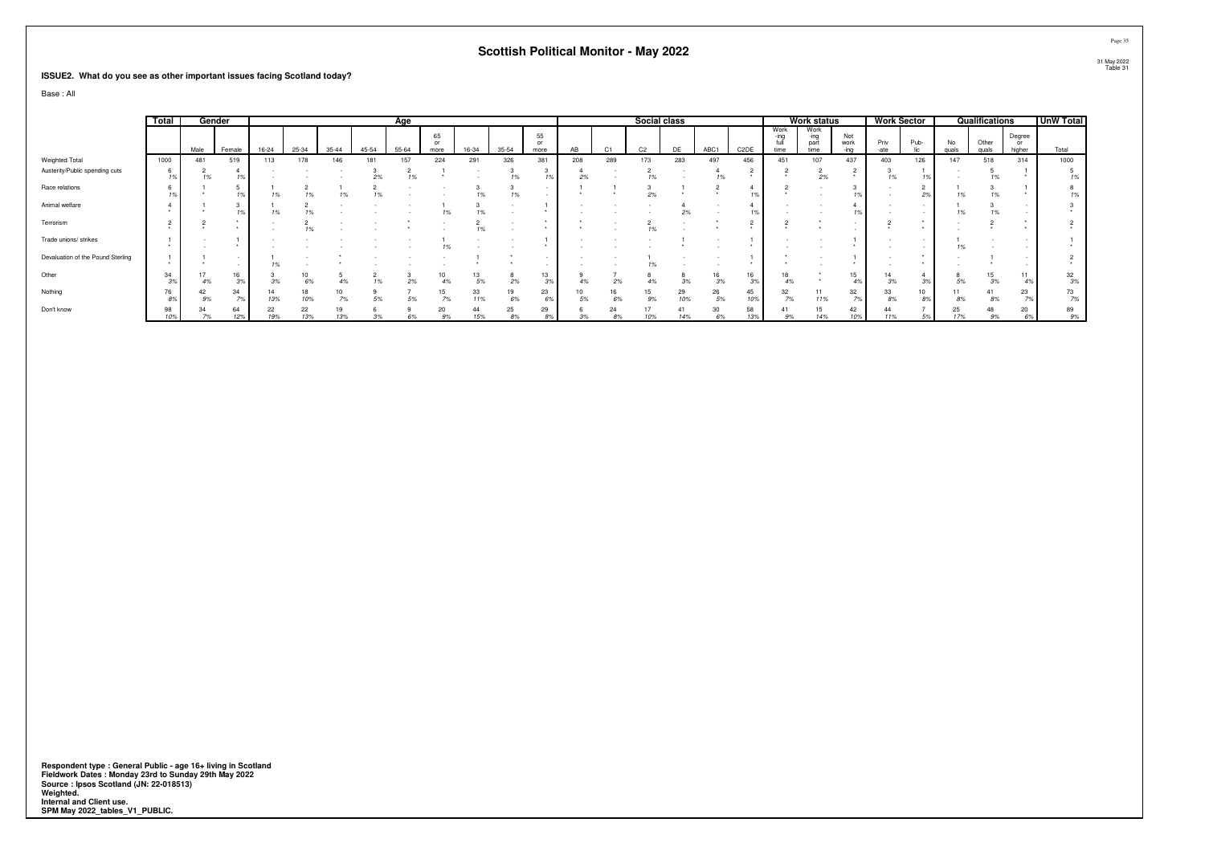## Scottish Political Monitor - May 2022

31 May 2022
Table 31

**ISSUE2. What do you see as other important issues facing Scotland today?**

Base : All

| | Total | Gender | | Age | | | | | | | | | | Social class | | | | | | Work status | | | Work Sector | | Qualifications | | | UnW Total |
|---|---|---|---|---|---|---|---|---|---|---|---|---|---|---|---|---|---|---|---|---|---|---|---|---|---|---|---|---|
| | | Male | Female | 16-24 | 25-34 | 35-44 | 45-54 | 55-64 | 65 or more | 16-34 | 35-54 | 55 or more | AB | C1 | C2 | DE | ABC1 | C2DE | Work-ing full time | Work-ing part time | Not work-ing | Priv-ate | Pub-lic | No quals | Other quals | Degree or higher | Total |
| Weighted Total | 1000 | 481 | 519 | 113 | 178 | 146 | 181 | 157 | 224 | 291 | 326 | 381 | 208 | 289 | 173 | 283 | 497 | 456 | 451 | 107 | 437 | 403 | 126 | 147 | 518 | 314 | 1000 |
| Austerity/Public spending cuts | 6 | 2 | 4 | - | - | - | 3 | 2 | 1 | - | 3 | 3 | 4 | - | 2 | - | 4 | 2 | 2 | 2 | 2 | 3 | 1 | - | 5 | 1 | 5 |
| | 1% | 1% | 1% | - | - | - | 2% | 1% | * | - | 1% | 1% | 2% | - | 1% | - | 1% | * | * | 2% | * | 1% | 1% | - | 1% | * | 1% |
| Race relations | 6 | 1 | 5 | 1 | 2 | 1 | 2 | - | - | 3 | 3 | - | 1 | 1 | 3 | 1 | 2 | 4 | 2 | - | 3 | - | 2 | 1 | 3 | 1 | 8 |
| | 1% | * | 1% | 1% | 1% | 1% | 1% | - | - | 1% | 1% | - | * | * | 2% | * | * | 1% | * | - | 1% | - | 2% | 1% | 1% | * | 1% |
| Animal welfare | 4 | 1 | 3 | 1 | 2 | - | - | - | 1 | 3 | - | 1 | - | - | - | 4 | - | 4 | - | - | 4 | - | - | 1 | 3 | - | 3 |
| | * | * | 1% | 1% | 1% | - | - | - | 1% | 1% | - | * | - | - | - | 2% | - | 1% | - | - | 1% | - | - | 1% | 1% | - | * |
| Terrorism | 2 | 2 | * | - | 2 | - | - | * | - | 2 | - | * | * | - | 2 | - | * | 2 | 2 | * | - | 2 | * | - | 2 | * | 2 |
| | * | * | * | - | 1% | - | - | * | - | 1% | - | * | * | - | 1% | - | * | * | * | * | - | * | * | - | * | * | * |
| Trade unions/ strikes | 1 | - | 1 | - | - | - | - | - | 1 | - | - | 1 | - | - | - | 1 | - | 1 | - | - | 1 | - | - | 1 | - | - | 1 |
| | * | - | * | - | - | - | - | - | 1% | - | - | * | - | - | - | * | - | * | - | - | * | - | - | 1% | - | - | * |
| Devaluation of the Pound Sterling | 1 | 1 | - | 1 | - | * | - | - | - | 1 | * | - | - | - | 1 | - | - | 1 | * | - | 1 | - | * | - | 1 | - | 2 |
| | * | * | - | 1% | - | * | - | - | - | * | * | - | - | - | 1% | - | - | * | * | - | * | - | * | - | * | - | * |
| Other | 34 | 17 | 16 | 3 | 10 | 5 | 2 | 3 | 10 | 13 | 8 | 13 | 9 | 7 | 8 | 8 | 16 | 16 | 18 | * | 15 | 14 | 4 | 8 | 15 | 11 | 32 |
| | 3% | 4% | 3% | 3% | 6% | 4% | 1% | 2% | 4% | 5% | 2% | 3% | 4% | 2% | 4% | 3% | 3% | 3% | 4% | * | 4% | 3% | 3% | 5% | 3% | 4% | 3% |
| Nothing | 76 | 42 | 34 | 14 | 18 | 10 | 9 | 7 | 15 | 33 | 19 | 23 | 10 | 16 | 15 | 29 | 26 | 45 | 32 | 11 | 32 | 33 | 10 | 11 | 41 | 23 | 73 |
| | 8% | 9% | 7% | 13% | 10% | 7% | 5% | 5% | 7% | 11% | 6% | 6% | 5% | 6% | 9% | 10% | 5% | 10% | 7% | 11% | 7% | 8% | 8% | 8% | 8% | 7% | 7% |
| Don't know | 98 | 34 | 64 | 22 | 22 | 19 | 6 | 9 | 20 | 44 | 25 | 29 | 6 | 24 | 17 | 41 | 30 | 58 | 41 | 15 | 42 | 44 | 7 | 25 | 48 | 20 | 89 |
| | 10% | 7% | 12% | 19% | 13% | 13% | 3% | 6% | 9% | 15% | 8% | 8% | 3% | 8% | 10% | 14% | 6% | 13% | 9% | 14% | 10% | 11% | 5% | 17% | 9% | 6% | 9% |

**Respondent type : General Public - age 16+ living in Scotland**
**Fieldwork Dates : Monday 23rd to Sunday 29th May 2022**
**Source : Ipsos Scotland (JN: 22-018513)**
**Weighted.**
**Internal and Client use.**
**SPM May 2022_tables_V1_PUBLIC.**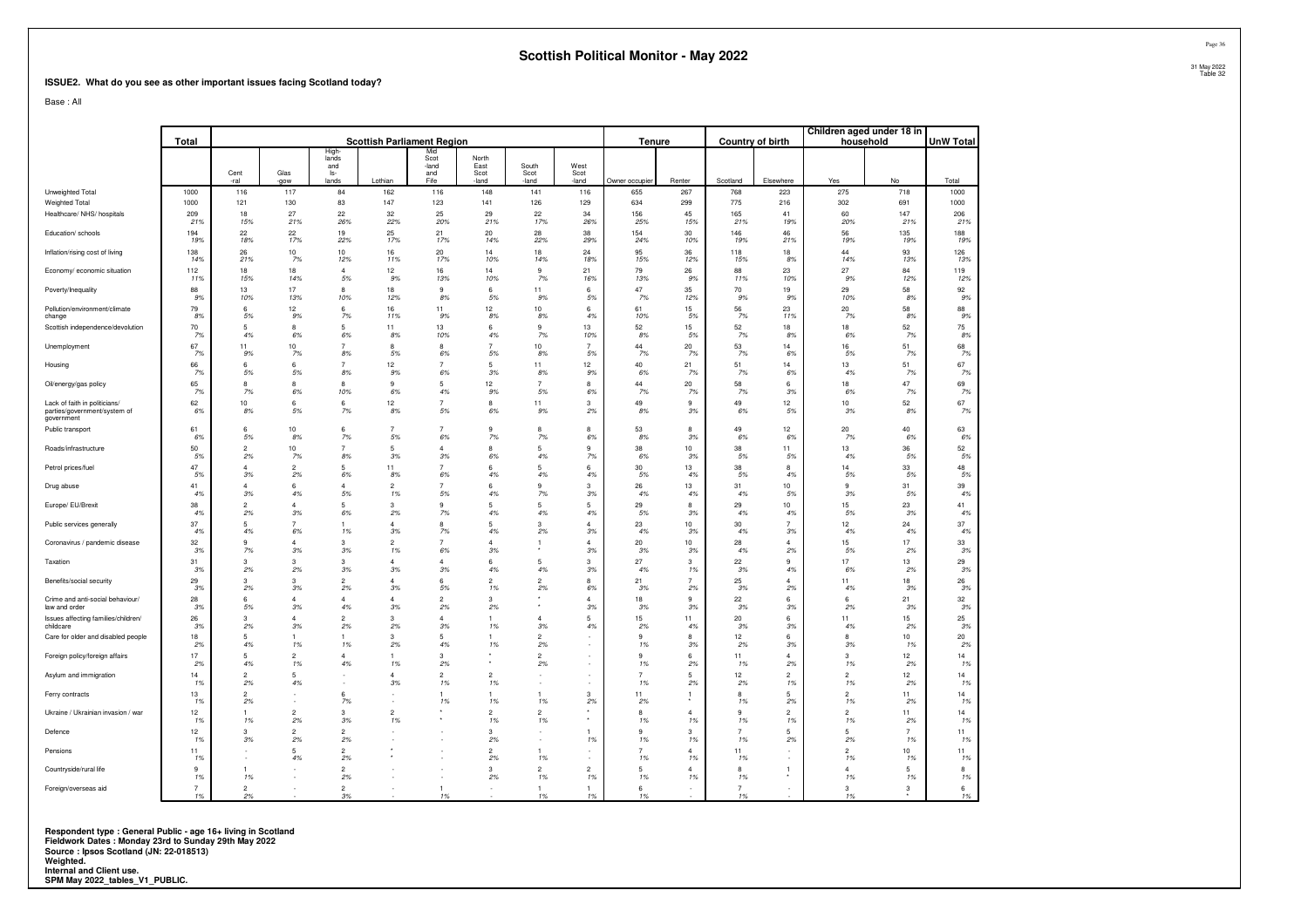# Scottish Political Monitor - May 2022

**ISSUE2. What do you see as other important issues facing Scotland today?**

Base : All

| | Total | Scottish Parliament Region | | | | | | | | Tenure | | Country of birth | | Children aged under 18 in household | | UnW Total |
|---|---|---|---|---|---|---|---|---|---|---|---|---|---|---|---|---|
| | | Cent-ral | Glas-gow | High-lands and Is-lands | Lothian | Mid Scot-land and Fife | North East Scot-land | South Scot-land | West Scot-land | Owner occupier | Renter | Scotland | Elsewhere | Yes | No | Total |
| Unweighted Total | 1000 | 116 | 117 | 84 | 162 | 116 | 148 | 141 | 116 | 655 | 267 | 768 | 223 | 275 | 718 | 1000 |
| Weighted Total | 1000 | 121 | 130 | 83 | 147 | 123 | 141 | 126 | 129 | 634 | 299 | 775 | 216 | 302 | 691 | 1000 |
| Healthcare/ NHS/ hospitals | 209 | 18 | 27 | 22 | 32 | 25 | 29 | 22 | 34 | 156 | 45 | 165 | 41 | 60 | 147 | 206 |
| | 21% | 15% | 21% | 26% | 22% | 20% | 21% | 17% | 26% | 25% | 15% | 21% | 19% | 20% | 21% | 21% |
| Education/ schools | 194 | 22 | 22 | 19 | 25 | 21 | 20 | 28 | 38 | 154 | 30 | 146 | 46 | 56 | 135 | 188 |
| | 19% | 18% | 17% | 22% | 17% | 17% | 14% | 22% | 29% | 24% | 10% | 19% | 21% | 19% | 19% | 19% |
| Inflation/rising cost of living | 138 | 26 | 10 | 10 | 16 | 20 | 14 | 18 | 24 | 95 | 36 | 118 | 18 | 44 | 93 | 126 |
| | 14% | 21% | 7% | 12% | 11% | 17% | 10% | 14% | 18% | 15% | 12% | 15% | 8% | 14% | 13% | 13% |
| Economy/ economic situation | 112 | 18 | 18 | 4 | 12 | 16 | 14 | 9 | 21 | 79 | 26 | 88 | 23 | 27 | 84 | 119 |
| | 11% | 15% | 14% | 5% | 9% | 13% | 10% | 7% | 16% | 13% | 9% | 11% | 10% | 9% | 12% | 12% |
| Poverty/Inequality | 88 | 13 | 17 | 8 | 18 | 9 | 6 | 11 | 6 | 47 | 35 | 70 | 19 | 29 | 58 | 92 |
| | 9% | 10% | 13% | 10% | 12% | 8% | 5% | 9% | 5% | 7% | 12% | 9% | 9% | 10% | 8% | 9% |
| Pollution/environment/climate change | 79 | 6 | 12 | 6 | 16 | 11 | 12 | 10 | 6 | 61 | 15 | 56 | 23 | 20 | 58 | 88 |
| | 8% | 5% | 9% | 7% | 11% | 9% | 8% | 8% | 4% | 10% | 5% | 7% | 11% | 7% | 8% | 9% |
| Scottish independence/devolution | 70 | 5 | 8 | 5 | 11 | 13 | 6 | 9 | 13 | 52 | 15 | 52 | 18 | 18 | 52 | 75 |
| | 7% | 4% | 6% | 6% | 8% | 10% | 4% | 7% | 10% | 8% | 5% | 7% | 8% | 6% | 7% | 8% |
| Unemployment | 67 | 11 | 10 | 7 | 8 | 8 | 7 | 10 | 7 | 44 | 20 | 53 | 14 | 16 | 51 | 68 |
| | 7% | 9% | 7% | 8% | 5% | 6% | 5% | 8% | 5% | 7% | 7% | 7% | 6% | 5% | 7% | 7% |
| Housing | 66 | 6 | 6 | 7 | 12 | 7 | 5 | 11 | 12 | 40 | 21 | 51 | 14 | 13 | 51 | 67 |
| | 7% | 5% | 5% | 8% | 9% | 6% | 3% | 8% | 9% | 6% | 7% | 7% | 6% | 4% | 7% | 7% |
| Oil/energy/gas policy | 65 | 8 | 8 | 8 | 9 | 5 | 12 | 7 | 8 | 44 | 20 | 58 | 6 | 18 | 47 | 69 |
| | 7% | 7% | 6% | 10% | 6% | 4% | 9% | 5% | 6% | 7% | 7% | 7% | 3% | 6% | 7% | 7% |
| Lack of faith in politicians/ parties/government/system of government | 62 | 10 | 6 | 6 | 12 | 7 | 8 | 11 | 3 | 49 | 9 | 49 | 12 | 10 | 52 | 67 |
| | 6% | 8% | 5% | 7% | 8% | 5% | 6% | 9% | 2% | 8% | 3% | 6% | 5% | 3% | 8% | 7% |
| Public transport | 61 | 6 | 10 | 6 | 7 | 7 | 9 | 8 | 8 | 53 | 8 | 49 | 12 | 20 | 40 | 63 |
| | 6% | 5% | 8% | 7% | 5% | 6% | 7% | 7% | 6% | 8% | 3% | 6% | 6% | 7% | 6% | 6% |
| Roads/infrastructure | 50 | 2 | 10 | 7 | 5 | 4 | 8 | 5 | 9 | 38 | 10 | 38 | 11 | 13 | 36 | 52 |
| | 5% | 2% | 7% | 8% | 3% | 3% | 6% | 4% | 7% | 6% | 3% | 5% | 5% | 4% | 5% | 5% |
| Petrol prices/fuel | 47 | 4 | 2 | 5 | 11 | 7 | 6 | 5 | 6 | 30 | 13 | 38 | 8 | 14 | 33 | 48 |
| | 5% | 3% | 2% | 6% | 8% | 6% | 4% | 4% | 4% | 5% | 4% | 5% | 4% | 5% | 5% | 5% |
| Drug abuse | 41 | 4 | 6 | 4 | 2 | 7 | 6 | 9 | 3 | 26 | 13 | 31 | 10 | 9 | 31 | 39 |
| | 4% | 3% | 4% | 5% | 1% | 5% | 4% | 7% | 3% | 4% | 4% | 4% | 5% | 3% | 5% | 4% |
| Europe/ EU/Brexit | 38 | 2 | 4 | 5 | 3 | 9 | 5 | 5 | 5 | 29 | 8 | 29 | 10 | 15 | 23 | 41 |
| | 4% | 2% | 3% | 6% | 2% | 7% | 4% | 4% | 4% | 5% | 3% | 4% | 4% | 5% | 3% | 4% |
| Public services generally | 37 | 5 | 7 | 1 | 4 | 8 | 5 | 3 | 4 | 23 | 10 | 30 | 7 | 12 | 24 | 37 |
| | 4% | 4% | 6% | 1% | 3% | 7% | 4% | 2% | 3% | 4% | 3% | 4% | 3% | 4% | 4% | 4% |
| Coronavirus / pandemic disease | 32 | 9 | 4 | 3 | 2 | 7 | 4 | 1 | 4 | 20 | 10 | 28 | 4 | 15 | 17 | 33 |
| | 3% | 7% | 3% | 3% | 1% | 6% | 3% | * | 3% | 3% | 3% | 4% | 2% | 5% | 2% | 3% |
| Taxation | 31 | 3 | 3 | 3 | 4 | 4 | 6 | 5 | 3 | 27 | 3 | 22 | 9 | 17 | 13 | 29 |
| | 3% | 2% | 2% | 3% | 3% | 3% | 4% | 4% | 3% | 4% | 1% | 3% | 4% | 6% | 2% | 3% |
| Benefits/social security | 29 | 3 | 3 | 2 | 4 | 6 | 2 | 2 | 8 | 21 | 7 | 25 | 4 | 11 | 18 | 26 |
| | 3% | 2% | 3% | 2% | 3% | 5% | 1% | 2% | 6% | 3% | 2% | 3% | 2% | 4% | 3% | 3% |
| Crime and anti-social behaviour/ law and order | 28 | 6 | 4 | 4 | 4 | 2 | 3 | * | 4 | 18 | 9 | 22 | 6 | 6 | 21 | 32 |
| | 3% | 5% | 3% | 4% | 3% | 2% | 2% | * | 3% | 3% | 3% | 3% | 3% | 2% | 3% | 3% |
| Issues affecting families/children/ childcare | 26 | 3 | 4 | 2 | 3 | 4 | 1 | 4 | 5 | 15 | 11 | 20 | 6 | 11 | 15 | 25 |
| | 3% | 2% | 3% | 2% | 2% | 3% | 1% | 3% | 4% | 2% | 4% | 3% | 3% | 4% | 2% | 3% |
| Care for older and disabled people | 18 | 5 | 1 | 1 | 3 | 5 | 1 | 2 | - | 9 | 8 | 12 | 6 | 8 | 10 | 20 |
| | 2% | 4% | 1% | 1% | 2% | 4% | 1% | 2% | - | 1% | 3% | 2% | 3% | 3% | 1% | 2% |
| Foreign policy/foreign affairs | 17 | 5 | 2 | 4 | 1 | 3 | * | 2 | - | 9 | 6 | 11 | 4 | 3 | 12 | 14 |
| | 2% | 4% | 1% | 4% | 1% | 2% | * | 2% | - | 1% | 2% | 1% | 2% | 1% | 2% | 1% |
| Asylum and immigration | 14 | 2 | 5 | - | 4 | 2 | 2 | - | - | 7 | 5 | 12 | 2 | 2 | 12 | 14 |
| | 1% | 2% | 4% | - | 3% | 1% | 1% | - | - | 1% | 2% | 2% | 1% | 1% | 2% | 1% |
| Ferry contracts | 13 | 2 | - | 6 | - | 1 | 1 | 1 | 3 | 11 | 1 | 8 | 5 | 2 | 11 | 14 |
| | 1% | 2% | - | 7% | - | 1% | 1% | 1% | 2% | 2% | * | 1% | 2% | 1% | 2% | 1% |
| Ukraine / Ukrainian invasion / war | 12 | 1 | 2 | 3 | 2 | * | 2 | 2 | * | 8 | 4 | 9 | 2 | 2 | 11 | 14 |
| | 1% | 1% | 2% | 3% | 1% | * | 1% | 1% | * | 1% | 1% | 1% | 1% | 1% | 2% | 1% |
| Defence | 12 | 3 | 2 | 2 | - | - | 3 | - | 1 | 9 | 3 | 7 | 5 | 5 | 7 | 11 |
| | 1% | 3% | 2% | 2% | - | - | 2% | - | 1% | 1% | 1% | 1% | 2% | 2% | 1% | 1% |
| Pensions | 11 | - | 5 | 2 | * | - | 2 | 1 | - | 7 | 4 | 11 | - | 2 | 10 | 11 |
| | 1% | - | 4% | 2% | * | - | 2% | 1% | - | 1% | 1% | 1% | - | 1% | 1% | 1% |
| Countryside/rural life | 9 | 1 | - | 2 | - | - | 3 | 2 | 2 | 5 | 4 | 8 | 1 | 4 | 5 | 8 |
| | 1% | 1% | - | 2% | - | - | 2% | 1% | 1% | 1% | 1% | 1% | * | 1% | 1% | 1% |
| Foreign/overseas aid | 7 | 2 | - | 2 | - | 1 | - | 1 | 1 | 6 | - | 7 | - | 3 | 3 | 6 |
| | 1% | 2% | - | 3% | - | 1% | - | 1% | 1% | 1% | - | 1% | - | 1% | * | 1% |

**Respondent type : General Public - age 16+ living in Scotland**
**Fieldwork Dates : Monday 23rd to Sunday 29th May 2022**
**Source : Ipsos Scotland (JN: 22-018513)**
**Weighted.**
**Internal and Client use.**
**SPM May 2022_tables_V1_PUBLIC.**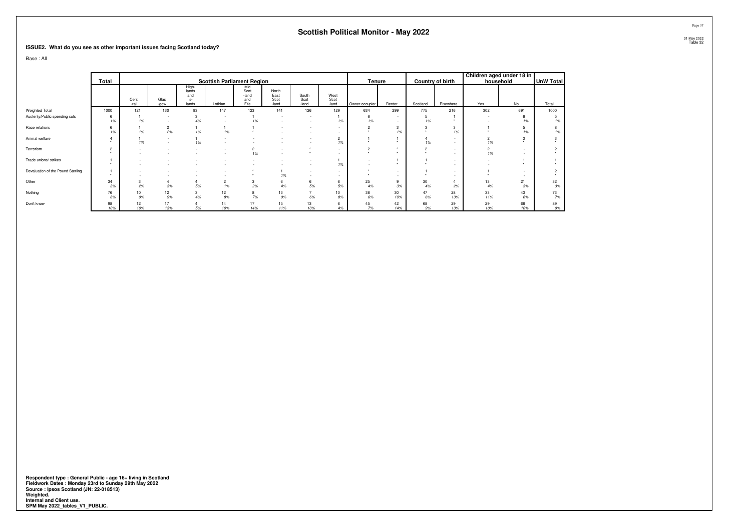# Scottish Political Monitor - May 2022

31 May 2022
Table 32

**ISSUE2. What do you see as other important issues facing Scotland today?**

Base : All

| | Total | Scottish Parliament Region | | | | | | | | Tenure | | Country of birth | | Children aged under 18 in household | | UnW Total |
|---|---|---|---|---|---|---|---|---|---|---|---|---|---|---|---|---|
| | | Cent-ral | Glas-gow | High-lands and Is-lands | Lothian | Mid Scot-land and Fife | North East Scot-land | South Scot-land | West Scot-land | Owner occupier | Renter | Scotland | Elsewhere | Yes | No | Total |
| Weighted Total | 1000 | 121 | 130 | 83 | 147 | 123 | 141 | 126 | 129 | 634 | 299 | 775 | 216 | 302 | 691 | 1000 |
| Austerity/Public spending cuts | 6 | 1 | - | 3 | - | 1 | - | - | 1 | 6 | - | 5 | 1 | - | 6 | 5 |
| | 1% | 1% | - | 4% | - | 1% | - | - | 1% | 1% | - | 1% | * | - | 1% | 1% |
| Race relations | 6 | 1 | 2 | 1 | 1 | 1 | - | - | - | 2 | 3 | 3 | 3 | 1 | 5 | 8 |
| | 1% | 1% | 2% | 1% | 1% | * | - | - | - | * | 1% | * | 1% | * | 1% | 1% |
| Animal welfare | 4 | 1 | - | 1 | - | - | - | - | 2 | 1 | 1 | 4 | - | 2 | 3 | 3 |
| | * | 1% | - | 1% | - | - | - | - | 1% | * | * | 1% | - | 1% | * | * |
| Terrorism | 2 | - | - | - | - | 2 | - | * | - | 2 | * | 2 | - | 2 | - | 2 |
| | * | - | - | - | - | 1% | - | * | - | * | * | * | - | 1% | - | * |
| Trade unions/ strikes | 1 | - | - | - | - | - | - | - | 1 | - | 1 | 1 | - | - | 1 | 1 |
| | * | - | - | - | - | - | - | - | 1% | - | * | * | - | - | * | * |
| Devaluation of the Pound Sterling | 1 | - | - | - | - | * | 1 | - | - | * | - | 1 | - | 1 | - | 2 |
| | * | - | - | - | - | * | 1% | - | - | * | - | * | - | * | - | * |
| Other | 34 | 3 | 4 | 4 | 2 | 3 | 6 | 6 | 6 | 25 | 9 | 30 | 4 | 13 | 21 | 32 |
| | 3% | 2% | 3% | 5% | 1% | 2% | 4% | 5% | 5% | 4% | 3% | 4% | 2% | 4% | 3% | 3% |
| Nothing | 76 | 10 | 12 | 3 | 12 | 8 | 13 | 7 | 10 | 38 | 30 | 47 | 28 | 33 | 43 | 73 |
| | 8% | 9% | 9% | 4% | 8% | 7% | 9% | 6% | 8% | 6% | 10% | 6% | 13% | 11% | 6% | 7% |
| Don't know | 98 | 12 | 17 | 4 | 14 | 17 | 15 | 13 | 6 | 45 | 42 | 68 | 29 | 29 | 68 | 89 |
| | 10% | 10% | 13% | 5% | 10% | 14% | 11% | 10% | 4% | 7% | 14% | 9% | 13% | 10% | 10% | 9% |

**Respondent type : General Public - age 16+ living in Scotland**
**Fieldwork Dates : Monday 23rd to Sunday 29th May 2022**
**Source : Ipsos Scotland (JN: 22-018513)**
**Weighted.**
**Internal and Client use.**
**SPM May 2022_tables_V1_PUBLIC.**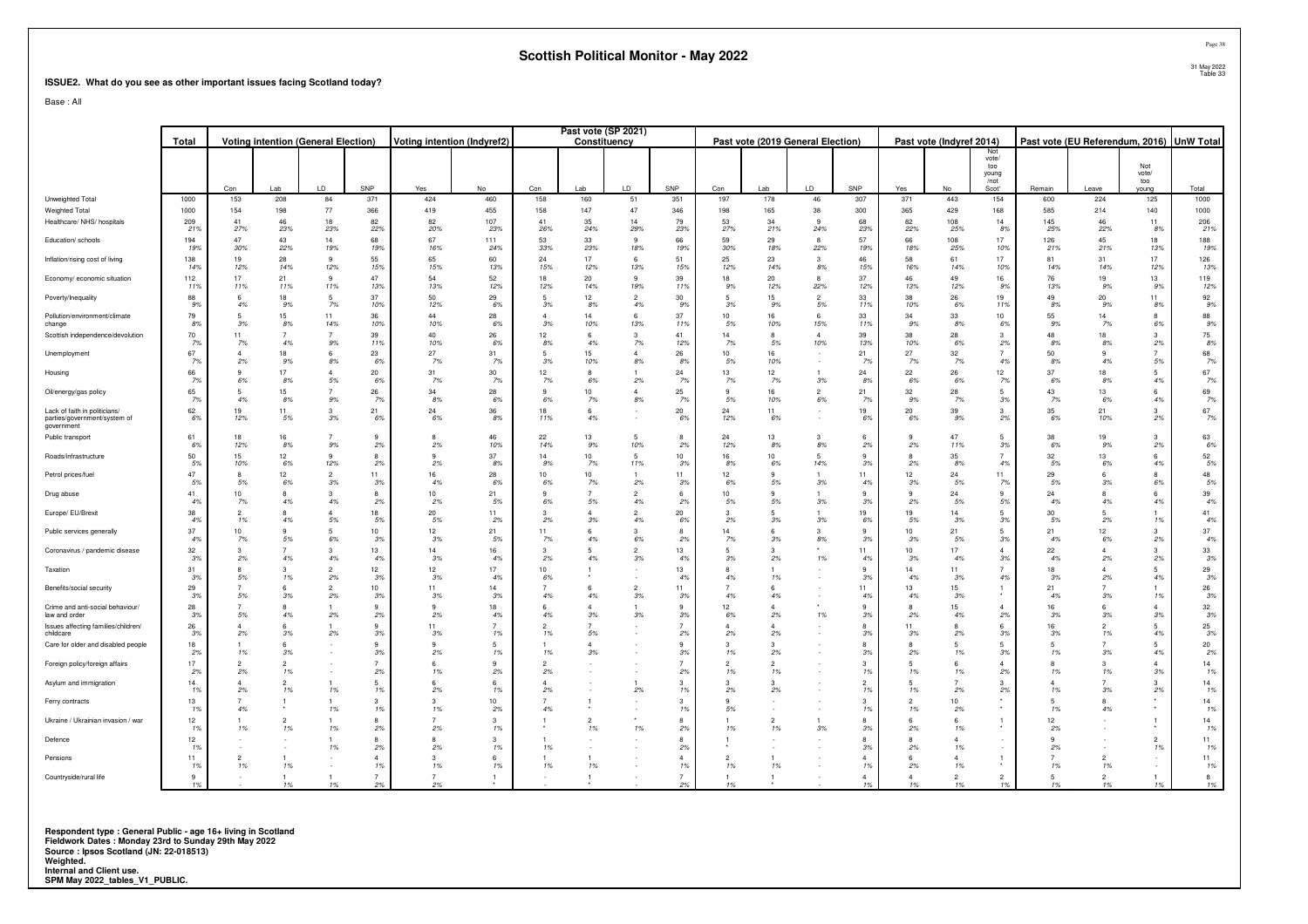# Scottish Political Monitor - May 2022

31 May 2022
Table 33

**ISSUE2. What do you see as other important issues facing Scotland today?**

Base : All

| | Total | Voting intention (General Election) | | | | Voting intention (Indyref2) | | Past vote (SP 2021) Constituency | | | | Past vote (2019 General Election) | | | | Past vote (Indyref 2014) | | | Past vote (EU Referendum, 2016) | | | UnW Total |
|---|---|---|---|---|---|---|---|---|---|---|---|---|---|---|---|---|---|---|---|---|---|---|
| | | Con | Lab | LD | SNP | Yes | No | Con | Lab | LD | SNP | Con | Lab | LD | SNP | Yes | No | Not vote/ too young /not Scot' | Remain | Leave | Not vote/ too young | Total |
| Unweighted Total | 1000 | 153 | 208 | 84 | 371 | 424 | 460 | 158 | 160 | 51 | 351 | 197 | 178 | 46 | 307 | 371 | 443 | 154 | 600 | 224 | 125 | 1000 |
| Weighted Total | 1000 | 154 | 198 | 77 | 366 | 419 | 455 | 158 | 147 | 47 | 346 | 198 | 165 | 38 | 300 | 365 | 429 | 168 | 585 | 214 | 140 | 1000 |
| Healthcare/ NHS/ hospitals | 209 | 41 | 46 | 18 | 82 | 82 | 107 | 41 | 35 | 14 | 79 | 53 | 34 | 9 | 68 | 82 | 108 | 14 | 145 | 46 | 11 | 206 |
| | 21% | 27% | 23% | 23% | 22% | 20% | 23% | 26% | 24% | 29% | 23% | 27% | 21% | 24% | 23% | 22% | 25% | 8% | 25% | 22% | 8% | 21% |
| Education/ schools | 194 | 47 | 43 | 14 | 68 | 67 | 111 | 53 | 33 | 9 | 66 | 59 | 29 | 8 | 57 | 66 | 108 | 17 | 126 | 45 | 18 | 188 |
| | 19% | 30% | 22% | 19% | 19% | 16% | 24% | 33% | 23% | 18% | 19% | 30% | 18% | 22% | 19% | 18% | 25% | 10% | 21% | 21% | 13% | 19% |
| Inflation/rising cost of living | 138 | 19 | 28 | 9 | 55 | 65 | 60 | 24 | 17 | 6 | 51 | 25 | 23 | 3 | 46 | 58 | 61 | 17 | 81 | 31 | 17 | 126 |
| | 14% | 12% | 14% | 12% | 15% | 15% | 13% | 15% | 12% | 13% | 15% | 12% | 14% | 8% | 15% | 16% | 14% | 10% | 14% | 14% | 12% | 13% |
| Economy/ economic situation | 112 | 17 | 21 | 9 | 47 | 54 | 52 | 18 | 20 | 9 | 39 | 18 | 20 | 8 | 37 | 46 | 49 | 16 | 76 | 19 | 13 | 119 |
| | 11% | 11% | 11% | 11% | 13% | 13% | 12% | 12% | 14% | 19% | 11% | 9% | 12% | 22% | 12% | 13% | 12% | 9% | 13% | 9% | 9% | 12% |
| Poverty/Inequality | 88 | 6 | 18 | 5 | 37 | 50 | 29 | 5 | 12 | 2 | 30 | 5 | 15 | 2 | 33 | 38 | 26 | 19 | 49 | 20 | 11 | 92 |
| | 9% | 4% | 9% | 7% | 10% | 12% | 6% | 3% | 8% | 4% | 9% | 3% | 9% | 5% | 11% | 10% | 6% | 11% | 8% | 9% | 8% | 9% |
| Pollution/environment/climate change | 79 | 5 | 15 | 11 | 36 | 44 | 28 | 4 | 14 | 6 | 37 | 10 | 16 | 6 | 33 | 34 | 33 | 10 | 55 | 14 | 8 | 88 |
| | 8% | 3% | 8% | 14% | 10% | 10% | 6% | 3% | 10% | 13% | 11% | 5% | 10% | 15% | 11% | 9% | 8% | 6% | 9% | 7% | 6% | 9% |
| Scottish independence/devolution | 70 | 11 | 7 | 7 | 39 | 40 | 26 | 12 | 6 | 3 | 41 | 14 | 8 | 4 | 39 | 38 | 28 | 3 | 48 | 18 | 3 | 75 |
| | 7% | 7% | 4% | 9% | 11% | 10% | 6% | 8% | 4% | 7% | 12% | 7% | 5% | 10% | 13% | 10% | 6% | 2% | 8% | 8% | 2% | 8% |
| Unemployment | 67 | 4 | 18 | 6 | 23 | 27 | 31 | 5 | 15 | 4 | 26 | 10 | 16 | - | 21 | 27 | 32 | 7 | 50 | 9 | 7 | 68 |
| | 7% | 2% | 9% | 8% | 6% | 7% | 7% | 3% | 10% | 8% | 8% | 5% | 10% | - | 7% | 7% | 7% | 4% | 8% | 4% | 5% | 7% |
| Housing | 66 | 9 | 17 | 4 | 20 | 31 | 30 | 12 | 8 | 1 | 24 | 13 | 12 | 1 | 24 | 22 | 26 | 12 | 37 | 18 | 5 | 67 |
| | 7% | 6% | 8% | 5% | 6% | 7% | 7% | 7% | 6% | 2% | 7% | 7% | 7% | 3% | 8% | 6% | 6% | 7% | 6% | 8% | 4% | 7% |
| Oil/energy/gas policy | 65 | 5 | 15 | 7 | 26 | 34 | 28 | 9 | 10 | 4 | 25 | 9 | 16 | 2 | 21 | 32 | 28 | 5 | 43 | 13 | 6 | 69 |
| | 7% | 4% | 8% | 9% | 7% | 8% | 6% | 6% | 7% | 8% | 7% | 5% | 10% | 6% | 7% | 9% | 7% | 3% | 7% | 6% | 4% | 7% |
| Lack of faith in politicians/ parties/government/system of government | 62 | 19 | 11 | 3 | 21 | 24 | 36 | 18 | 6 | - | 20 | 24 | 11 | - | 19 | 20 | 39 | 3 | 35 | 21 | 3 | 67 |
| | 6% | 12% | 5% | 3% | 6% | 6% | 8% | 11% | 4% | - | 6% | 12% | 6% | - | 6% | 6% | 9% | 2% | 6% | 10% | 2% | 7% |
| Public transport | 61 | 18 | 16 | 7 | 9 | 8 | 46 | 22 | 13 | 5 | 8 | 24 | 13 | 3 | 6 | 9 | 47 | 5 | 38 | 19 | 3 | 63 |
| | 6% | 12% | 8% | 9% | 2% | 2% | 10% | 14% | 9% | 10% | 2% | 12% | 8% | 8% | 2% | 2% | 11% | 3% | 6% | 9% | 2% | 6% |
| Roads/infrastructure | 50 | 15 | 12 | 9 | 8 | 9 | 37 | 14 | 10 | 5 | 10 | 16 | 10 | 5 | 9 | 8 | 35 | 7 | 32 | 13 | 6 | 52 |
| | 5% | 10% | 6% | 12% | 2% | 2% | 8% | 9% | 7% | 11% | 3% | 8% | 6% | 14% | 3% | 2% | 8% | 4% | 5% | 6% | 4% | 5% |
| Petrol prices/fuel | 47 | 8 | 12 | 2 | 11 | 16 | 28 | 10 | 10 | 1 | 11 | 12 | 9 | 1 | 11 | 12 | 24 | 11 | 29 | 6 | 8 | 48 |
| | 5% | 5% | 6% | 3% | 3% | 4% | 6% | 6% | 7% | 2% | 3% | 6% | 5% | 3% | 4% | 3% | 5% | 7% | 5% | 3% | 6% | 5% |
| Drug abuse | 41 | 10 | 8 | 3 | 8 | 10 | 21 | 9 | 7 | 2 | 6 | 10 | 9 | 1 | 9 | 9 | 24 | 9 | 24 | 8 | 6 | 39 |
| | 4% | 7% | 4% | 4% | 2% | 2% | 5% | 6% | 5% | 4% | 2% | 5% | 5% | 3% | 3% | 2% | 5% | 5% | 4% | 4% | 4% | 4% |
| Europe/ EU/Brexit | 38 | 2 | 8 | 4 | 18 | 20 | 11 | 3 | 4 | 2 | 20 | 3 | 5 | 1 | 19 | 19 | 14 | 5 | 30 | 5 | 1 | 41 |
| | 4% | 1% | 4% | 5% | 5% | 5% | 2% | 2% | 3% | 4% | 6% | 2% | 3% | 3% | 6% | 5% | 3% | 3% | 5% | 2% | 1% | 4% |
| Public services generally | 37 | 10 | 9 | 5 | 10 | 12 | 21 | 11 | 6 | 3 | 8 | 14 | 6 | 3 | 9 | 10 | 21 | 5 | 21 | 12 | 3 | 37 |
| | 4% | 7% | 5% | 6% | 3% | 3% | 5% | 7% | 4% | 6% | 2% | 7% | 3% | 8% | 3% | 3% | 5% | 3% | 4% | 6% | 2% | 4% |
| Coronavirus / pandemic disease | 32 | 3 | 7 | 3 | 13 | 14 | 16 | 3 | 5 | 2 | 13 | 5 | 3 | * | 11 | 10 | 17 | 4 | 22 | 4 | 3 | 33 |
| | 3% | 2% | 4% | 4% | 4% | 3% | 4% | 2% | 4% | 3% | 4% | 3% | 2% | 1% | 4% | 3% | 4% | 3% | 4% | 2% | 2% | 3% |
| Taxation | 31 | 8 | 3 | 2 | 12 | 12 | 17 | 10 | 1 | - | 13 | 8 | 1 | - | 9 | 14 | 11 | 7 | 18 | 4 | 5 | 29 |
| | 3% | 5% | 1% | 2% | 3% | 3% | 4% | 6% | * | - | 4% | 4% | 1% | - | 3% | 4% | 3% | 4% | 3% | 2% | 4% | 3% |
| Benefits/social security | 29 | 7 | 6 | 2 | 10 | 11 | 14 | 7 | 6 | 2 | 11 | 7 | 6 | - | 11 | 13 | 15 | 1 | 21 | 7 | 1 | 26 |
| | 3% | 5% | 3% | 2% | 3% | 3% | 3% | 4% | 4% | 3% | 3% | 4% | 4% | - | 4% | 4% | 3% | * | 4% | 3% | 1% | 3% |
| Crime and anti-social behaviour/ law and order | 28 | 7 | 8 | 1 | 9 | 9 | 18 | 6 | 4 | 1 | 9 | 12 | 4 | * | 9 | 8 | 15 | 4 | 16 | 6 | 4 | 32 |
| | 3% | 5% | 4% | 2% | 2% | 2% | 4% | 4% | 3% | 3% | 3% | 6% | 2% | 1% | 3% | 2% | 4% | 2% | 3% | 3% | 3% | 3% |
| Issues affecting families/children/ childcare | 26 | 4 | 6 | 1 | 9 | 11 | 7 | 2 | 7 | - | 7 | 4 | 4 | - | 8 | 11 | 8 | 6 | 16 | 2 | 5 | 25 |
| | 3% | 2% | 3% | 2% | 3% | 3% | 1% | 1% | 5% | - | 2% | 2% | 2% | - | 3% | 3% | 2% | 3% | 3% | 1% | 4% | 3% |
| Care for older and disabled people | 18 | 1 | 6 | - | 9 | 9 | 5 | 1 | 4 | - | 9 | 3 | 3 | - | 8 | 8 | 5 | 5 | 5 | 7 | 5 | 20 |
| | 2% | 1% | 3% | - | 3% | 2% | 1% | 1% | 3% | - | 3% | 1% | 2% | - | 3% | 2% | 1% | 3% | 1% | 3% | 4% | 2% |
| Foreign policy/foreign affairs | 17 | 2 | 2 | - | 7 | 6 | 9 | 2 | - | - | 7 | 2 | 2 | - | 3 | 5 | 6 | 4 | 8 | 3 | 4 | 14 |
| | 2% | 2% | 1% | - | 2% | 1% | 2% | 2% | - | - | 2% | 1% | 1% | - | 1% | 1% | 1% | 2% | 1% | 1% | 3% | 1% |
| Asylum and immigration | 14 | 4 | 2 | 1 | 5 | 6 | 6 | 4 | - | 1 | 3 | 3 | 3 | - | 2 | 5 | 7 | 3 | 4 | 7 | 3 | 14 |
| | 1% | 2% | 1% | 1% | 1% | 2% | 1% | 2% | - | 2% | 1% | 2% | 2% | - | 1% | 1% | 2% | 2% | 1% | 3% | 2% | 1% |
| Ferry contracts | 13 | 7 | 1 | 1 | 3 | 3 | 10 | 7 | 1 | - | 3 | 9 | - | - | 3 | 2 | 10 | * | 5 | 8 | * | 14 |
| | 1% | 4% | * | 1% | 1% | 1% | 2% | 4% | * | - | 1% | 5% | - | - | 1% | 1% | 2% | * | 1% | 4% | * | 1% |
| Ukraine / Ukrainian invasion / war | 12 | 1 | 2 | 1 | 8 | 7 | 3 | 1 | 2 | * | 8 | 1 | 2 | 1 | 8 | 6 | 6 | 1 | 12 | - | 1 | 14 |
| | 1% | 1% | 1% | 1% | 2% | 2% | 1% | * | 1% | 1% | 2% | 1% | 1% | 3% | 3% | 2% | 1% | * | 2% | - | * | 1% |
| Defence | 12 | - | - | 1 | 8 | 8 | 3 | 1 | - | - | 8 | 1 | - | - | 8 | 8 | 4 | - | 9 | - | 2 | 11 |
| | 1% | - | - | 1% | 2% | 2% | 1% | 1% | - | - | 2% | * | - | - | 3% | 2% | 1% | - | 2% | - | 1% | 1% |
| Pensions | 11 | 2 | 1 | - | 4 | 3 | 6 | 1 | 1 | - | 4 | 2 | 1 | - | 4 | 6 | 4 | 1 | 7 | 2 | - | 11 |
| | 1% | 1% | 1% | - | 1% | 1% | 1% | 1% | 1% | - | 1% | 1% | 1% | - | 1% | 2% | 1% | * | 1% | 1% | - | 1% |
| Countryside/rural life | 9 | - | 1 | 1 | 7 | 7 | 1 | - | 1 | - | 7 | 1 | 1 | - | 4 | 4 | 2 | 2 | 5 | 2 | 1 | 8 |
| | 1% | - | 1% | 1% | 2% | 2% | * | - | * | - | 2% | 1% | * | - | 1% | 1% | 1% | 1% | 1% | 1% | 1% | 1% |

**Respondent type : General Public - age 16+ living in Scotland**
**Fieldwork Dates : Monday 23rd to Sunday 29th May 2022**
**Source : Ipsos Scotland (JN: 22-018513)**
**Weighted.**
**Internal and Client use.**
**SPM May 2022_tables_V1_PUBLIC.**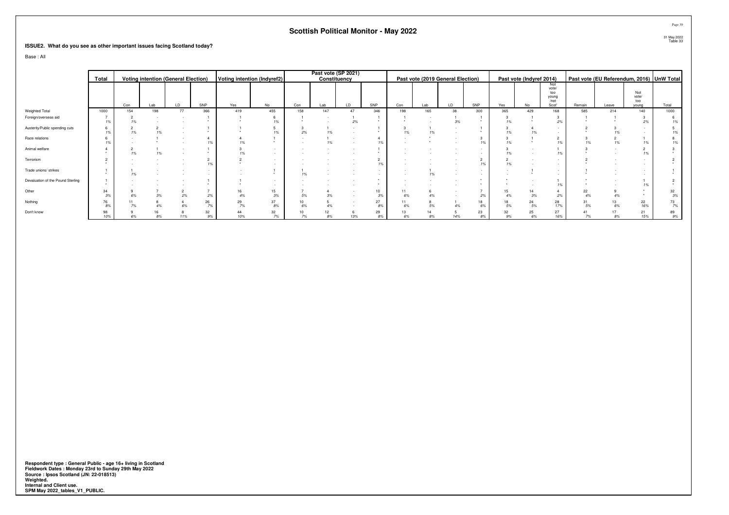# Scottish Political Monitor - May 2022

31 May 2022
Table 33

**ISSUE2. What do you see as other important issues facing Scotland today?**

Base : All

| | Total | Voting intention (General Election) | | | | Voting intention (Indyref2) | | Past vote (SP 2021) Constituency | | | | Past vote (2019 General Election) | | | | Past vote (Indyref 2014) | | | Past vote (EU Referendum, 2016) | | | UnW Total |
|---|---|---|---|---|---|---|---|---|---|---|---|---|---|---|---|---|---|---|---|---|---|---|
| | | Con | Lab | LD | SNP | Yes | No | Con | Lab | LD | SNP | Con | Lab | LD | SNP | Yes | No | Not vote/ too young /not Scot' | Remain | Leave | Not vote/ too young | Total |
| Weighted Total | 1000 | 154 | 198 | 77 | 366 | 419 | 455 | 158 | 147 | 47 | 346 | 198 | 165 | 38 | 300 | 365 | 429 | 168 | 585 | 214 | 140 | 1000 |
| Foreign/overseas aid | 7 | 2 | - | - | 1 | 1 | 6 | 1 | - | 1 | 1 | 1 | - | 1 | 1 | 3 | 1 | 3 | 1 | 1 | 3 | 6 |
| | 1% | 1% | - | - | * | * | 1% | * | - | 2% | * | * | - | 3% | * | 1% | * | 2% | * | * | 2% | 1% |
| Austerity/Public spending cuts | 6 | 2 | 2 | - | 1 | 1 | 5 | 3 | 1 | - | 1 | 3 | 1 | - | 1 | 3 | 4 | - | 2 | 3 | - | 5 |
| | 1% | 1% | 1% | - | * | * | 1% | 2% | 1% | - | * | 1% | 1% | - | * | 1% | 1% | - | * | 1% | - | 1% |
| Race relations | 6 | - | 1 | - | 4 | 4 | 1 | - | 1 | - | 4 | - | * | - | 3 | 3 | 1 | 2 | 3 | 2 | 1 | 8 |
| | 1% | - | * | - | 1% | 1% | * | - | 1% | - | 1% | - | * | - | 1% | 1% | * | 1% | 1% | 1% | 1% | 1% |
| Animal welfare | 4 | 2 | 1 | - | 1 | 3 | - | - | - | - | 1 | - | - | - | - | 3 | - | 1 | 3 | - | 2 | 3 |
| | * | 1% | 1% | - | * | 1% | - | - | - | - | * | - | - | - | - | 1% | - | 1% | * | - | 1% | * |
| Terrorism | 2 | - | - | - | 2 | 2 | - | - | - | - | 2 | - | - | - | 2 | 2 | - | - | 2 | - | - | 2 |
| | * | - | - | - | 1% | * | - | - | - | - | 1% | - | - | - | 1% | 1% | - | - | * | - | - | * |
| Trade unions/ strikes | 1 | 1 | - | - | - | - | 1 | 1 | - | - | - | - | 1 | - | - | - | 1 | - | 1 | - | - | 1 |
| | * | 1% | - | - | - | - | * | 1% | - | - | - | - | 1% | - | - | - | * | - | * | - | - | * |
| Devaluation of the Pound Sterling | 1 | - | - | - | 1 | 1 | - | - | - | - | * | - | - | - | * | * | - | 1 | * | - | 1 | 2 |
| | * | - | - | - | * | * | - | - | - | - | * | - | - | - | * | * | - | 1% | * | - | 1% | * |
| Other | 34 | 9 | 7 | 2 | 7 | 16 | 15 | 7 | 4 | - | 10 | 11 | 6 | - | 7 | 15 | 14 | 4 | 22 | 9 | * | 32 |
| | 3% | 6% | 3% | 2% | 2% | 4% | 3% | 5% | 3% | - | 3% | 6% | 4% | - | 2% | 4% | 3% | 2% | 4% | 4% | * | 3% |
| Nothing | 76 | 11 | 8 | 4 | 26 | 29 | 37 | 10 | 5 | - | 27 | 11 | 8 | 1 | 18 | 18 | 24 | 28 | 31 | 13 | 22 | 73 |
| | 8% | 7% | 4% | 6% | 7% | 7% | 8% | 6% | 4% | - | 8% | 6% | 5% | 4% | 6% | 5% | 5% | 17% | 5% | 6% | 16% | 7% |
| Don't know | 98 | 9 | 16 | 8 | 32 | 44 | 32 | 10 | 12 | 6 | 29 | 13 | 14 | 5 | 23 | 32 | 25 | 27 | 41 | 17 | 21 | 89 |
| | 10% | 6% | 8% | 11% | 9% | 10% | 7% | 7% | 8% | 13% | 8% | 6% | 8% | 14% | 8% | 9% | 6% | 16% | 7% | 8% | 15% | 9% |

**Respondent type : General Public - age 16+ living in Scotland**
**Fieldwork Dates : Monday 23rd to Sunday 29th May 2022**
**Source : Ipsos Scotland (JN: 22-018513)**
**Weighted.**
**Internal and Client use.**
**SPM May 2022_tables_V1_PUBLIC.**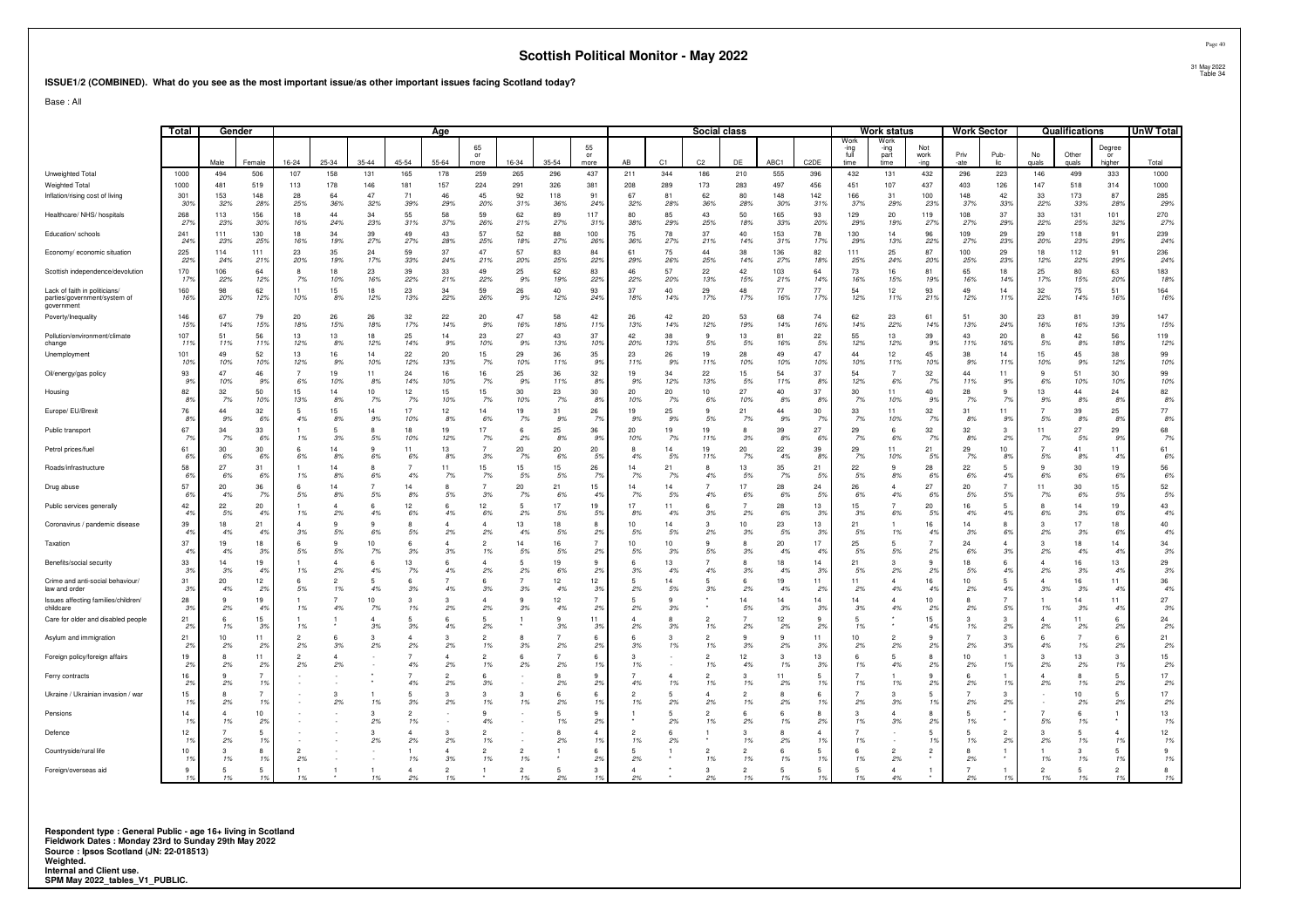# Scottish Political Monitor - May 2022

## ISSUE1/2 (COMBINED). What do you see as the most important issue/as other important issues facing Scotland today?

Base : All

| | Total | Gender | | Age | | | | | | | | | Social class | | | | | | Work status | | | Work Sector | | Qualifications | | | UnW Total |
|---|---|---|---|---|---|---|---|---|---|---|---|---|---|---|---|---|---|---|---|---|---|---|---|---|---|---|---|
| | | Male | Female | 16-24 | 25-34 | 35-44 | 45-54 | 55-64 | 65 or more | 16-34 | 35-54 | 55 or more | AB | C1 | C2 | DE | ABC1 | C2DE | Working full time | Working part time | Not working | Private | Public | No quals | Other quals | Degree or higher | Total |
| Unweighted Total | 1000 | 494 | 506 | 107 | 158 | 131 | 165 | 178 | 259 | 265 | 296 | 437 | 211 | 344 | 186 | 210 | 555 | 396 | 432 | 131 | 432 | 296 | 223 | 146 | 499 | 333 | 1000 |
| Weighted Total | 1000 | 481 | 519 | 113 | 178 | 146 | 181 | 157 | 224 | 291 | 326 | 381 | 208 | 289 | 173 | 283 | 497 | 456 | 451 | 107 | 437 | 403 | 126 | 147 | 518 | 314 | 1000 |
| Inflation/rising cost of living | 301 | 153 | 148 | 28 | 64 | 47 | 71 | 46 | 45 | 92 | 118 | 91 | 67 | 81 | 62 | 80 | 148 | 142 | 166 | 31 | 105 | 148 | 42 | 33 | 173 | 87 | 285 |
| | 30% | 32% | 28% | 25% | 36% | 32% | 39% | 29% | 20% | 31% | 36% | 24% | 32% | 28% | 36% | 28% | 30% | 31% | 37% | 29% | 23% | 37% | 33% | 22% | 33% | 28% | 29% |
| Healthcare/ NHS/ hospitals | 268 | 113 | 156 | 18 | 44 | 34 | 55 | 58 | 59 | 62 | 89 | 117 | 80 | 85 | 43 | 50 | 165 | 93 | 129 | 20 | 119 | 108 | 37 | 33 | 131 | 101 | 270 |
| | 27% | 23% | 30% | 16% | 24% | 23% | 31% | 37% | 26% | 21% | 27% | 31% | 38% | 29% | 25% | 18% | 33% | 20% | 29% | 19% | 27% | 27% | 29% | 22% | 25% | 32% | 27% |
| Education/ schools | 241 | 111 | 130 | 18 | 34 | 39 | 49 | 43 | 57 | 52 | 88 | 100 | 75 | 78 | 37 | 40 | 153 | 78 | 130 | 14 | 96 | 109 | 29 | 29 | 118 | 91 | 239 |
| | 24% | 23% | 25% | 16% | 19% | 27% | 27% | 28% | 25% | 18% | 27% | 26% | 36% | 27% | 21% | 14% | 31% | 17% | 29% | 13% | 22% | 27% | 23% | 20% | 23% | 29% | 24% |
| Economy/ economic situation | 225 | 114 | 111 | 23 | 35 | 24 | 59 | 37 | 47 | 57 | 83 | 84 | 61 | 75 | 44 | 38 | 136 | 82 | 111 | 25 | 87 | 100 | 29 | 18 | 112 | 91 | 236 |
| | 22% | 24% | 21% | 20% | 19% | 17% | 33% | 24% | 21% | 20% | 25% | 22% | 29% | 26% | 25% | 14% | 27% | 18% | 25% | 24% | 20% | 25% | 23% | 12% | 22% | 29% | 24% |
| Scottish independence/devolution | 170 | 106 | 64 | 8 | 18 | 23 | 39 | 33 | 49 | 25 | 62 | 83 | 46 | 57 | 22 | 42 | 103 | 64 | 73 | 16 | 81 | 65 | 18 | 25 | 80 | 63 | 183 |
| | 17% | 22% | 12% | 7% | 10% | 16% | 22% | 21% | 22% | 9% | 19% | 22% | 22% | 20% | 13% | 15% | 21% | 14% | 16% | 15% | 19% | 16% | 14% | 17% | 15% | 20% | 18% |
| Lack of faith in politicians/ parties/government/system of government | 160 | 98 | 62 | 11 | 15 | 18 | 23 | 34 | 59 | 26 | 40 | 93 | 37 | 40 | 29 | 48 | 77 | 77 | 54 | 12 | 93 | 49 | 14 | 32 | 75 | 51 | 164 |
| | 16% | 20% | 12% | 10% | 8% | 12% | 13% | 22% | 26% | 9% | 12% | 24% | 18% | 14% | 17% | 17% | 16% | 17% | 12% | 11% | 21% | 12% | 11% | 22% | 14% | 16% | 16% |
| Poverty/Inequality | 146 | 67 | 79 | 20 | 26 | 26 | 32 | 22 | 20 | 47 | 58 | 42 | 26 | 42 | 20 | 53 | 68 | 74 | 62 | 23 | 61 | 51 | 30 | 23 | 81 | 39 | 147 |
| | 15% | 14% | 15% | 18% | 15% | 18% | 17% | 14% | 9% | 16% | 18% | 11% | 13% | 14% | 12% | 19% | 14% | 16% | 14% | 22% | 14% | 13% | 24% | 16% | 16% | 13% | 15% |
| Pollution/environment/climate change | 107 | 51 | 56 | 13 | 13 | 18 | 25 | 14 | 23 | 27 | 43 | 37 | 42 | 38 | 9 | 13 | 81 | 22 | 55 | 13 | 39 | 43 | 20 | 8 | 42 | 56 | 119 |
| | 11% | 11% | 11% | 12% | 8% | 12% | 14% | 9% | 10% | 9% | 13% | 10% | 20% | 13% | 5% | 5% | 16% | 5% | 12% | 12% | 9% | 11% | 16% | 5% | 8% | 18% | 12% |
| Unemployment | 101 | 49 | 52 | 13 | 16 | 14 | 22 | 20 | 15 | 29 | 36 | 35 | 23 | 26 | 19 | 28 | 49 | 47 | 44 | 12 | 45 | 38 | 14 | 15 | 45 | 38 | 99 |
| | 10% | 10% | 10% | 12% | 9% | 10% | 12% | 13% | 7% | 10% | 11% | 9% | 11% | 9% | 11% | 10% | 10% | 10% | 10% | 11% | 10% | 9% | 11% | 10% | 9% | 12% | 10% |
| Oil/energy/gas policy | 93 | 47 | 46 | 7 | 19 | 11 | 24 | 16 | 16 | 25 | 36 | 32 | 19 | 34 | 22 | 15 | 54 | 37 | 54 | 7 | 32 | 44 | 11 | 9 | 51 | 30 | 99 |
| | 9% | 10% | 9% | 6% | 10% | 8% | 14% | 10% | 7% | 9% | 11% | 8% | 9% | 12% | 13% | 5% | 11% | 8% | 12% | 6% | 7% | 11% | 9% | 6% | 10% | 10% | 10% |
| Housing | 82 | 32 | 50 | 15 | 14 | 10 | 12 | 15 | 15 | 30 | 23 | 30 | 20 | 20 | 10 | 27 | 40 | 37 | 30 | 11 | 40 | 28 | 9 | 13 | 44 | 24 | 82 |
| | 8% | 7% | 10% | 13% | 8% | 7% | 7% | 10% | 7% | 10% | 7% | 8% | 10% | 7% | 6% | 10% | 8% | 8% | 7% | 10% | 9% | 7% | 7% | 9% | 8% | 8% | 8% |
| Europe/ EU/Brexit | 76 | 44 | 32 | 5 | 15 | 14 | 17 | 12 | 14 | 19 | 31 | 26 | 19 | 25 | 9 | 21 | 44 | 30 | 33 | 11 | 32 | 31 | 11 | 7 | 39 | 25 | 77 |
| | 8% | 9% | 6% | 4% | 8% | 9% | 10% | 8% | 6% | 7% | 9% | 7% | 9% | 9% | 5% | 7% | 9% | 7% | 7% | 10% | 7% | 8% | 9% | 5% | 8% | 8% | 8% |
| Public transport | 67 | 34 | 33 | 1 | 5 | 8 | 18 | 19 | 17 | 6 | 25 | 36 | 20 | 19 | 19 | 8 | 39 | 27 | 29 | 6 | 32 | 32 | 3 | 11 | 27 | 29 | 68 |
| | 7% | 7% | 6% | 1% | 3% | 5% | 10% | 12% | 7% | 2% | 8% | 9% | 10% | 7% | 11% | 3% | 8% | 6% | 7% | 6% | 7% | 8% | 2% | 7% | 5% | 9% | 7% |
| Petrol prices/fuel | 61 | 30 | 30 | 6 | 14 | 9 | 11 | 13 | 7 | 20 | 20 | 20 | 8 | 14 | 19 | 20 | 22 | 39 | 29 | 11 | 21 | 29 | 10 | 7 | 41 | 11 | 61 |
| | 6% | 6% | 6% | 6% | 8% | 6% | 6% | 8% | 3% | 7% | 6% | 5% | 4% | 5% | 11% | 7% | 4% | 8% | 7% | 10% | 5% | 7% | 8% | 5% | 8% | 4% | 6% |
| Roads/infrastructure | 58 | 27 | 31 | 1 | 14 | 8 | 7 | 11 | 15 | 15 | 15 | 26 | 14 | 21 | 8 | 13 | 35 | 21 | 22 | 9 | 28 | 22 | 5 | 9 | 30 | 19 | 56 |
| | 6% | 6% | 6% | 1% | 8% | 6% | 4% | 7% | 7% | 5% | 5% | 7% | 7% | 7% | 4% | 5% | 7% | 5% | 5% | 8% | 6% | 6% | 4% | 6% | 6% | 6% | 6% |
| Drug abuse | 57 | 20 | 36 | 6 | 14 | 7 | 14 | 8 | 7 | 20 | 21 | 15 | 14 | 14 | 7 | 17 | 28 | 24 | 26 | 4 | 27 | 20 | 7 | 11 | 30 | 15 | 52 |
| | 6% | 4% | 7% | 5% | 8% | 5% | 8% | 5% | 3% | 7% | 6% | 4% | 7% | 5% | 4% | 6% | 6% | 5% | 6% | 4% | 6% | 5% | 5% | 7% | 6% | 5% | 5% |
| Public services generally | 42 | 22 | 20 | 1 | 4 | 6 | 12 | 6 | 12 | 5 | 17 | 19 | 17 | 11 | 6 | 7 | 28 | 13 | 15 | 7 | 20 | 16 | 5 | 8 | 14 | 19 | 43 |
| | 4% | 5% | 4% | 1% | 2% | 4% | 6% | 4% | 6% | 2% | 5% | 5% | 8% | 4% | 3% | 2% | 6% | 3% | 3% | 6% | 5% | 4% | 4% | 6% | 3% | 6% | 4% |
| Coronavirus / pandemic disease | 39 | 18 | 21 | 4 | 9 | 9 | 8 | 4 | 4 | 13 | 18 | 8 | 10 | 14 | 3 | 10 | 23 | 13 | 21 | 1 | 16 | 14 | 8 | 3 | 17 | 18 | 40 |
| | 4% | 4% | 4% | 3% | 5% | 6% | 5% | 2% | 2% | 4% | 5% | 2% | 5% | 5% | 2% | 3% | 5% | 3% | 5% | 1% | 4% | 3% | 6% | 2% | 3% | 6% | 4% |
| Taxation | 37 | 19 | 18 | 6 | 9 | 10 | 6 | 4 | 2 | 14 | 16 | 7 | 10 | 10 | 9 | 8 | 20 | 17 | 25 | 5 | 7 | 24 | 4 | 3 | 18 | 14 | 34 |
| | 4% | 4% | 3% | 5% | 5% | 7% | 3% | 3% | 1% | 5% | 5% | 2% | 5% | 3% | 5% | 3% | 4% | 4% | 5% | 5% | 2% | 6% | 3% | 2% | 4% | 4% | 3% |
| Benefits/social security | 33 | 14 | 19 | 1 | 4 | 6 | 13 | 6 | 4 | 5 | 19 | 9 | 6 | 13 | 7 | 8 | 18 | 14 | 21 | 3 | 9 | 18 | 6 | 4 | 16 | 13 | 29 |
| | 3% | 3% | 4% | 1% | 2% | 4% | 7% | 4% | 2% | 2% | 6% | 2% | 3% | 4% | 4% | 3% | 4% | 3% | 5% | 2% | 2% | 5% | 4% | 2% | 3% | 4% | 3% |
| Crime and anti-social behaviour/ law and order | 31 | 20 | 12 | 6 | 2 | 5 | 6 | 7 | 6 | 7 | 12 | 12 | 5 | 14 | 5 | 6 | 19 | 11 | 11 | 4 | 16 | 10 | 5 | 4 | 16 | 11 | 36 |
| | 3% | 4% | 2% | 5% | 1% | 4% | 3% | 4% | 3% | 3% | 4% | 3% | 2% | 5% | 3% | 2% | 4% | 2% | 2% | 4% | 4% | 2% | 4% | 3% | 3% | 4% | 4% |
| Issues affecting families/children/ childcare | 28 | 9 | 19 | 1 | 7 | 10 | 3 | 3 | 4 | 9 | 12 | 7 | 5 | 9 | * | 14 | 14 | 14 | 14 | 4 | 10 | 8 | 7 | 1 | 14 | 11 | 27 |
| | 3% | 2% | 4% | 1% | 4% | 7% | 1% | 2% | 2% | 3% | 4% | 2% | 2% | 3% | * | 5% | 3% | 3% | 3% | 4% | 2% | 2% | 5% | 1% | 3% | 4% | 3% |
| Care for older and disabled people | 21 | 6 | 15 | 1 | * | 4 | 5 | 6 | 5 | 1 | 9 | 11 | 4 | 8 | 2 | 7 | 12 | 9 | 5 | * | 15 | 3 | 3 | 4 | 11 | 6 | 24 |
| | 2% | 1% | 3% | 1% | * | 3% | 3% | 4% | 2% | * | 3% | 3% | 2% | 3% | 1% | 2% | 2% | 2% | 1% | * | 4% | 1% | 2% | 2% | 2% | 2% | 2% |
| Asylum and immigration | 21 | 10 | 11 | 2 | 6 | 3 | 4 | 3 | 2 | 8 | 7 | 6 | 6 | 3 | 2 | 9 | 9 | 11 | 10 | 2 | 9 | 7 | 3 | 6 | 7 | 6 | 21 |
| | 2% | 2% | 2% | 2% | 3% | 2% | 2% | 2% | 1% | 3% | 2% | 2% | 3% | 1% | 1% | 3% | 2% | 3% | 2% | 2% | 2% | 2% | 3% | 4% | 1% | 2% | 2% |
| Foreign policy/foreign affairs | 19 | 8 | 11 | 2 | 4 | - | 7 | 4 | 2 | 6 | 7 | 6 | 3 | - | 2 | 12 | 3 | 13 | 6 | 5 | 8 | 10 | 1 | 3 | 13 | 3 | 15 |
| | 2% | 2% | 2% | 2% | 2% | - | 4% | 2% | 1% | 2% | 2% | 1% | 1% | - | 1% | 4% | 1% | 3% | 1% | 4% | 2% | 2% | 1% | 2% | 2% | 1% | 2% |
| Ferry contracts | 16 | 9 | 7 | - | - | * | 7 | 2 | 6 | - | 8 | 9 | 7 | 4 | 2 | 3 | 11 | 5 | 7 | 1 | 9 | 6 | 1 | 4 | 8 | 5 | 17 |
| | 2% | 2% | 1% | - | - | * | 4% | 2% | 3% | - | 2% | 2% | 4% | 1% | 1% | 1% | 2% | 1% | 1% | 1% | 2% | 2% | 1% | 2% | 1% | 2% | 2% |
| Ukraine / Ukrainian invasion / war | 15 | 8 | 7 | - | 3 | 1 | 5 | 3 | 3 | 3 | 6 | 6 | 2 | 5 | 4 | 2 | 8 | 6 | 7 | 3 | 5 | 7 | 3 | - | 10 | 5 | 17 |
| | 1% | 2% | 1% | - | 2% | 1% | 3% | 2% | 1% | 1% | 2% | 1% | 1% | 2% | 2% | 1% | 2% | 1% | 2% | 3% | 1% | 2% | 2% | - | 2% | 2% | 2% |
| Pensions | 14 | 4 | 10 | - | - | 3 | 2 | - | 9 | - | 5 | 9 | 1 | 5 | 2 | 6 | 6 | 8 | 3 | 4 | 8 | 5 | * | 7 | 6 | 1 | 13 |
| | 1% | 1% | 2% | - | - | 2% | 1% | - | 4% | - | 1% | 2% | * | 2% | 1% | 2% | 1% | 2% | 1% | 3% | 2% | 1% | * | 5% | 1% | * | 1% |
| Defence | 12 | 7 | 5 | - | - | 3 | 4 | 3 | 2 | - | 8 | 4 | 2 | 6 | 1 | 3 | 8 | 4 | 7 | - | 5 | 5 | 2 | 3 | 5 | 4 | 12 |
| | 1% | 2% | 1% | - | - | 2% | 2% | 2% | 1% | - | 2% | 1% | 1% | 2% | * | 1% | 2% | 1% | 1% | - | 1% | 1% | 2% | 2% | 1% | 1% | 1% |
| Countryside/rural life | 10 | 3 | 8 | 2 | - | - | 1 | 4 | 2 | 2 | 1 | 6 | 5 | 1 | 2 | 2 | 6 | 5 | 6 | 2 | 2 | 8 | 1 | 1 | 3 | 5 | 9 |
| | 1% | 1% | 1% | 2% | - | - | 1% | 3% | 1% | 1% | * | 2% | 2% | * | 1% | 1% | 1% | 1% | 1% | 2% | * | 2% | 1% | 1% | 1% | 1% | 1% |
| Foreign/overseas aid | 9 | 5 | 5 | 1 | 1 | 1 | 4 | 2 | 1 | 2 | 5 | 3 | 4 | * | 3 | 2 | 5 | 5 | 5 | 4 | 1 | 7 | 1 | 2 | 5 | 2 | 8 |
| | 1% | 1% | 1% | 1% | 1% | 1% | 2% | 1% | * | 1% | 2% | 1% | 2% | * | 2% | 1% | 1% | 1% | 1% | 4% | * | 2% | 1% | 1% | 1% | 1% | 1% |

Respondent type : General Public - age 16+ living in Scotland
Fieldwork Dates : Monday 23rd to Sunday 29th May 2022
Source : Ipsos Scotland (JN: 22-018513)
Weighted.
Internal and Client use.
SPM May 2022_tables_V1_PUBLIC.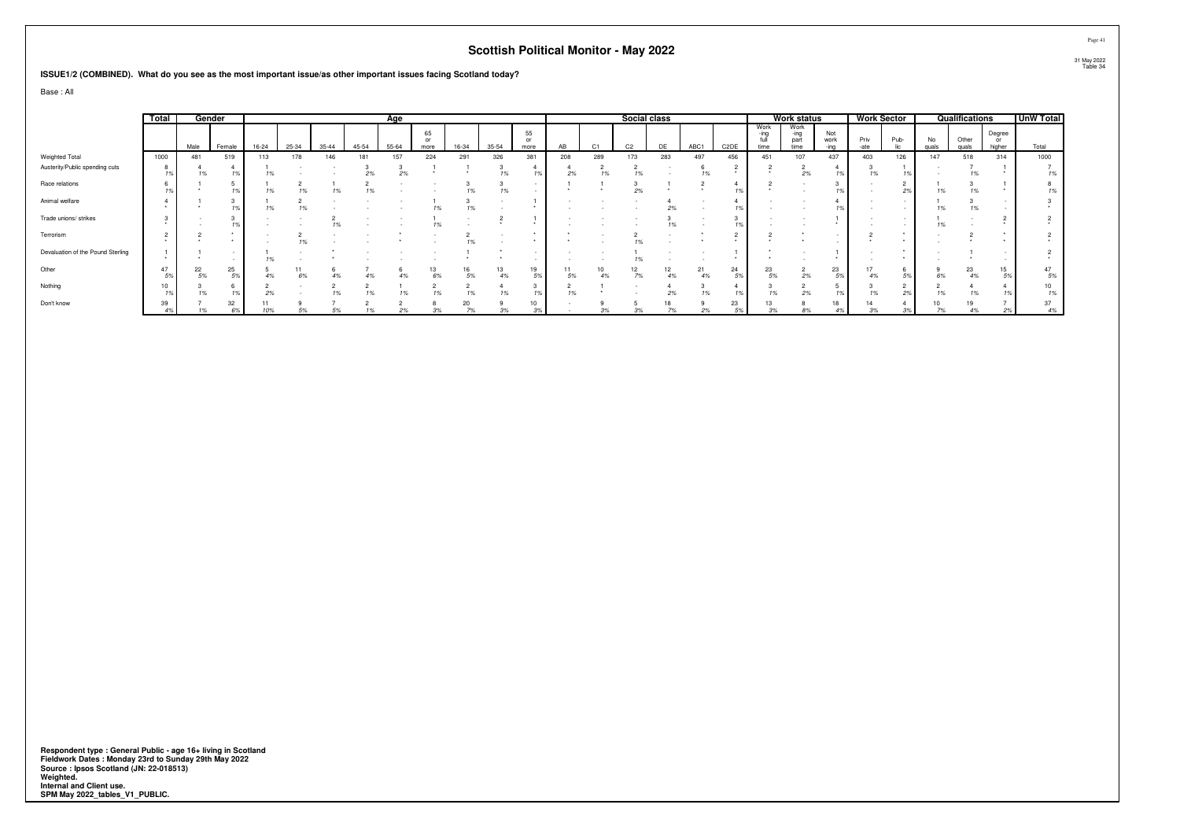# Scottish Political Monitor - May 2022

31 May 2022
Table 34

**ISSUE1/2 (COMBINED). What do you see as the most important issue/as other important issues facing Scotland today?**

Base : All

| | Total | Gender | | Age | | | | | | | | | | Social class | | | | | | Work status | | | Work Sector | | Qualifications | | | UnW Total |
|---|---|---|---|---|---|---|---|---|---|---|---|---|---|---|---|---|---|---|---|---|---|---|---|---|---|---|---|---|
| | | Male | Female | 16-24 | 25-34 | 35-44 | 45-54 | 55-64 | 65 or more | 16-34 | 35-54 | 55 or more | AB | C1 | C2 | DE | ABC1 | C2DE | Working full time | Working part time | Not working | Private | Public | No quals | Other quals | Degree or higher | Total |
| Weighted Total | 1000 | 481 | 519 | 113 | 178 | 146 | 181 | 157 | 224 | 291 | 326 | 381 | 208 | 289 | 173 | 283 | 497 | 456 | 451 | 107 | 437 | 403 | 126 | 147 | 518 | 314 | 1000 |
| Austerity/Public spending cuts | 8 | 4 | 4 | 1 | - | - | 3 | 3 | 1 | 1 | 3 | 4 | 4 | 2 | 2 | - | 6 | 2 | 2 | 2 | 4 | 3 | 1 | - | 7 | 1 | 7 |
| | 1% | 1% | 1% | 1% | - | - | 2% | 2% | * | * | 1% | 1% | 2% | 1% | 1% | - | 1% | * | * | 2% | 1% | 1% | 1% | - | 1% | * | 1% |
| Race relations | 6 | 1 | 5 | 1 | 2 | 1 | 2 | - | - | 3 | 3 | - | 1 | 1 | 3 | 1 | 2 | 4 | 2 | - | 3 | - | 2 | 1 | 3 | 1 | 8 |
| | 1% | * | 1% | 1% | 1% | 1% | 1% | - | - | 1% | 1% | - | * | * | 2% | * | * | 1% | * | - | 1% | - | 2% | 1% | 1% | * | 1% |
| Animal welfare | 4 | 1 | 3 | 1 | 2 | - | - | - | 1 | 3 | - | 1 | - | - | - | 4 | - | 4 | - | - | 4 | - | - | 1 | 3 | - | 3 |
| | * | * | 1% | 1% | 1% | - | - | - | 1% | 1% | - | * | - | - | - | 2% | - | 1% | - | - | 1% | - | - | 1% | 1% | - | * |
| Trade unions/ strikes | 3 | - | 3 | - | - | 2 | - | - | 1 | - | 2 | 1 | - | - | - | 3 | - | 3 | - | - | 1 | - | - | 1 | - | 2 | 2 |
| | * | - | 1% | - | - | 1% | - | - | 1% | - | * | * | - | - | - | 1% | - | 1% | - | - | * | - | - | 1% | - | * | * |
| Terrorism | 2 | 2 | * | - | 2 | - | - | * | - | 2 | - | * | * | - | 2 | - | * | 2 | 2 | * | - | 2 | * | - | 2 | * | 2 |
| | * | * | * | - | 1% | - | - | * | - | 1% | - | * | * | - | 1% | - | * | * | * | * | - | * | * | - | * | * | * |
| Devaluation of the Pound Sterling | 1 | 1 | - | 1 | - | * | - | - | - | 1 | * | - | - | - | 1 | - | - | 1 | * | - | 1 | - | * | - | 1 | - | 2 |
| | * | * | - | 1% | - | * | - | - | - | * | * | - | - | - | 1% | - | - | * | * | - | * | - | * | - | * | - | * |
| Other | 47 | 22 | 25 | 5 | 11 | 6 | 7 | 6 | 13 | 16 | 13 | 19 | 11 | 10 | 12 | 12 | 21 | 24 | 23 | 2 | 23 | 17 | 6 | 9 | 23 | 15 | 47 |
| | 5% | 5% | 5% | 4% | 6% | 4% | 4% | 4% | 6% | 5% | 4% | 5% | 5% | 4% | 7% | 4% | 4% | 5% | 5% | 2% | 5% | 4% | 5% | 6% | 4% | 5% | 5% |
| Nothing | 10 | 3 | 6 | 2 | - | 2 | 2 | 1 | 2 | 2 | 4 | 3 | 2 | 1 | - | 4 | 3 | 4 | 3 | 2 | 5 | 3 | 2 | 2 | 4 | 4 | 10 |
| | 1% | 1% | 1% | 2% | - | 1% | 1% | 1% | 1% | 1% | 1% | 1% | 1% | * | - | 2% | 1% | 1% | 1% | 2% | 1% | 1% | 2% | 1% | 1% | 1% | 1% |
| Don't know | 39 | 7 | 32 | 11 | 9 | 7 | 2 | 2 | 8 | 20 | 9 | 10 | - | 9 | 5 | 18 | 9 | 23 | 13 | 8 | 18 | 14 | 4 | 10 | 19 | 7 | 37 |
| | 4% | 1% | 6% | 10% | 5% | 5% | 1% | 2% | 3% | 7% | 3% | 3% | - | 3% | 3% | 7% | 2% | 5% | 3% | 8% | 4% | 3% | 3% | 7% | 4% | 2% | 4% |

**Respondent type : General Public - age 16+ living in Scotland**
**Fieldwork Dates : Monday 23rd to Sunday 29th May 2022**
**Source : Ipsos Scotland (JN: 22-018513)**
**Weighted.**
**Internal and Client use.**
**SPM May 2022_tables_V1_PUBLIC.**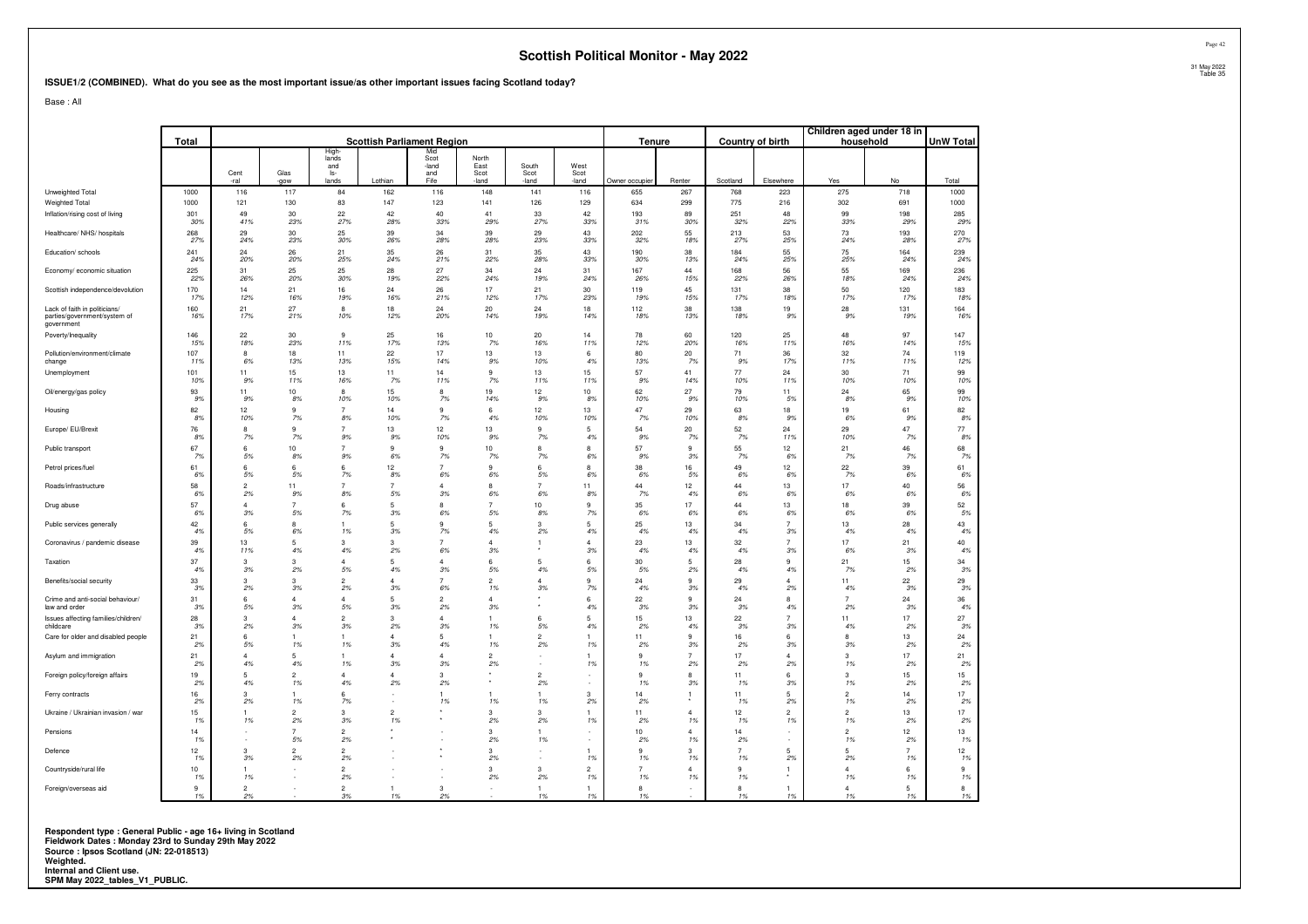# Scottish Political Monitor - May 2022

**ISSUE1/2 (COMBINED). What do you see as the most important issue/as other important issues facing Scotland today?**

Base : All

| | Total | Scottish Parliament Region | | | | | | | | Tenure | | Country of birth | | Children aged under 18 in household | | UnW Total |
|---|---|---|---|---|---|---|---|---|---|---|---|---|---|---|---|---|
| | | Central | Glasgow | Highlands and Islands | Lothian | Mid Scotland and Fife | North East Scotland | South Scotland | West Scotland | Owner occupier | Renter | Scotland | Elsewhere | Yes | No | Total |
| Unweighted Total | 1000 | 116 | 117 | 84 | 162 | 116 | 148 | 141 | 116 | 655 | 267 | 768 | 223 | 275 | 718 | 1000 |
| Weighted Total | 1000 | 121 | 130 | 83 | 147 | 123 | 141 | 126 | 129 | 634 | 299 | 775 | 216 | 302 | 691 | 1000 |
| Inflation/rising cost of living | 301 | 49 | 30 | 22 | 42 | 40 | 41 | 33 | 42 | 193 | 89 | 251 | 48 | 99 | 198 | 285 |
| | 30% | 41% | 23% | 27% | 28% | 33% | 29% | 27% | 33% | 31% | 30% | 32% | 22% | 33% | 29% | 29% |
| Healthcare/ NHS/ hospitals | 268 | 29 | 30 | 25 | 39 | 34 | 39 | 29 | 43 | 202 | 55 | 213 | 53 | 73 | 193 | 270 |
| | 27% | 24% | 23% | 30% | 26% | 28% | 28% | 23% | 33% | 32% | 18% | 27% | 25% | 24% | 28% | 27% |
| Education/ schools | 241 | 24 | 26 | 21 | 35 | 26 | 31 | 35 | 43 | 190 | 38 | 184 | 55 | 75 | 164 | 239 |
| | 24% | 20% | 20% | 25% | 24% | 21% | 22% | 28% | 33% | 30% | 13% | 24% | 25% | 25% | 24% | 24% |
| Economy/ economic situation | 225 | 31 | 25 | 25 | 28 | 27 | 34 | 24 | 31 | 167 | 44 | 168 | 56 | 55 | 169 | 236 |
| | 22% | 26% | 20% | 30% | 19% | 22% | 24% | 19% | 24% | 26% | 15% | 22% | 26% | 18% | 24% | 24% |
| Scottish independence/devolution | 170 | 14 | 21 | 16 | 24 | 26 | 17 | 21 | 30 | 119 | 45 | 131 | 38 | 50 | 120 | 183 |
| | 17% | 12% | 16% | 19% | 16% | 21% | 12% | 17% | 23% | 19% | 15% | 17% | 18% | 17% | 17% | 18% |
| Lack of faith in politicians/ parties/government/system of government | 160 | 21 | 27 | 8 | 18 | 24 | 20 | 24 | 18 | 112 | 38 | 138 | 19 | 28 | 131 | 164 |
| | 16% | 17% | 21% | 10% | 12% | 20% | 14% | 19% | 14% | 18% | 13% | 18% | 9% | 9% | 19% | 16% |
| Poverty/Inequality | 146 | 22 | 30 | 9 | 25 | 16 | 10 | 20 | 14 | 78 | 60 | 120 | 25 | 48 | 97 | 147 |
| | 15% | 18% | 23% | 11% | 17% | 13% | 7% | 16% | 11% | 12% | 20% | 16% | 11% | 16% | 14% | 15% |
| Pollution/environment/climate change | 107 | 8 | 18 | 11 | 22 | 17 | 13 | 13 | 6 | 80 | 20 | 71 | 36 | 32 | 74 | 119 |
| | 11% | 6% | 13% | 13% | 15% | 14% | 9% | 10% | 4% | 13% | 7% | 9% | 17% | 11% | 11% | 12% |
| Unemployment | 101 | 11 | 15 | 13 | 11 | 14 | 9 | 13 | 15 | 57 | 41 | 77 | 24 | 30 | 71 | 99 |
| | 10% | 9% | 11% | 16% | 7% | 11% | 7% | 11% | 11% | 9% | 14% | 10% | 11% | 10% | 10% | 10% |
| Oil/energy/gas policy | 93 | 11 | 10 | 8 | 15 | 8 | 19 | 12 | 10 | 62 | 27 | 79 | 11 | 24 | 65 | 99 |
| | 9% | 9% | 8% | 10% | 10% | 7% | 14% | 9% | 8% | 10% | 9% | 10% | 5% | 8% | 9% | 10% |
| Housing | 82 | 12 | 9 | 7 | 14 | 9 | 6 | 12 | 13 | 47 | 29 | 63 | 18 | 19 | 61 | 82 |
| | 8% | 10% | 7% | 8% | 10% | 7% | 4% | 10% | 10% | 7% | 10% | 8% | 9% | 6% | 9% | 8% |
| Europe/ EU/Brexit | 76 | 8 | 9 | 7 | 13 | 12 | 13 | 9 | 5 | 54 | 20 | 52 | 24 | 29 | 47 | 77 |
| | 8% | 7% | 7% | 9% | 9% | 10% | 9% | 7% | 4% | 9% | 7% | 7% | 11% | 10% | 7% | 8% |
| Public transport | 67 | 6 | 10 | 7 | 9 | 9 | 10 | 8 | 8 | 57 | 9 | 55 | 12 | 21 | 46 | 68 |
| | 7% | 5% | 8% | 9% | 6% | 7% | 7% | 7% | 6% | 9% | 3% | 7% | 6% | 7% | 7% | 7% |
| Petrol prices/fuel | 61 | 6 | 6 | 6 | 12 | 7 | 9 | 6 | 8 | 38 | 16 | 49 | 12 | 22 | 39 | 61 |
| | 6% | 5% | 5% | 7% | 8% | 6% | 6% | 5% | 6% | 6% | 5% | 6% | 6% | 7% | 6% | 6% |
| Roads/infrastructure | 58 | 2 | 11 | 7 | 7 | 4 | 8 | 7 | 11 | 44 | 12 | 44 | 13 | 17 | 40 | 56 |
| | 6% | 2% | 9% | 8% | 5% | 3% | 6% | 6% | 8% | 7% | 4% | 6% | 6% | 6% | 6% | 6% |
| Drug abuse | 57 | 4 | 7 | 6 | 5 | 8 | 7 | 10 | 9 | 35 | 17 | 44 | 13 | 18 | 39 | 52 |
| | 6% | 3% | 5% | 7% | 3% | 6% | 5% | 8% | 7% | 6% | 6% | 6% | 6% | 6% | 6% | 5% |
| Public services generally | 42 | 6 | 8 | 1 | 5 | 9 | 5 | 3 | 5 | 25 | 13 | 34 | 7 | 13 | 28 | 43 |
| | 4% | 5% | 6% | 1% | 3% | 7% | 4% | 2% | 4% | 4% | 4% | 4% | 3% | 4% | 4% | 4% |
| Coronavirus / pandemic disease | 39 | 13 | 5 | 3 | 3 | 7 | 4 | 1 | 4 | 23 | 13 | 32 | 7 | 17 | 21 | 40 |
| | 4% | 11% | 4% | 4% | 2% | 6% | 3% | * | 3% | 4% | 4% | 4% | 3% | 6% | 3% | 4% |
| Taxation | 37 | 3 | 3 | 4 | 5 | 4 | 6 | 5 | 6 | 30 | 5 | 28 | 9 | 21 | 15 | 34 |
| | 4% | 3% | 2% | 5% | 4% | 3% | 5% | 4% | 5% | 5% | 2% | 4% | 4% | 7% | 2% | 3% |
| Benefits/social security | 33 | 3 | 3 | 2 | 4 | 7 | 2 | 4 | 9 | 24 | 9 | 29 | 4 | 11 | 22 | 29 |
| | 3% | 2% | 3% | 2% | 3% | 6% | 1% | 3% | 7% | 4% | 3% | 4% | 2% | 4% | 3% | 3% |
| Crime and anti-social behaviour/ law and order | 31 | 6 | 4 | 4 | 5 | 2 | 4 | * | 6 | 22 | 9 | 24 | 8 | 7 | 24 | 36 |
| | 3% | 5% | 3% | 5% | 3% | 2% | 3% | * | 4% | 3% | 3% | 3% | 4% | 2% | 3% | 4% |
| Issues affecting families/children/ childcare | 28 | 3 | 4 | 2 | 3 | 4 | 1 | 6 | 5 | 15 | 13 | 22 | 7 | 11 | 17 | 27 |
| | 3% | 2% | 3% | 3% | 2% | 3% | 1% | 5% | 4% | 2% | 4% | 3% | 3% | 4% | 2% | 3% |
| Care for older and disabled people | 21 | 6 | 1 | 1 | 4 | 5 | 1 | 2 | 1 | 11 | 9 | 16 | 6 | 8 | 13 | 24 |
| | 2% | 5% | 1% | 1% | 3% | 4% | 1% | 2% | 1% | 2% | 3% | 2% | 3% | 3% | 2% | 2% |
| Asylum and immigration | 21 | 4 | 5 | 1 | 4 | 4 | 2 | - | 1 | 9 | 7 | 17 | 4 | 3 | 17 | 21 |
| | 2% | 4% | 4% | 1% | 3% | 3% | 2% | - | 1% | 1% | 2% | 2% | 2% | 1% | 2% | 2% |
| Foreign policy/foreign affairs | 19 | 5 | 2 | 4 | 4 | 3 | * | 2 | - | 9 | 8 | 11 | 6 | 3 | 15 | 15 |
| | 2% | 4% | 1% | 4% | 2% | 2% | * | 2% | - | 1% | 3% | 1% | 3% | 1% | 2% | 2% |
| Ferry contracts | 16 | 3 | 1 | 6 | - | 1 | 1 | 1 | 3 | 14 | 1 | 11 | 5 | 2 | 14 | 17 |
| | 2% | 2% | 1% | 7% | - | 1% | 1% | 1% | 2% | 2% | * | 1% | 2% | 1% | 2% | 2% |
| Ukraine / Ukrainian invasion / war | 15 | 1 | 2 | 3 | 2 | * | 3 | 3 | 1 | 11 | 4 | 12 | 2 | 2 | 13 | 17 |
| | 1% | 1% | 2% | 3% | 1% | * | 2% | 2% | 1% | 2% | 1% | 1% | 1% | 1% | 2% | 2% |
| Pensions | 14 | - | 7 | 2 | * | - | 3 | 1 | - | 10 | 4 | 14 | - | 2 | 12 | 13 |
| | 1% | - | 5% | 2% | * | - | 2% | 1% | - | 2% | 1% | 2% | - | 1% | 2% | 1% |
| Defence | 12 | 3 | 2 | 2 | - | * | 3 | - | 1 | 9 | 3 | 7 | 5 | 5 | 7 | 12 |
| | 1% | 3% | 2% | 2% | - | * | 2% | - | 1% | 1% | 1% | 1% | 2% | 2% | 1% | 1% |
| Countryside/rural life | 10 | 1 | - | 2 | - | - | 3 | 3 | 2 | 7 | 4 | 9 | 1 | 4 | 6 | 9 |
| | 1% | 1% | - | 2% | - | - | 2% | 2% | 1% | 1% | 1% | 1% | * | 1% | 1% | 1% |
| Foreign/overseas aid | 9 | 2 | - | 2 | 1 | 3 | - | 1 | 1 | 8 | - | 8 | 1 | 4 | 5 | 8 |
| | 1% | 2% | - | 3% | 1% | 2% | - | 1% | 1% | 1% | - | 1% | 1% | 1% | 1% | 1% |

**Respondent type : General Public - age 16+ living in Scotland**
**Fieldwork Dates : Monday 23rd to Sunday 29th May 2022**
**Source : Ipsos Scotland (JN: 22-018513)**
**Weighted.**
**Internal and Client use.**
**SPM May 2022_tables_V1_PUBLIC.**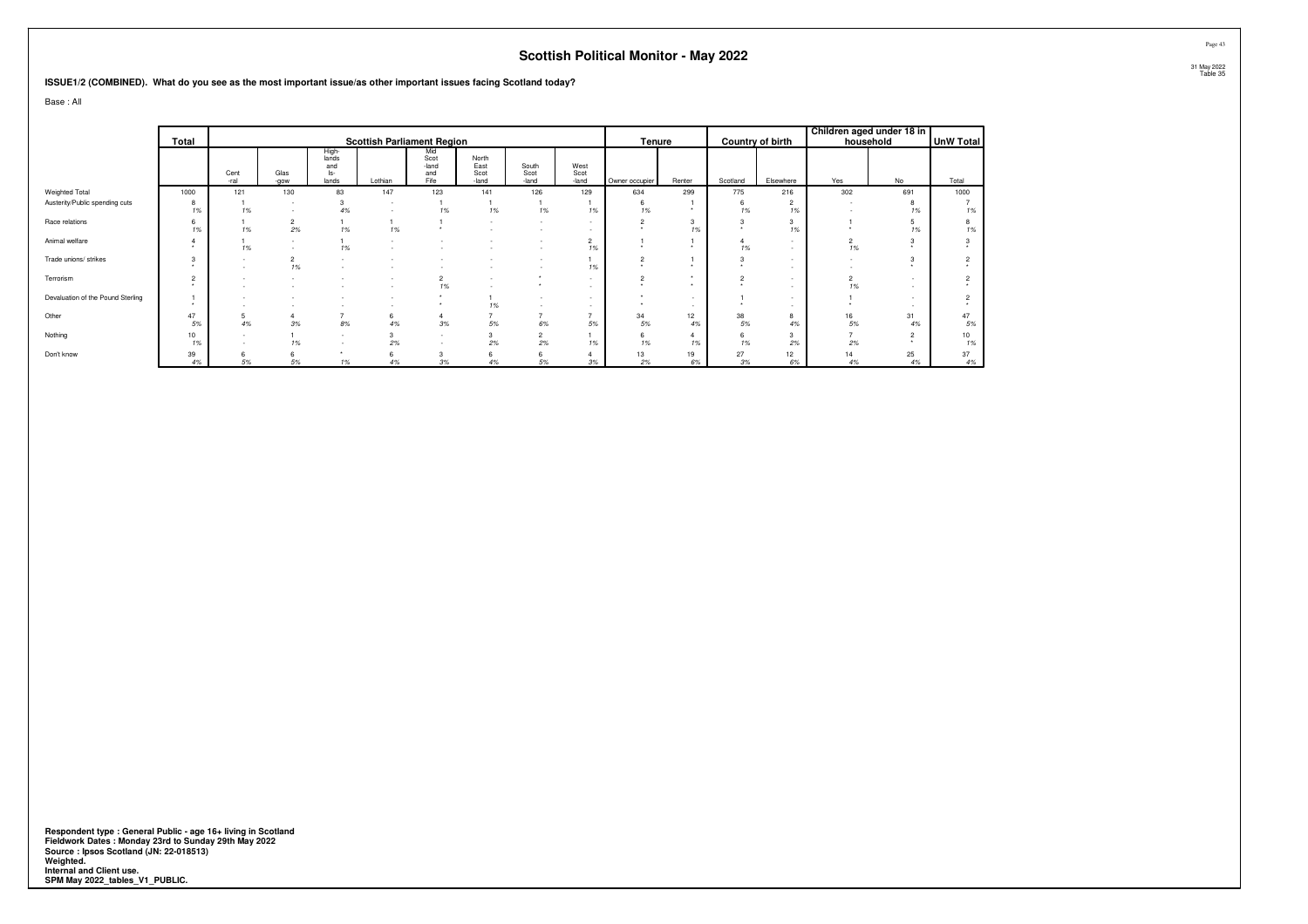## Scottish Political Monitor - May 2022

**ISSUE1/2 (COMBINED). What do you see as the most important issue/as other important issues facing Scotland today?**

Base : All

| | Total | Scottish Parliament Region | | | | | | | | Tenure | | Country of birth | | Children aged under 18 in household | | UnW Total |
|---|---|---|---|---|---|---|---|---|---|---|---|---|---|---|---|---|
| | | Central | Glasgow | Highlands and Islands | Lothian | Mid Scotland and Fife | North East Scotland | South Scotland | West Scotland | Owner occupier | Renter | Scotland | Elsewhere | Yes | No | Total |
| Weighted Total | 1000 | 121 | 130 | 83 | 147 | 123 | 141 | 126 | 129 | 634 | 299 | 775 | 216 | 302 | 691 | 1000 |
| Austerity/Public spending cuts | 8 | 1 | - | 3 | - | 1 | 1 | 1 | 1 | 6 | 1 | 6 | 2 | - | 8 | 7 |
| | 1% | 1% | - | 4% | - | 1% | 1% | 1% | 1% | 1% | * | 1% | 1% | - | 1% | 1% |
| Race relations | 6 | 1 | 2 | 1 | 1 | 1 | - | - | - | 2 | 3 | 3 | 3 | 1 | 5 | 8 |
| | 1% | 1% | 2% | 1% | 1% | * | - | - | - | * | 1% | * | 1% | * | 1% | 1% |
| Animal welfare | 4 | 1 | - | 1 | - | - | - | - | 2 | 1 | 1 | 4 | - | 2 | 3 | 3 |
| | * | 1% | - | 1% | - | - | - | - | 1% | * | * | 1% | - | 1% | * | * |
| Trade unions/ strikes | 3 | - | 2 | - | - | - | - | - | 1 | 2 | 1 | 3 | - | - | 3 | 2 |
| | * | - | 1% | - | - | - | - | - | 1% | * | * | * | - | - | * | * |
| Terrorism | 2 | - | - | - | - | 2 | - | * | - | 2 | * | 2 | - | 2 | - | 2 |
| | * | - | - | - | - | 1% | - | * | - | * | * | * | - | 1% | - | * |
| Devaluation of the Pound Sterling | 1 | - | - | - | - | * | 1 | - | - | * | - | 1 | - | 1 | - | 2 |
| | * | - | - | - | - | * | 1% | - | - | * | - | * | - | * | - | * |
| Other | 47 | 5 | 4 | 7 | 6 | 4 | 7 | 7 | 7 | 34 | 12 | 38 | 8 | 16 | 31 | 47 |
| | 5% | 4% | 3% | 8% | 4% | 3% | 5% | 6% | 5% | 5% | 4% | 5% | 4% | 5% | 4% | 5% |
| Nothing | 10 | - | 1 | - | 3 | - | 3 | 2 | 1 | 6 | 4 | 6 | 3 | 7 | 2 | 10 |
| | 1% | - | 1% | - | 2% | - | 2% | 2% | 1% | 1% | 1% | 1% | 2% | 2% | * | 1% |
| Don't know | 39 | 6 | 6 | * | 6 | 3 | 6 | 6 | 4 | 13 | 19 | 27 | 12 | 14 | 25 | 37 |
| | 4% | 5% | 5% | 1% | 4% | 3% | 4% | 5% | 3% | 2% | 6% | 3% | 6% | 4% | 4% | 4% |

**Respondent type : General Public - age 16+ living in Scotland**
**Fieldwork Dates : Monday 23rd to Sunday 29th May 2022**
**Source : Ipsos Scotland (JN: 22-018513)**
**Weighted.**
**Internal and Client use.**
**SPM May 2022_tables_V1_PUBLIC.**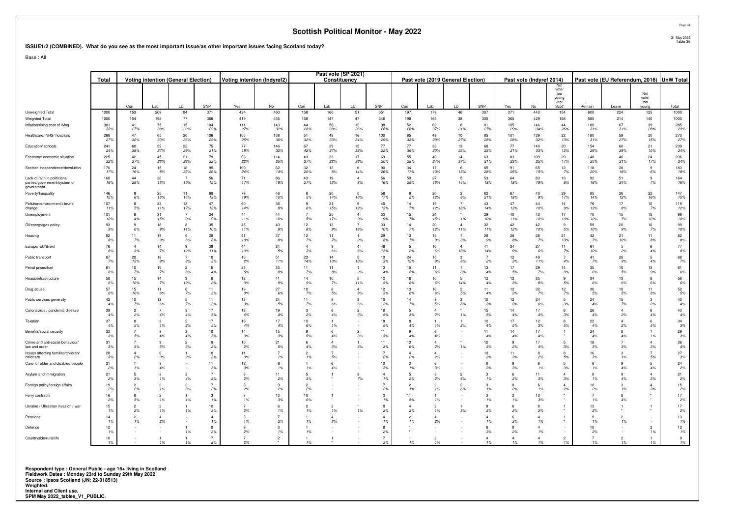# Scottish Political Monitor - May 2022

31 May 2022
Table 36

**ISSUE1/2 (COMBINED). What do you see as the most important issue/as other important issues facing Scotland today?**

Base : All

| | Total | Voting intention (General Election) | | | | Voting intention (Indyref2) | | Past vote (SP 2021) Constituency | | | | Past vote (2019 General Election) | | | | Past vote (Indyref 2014) | | | Past vote (EU Referendum, 2016) | | | UnW Total |
|---|---|---|---|---|---|---|---|---|---|---|---|---|---|---|---|---|---|---|---|---|---|---|
| | | Con | Lab | LD | SNP | Yes | No | Con | Lab | LD | SNP | Con | Lab | LD | SNP | Yes | No | Not vote/ too young /not Scot' | Remain | Leave | Not vote/ too young | Total |
| Unweighted Total | 1000 | 153 | 208 | 84 | 371 | 424 | 460 | 158 | 160 | 51 | 351 | 197 | 178 | 46 | 307 | 371 | 443 | 154 | 600 | 224 | 125 | 1000 |
| Weighted Total | 1000 | 154 | 198 | 77 | 366 | 419 | 455 | 158 | 147 | 47 | 346 | 198 | 165 | 38 | 300 | 365 | 429 | 168 | 585 | 214 | 140 | 1000 |
| Inflation/rising cost of living | 301 | 41 | 75 | 15 | 104 | 111 | 143 | 44 | 56 | 12 | 98 | 52 | 62 | 8 | 81 | 105 | 146 | 44 | 180 | 67 | 39 | 285 |
| | 30% | 27% | 38% | 20% | 29% | 27% | 31% | 28% | 38% | 26% | 28% | 26% | 37% | 21% | 27% | 29% | 34% | 26% | 31% | 31% | 28% | 29% |
| Healthcare/ NHS/ hospitals | 268 | 47 | 65 | 20 | 106 | 105 | 138 | 51 | 48 | 16 | 100 | 65 | 48 | 10 | 85 | 101 | 139 | 22 | 180 | 59 | 20 | 270 |
| | 27% | 30% | 33% | 26% | 29% | 25% | 30% | 32% | 33% | 34% | 29% | 33% | 29% | 27% | 28% | 28% | 32% | 13% | 31% | 27% | 15% | 27% |
| Education/ schools | 241 | 60 | 53 | 22 | 75 | 77 | 146 | 67 | 39 | 15 | 77 | 77 | 33 | 13 | 68 | 77 | 140 | 20 | 154 | 60 | 21 | 239 |
| | 24% | 39% | 27% | 29% | 21% | 18% | 32% | 42% | 27% | 32% | 22% | 39% | 20% | 33% | 23% | 21% | 33% | 12% | 26% | 28% | 15% | 24% |
| Economy/ economic situation | 225 | 42 | 45 | 21 | 79 | 93 | 114 | 43 | 33 | 17 | 69 | 55 | 40 | 14 | 63 | 83 | 109 | 29 | 148 | 46 | 24 | 236 |
| | 22% | 27% | 23% | 28% | 22% | 22% | 25% | 27% | 22% | 36% | 20% | 28% | 24% | 37% | 21% | 23% | 25% | 17% | 25% | 21% | 17% | 24% |
| Scottish independence/devolution | 170 | 24 | 15 | 18 | 95 | 100 | 62 | 32 | 12 | 6 | 90 | 34 | 17 | 6 | 85 | 91 | 65 | 12 | 118 | 38 | 9 | 183 |
| | 17% | 16% | 8% | 23% | 26% | 24% | 14% | 20% | 8% | 14% | 26% | 17% | 10% | 15% | 28% | 25% | 15% | 7% | 20% | 18% | 6% | 18% |
| Lack of faith in politicians/ parties/government/system of government | 160 | 44 | 26 | 7 | 56 | 71 | 86 | 43 | 19 | 4 | 56 | 50 | 27 | 5 | 53 | 64 | 83 | 13 | 92 | 51 | 9 | 164 |
| | 16% | 28% | 13% | 10% | 15% | 17% | 19% | 27% | 13% | 8% | 16% | 25% | 16% | 14% | 18% | 18% | 19% | 8% | 16% | 24% | 7% | 16% |
| Poverty/Inequality | 146 | 9 | 25 | 11 | 69 | 79 | 46 | 8 | 20 | 5 | 58 | 9 | 20 | 2 | 62 | 67 | 40 | 29 | 85 | 26 | 22 | 147 |
| | 15% | 6% | 13% | 14% | 19% | 19% | 10% | 5% | 14% | 10% | 17% | 5% | 12% | 6% | 21% | 18% | 9% | 17% | 14% | 12% | 16% | 15% |
| Pollution/environment/climate change | 107 | 8 | 22 | 13 | 47 | 60 | 36 | 9 | 21 | 9 | 45 | 14 | 19 | 7 | 43 | 47 | 44 | 14 | 76 | 17 | 10 | 119 |
| | 11% | 5% | 11% | 17% | 13% | 14% | 8% | 6% | 15% | 19% | 13% | 7% | 12% | 18% | 14% | 13% | 10% | 9% | 13% | 8% | 7% | 12% |
| Unemployment | 101 | 6 | 31 | 7 | 34 | 44 | 44 | 7 | 25 | 4 | 33 | 15 | 24 | * | 29 | 40 | 43 | 17 | 70 | 15 | 15 | 99 |
| | 10% | 4% | 15% | 9% | 9% | 11% | 10% | 5% | 17% | 9% | 9% | 7% | 15% | 1% | 10% | 11% | 10% | 10% | 12% | 7% | 10% | 10% |
| Oil/energy/gas policy | 93 | 9 | 18 | 8 | 35 | 45 | 40 | 12 | 13 | 7 | 33 | 14 | 20 | 4 | 32 | 42 | 42 | 9 | 59 | 20 | 10 | 99 |
| | 9% | 6% | 9% | 11% | 10% | 11% | 9% | 8% | 9% | 16% | 10% | 7% | 12% | 11% | 11% | 12% | 10% | 5% | 10% | 9% | 7% | 10% |
| Housing | 82 | 11 | 19 | 5 | 28 | 41 | 37 | 12 | 11 | 1 | 29 | 13 | 15 | 1 | 28 | 28 | 28 | 21 | 42 | 21 | 11 | 82 |
| | 8% | 7% | 9% | 6% | 8% | 10% | 8% | 7% | 7% | 2% | 8% | 7% | 9% | 3% | 9% | 8% | 7% | 13% | 7% | 10% | 8% | 8% |
| Europe/ EU/Brexit | 76 | 4 | 14 | 9 | 39 | 44 | 24 | 4 | 9 | 4 | 46 | 5 | 10 | 4 | 41 | 34 | 27 | 11 | 61 | 5 | 6 | 77 |
| | 8% | 3% | 7% | 12% | 11% | 10% | 5% | 3% | 6% | 8% | 13% | 2% | 6% | 10% | 14% | 9% | 6% | 7% | 10% | 2% | 4% | 8% |
| Public transport | 67 | 20 | 18 | 7 | 10 | 10 | 51 | 23 | 14 | 5 | 10 | 24 | 15 | 3 | 7 | 12 | 49 | 7 | 41 | 20 | 5 | 68 |
| | 7% | 13% | 9% | 9% | 3% | 2% | 11% | 14% | 10% | 10% | 3% | 12% | 9% | 8% | 2% | 3% | 11% | 4% | 7% | 9% | 4% | 7% |
| Petrol prices/fuel | 61 | 10 | 15 | 2 | 15 | 23 | 35 | 11 | 11 | 1 | 13 | 15 | 11 | 1 | 13 | 17 | 29 | 14 | 35 | 10 | 13 | 61 |
| | 6% | 7% | 7% | 3% | 4% | 5% | 8% | 7% | 8% | 2% | 4% | 8% | 6% | 3% | 4% | 5% | 7% | 9% | 6% | 5% | 9% | 6% |
| Roads/infrastructure | 58 | 15 | 14 | 9 | 8 | 12 | 41 | 14 | 10 | 5 | 12 | 16 | 10 | 5 | 12 | 12 | 35 | 9 | 34 | 13 | 8 | 56 |
| | 6% | 10% | 7% | 12% | 2% | 3% | 9% | 9% | 7% | 11% | 3% | 8% | 6% | 14% | 4% | 3% | 8% | 5% | 6% | 6% | 6% | 6% |
| Drug abuse | 57 | 15 | 11 | 6 | 11 | 13 | 27 | 10 | 8 | 4 | 12 | 13 | 10 | 2 | 11 | 12 | 32 | 12 | 30 | 10 | 11 | 52 |
| | 6% | 10% | 6% | 7% | 3% | 3% | 6% | 7% | 5% | 8% | 3% | 6% | 6% | 5% | 4% | 3% | 7% | 7% | 5% | 5% | 8% | 5% |
| Public services generally | 42 | 10 | 12 | 5 | 11 | 13 | 24 | 11 | 8 | 3 | 10 | 14 | 8 | 3 | 10 | 12 | 24 | 5 | 24 | 15 | 3 | 43 |
| | 4% | 7% | 6% | 7% | 3% | 3% | 5% | 7% | 6% | 6% | 3% | 7% | 5% | 8% | 3% | 3% | 6% | 3% | 4% | 7% | 2% | 4% |
| Coronavirus / pandemic disease | 39 | 3 | 7 | 3 | 17 | 18 | 19 | 3 | 6 | 2 | 18 | 5 | 4 | * | 15 | 14 | 17 | 6 | 26 | 4 | 6 | 40 |
| | 4% | 2% | 4% | 4% | 5% | 4% | 4% | 2% | 4% | 3% | 5% | 3% | 2% | 1% | 5% | 4% | 4% | 3% | 4% | 2% | 4% | 4% |
| Taxation | 37 | 8 | 3 | 2 | 17 | 16 | 17 | 10 | 1 | - | 18 | 8 | 1 | 1 | 12 | 17 | 12 | 8 | 22 | 4 | 6 | 34 |
| | 4% | 5% | 1% | 2% | 5% | 4% | 4% | 6% | 1% | - | 5% | 4% | 1% | 2% | 4% | 5% | 3% | 5% | 4% | 2% | 5% | 3% |
| Benefits/social security | 33 | 7 | 8 | 3 | 10 | 14 | 15 | 9 | 6 | 2 | 11 | 9 | 6 | - | 11 | 14 | 17 | 1 | 24 | 8 | 1 | 29 |
| | 3% | 5% | 4% | 4% | 3% | 3% | 3% | 5% | 4% | 3% | 3% | 4% | 4% | - | 4% | 4% | 4% | * | 4% | 4% | 1% | 3% |
| Crime and anti-social behaviour/ law and order | 31 | 7 | 9 | 2 | 9 | 10 | 21 | 6 | 4 | 1 | 11 | 13 | 4 | * | 10 | 9 | 17 | 5 | 18 | 7 | 4 | 36 |
| | 3% | 5% | 5% | 3% | 2% | 2% | 5% | 4% | 3% | 3% | 3% | 6% | 2% | 1% | 3% | 2% | 4% | 3% | 3% | 3% | 3% | 4% |
| Issues affecting families/children/ childcare | 28 | 4 | 6 | 1 | 10 | 11 | 7 | 2 | 7 | - | 7 | 4 | 4 | - | 10 | 11 | 8 | 8 | 16 | 3 | 7 | 27 |
| | 3% | 2% | 3% | 2% | 3% | 3% | 1% | 1% | 5% | - | 2% | 2% | 2% | - | 3% | 3% | 2% | 5% | 3% | 1% | 5% | 3% |
| Care for older and disabled people | 21 | 1 | 8 | - | 11 | 12 | 6 | 1 | 6 | - | 10 | 3 | 6 | - | 8 | 9 | 6 | 5 | 6 | 9 | 5 | 24 |
| | 2% | 1% | 4% | - | 3% | 3% | 1% | 1% | 4% | - | 3% | 1% | 3% | - | 3% | 3% | 1% | 3% | 1% | 4% | 4% | 2% |
| Asylum and immigration | 21 | 5 | 3 | 3 | 7 | 8 | 11 | 5 | 1 | 3 | 4 | 5 | 3 | 2 | 3 | 6 | 11 | 4 | 8 | 9 | 4 | 21 |
| | 2% | 3% | 1% | 4% | 2% | 2% | 2% | 3% | * | 7% | 1% | 2% | 2% | 6% | 1% | 2% | 3% | 3% | 1% | 4% | 3% | 2% |
| Foreign policy/foreign affairs | 19 | 2 | 2 | 2 | 7 | 8 | 9 | 2 | - | - | 7 | 2 | 2 | 2 | 3 | 8 | 6 | 4 | 10 | 3 | 4 | 15 |
| | 2% | 2% | 1% | 3% | 2% | 2% | 2% | 2% | - | - | 2% | 1% | 1% | 6% | 1% | 2% | 1% | 2% | 2% | 1% | 3% | 2% |
| Ferry contracts | 16 | 8 | 2 | 1 | 3 | 3 | 13 | 10 | 1 | - | 3 | 11 | 1 | - | 3 | 2 | 13 | * | 7 | 8 | * | 17 |
| | 2% | 5% | 1% | 1% | 1% | 1% | 3% | 6% | * | - | 1% | 5% | 1% | - | 1% | 1% | 3% | * | 1% | 4% | * | 2% |
| Ukraine / Ukrainian invasion / war | 15 | 2 | 2 | 1 | 10 | 7 | 6 | 2 | 2 | * | 8 | 4 | 2 | 1 | 8 | 6 | 8 | 1 | 13 | 1 | 1 | 17 |
| | 1% | 2% | 1% | 1% | 3% | 2% | 1% | 1% | 1% | 1% | 2% | 2% | 1% | 3% | 3% | 2% | 2% | * | 2% | * | * | 2% |
| Pensions | 14 | 2 | 4 | - | 4 | 3 | 7 | 1 | 4 | - | 4 | 2 | 4 | - | 4 | 6 | 4 | 1 | 9 | 2 | - | 13 |
| | 1% | 1% | 2% | - | 1% | 1% | 2% | 1% | 3% | - | 1% | 1% | 2% | - | 1% | 2% | 1% | * | 1% | 1% | - | 1% |
| Defence | 12 | - | - | 1 | 8 | 8 | 3 | 1 | - | - | 8 | 1 | - | - | 8 | 8 | 4 | - | 10 | - | 2 | 12 |
| | 1% | - | - | 1% | 2% | 2% | 1% | 1% | - | - | 2% | * | - | - | 3% | 2% | 1% | - | 2% | - | 1% | 1% |
| Countryside/rural life | 10 | - | 1 | 1 | 7 | 7 | 2 | 1 | 1 | - | 7 | 1 | 2 | - | 4 | 4 | 4 | 2 | 7 | 2 | 1 | 9 |
| | 1% | - | 1% | 1% | 2% | 2% | * | 1% | * | - | 2% | 1% | 1% | - | 1% | 1% | 1% | 1% | 1% | 1% | 1% | 1% |

**Respondent type : General Public - age 16+ living in Scotland**
**Fieldwork Dates : Monday 23rd to Sunday 29th May 2022**
**Source : Ipsos Scotland (JN: 22-018513)**
**Weighted.**
**Internal and Client use.**
**SPM May 2022_tables_V1_PUBLIC.**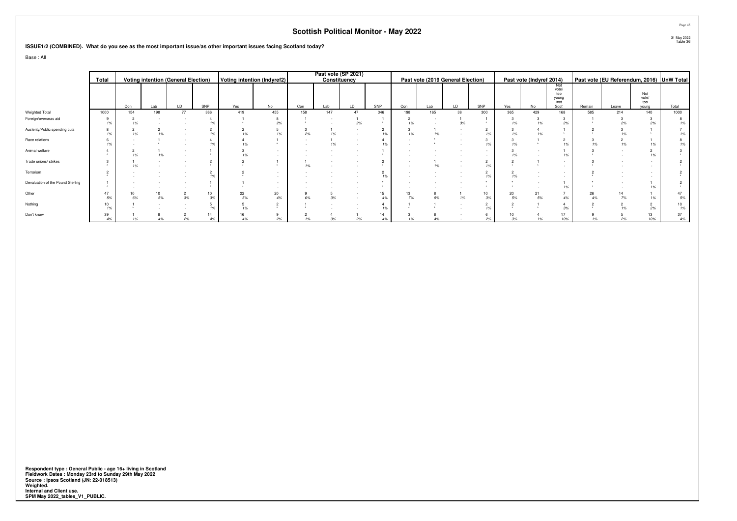# Scottish Political Monitor - May 2022

31 May 2022
Table 36

**ISSUE1/2 (COMBINED). What do you see as the most important issue/as other important issues facing Scotland today?**

Base : All

| | Total | Voting intention (General Election) | | | | Voting intention (Indyref2) | | Past vote (SP 2021) Constituency | | | | Past vote (2019 General Election) | | | | Past vote (Indyref 2014) | | | Past vote (EU Referendum, 2016) | | | UnW Total |
|---|---|---|---|---|---|---|---|---|---|---|---|---|---|---|---|---|---|---|---|---|---|---|
| | | Con | Lab | LD | SNP | Yes | No | Con | Lab | LD | SNP | Con | Lab | LD | SNP | Yes | No | Not vote/ too young /not Scot' | Remain | Leave | Not vote/ too young | Total |
| Weighted Total | 1000 | 154 | 198 | 77 | 366 | 419 | 455 | 158 | 147 | 47 | 346 | 198 | 165 | 38 | 300 | 365 | 429 | 168 | 585 | 214 | 140 | 1000 |
| Foreign/overseas aid | 9 | 2 | - | - | 4 | 1 | 8 | 1 | - | 1 | 1 | 2 | - | 1 | 1 | 3 | 3 | 3 | 1 | 3 | 3 | 8 |
| | 1% | 1% | - | - | 1% | * | 2% | * | - | 2% | * | 1% | - | 3% | * | 1% | 1% | 2% | * | 2% | 2% | 1% |
| Austerity/Public spending cuts | 8 | 2 | 2 | - | 2 | 2 | 5 | 3 | 1 | - | 2 | 3 | 1 | - | 2 | 3 | 4 | 1 | 2 | 3 | 1 | 7 |
| | 1% | 1% | 1% | - | 1% | 1% | 1% | 2% | 1% | - | 1% | 1% | 1% | - | 1% | 1% | 1% | * | * | 1% | * | 1% |
| Race relations | 6 | - | 1 | - | 4 | 4 | 1 | - | 1 | - | 4 | - | * | - | 3 | 3 | 1 | 2 | 3 | 2 | 1 | 8 |
| | 1% | - | * | - | 1% | 1% | * | - | 1% | - | 1% | - | * | - | 1% | 1% | * | 1% | 1% | 1% | 1% | 1% |
| Animal welfare | 4 | 2 | 1 | - | 1 | 3 | - | - | - | - | 1 | - | - | - | - | 3 | - | 1 | 3 | - | 2 | 3 |
| | * | 1% | 1% | - | * | 1% | - | - | - | - | * | - | - | - | - | 1% | - | 1% | * | - | 1% | * |
| Trade unions/ strikes | 3 | 1 | - | - | 2 | 2 | 1 | 1 | - | - | 2 | - | 1 | - | 2 | 2 | 1 | - | 3 | - | - | 2 |
| | * | 1% | - | - | * | * | * | 1% | - | - | * | - | 1% | - | 1% | * | * | - | * | - | - | * |
| Terrorism | 2 | - | - | - | 2 | 2 | - | - | - | - | 2 | - | - | - | 2 | 2 | - | - | 2 | - | - | 2 |
| | * | - | - | - | 1% | * | - | - | - | - | 1% | - | - | - | 1% | 1% | - | - | * | - | - | * |
| Devaluation of the Pound Sterling | 1 | - | - | - | 1 | 1 | - | - | - | - | * | - | - | - | * | * | - | 1 | * | - | 1 | 2 |
| | * | - | - | - | * | * | - | - | - | - | * | - | - | - | * | * | - | 1% | * | - | 1% | * |
| Other | 47 | 10 | 10 | 2 | 10 | 22 | 20 | 9 | 5 | - | 15 | 13 | 8 | 1 | 10 | 20 | 21 | 7 | 26 | 14 | 1 | 47 |
| | 5% | 6% | 5% | 3% | 3% | 5% | 4% | 6% | 3% | - | 4% | 7% | 5% | 1% | 3% | 5% | 5% | 4% | 4% | 7% | 1% | 5% |
| Nothing | 10 | 1 | - | - | 5 | 5 | 2 | 1 | - | - | 4 | 1 | 1 | - | 2 | 2 | 1 | 4 | 2 | 2 | 2 | 10 |
| | 1% | * | - | - | 1% | 1% | * | * | - | - | 1% | * | * | - | 1% | * | * | 3% | * | 1% | 2% | 1% |
| Don't know | 39 | 1 | 8 | 2 | 14 | 16 | 9 | 2 | 4 | 1 | 14 | 3 | 6 | - | 6 | 10 | 4 | 17 | 9 | 5 | 13 | 37 |
| | 4% | 1% | 4% | 2% | 4% | 4% | 2% | 1% | 3% | 2% | 4% | 1% | 4% | - | 2% | 3% | 1% | 10% | 1% | 2% | 10% | 4% |

**Respondent type : General Public - age 16+ living in Scotland**
**Fieldwork Dates : Monday 23rd to Sunday 29th May 2022**
**Source : Ipsos Scotland (JN: 22-018513)**
**Weighted.**
**Internal and Client use.**
**SPM May 2022_tables_V1_PUBLIC.**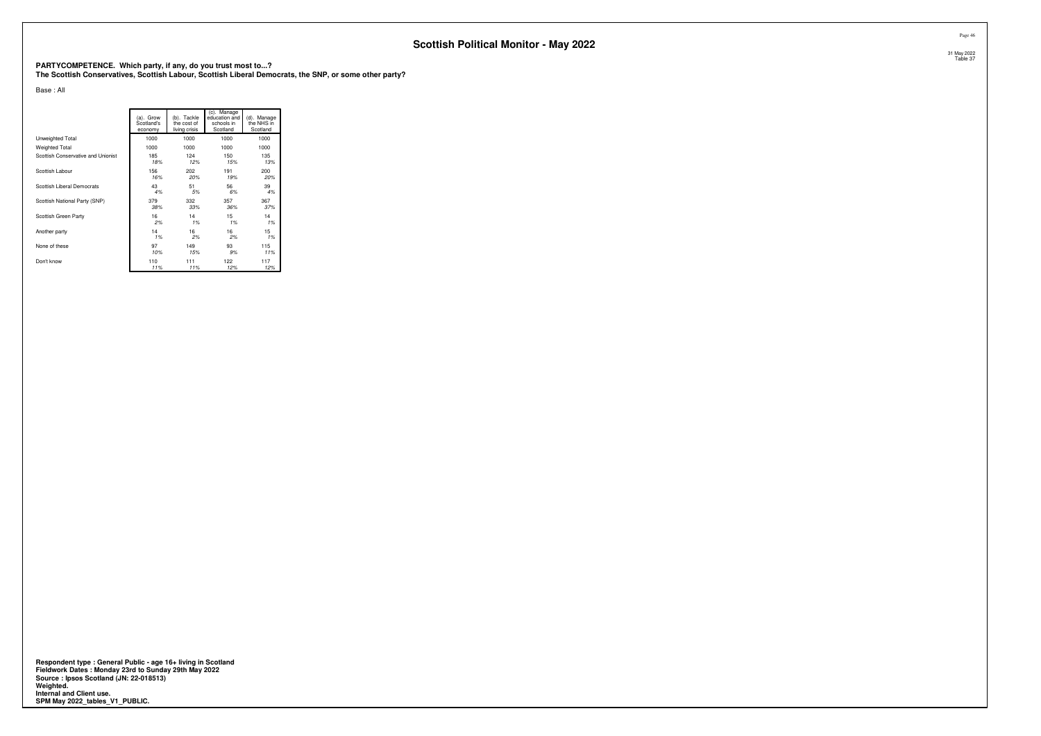## Scottish Political Monitor - May 2022

31 May 2022
Table 37

**PARTYCOMPETENCE. Which party, if any, do you trust most to...?**
**The Scottish Conservatives, Scottish Labour, Scottish Liberal Democrats, the SNP, or some other party?**

Base : All

| | (a). Grow Scotland's economy | (b). Tackle the cost of living crisis | (c). Manage education and schools in Scotland | (d). Manage the NHS in Scotland |
|---|---|---|---|---|
| Unweighted Total | 1000 | 1000 | 1000 | 1000 |
| Weighted Total | 1000 | 1000 | 1000 | 1000 |
| Scottish Conservative and Unionist | 185 | 124 | 150 | 135 |
| | *18%* | *12%* | *15%* | *13%* |
| Scottish Labour | 156 | 202 | 191 | 200 |
| | *16%* | *20%* | *19%* | *20%* |
| Scottish Liberal Democrats | 43 | 51 | 56 | 39 |
| | *4%* | *5%* | *6%* | *4%* |
| Scottish National Party (SNP) | 379 | 332 | 357 | 367 |
| | *38%* | *33%* | *36%* | *37%* |
| Scottish Green Party | 16 | 14 | 15 | 14 |
| | *2%* | *1%* | *1%* | *1%* |
| Another party | 14 | 16 | 16 | 15 |
| | *1%* | *2%* | *2%* | *1%* |
| None of these | 97 | 149 | 93 | 115 |
| | *10%* | *15%* | *9%* | *11%* |
| Don't know | 110 | 111 | 122 | 117 |
| | *11%* | *11%* | *12%* | *12%* |

**Respondent type : General Public - age 16+ living in Scotland**
**Fieldwork Dates : Monday 23rd to Sunday 29th May 2022**
**Source : Ipsos Scotland (JN: 22-018513)**
**Weighted.**
**Internal and Client use.**
**SPM May 2022_tables_V1_PUBLIC.**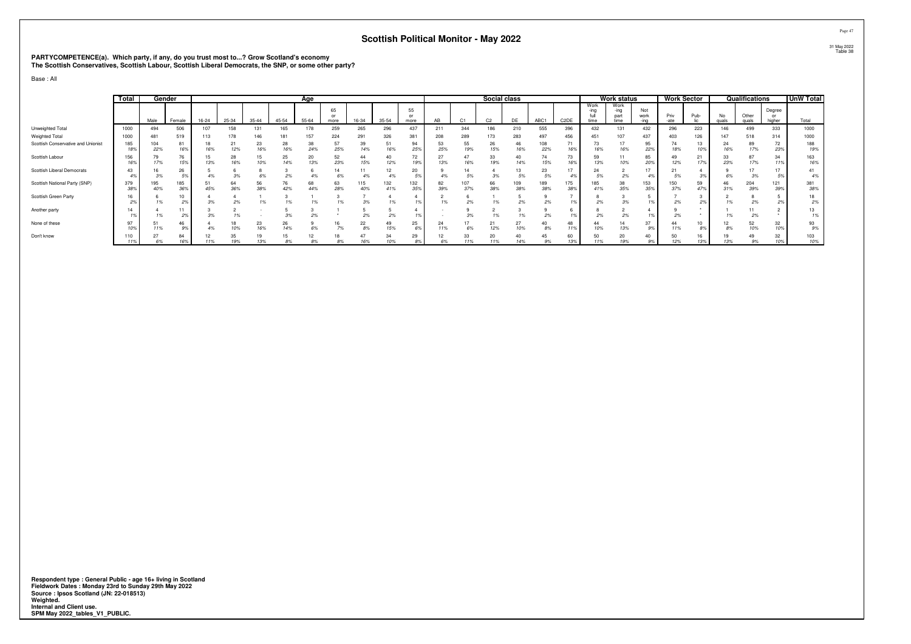## Scottish Political Monitor - May 2022

31 May 2022
Table 38

**PARTYCOMPETENCE(a). Which party, if any, do you trust most to...? Grow Scotland's economy**
**The Scottish Conservatives, Scottish Labour, Scottish Liberal Democrats, the SNP, or some other party?**

Base : All

| | Total | Gender | | Age | | | | | | | | | Social class | | | | | | Work status | | | Work Sector | | Qualifications | | | UnW Total |
|---|---|---|---|---|---|---|---|---|---|---|---|---|---|---|---|---|---|---|---|---|---|---|---|---|---|---|---|
| | | Male | Female | 16-24 | 25-34 | 35-44 | 45-54 | 55-64 | 65 or more | 16-34 | 35-54 | 55 or more | AB | C1 | C2 | DE | ABC1 | C2DE | Work -ing full time | Work -ing part time | Not work -ing | Priv -ate | Pub- lic | No quals | Other quals | Degree or higher | Total |
| Unweighted Total | 1000 | 494 | 506 | 107 | 158 | 131 | 165 | 178 | 259 | 265 | 296 | 437 | 211 | 344 | 186 | 210 | 555 | 396 | 432 | 131 | 432 | 296 | 223 | 146 | 499 | 333 | 1000 |
| Weighted Total | 1000 | 481 | 519 | 113 | 178 | 146 | 181 | 157 | 224 | 291 | 326 | 381 | 208 | 289 | 173 | 283 | 497 | 456 | 451 | 107 | 437 | 403 | 126 | 147 | 518 | 314 | 1000 |
| Scottish Conservative and Unionist | 185 | 104 | 81 | 18 | 21 | 23 | 28 | 38 | 57 | 39 | 51 | 94 | 53 | 55 | 26 | 46 | 108 | 71 | 73 | 17 | 95 | 74 | 13 | 24 | 89 | 72 | 188 |
| | 18% | 22% | 16% | 16% | 12% | 16% | 16% | 24% | 25% | 14% | 16% | 25% | 25% | 19% | 15% | 16% | 22% | 16% | 16% | 16% | 22% | 18% | 10% | 16% | 17% | 23% | 19% |
| Scottish Labour | 156 | 79 | 76 | 15 | 28 | 15 | 25 | 20 | 52 | 44 | 40 | 72 | 27 | 47 | 33 | 40 | 74 | 73 | 59 | 11 | 85 | 49 | 21 | 33 | 87 | 34 | 163 |
| | 16% | 17% | 15% | 13% | 16% | 10% | 14% | 13% | 23% | 15% | 12% | 19% | 13% | 16% | 19% | 14% | 15% | 16% | 13% | 10% | 20% | 12% | 17% | 23% | 17% | 11% | 16% |
| Scottish Liberal Democrats | 43 | 16 | 26 | 5 | 6 | 8 | 3 | 6 | 14 | 11 | 12 | 20 | 9 | 14 | 4 | 13 | 23 | 17 | 24 | 2 | 17 | 21 | 4 | 9 | 17 | 17 | 41 |
| | 4% | 3% | 5% | 4% | 3% | 6% | 2% | 4% | 6% | 4% | 4% | 5% | 4% | 5% | 3% | 5% | 5% | 4% | 5% | 2% | 4% | 5% | 3% | 6% | 3% | 5% | 4% |
| Scottish National Party (SNP) | 379 | 195 | 185 | 51 | 64 | 56 | 76 | 68 | 63 | 115 | 132 | 132 | 82 | 107 | 66 | 109 | 189 | 175 | 185 | 38 | 153 | 150 | 59 | 46 | 204 | 121 | 381 |
| | 38% | 40% | 36% | 45% | 36% | 38% | 42% | 44% | 28% | 40% | 41% | 35% | 39% | 37% | 38% | 38% | 38% | 38% | 41% | 35% | 35% | 37% | 47% | 31% | 39% | 39% | 38% |
| Scottish Green Party | 16 | 6 | 10 | 4 | 4 | 1 | 3 | 1 | 3 | 7 | 4 | 4 | 2 | 6 | 1 | 5 | 9 | 7 | 8 | 3 | 5 | 7 | 3 | 2 | 8 | 5 | 18 |
| | 2% | 1% | 2% | 3% | 2% | 1% | 1% | 1% | 1% | 3% | 1% | 1% | 1% | 2% | 1% | 2% | 2% | 1% | 2% | 3% | 1% | 2% | 2% | 1% | 2% | 2% | 2% |
| Another party | 14 | 4 | 11 | 3 | 2 | - | 5 | 3 | 1 | 5 | 5 | 4 | - | 9 | 2 | 3 | 9 | 6 | 8 | 2 | 4 | 9 | * | 1 | 11 | 2 | 13 |
| | 1% | 1% | 2% | 3% | 1% | - | 3% | 2% | * | 2% | 2% | 1% | - | 3% | 1% | 1% | 2% | 1% | 2% | 2% | 1% | 2% | * | 1% | 2% | * | 1% |
| None of these | 97 | 51 | 46 | 4 | 18 | 23 | 26 | 9 | 16 | 22 | 49 | 25 | 24 | 17 | 21 | 27 | 40 | 48 | 44 | 14 | 37 | 44 | 10 | 12 | 52 | 32 | 93 |
| | 10% | 11% | 9% | 4% | 10% | 16% | 14% | 6% | 7% | 8% | 15% | 6% | 11% | 6% | 12% | 10% | 8% | 11% | 10% | 13% | 9% | 11% | 8% | 8% | 10% | 10% | 9% |
| Don't know | 110 | 27 | 84 | 12 | 35 | 19 | 15 | 12 | 18 | 47 | 34 | 29 | 12 | 33 | 20 | 40 | 45 | 60 | 50 | 20 | 40 | 50 | 16 | 19 | 49 | 32 | 103 |
| | 11% | 6% | 16% | 11% | 19% | 13% | 8% | 8% | 8% | 16% | 10% | 8% | 6% | 11% | 11% | 14% | 9% | 13% | 11% | 19% | 9% | 12% | 13% | 13% | 9% | 10% | 10% |

**Respondent type : General Public - age 16+ living in Scotland**
**Fieldwork Dates : Monday 23rd to Sunday 29th May 2022**
**Source : Ipsos Scotland (JN: 22-018513)**
**Weighted.**
**Internal and Client use.**
**SPM May 2022_tables_V1_PUBLIC.**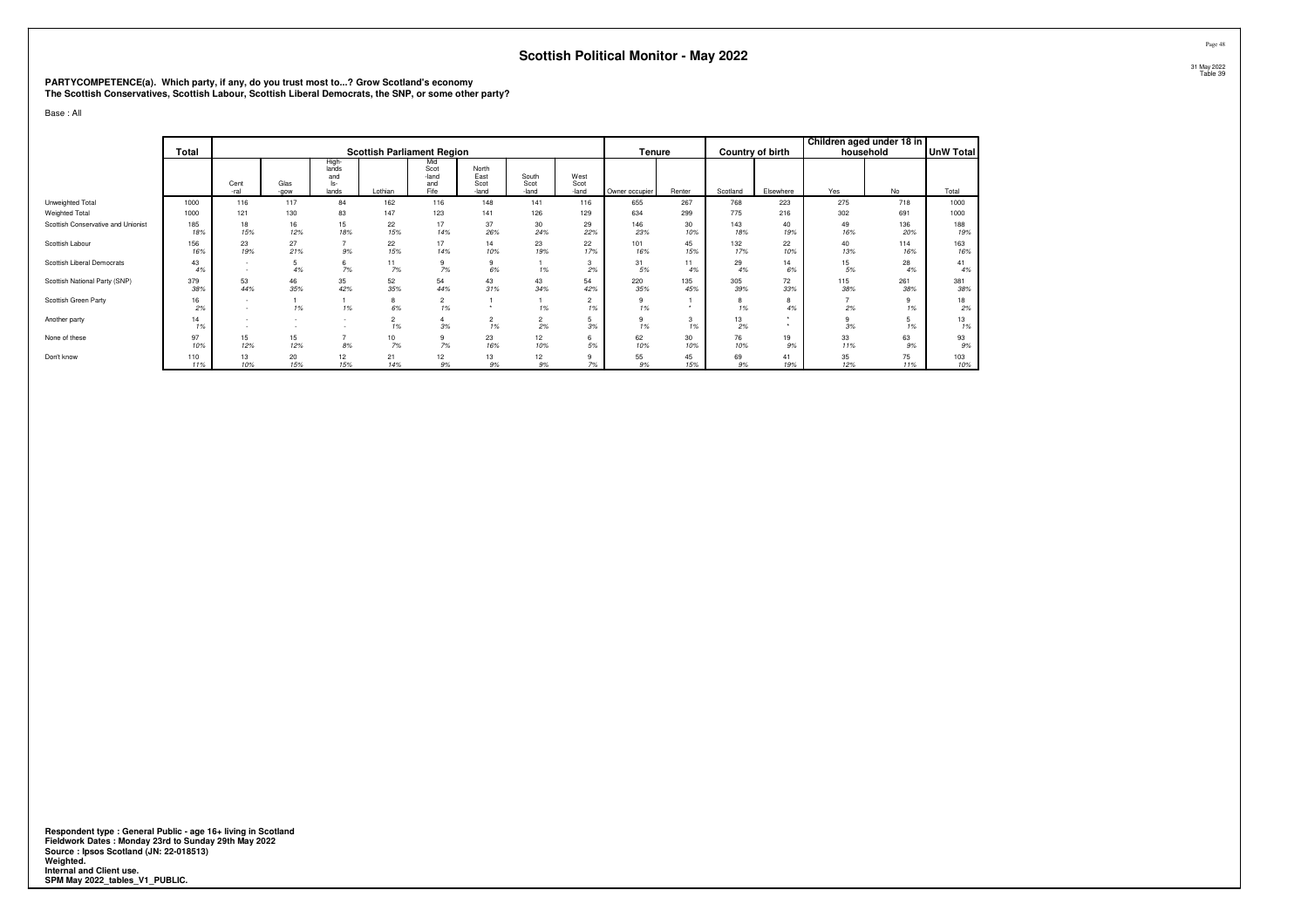## Scottish Political Monitor - May 2022

**PARTYCOMPETENCE(a). Which party, if any, do you trust most to...? Grow Scotland's economy**
**The Scottish Conservatives, Scottish Labour, Scottish Liberal Democrats, the SNP, or some other party?**

Base : All

| | Total | Scottish Parliament Region | | | | | | | | Tenure | | Country of birth | | Children aged under 18 in household | | UnW Total |
|---|---|---|---|---|---|---|---|---|---|---|---|---|---|---|---|---|
| | | Cent-ral | Glas-gow | High-lands and Is-lands | Lothian | Mid Scot-land and Fife | North East Scot-land | South Scot-land | West Scot-land | Owner occupier | Renter | Scotland | Elsewhere | Yes | No | Total |
| Unweighted Total | 1000 | 116 | 117 | 84 | 162 | 116 | 148 | 141 | 116 | 655 | 267 | 768 | 223 | 275 | 718 | 1000 |
| Weighted Total | 1000 | 121 | 130 | 83 | 147 | 123 | 141 | 126 | 129 | 634 | 299 | 775 | 216 | 302 | 691 | 1000 |
| Scottish Conservative and Unionist | 185 | 18 | 16 | 15 | 22 | 17 | 37 | 30 | 29 | 146 | 30 | 143 | 40 | 49 | 136 | 188 |
| | *18%* | *15%* | *12%* | *18%* | *15%* | *14%* | *26%* | *24%* | *22%* | *23%* | *10%* | *18%* | *19%* | *16%* | *20%* | *19%* |
| Scottish Labour | 156 | 23 | 27 | 7 | 22 | 17 | 14 | 23 | 22 | 101 | 45 | 132 | 22 | 40 | 114 | 163 |
| | *16%* | *19%* | *21%* | *9%* | *15%* | *14%* | *10%* | *19%* | *17%* | *16%* | *15%* | *17%* | *10%* | *13%* | *16%* | *16%* |
| Scottish Liberal Democrats | 43 | - | 5 | 6 | 11 | 9 | 9 | 1 | 3 | 31 | 11 | 29 | 14 | 15 | 28 | 41 |
| | *4%* | *-* | *4%* | *7%* | *7%* | *7%* | *6%* | *1%* | *2%* | *5%* | *4%* | *4%* | *6%* | *5%* | *4%* | *4%* |
| Scottish National Party (SNP) | 379 | 53 | 46 | 35 | 52 | 54 | 43 | 43 | 54 | 220 | 135 | 305 | 72 | 115 | 261 | 381 |
| | *38%* | *44%* | *35%* | *42%* | *35%* | *44%* | *31%* | *34%* | *42%* | *35%* | *45%* | *39%* | *33%* | *38%* | *38%* | *38%* |
| Scottish Green Party | 16 | - | 1 | 1 | 8 | 2 | 1 | 1 | 2 | 9 | 1 | 8 | 8 | 7 | 9 | 18 |
| | *2%* | *-* | *1%* | *1%* | *6%* | *1%* | *\** | *1%* | *1%* | *1%* | *\** | *1%* | *4%* | *2%* | *1%* | *2%* |
| Another party | 14 | - | - | - | 2 | 4 | 2 | 2 | 5 | 9 | 3 | 13 | * | 9 | 5 | 13 |
| | *1%* | *-* | *-* | *-* | *1%* | *3%* | *1%* | *2%* | *3%* | *1%* | *1%* | *2%* | *\** | *3%* | *1%* | *1%* |
| None of these | 97 | 15 | 15 | 7 | 10 | 9 | 23 | 12 | 6 | 62 | 30 | 76 | 19 | 33 | 63 | 93 |
| | *10%* | *12%* | *12%* | *8%* | *7%* | *7%* | *16%* | *10%* | *5%* | *10%* | *10%* | *10%* | *9%* | *11%* | *9%* | *9%* |
| Don't know | 110 | 13 | 20 | 12 | 21 | 12 | 13 | 12 | 9 | 55 | 45 | 69 | 41 | 35 | 75 | 103 |
| | *11%* | *10%* | *15%* | *15%* | *14%* | *9%* | *9%* | *9%* | *7%* | *9%* | *15%* | *9%* | *19%* | *12%* | *11%* | *10%* |

**Respondent type : General Public - age 16+ living in Scotland**
**Fieldwork Dates : Monday 23rd to Sunday 29th May 2022**
**Source : Ipsos Scotland (JN: 22-018513)**
**Weighted.**
**Internal and Client use.**
**SPM May 2022_tables_V1_PUBLIC.**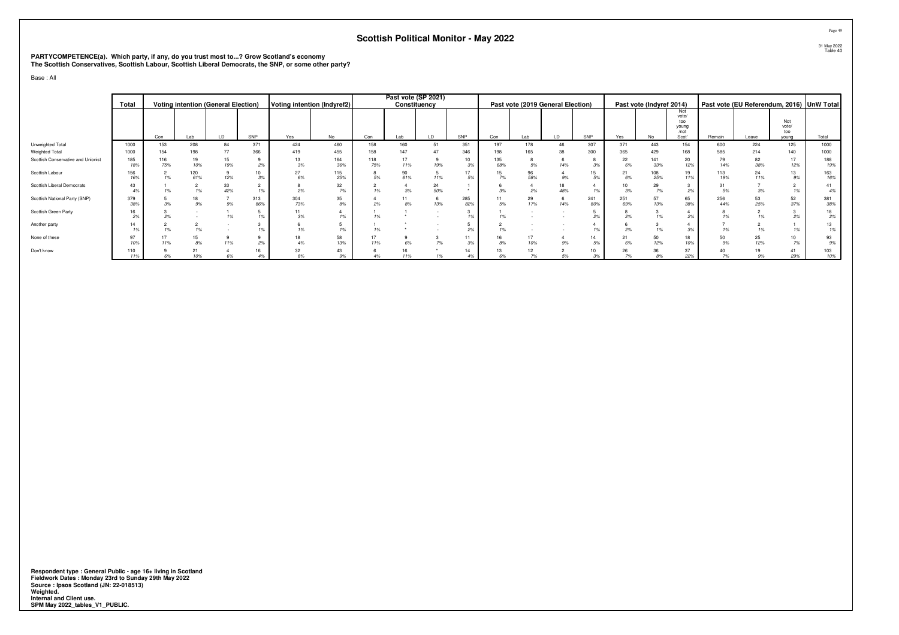# Scottish Political Monitor - May 2022

**PARTYCOMPETENCE(a). Which party, if any, do you trust most to...? Grow Scotland's economy**
**The Scottish Conservatives, Scottish Labour, Scottish Liberal Democrats, the SNP, or some other party?**

Base : All

| | Total | Voting intention (General Election) | | | | Voting intention (Indyref2) | | Past vote (SP 2021) Constituency | | | | Past vote (2019 General Election) | | | | Past vote (Indyref 2014) | | | Past vote (EU Referendum, 2016) | | | UnW Total |
|---|---|---|---|---|---|---|---|---|---|---|---|---|---|---|---|---|---|---|---|---|---|---|
| | | Con | Lab | LD | SNP | Yes | No | Con | Lab | LD | SNP | Con | Lab | LD | SNP | Yes | No | Not vote/ too young /not Scot' | Remain | Leave | Not vote/ too young | Total |
| Unweighted Total | 1000 | 153 | 208 | 84 | 371 | 424 | 460 | 158 | 160 | 51 | 351 | 197 | 178 | 46 | 307 | 371 | 443 | 154 | 600 | 224 | 125 | 1000 |
| Weighted Total | 1000 | 154 | 198 | 77 | 366 | 419 | 455 | 158 | 147 | 47 | 346 | 198 | 165 | 38 | 300 | 365 | 429 | 168 | 585 | 214 | 140 | 1000 |
| Scottish Conservative and Unionist | 185 | 116 | 19 | 15 | 9 | 13 | 164 | 118 | 17 | 9 | 10 | 135 | 8 | 6 | 8 | 22 | 141 | 20 | 79 | 82 | 17 | 188 |
| | 18% | 75% | 10% | 19% | 2% | 3% | 36% | 75% | 11% | 19% | 3% | 68% | 5% | 14% | 3% | 6% | 33% | 12% | 14% | 38% | 12% | 19% |
| Scottish Labour | 156 | 2 | 120 | 9 | 10 | 27 | 115 | 8 | 90 | 5 | 17 | 15 | 96 | 4 | 15 | 21 | 108 | 19 | 113 | 24 | 13 | 163 |
| | 16% | 1% | 61% | 12% | 3% | 6% | 25% | 5% | 61% | 11% | 5% | 7% | 58% | 9% | 5% | 6% | 25% | 11% | 19% | 11% | 9% | 16% |
| Scottish Liberal Democrats | 43 | 1 | 2 | 33 | 2 | 8 | 32 | 2 | 4 | 24 | 1 | 6 | 4 | 18 | 4 | 10 | 29 | 3 | 31 | 7 | 2 | 41 |
| | 4% | 1% | 1% | 42% | 1% | 2% | 7% | 1% | 3% | 50% | * | 3% | 2% | 48% | 1% | 3% | 7% | 2% | 5% | 3% | 1% | 4% |
| Scottish National Party (SNP) | 379 | 5 | 18 | 7 | 313 | 304 | 35 | 4 | 11 | 6 | 285 | 11 | 29 | 6 | 241 | 251 | 57 | 65 | 256 | 53 | 52 | 381 |
| | 38% | 3% | 9% | 9% | 86% | 73% | 8% | 2% | 8% | 13% | 82% | 5% | 17% | 14% | 80% | 69% | 13% | 38% | 44% | 25% | 37% | 38% |
| Scottish Green Party | 16 | 3 | - | 1 | 5 | 11 | 4 | 1 | 1 | - | 3 | 1 | - | - | 5 | 8 | 3 | 4 | 8 | 2 | 3 | 18 |
| | 2% | 2% | - | 1% | 1% | 3% | 1% | 1% | * | - | 1% | 1% | - | - | 2% | 2% | 1% | 2% | 1% | 1% | 2% | 2% |
| Another party | 14 | 2 | 2 | - | 3 | 6 | 5 | 1 | * | - | 5 | 2 | - | - | 4 | 6 | 3 | 4 | 7 | 2 | 1 | 13 |
| | 1% | 1% | 1% | - | 1% | 1% | 1% | 1% | * | - | 2% | 1% | - | - | 1% | 2% | 1% | 3% | 1% | 1% | 1% | 1% |
| None of these | 97 | 17 | 15 | 9 | 9 | 18 | 58 | 17 | 9 | 3 | 11 | 16 | 17 | 4 | 14 | 21 | 50 | 18 | 50 | 25 | 10 | 93 |
| | 10% | 11% | 8% | 11% | 2% | 4% | 13% | 11% | 6% | 7% | 3% | 8% | 10% | 9% | 5% | 6% | 12% | 10% | 9% | 12% | 7% | 9% |
| Don't know | 110 | 9 | 21 | 4 | 16 | 32 | 43 | 6 | 16 | * | 14 | 13 | 12 | 2 | 10 | 26 | 36 | 37 | 40 | 19 | 41 | 103 |
| | 11% | 6% | 10% | 6% | 4% | 8% | 9% | 4% | 11% | 1% | 4% | 6% | 7% | 5% | 3% | 7% | 8% | 22% | 7% | 9% | 29% | 10% |

**Respondent type : General Public - age 16+ living in Scotland**
**Fieldwork Dates : Monday 23rd to Sunday 29th May 2022**
**Source : Ipsos Scotland (JN: 22-018513)**
**Weighted.**
**Internal and Client use.**
**SPM May 2022_tables_V1_PUBLIC.**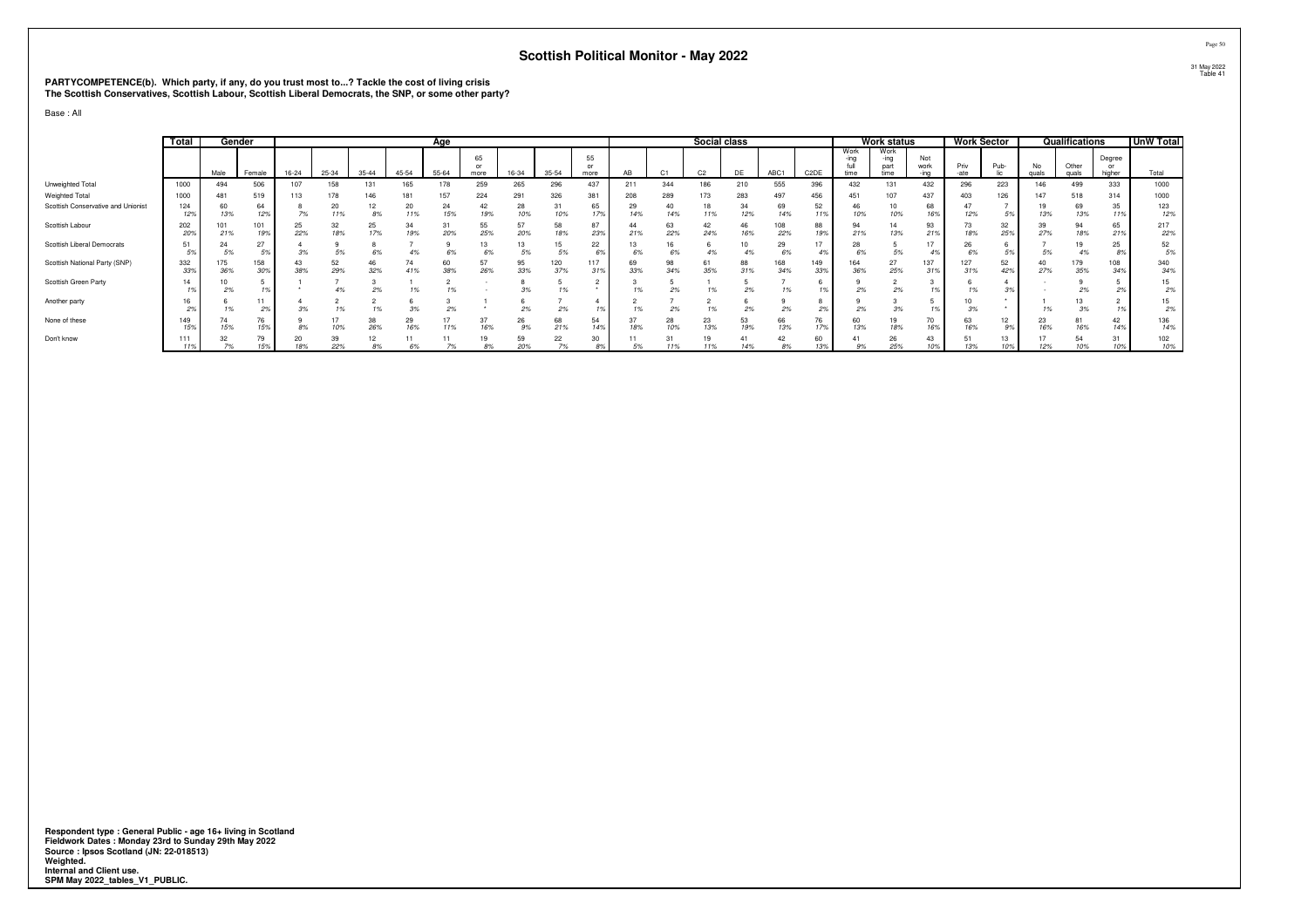## Scottish Political Monitor - May 2022

**PARTYCOMPETENCE(b). Which party, if any, do you trust most to...? Tackle the cost of living crisis**
**The Scottish Conservatives, Scottish Labour, Scottish Liberal Democrats, the SNP, or some other party?**

Base : All

| | Total | Gender | | Age | | | | | | | | | Social class | | | | | | Work status | | | Work Sector | | Qualifications | | | UnW Total |
|---|---|---|---|---|---|---|---|---|---|---|---|---|---|---|---|---|---|---|---|---|---|---|---|---|---|---|---|
| | | Male | Female | 16-24 | 25-34 | 35-44 | 45-54 | 55-64 | 65 or more | 16-34 | 35-54 | 55 or more | AB | C1 | C2 | DE | ABC1 | C2DE | Work -ing full time | Work -ing part time | Not work -ing | Priv -ate | Pub- lic | No quals | Other quals | Degree or higher | Total |
| Unweighted Total | 1000 | 494 | 506 | 107 | 158 | 131 | 165 | 178 | 259 | 265 | 296 | 437 | 211 | 344 | 186 | 210 | 555 | 396 | 432 | 131 | 432 | 296 | 223 | 146 | 499 | 333 | 1000 |
| Weighted Total | 1000 | 481 | 519 | 113 | 178 | 146 | 181 | 157 | 224 | 291 | 326 | 381 | 208 | 289 | 173 | 283 | 497 | 456 | 451 | 107 | 437 | 403 | 126 | 147 | 518 | 314 | 1000 |
| Scottish Conservative and Unionist | 124<br>12% | 60<br>13% | 64<br>12% | 8<br>7% | 20<br>11% | 12<br>8% | 20<br>11% | 24<br>15% | 42<br>19% | 28<br>10% | 31<br>10% | 65<br>17% | 29<br>14% | 40<br>14% | 18<br>11% | 34<br>12% | 69<br>14% | 52<br>11% | 46<br>10% | 10<br>10% | 68<br>16% | 47<br>12% | 7<br>5% | 19<br>13% | 69<br>13% | 35<br>11% | 123<br>12% |
| Scottish Labour | 202<br>20% | 101<br>21% | 101<br>19% | 25<br>22% | 32<br>18% | 25<br>17% | 34<br>19% | 31<br>20% | 55<br>25% | 57<br>20% | 58<br>18% | 87<br>23% | 44<br>21% | 63<br>22% | 42<br>24% | 46<br>16% | 108<br>22% | 88<br>19% | 94<br>21% | 14<br>13% | 93<br>21% | 73<br>18% | 32<br>25% | 39<br>27% | 94<br>18% | 65<br>21% | 217<br>22% |
| Scottish Liberal Democrats | 51<br>5% | 24<br>5% | 27<br>5% | 4<br>3% | 9<br>5% | 8<br>6% | 7<br>4% | 9<br>6% | 13<br>6% | 13<br>5% | 15<br>5% | 22<br>6% | 13<br>6% | 16<br>6% | 6<br>4% | 10<br>4% | 29<br>6% | 17<br>4% | 28<br>6% | 5<br>5% | 17<br>4% | 26<br>6% | 6<br>5% | 7<br>5% | 19<br>4% | 25<br>8% | 52<br>5% |
| Scottish National Party (SNP) | 332<br>33% | 175<br>36% | 158<br>30% | 43<br>38% | 52<br>29% | 46<br>32% | 74<br>41% | 60<br>38% | 57<br>26% | 95<br>33% | 120<br>37% | 117<br>31% | 69<br>33% | 98<br>34% | 61<br>35% | 88<br>31% | 168<br>34% | 149<br>33% | 164<br>36% | 27<br>25% | 137<br>31% | 127<br>31% | 52<br>42% | 40<br>27% | 179<br>35% | 108<br>34% | 340<br>34% |
| Scottish Green Party | 14<br>1% | 10<br>2% | 5<br>1% | 1<br>* | 7<br>4% | 3<br>2% | 1<br>1% | 2<br>1% | -<br>- | 8<br>3% | 5<br>1% | 2<br>* | 3<br>1% | 5<br>2% | 1<br>1% | 5<br>2% | 7<br>1% | 6<br>1% | 9<br>2% | 2<br>2% | 3<br>1% | 6<br>1% | 4<br>3% | -<br>- | 9<br>2% | 5<br>2% | 15<br>2% |
| Another party | 16<br>2% | 6<br>1% | 11<br>2% | 4<br>3% | 2<br>1% | 2<br>1% | 6<br>3% | 3<br>2% | 1<br>* | 6<br>2% | 7<br>2% | 4<br>1% | 2<br>1% | 7<br>2% | 2<br>1% | 6<br>2% | 9<br>2% | 8<br>2% | 9<br>2% | 3<br>3% | 5<br>1% | 10<br>3% | *<br>* | 1<br>1% | 13<br>3% | 2<br>1% | 15<br>2% |
| None of these | 149<br>15% | 74<br>15% | 76<br>15% | 9<br>8% | 17<br>10% | 38<br>26% | 29<br>16% | 17<br>11% | 37<br>16% | 26<br>9% | 68<br>21% | 54<br>14% | 37<br>18% | 28<br>10% | 23<br>13% | 53<br>19% | 66<br>13% | 76<br>17% | 60<br>13% | 19<br>18% | 70<br>16% | 63<br>16% | 12<br>9% | 23<br>16% | 81<br>16% | 42<br>14% | 136<br>14% |
| Don't know | 111<br>11% | 32<br>7% | 79<br>15% | 20<br>18% | 39<br>22% | 12<br>8% | 11<br>6% | 11<br>7% | 19<br>8% | 59<br>20% | 22<br>7% | 30<br>8% | 11<br>5% | 31<br>11% | 19<br>11% | 41<br>14% | 42<br>8% | 60<br>13% | 41<br>9% | 26<br>25% | 43<br>10% | 51<br>13% | 13<br>10% | 17<br>12% | 54<br>10% | 31<br>10% | 102<br>10% |

**Respondent type : General Public - age 16+ living in Scotland**
**Fieldwork Dates : Monday 23rd to Sunday 29th May 2022**
**Source : Ipsos Scotland (JN: 22-018513)**
**Weighted.**
**Internal and Client use.**
**SPM May 2022_tables_V1_PUBLIC.**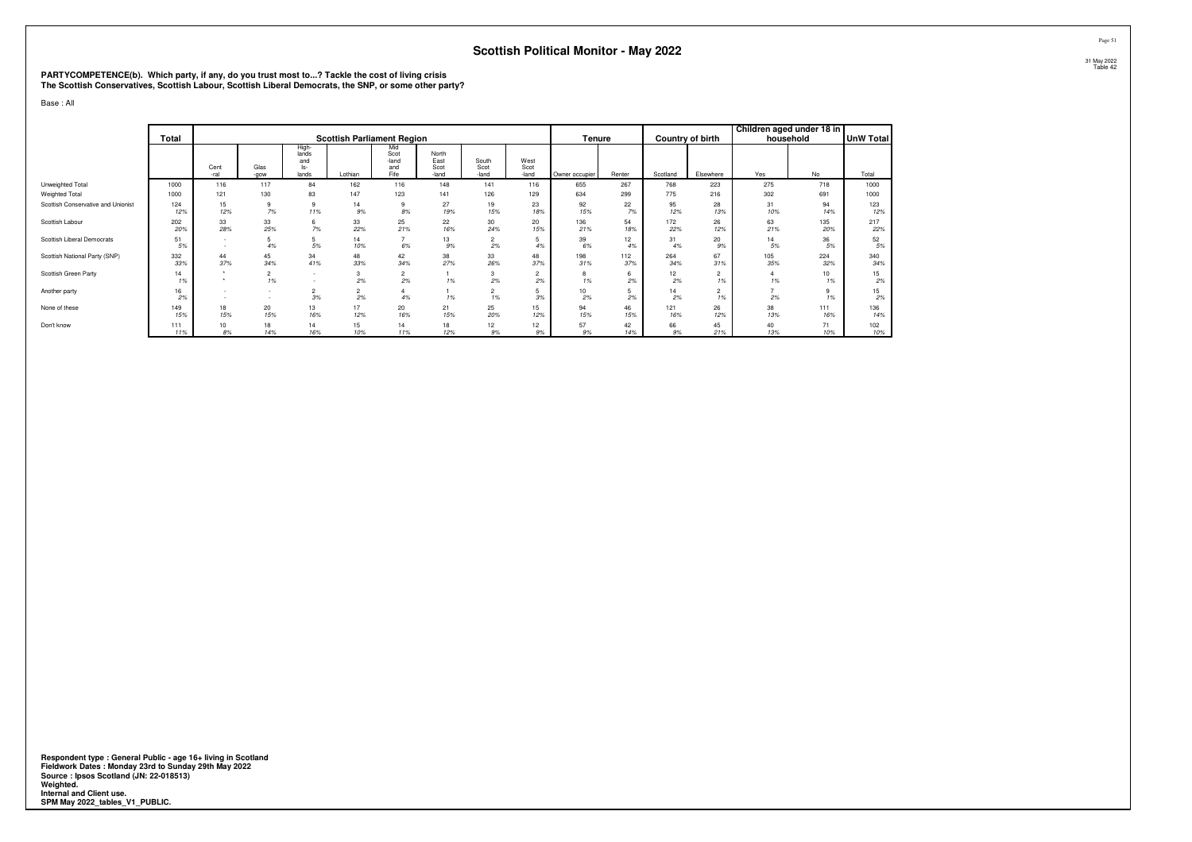## Scottish Political Monitor - May 2022

31 May 2022
Table 42

**PARTYCOMPETENCE(b). Which party, if any, do you trust most to...? Tackle the cost of living crisis**
**The Scottish Conservatives, Scottish Labour, Scottish Liberal Democrats, the SNP, or some other party?**

Base : All

| | Total | Scottish Parliament Region | | | | | | | | Tenure | | Country of birth | | Children aged under 18 in household | | UnW Total |
|---|---|---|---|---|---|---|---|---|---|---|---|---|---|---|---|---|
| | | Cent-ral | Glas-gow | High-lands and Is-lands | Lothian | Mid Scot-land and Fife | North East Scot-land | South Scot-land | West Scot-land | Owner occupier | Renter | Scotland | Elsewhere | Yes | No | Total |
| Unweighted Total | 1000 | 116 | 117 | 84 | 162 | 116 | 148 | 141 | 116 | 655 | 267 | 768 | 223 | 275 | 718 | 1000 |
| Weighted Total | 1000 | 121 | 130 | 83 | 147 | 123 | 141 | 126 | 129 | 634 | 299 | 775 | 216 | 302 | 691 | 1000 |
| Scottish Conservative and Unionist | 124 | 15 | 9 | 9 | 14 | 9 | 27 | 19 | 23 | 92 | 22 | 95 | 28 | 31 | 94 | 123 |
| | 12% | 12% | 7% | 11% | 9% | 8% | 19% | 15% | 18% | 15% | 7% | 12% | 13% | 10% | 14% | 12% |
| Scottish Labour | 202 | 33 | 33 | 6 | 33 | 25 | 22 | 30 | 20 | 136 | 54 | 172 | 26 | 63 | 135 | 217 |
| | 20% | 28% | 25% | 7% | 22% | 21% | 16% | 24% | 15% | 21% | 18% | 22% | 12% | 21% | 20% | 22% |
| Scottish Liberal Democrats | 51 | - | 5 | 5 | 14 | 7 | 13 | 2 | 5 | 39 | 12 | 31 | 20 | 14 | 36 | 52 |
| | 5% | - | 4% | 5% | 10% | 6% | 9% | 2% | 4% | 6% | 4% | 4% | 9% | 5% | 5% | 5% |
| Scottish National Party (SNP) | 332 | 44 | 45 | 34 | 48 | 42 | 38 | 33 | 48 | 198 | 112 | 264 | 67 | 105 | 224 | 340 |
| | 33% | 37% | 34% | 41% | 33% | 34% | 27% | 26% | 37% | 31% | 37% | 34% | 31% | 35% | 32% | 34% |
| Scottish Green Party | 14 | * | 2 | - | 3 | 2 | 1 | 3 | 2 | 8 | 6 | 12 | 2 | 4 | 10 | 15 |
| | 1% | * | 1% | - | 2% | 2% | 1% | 2% | 2% | 1% | 2% | 2% | 1% | 1% | 1% | 2% |
| Another party | 16 | - | - | 2 | 2 | 4 | 1 | 2 | 5 | 10 | 5 | 14 | 2 | 7 | 9 | 15 |
| | 2% | - | - | 3% | 2% | 4% | 1% | 1% | 3% | 2% | 2% | 2% | 1% | 2% | 1% | 2% |
| None of these | 149 | 18 | 20 | 13 | 17 | 20 | 21 | 25 | 15 | 94 | 46 | 121 | 26 | 38 | 111 | 136 |
| | 15% | 15% | 15% | 16% | 12% | 16% | 15% | 20% | 12% | 15% | 15% | 16% | 12% | 13% | 16% | 14% |
| Don't know | 111 | 10 | 18 | 14 | 15 | 14 | 18 | 12 | 12 | 57 | 42 | 66 | 45 | 40 | 71 | 102 |
| | 11% | 8% | 14% | 16% | 10% | 11% | 12% | 9% | 9% | 9% | 14% | 9% | 21% | 13% | 10% | 10% |

**Respondent type : General Public - age 16+ living in Scotland**
**Fieldwork Dates : Monday 23rd to Sunday 29th May 2022**
**Source : Ipsos Scotland (JN: 22-018513)**
**Weighted.**
**Internal and Client use.**
**SPM May 2022_tables_V1_PUBLIC.**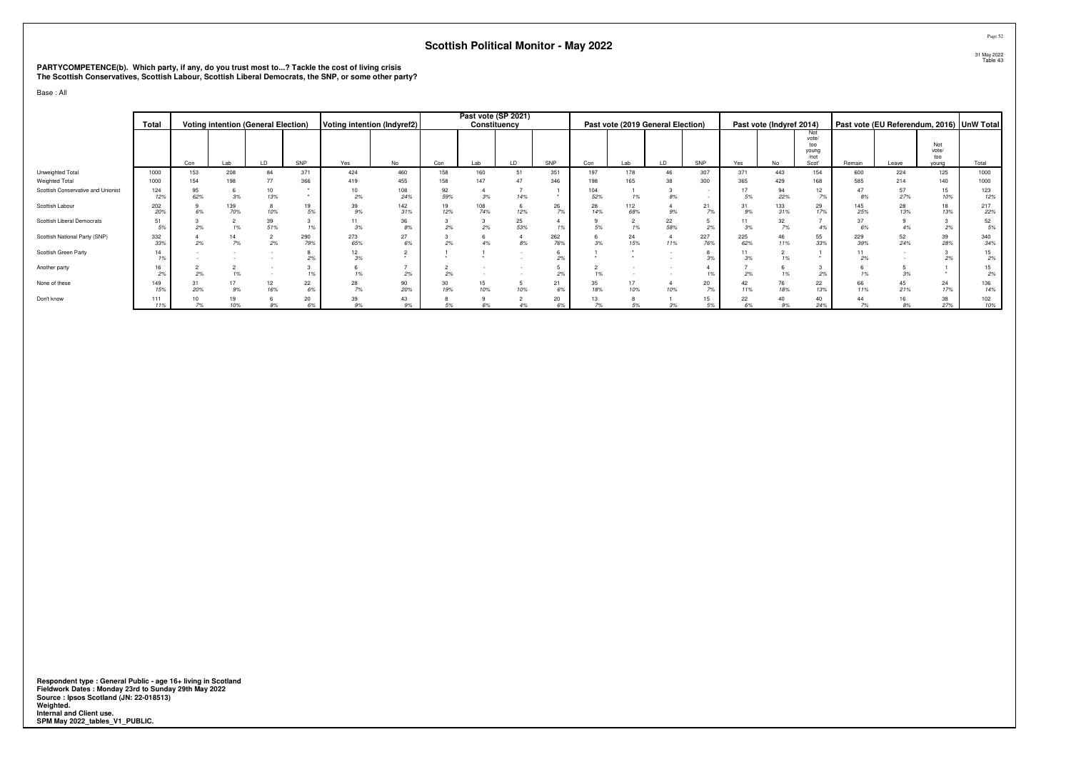## Scottish Political Monitor - May 2022

31 May 2022
Table 43

**PARTYCOMPETENCE(b). Which party, if any, do you trust most to...? Tackle the cost of living crisis**
**The Scottish Conservatives, Scottish Labour, Scottish Liberal Democrats, the SNP, or some other party?**

Base : All

| | Total | Voting intention (General Election) | | | | Voting intention (Indyref2) | | Past vote (SP 2021) Constituency | | | | Past vote (2019 General Election) | | | | Past vote (Indyref 2014) | | | Past vote (EU Referendum, 2016) | | | UnW Total |
|---|---|---|---|---|---|---|---|---|---|---|---|---|---|---|---|---|---|---|---|---|---|---|
| | | Con | Lab | LD | SNP | Yes | No | Con | Lab | LD | SNP | Con | Lab | LD | SNP | Yes | No | Not vote/ too young /not Scot' | Remain | Leave | Not vote/ too young | Total |
| Unweighted Total | 1000 | 153 | 208 | 84 | 371 | 424 | 460 | 158 | 160 | 51 | 351 | 197 | 178 | 46 | 307 | 371 | 443 | 154 | 600 | 224 | 125 | 1000 |
| Weighted Total | 1000 | 154 | 198 | 77 | 366 | 419 | 455 | 158 | 147 | 47 | 346 | 198 | 165 | 38 | 300 | 365 | 429 | 168 | 585 | 214 | 140 | 1000 |
| Scottish Conservative and Unionist | 124 | 95 | 6 | 10 | * | 10 | 108 | 92 | 4 | 7 | 1 | 104 | 1 | 3 | - | 17 | 94 | 12 | 47 | 57 | 15 | 123 |
| | 12% | 62% | 3% | 13% | * | 2% | 24% | 59% | 3% | 14% | * | 52% | 1% | 8% | - | 5% | 22% | 7% | 8% | 27% | 10% | 12% |
| Scottish Labour | 202 | 9 | 139 | 8 | 19 | 39 | 142 | 19 | 108 | 6 | 26 | 28 | 112 | 4 | 21 | 31 | 133 | 29 | 145 | 28 | 18 | 217 |
| | 20% | 6% | 70% | 10% | 5% | 9% | 31% | 12% | 74% | 12% | 7% | 14% | 68% | 9% | 7% | 9% | 31% | 17% | 25% | 13% | 13% | 22% |
| Scottish Liberal Democrats | 51 | 3 | 2 | 39 | 3 | 11 | 36 | 3 | 3 | 25 | 4 | 9 | 2 | 22 | 5 | 11 | 32 | 7 | 37 | 9 | 3 | 52 |
| | 5% | 2% | 1% | 51% | 1% | 3% | 8% | 2% | 2% | 53% | 1% | 5% | 1% | 58% | 2% | 3% | 7% | 4% | 6% | 4% | 2% | 5% |
| Scottish National Party (SNP) | 332 | 4 | 14 | 2 | 290 | 273 | 27 | 3 | 6 | 4 | 262 | 6 | 24 | 4 | 227 | 225 | 46 | 55 | 229 | 52 | 39 | 340 |
| | 33% | 2% | 7% | 2% | 79% | 65% | 6% | 2% | 4% | 8% | 76% | 3% | 15% | 11% | 76% | 62% | 11% | 33% | 39% | 24% | 28% | 34% |
| Scottish Green Party | 14 | - | - | - | 8 | 12 | 2 | 1 | 1 | - | 6 | 1 | * | - | 8 | 11 | 2 | 1 | 11 | - | 3 | 15 |
| | 1% | - | - | - | 2% | 3% | * | * | * | - | 2% | * | * | - | 3% | 3% | 1% | * | 2% | - | 2% | 2% |
| Another party | 16 | 2 | 2 | - | 3 | 6 | 7 | 2 | - | - | 5 | 2 | - | - | 4 | 7 | 6 | 3 | 6 | 5 | 1 | 15 |
| | 2% | 2% | 1% | - | 1% | 1% | 2% | 2% | - | - | 2% | 1% | - | - | 1% | 2% | 1% | 2% | 1% | 3% | * | 2% |
| None of these | 149 | 31 | 17 | 12 | 22 | 28 | 90 | 30 | 15 | 5 | 21 | 35 | 17 | 4 | 20 | 42 | 76 | 22 | 66 | 45 | 24 | 136 |
| | 15% | 20% | 9% | 16% | 6% | 7% | 20% | 19% | 10% | 10% | 6% | 18% | 10% | 10% | 7% | 11% | 18% | 13% | 11% | 21% | 17% | 14% |
| Don't know | 111 | 10 | 19 | 6 | 20 | 39 | 43 | 8 | 9 | 2 | 20 | 13 | 8 | 1 | 15 | 22 | 40 | 40 | 44 | 16 | 38 | 102 |
| | 11% | 7% | 10% | 8% | 6% | 9% | 9% | 5% | 6% | 4% | 6% | 7% | 5% | 3% | 5% | 6% | 9% | 24% | 7% | 8% | 27% | 10% |

**Respondent type : General Public - age 16+ living in Scotland**
**Fieldwork Dates : Monday 23rd to Sunday 29th May 2022**
**Source : Ipsos Scotland (JN: 22-018513)**
**Weighted.**
**Internal and Client use.**
**SPM May 2022_tables_V1_PUBLIC.**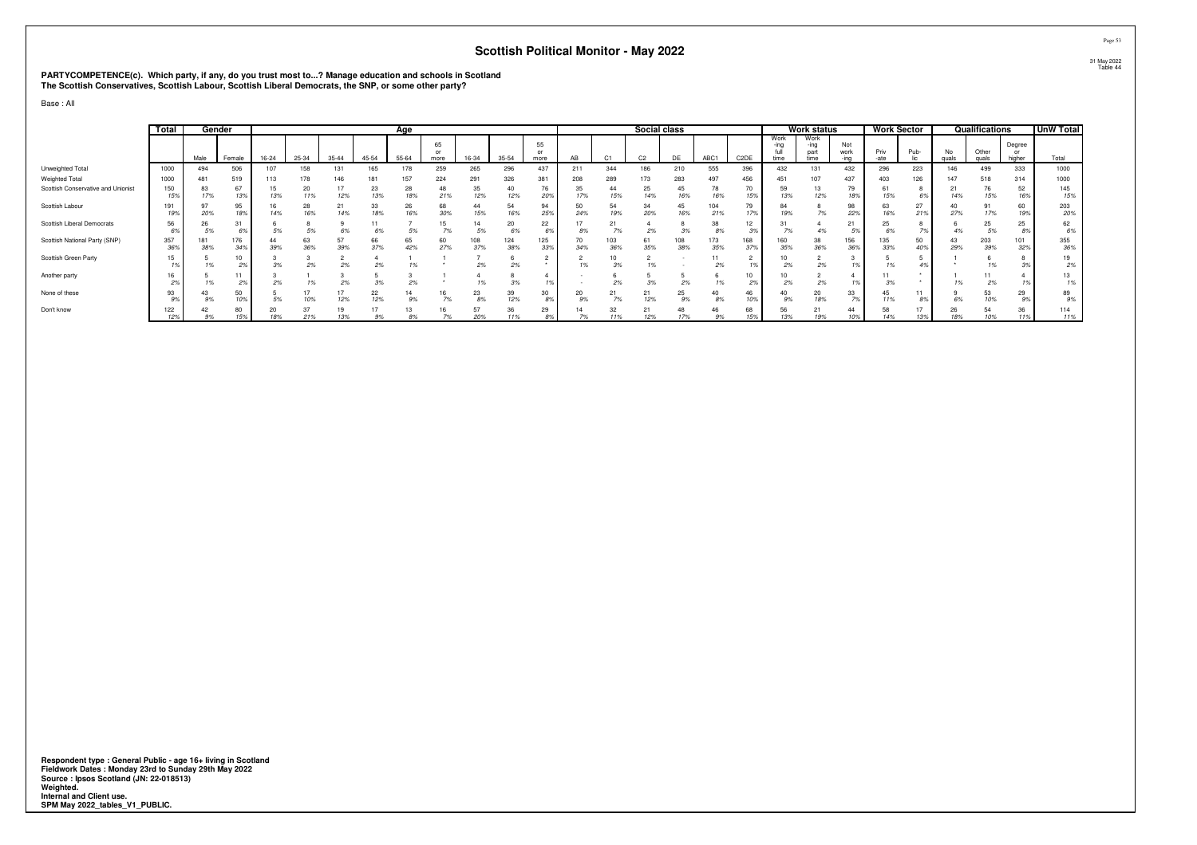# Scottish Political Monitor - May 2022

31 May 2022
Table 44

**PARTYCOMPETENCE(c). Which party, if any, do you trust most to...? Manage education and schools in Scotland**
**The Scottish Conservatives, Scottish Labour, Scottish Liberal Democrats, the SNP, or some other party?**

Base : All

| | Total | Gender | | Age | | | | | | | | | Social class | | | | | | Work status | | | Work Sector | | Qualifications | | | UnW Total |
|---|---|---|---|---|---|---|---|---|---|---|---|---|---|---|---|---|---|---|---|---|---|---|---|---|---|---|---|
| | | Male | Female | 16-24 | 25-34 | 35-44 | 45-54 | 55-64 | 65 or more | 16-34 | 35-54 | 55 or more | AB | C1 | C2 | DE | ABC1 | C2DE | Work -ing full time | Work -ing part time | Not work -ing | Priv -ate | Pub- lic | No quals | Other quals | Degree or higher | Total |
| Unweighted Total | 1000 | 494 | 506 | 107 | 158 | 131 | 165 | 178 | 259 | 265 | 296 | 437 | 211 | 344 | 186 | 210 | 555 | 396 | 432 | 131 | 432 | 296 | 223 | 146 | 499 | 333 | 1000 |
| Weighted Total | 1000 | 481 | 519 | 113 | 178 | 146 | 181 | 157 | 224 | 291 | 326 | 381 | 208 | 289 | 173 | 283 | 497 | 456 | 451 | 107 | 437 | 403 | 126 | 147 | 518 | 314 | 1000 |
| Scottish Conservative and Unionist | 150 | 83 | 67 | 15 | 20 | 17 | 23 | 28 | 48 | 35 | 40 | 76 | 35 | 44 | 25 | 45 | 78 | 70 | 59 | 13 | 79 | 61 | 8 | 21 | 76 | 52 | 145 |
| | 15% | 17% | 13% | 13% | 11% | 12% | 13% | 18% | 21% | 12% | 12% | 20% | 17% | 15% | 14% | 16% | 16% | 15% | 13% | 12% | 18% | 15% | 6% | 14% | 15% | 16% | 15% |
| Scottish Labour | 191 | 97 | 95 | 16 | 28 | 21 | 33 | 26 | 68 | 44 | 54 | 94 | 50 | 54 | 34 | 45 | 104 | 79 | 84 | 8 | 98 | 63 | 27 | 40 | 91 | 60 | 203 |
| | 19% | 20% | 18% | 14% | 16% | 14% | 18% | 16% | 30% | 15% | 16% | 25% | 24% | 19% | 20% | 16% | 21% | 17% | 19% | 7% | 22% | 16% | 21% | 27% | 17% | 19% | 20% |
| Scottish Liberal Democrats | 56 | 26 | 31 | 6 | 8 | 9 | 11 | 7 | 15 | 14 | 20 | 22 | 17 | 21 | 4 | 8 | 38 | 12 | 31 | 4 | 21 | 25 | 8 | 6 | 25 | 25 | 62 |
| | 6% | 5% | 6% | 5% | 5% | 6% | 6% | 5% | 7% | 5% | 6% | 6% | 8% | 7% | 2% | 3% | 8% | 3% | 7% | 4% | 5% | 6% | 7% | 4% | 5% | 8% | 6% |
| Scottish National Party (SNP) | 357 | 181 | 176 | 44 | 63 | 57 | 66 | 65 | 60 | 108 | 124 | 125 | 70 | 103 | 61 | 108 | 173 | 168 | 160 | 38 | 156 | 135 | 50 | 43 | 203 | 101 | 355 |
| | 36% | 38% | 34% | 39% | 36% | 39% | 37% | 42% | 27% | 37% | 38% | 33% | 34% | 36% | 35% | 38% | 35% | 37% | 35% | 36% | 36% | 33% | 40% | 29% | 39% | 32% | 36% |
| Scottish Green Party | 15 | 5 | 10 | 3 | 3 | 2 | 4 | 1 | 1 | 7 | 6 | 2 | 2 | 10 | 2 | - | 11 | 2 | 10 | 2 | 3 | 5 | 5 | 1 | 6 | 8 | 19 |
| | 1% | 1% | 2% | 3% | 2% | 2% | 2% | 1% | * | 2% | 2% | * | 1% | 3% | 1% | - | 2% | 1% | 2% | 2% | 1% | 1% | 4% | * | 1% | 3% | 2% |
| Another party | 16 | 5 | 11 | 3 | 1 | 3 | 5 | 3 | 1 | 4 | 8 | 4 | - | 6 | 5 | 5 | 6 | 10 | 10 | 2 | 4 | 11 | * | 1 | 11 | 4 | 13 |
| | 2% | 1% | 2% | 2% | 1% | 2% | 3% | 2% | * | 1% | 3% | 1% | - | 2% | 3% | 2% | 1% | 2% | 2% | 2% | 1% | 3% | * | 1% | 2% | 1% | 1% |
| None of these | 93 | 43 | 50 | 5 | 17 | 17 | 22 | 14 | 16 | 23 | 39 | 30 | 20 | 21 | 21 | 25 | 40 | 46 | 40 | 20 | 33 | 45 | 11 | 9 | 53 | 29 | 89 |
| | 9% | 9% | 10% | 5% | 10% | 12% | 12% | 9% | 7% | 8% | 12% | 8% | 9% | 7% | 12% | 9% | 8% | 10% | 9% | 18% | 7% | 11% | 8% | 6% | 10% | 9% | 9% |
| Don't know | 122 | 42 | 80 | 20 | 37 | 19 | 17 | 13 | 16 | 57 | 36 | 29 | 14 | 32 | 21 | 48 | 46 | 68 | 56 | 21 | 44 | 58 | 17 | 26 | 54 | 36 | 114 |
| | 12% | 9% | 15% | 18% | 21% | 13% | 9% | 8% | 7% | 20% | 11% | 8% | 7% | 11% | 12% | 17% | 9% | 15% | 13% | 19% | 10% | 14% | 13% | 18% | 10% | 11% | 11% |

**Respondent type : General Public - age 16+ living in Scotland**
**Fieldwork Dates : Monday 23rd to Sunday 29th May 2022**
**Source : Ipsos Scotland (JN: 22-018513)**
**Weighted.**
**Internal and Client use.**
**SPM May 2022_tables_V1_PUBLIC.**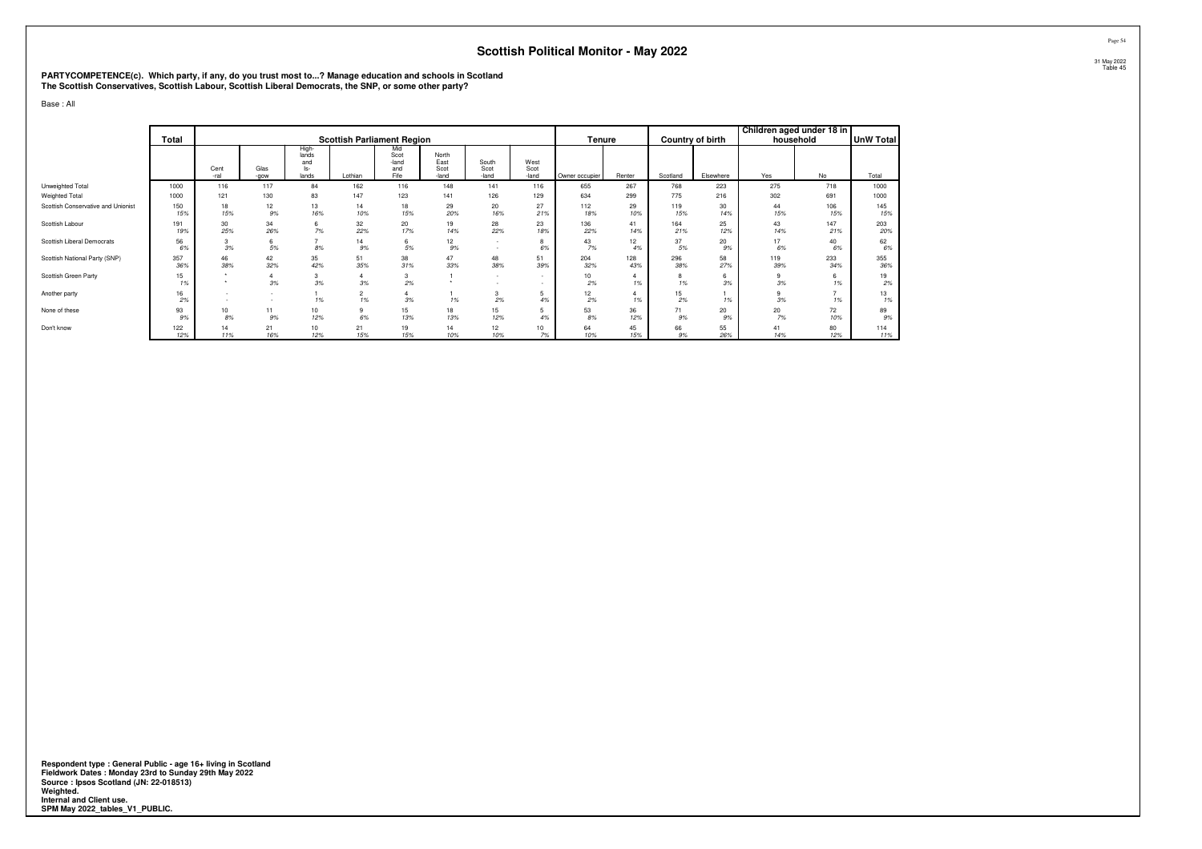# Scottish Political Monitor - May 2022

31 May 2022
Table 45

**PARTYCOMPETENCE(c). Which party, if any, do you trust most to...? Manage education and schools in Scotland**
**The Scottish Conservatives, Scottish Labour, Scottish Liberal Democrats, the SNP, or some other party?**

Base : All

| | Total | Scottish Parliament Region | | | | | | | | Tenure | | Country of birth | | Children aged under 18 in household | | UnW Total |
|---|---|---|---|---|---|---|---|---|---|---|---|---|---|---|---|---|
| | | Cent-ral | Glas-gow | High-lands and Is-lands | Lothian | Mid Scot-land and Fife | North East Scot-land | South Scot-land | West Scot-land | Owner occupier | Renter | Scotland | Elsewhere | Yes | No | Total |
| Unweighted Total | 1000 | 116 | 117 | 84 | 162 | 116 | 148 | 141 | 116 | 655 | 267 | 768 | 223 | 275 | 718 | 1000 |
| Weighted Total | 1000 | 121 | 130 | 83 | 147 | 123 | 141 | 126 | 129 | 634 | 299 | 775 | 216 | 302 | 691 | 1000 |
| Scottish Conservative and Unionist | 150 | 18 | 12 | 13 | 14 | 18 | 29 | 20 | 27 | 112 | 29 | 119 | 30 | 44 | 106 | 145 |
| | 15% | 15% | 9% | 16% | 10% | 15% | 20% | 16% | 21% | 18% | 10% | 15% | 14% | 15% | 15% | 15% |
| Scottish Labour | 191 | 30 | 34 | 6 | 32 | 20 | 19 | 28 | 23 | 136 | 41 | 164 | 25 | 43 | 147 | 203 |
| | 19% | 25% | 26% | 7% | 22% | 17% | 14% | 22% | 18% | 22% | 14% | 21% | 12% | 14% | 21% | 20% |
| Scottish Liberal Democrats | 56 | 3 | 6 | 7 | 14 | 6 | 12 | - | 8 | 43 | 12 | 37 | 20 | 17 | 40 | 62 |
| | 6% | 3% | 5% | 8% | 9% | 5% | 9% | - | 6% | 7% | 4% | 5% | 9% | 6% | 6% | 6% |
| Scottish National Party (SNP) | 357 | 46 | 42 | 35 | 51 | 38 | 47 | 48 | 51 | 204 | 128 | 296 | 58 | 119 | 233 | 355 |
| | 36% | 38% | 32% | 42% | 35% | 31% | 33% | 38% | 39% | 32% | 43% | 38% | 27% | 39% | 34% | 36% |
| Scottish Green Party | 15 | * | 4 | 3 | 4 | 3 | 1 | - | - | 10 | 4 | 8 | 6 | 9 | 6 | 19 |
| | 1% | * | 3% | 3% | 3% | 2% | * | - | - | 2% | 1% | 1% | 3% | 3% | 1% | 2% |
| Another party | 16 | - | - | 1 | 2 | 4 | 1 | 3 | 5 | 12 | 4 | 15 | 1 | 9 | 7 | 13 |
| | 2% | - | - | 1% | 1% | 3% | 1% | 2% | 4% | 2% | 1% | 2% | 1% | 3% | 1% | 1% |
| None of these | 93 | 10 | 11 | 10 | 9 | 15 | 18 | 15 | 5 | 53 | 36 | 71 | 20 | 20 | 72 | 89 |
| | 9% | 8% | 9% | 12% | 6% | 13% | 13% | 12% | 4% | 8% | 12% | 9% | 9% | 7% | 10% | 9% |
| Don't know | 122 | 14 | 21 | 10 | 21 | 19 | 14 | 12 | 10 | 64 | 45 | 66 | 55 | 41 | 80 | 114 |
| | 12% | 11% | 16% | 12% | 15% | 15% | 10% | 10% | 7% | 10% | 15% | 9% | 26% | 14% | 12% | 11% |

**Respondent type : General Public - age 16+ living in Scotland**
**Fieldwork Dates : Monday 23rd to Sunday 29th May 2022**
**Source : Ipsos Scotland (JN: 22-018513)**
**Weighted.**
**Internal and Client use.**
**SPM May 2022_tables_V1_PUBLIC.**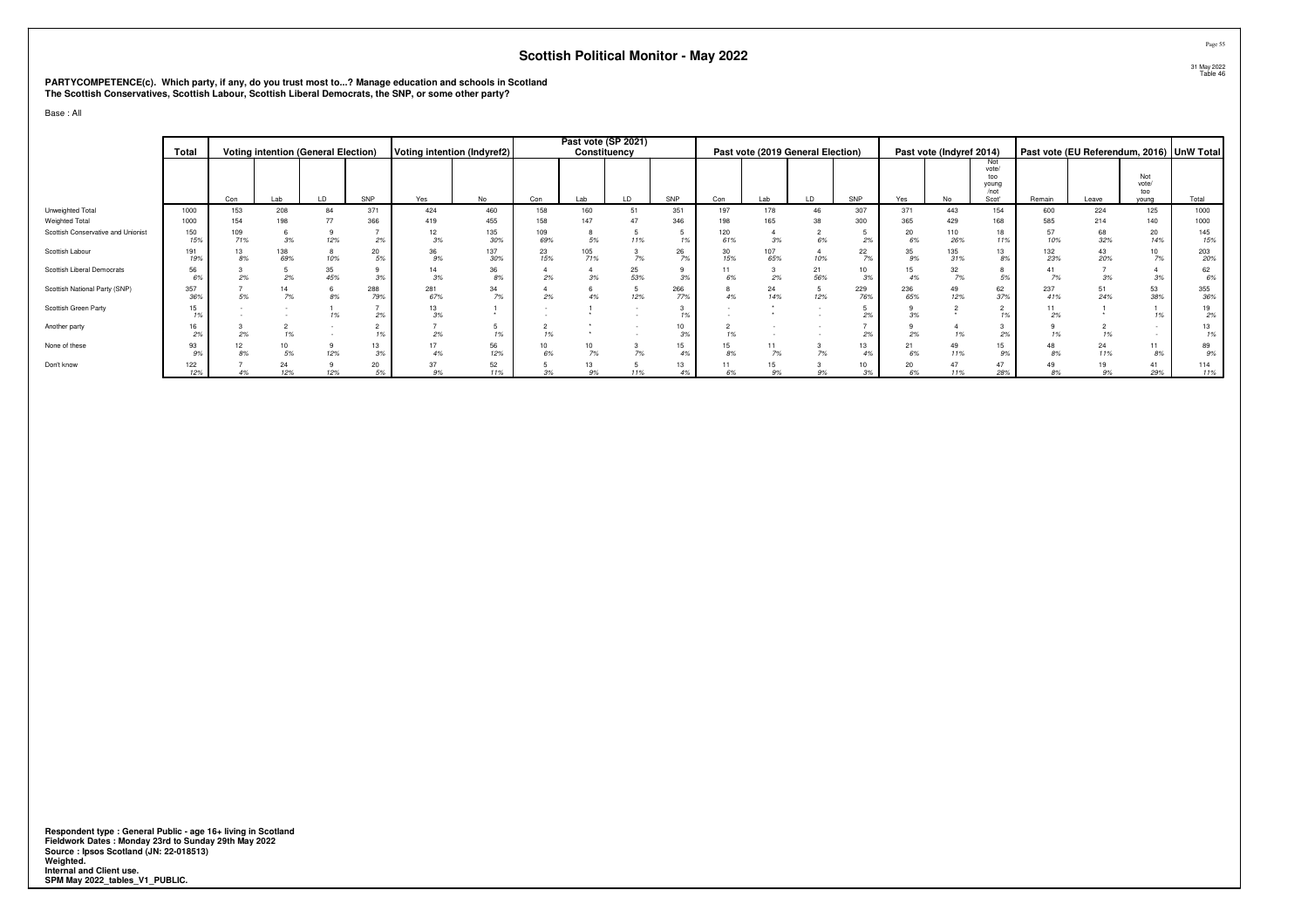# Scottish Political Monitor - May 2022

**PARTYCOMPETENCE(c). Which party, if any, do you trust most to...? Manage education and schools in Scotland**
**The Scottish Conservatives, Scottish Labour, Scottish Liberal Democrats, the SNP, or some other party?**

Base : All

| | Total | Voting intention (General Election) | | | | Voting intention (Indyref2) | | Past vote (SP 2021) Constituency | | | | Past vote (2019 General Election) | | | | Past vote (Indyref 2014) | | | Past vote (EU Referendum, 2016) | | | UnW Total |
|---|---|---|---|---|---|---|---|---|---|---|---|---|---|---|---|---|---|---|---|---|---|---|
| | | Con | Lab | LD | SNP | Yes | No | Con | Lab | LD | SNP | Con | Lab | LD | SNP | Yes | No | Not vote/ too young /not Scot' | Remain | Leave | Not vote/ too young | Total |
| Unweighted Total | 1000 | 153 | 208 | 84 | 371 | 424 | 460 | 158 | 160 | 51 | 351 | 197 | 178 | 46 | 307 | 371 | 443 | 154 | 600 | 224 | 125 | 1000 |
| Weighted Total | 1000 | 154 | 198 | 77 | 366 | 419 | 455 | 158 | 147 | 47 | 346 | 198 | 165 | 38 | 300 | 365 | 429 | 168 | 585 | 214 | 140 | 1000 |
| Scottish Conservative and Unionist | 150 | 109 | 6 | 9 | 7 | 12 | 135 | 109 | 8 | 5 | 5 | 120 | 4 | 2 | 5 | 20 | 110 | 18 | 57 | 68 | 20 | 145 |
| | 15% | 71% | 3% | 12% | 2% | 3% | 30% | 69% | 5% | 11% | 1% | 61% | 3% | 6% | 2% | 6% | 26% | 11% | 10% | 32% | 14% | 15% |
| Scottish Labour | 191 | 13 | 138 | 8 | 20 | 36 | 137 | 23 | 105 | 3 | 26 | 30 | 107 | 4 | 22 | 35 | 135 | 13 | 132 | 43 | 10 | 203 |
| | 19% | 8% | 69% | 10% | 5% | 9% | 30% | 15% | 71% | 7% | 7% | 15% | 65% | 10% | 7% | 9% | 31% | 8% | 23% | 20% | 7% | 20% |
| Scottish Liberal Democrats | 56 | 3 | 5 | 35 | 9 | 14 | 36 | 4 | 4 | 25 | 9 | 11 | 3 | 21 | 10 | 15 | 32 | 8 | 41 | 7 | 4 | 62 |
| | 6% | 2% | 2% | 45% | 3% | 3% | 8% | 2% | 3% | 53% | 3% | 6% | 2% | 56% | 3% | 4% | 7% | 5% | 7% | 3% | 3% | 6% |
| Scottish National Party (SNP) | 357 | 7 | 14 | 6 | 288 | 281 | 34 | 4 | 6 | 5 | 266 | 8 | 24 | 5 | 229 | 236 | 49 | 62 | 237 | 51 | 53 | 355 |
| | 36% | 5% | 7% | 8% | 79% | 67% | 7% | 2% | 4% | 12% | 77% | 4% | 14% | 12% | 76% | 65% | 12% | 37% | 41% | 24% | 38% | 36% |
| Scottish Green Party | 15 | - | - | 1 | 7 | 13 | 1 | - | 1 | - | 3 | - | * | - | 5 | 9 | 2 | 2 | 11 | 1 | 1 | 19 |
| | 1% | - | - | 1% | 2% | 3% | * | - | * | - | 1% | - | * | - | 2% | 3% | * | 1% | 2% | * | 1% | 2% |
| Another party | 16 | 3 | 2 | - | 2 | 7 | 5 | 2 | * | - | 10 | 2 | - | - | 7 | 9 | 4 | 3 | 9 | 2 | - | 13 |
| | 2% | 2% | 1% | - | 1% | 2% | 1% | 1% | * | - | 3% | 1% | - | - | 2% | 2% | 1% | 2% | 1% | 1% | - | 1% |
| None of these | 93 | 12 | 10 | 9 | 13 | 17 | 56 | 10 | 10 | 3 | 15 | 15 | 11 | 3 | 13 | 21 | 49 | 15 | 48 | 24 | 11 | 89 |
| | 9% | 8% | 5% | 12% | 3% | 4% | 12% | 6% | 7% | 7% | 4% | 8% | 7% | 7% | 4% | 6% | 11% | 9% | 8% | 11% | 8% | 9% |
| Don't know | 122 | 7 | 24 | 9 | 20 | 37 | 52 | 5 | 13 | 5 | 13 | 11 | 15 | 3 | 10 | 20 | 47 | 47 | 49 | 19 | 41 | 114 |
| | 12% | 4% | 12% | 12% | 5% | 9% | 11% | 3% | 9% | 11% | 4% | 6% | 9% | 9% | 3% | 6% | 11% | 28% | 8% | 9% | 29% | 11% |

**Respondent type : General Public - age 16+ living in Scotland**
**Fieldwork Dates : Monday 23rd to Sunday 29th May 2022**
**Source : Ipsos Scotland (JN: 22-018513)**
**Weighted.**
**Internal and Client use.**
**SPM May 2022_tables_V1_PUBLIC.**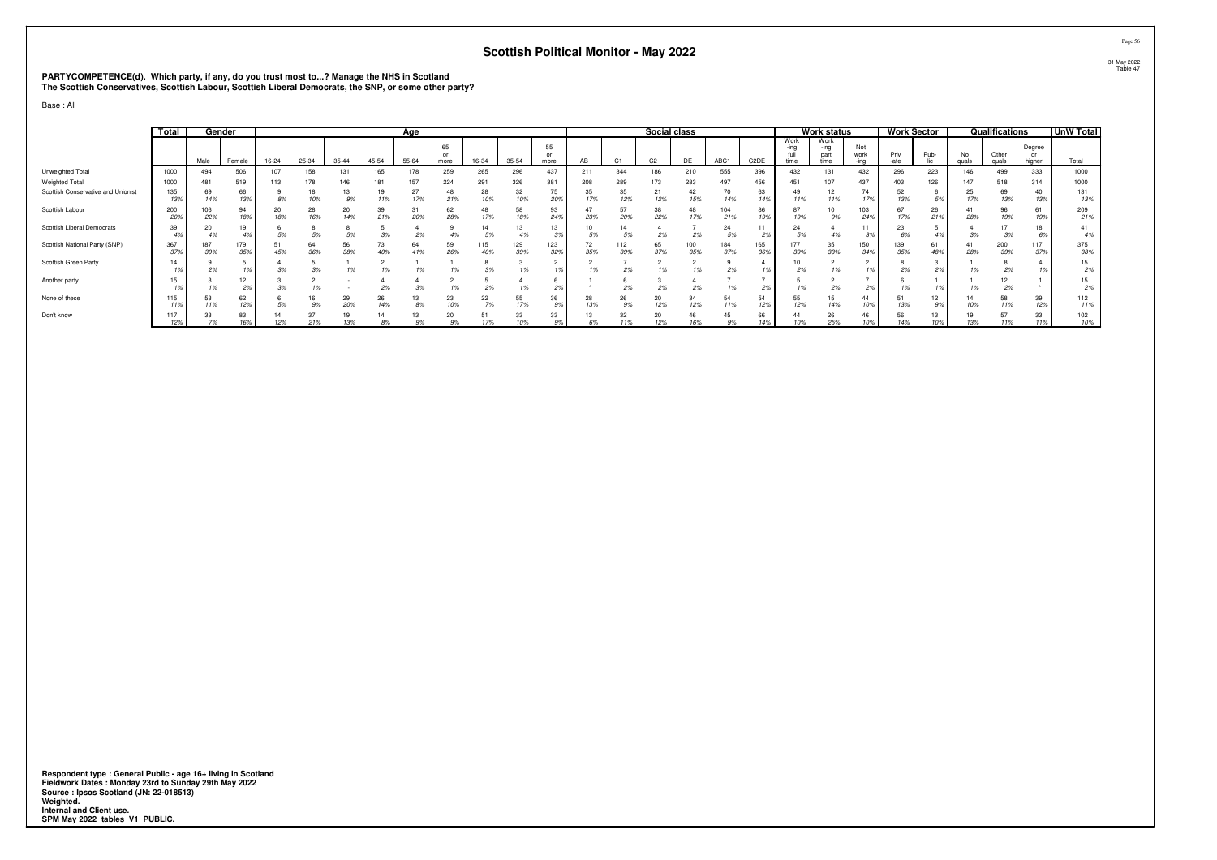## Scottish Political Monitor - May 2022

Table 47

**PARTYCOMPETENCE(d). Which party, if any, do you trust most to...? Manage the NHS in Scotland**
**The Scottish Conservatives, Scottish Labour, Scottish Liberal Democrats, the SNP, or some other party?**

Base : All

| | Total | Gender | | Age | | | | | | | | | Social class | | | | | | Work status | | | Work Sector | | Qualifications | | | UnW Total |
|---|---|---|---|---|---|---|---|---|---|---|---|---|---|---|---|---|---|---|---|---|---|---|---|---|---|---|---|
| | | Male | Female | 16-24 | 25-34 | 35-44 | 45-54 | 55-64 | 65 or more | 16-34 | 35-54 | 55 or more | AB | C1 | C2 | DE | ABC1 | C2DE | Work-ing full time | Work-ing part time | Not work-ing | Priv-ate | Pub-lic | No quals | Other quals | Degree or higher | Total |
| Unweighted Total | 1000 | 494 | 506 | 107 | 158 | 131 | 165 | 178 | 259 | 265 | 296 | 437 | 211 | 344 | 186 | 210 | 555 | 396 | 432 | 131 | 432 | 296 | 223 | 146 | 499 | 333 | 1000 |
| Weighted Total | 1000 | 481 | 519 | 113 | 178 | 146 | 181 | 157 | 224 | 291 | 326 | 381 | 208 | 289 | 173 | 283 | 497 | 456 | 451 | 107 | 437 | 403 | 126 | 147 | 518 | 314 | 1000 |
| Scottish Conservative and Unionist | 135 | 69 | 66 | 9 | 18 | 13 | 19 | 27 | 48 | 28 | 32 | 75 | 35 | 35 | 21 | 42 | 70 | 63 | 49 | 12 | 74 | 52 | 6 | 25 | 69 | 40 | 131 |
| | 13% | 14% | 13% | 8% | 10% | 9% | 11% | 17% | 21% | 10% | 10% | 20% | 17% | 12% | 12% | 15% | 14% | 14% | 11% | 11% | 17% | 13% | 5% | 17% | 13% | 13% | 13% |
| Scottish Labour | 200 | 106 | 94 | 20 | 28 | 20 | 39 | 31 | 62 | 48 | 58 | 93 | 47 | 57 | 38 | 48 | 104 | 86 | 87 | 10 | 103 | 67 | 26 | 41 | 96 | 61 | 209 |
| | 20% | 22% | 18% | 18% | 16% | 14% | 21% | 20% | 28% | 17% | 18% | 24% | 23% | 20% | 22% | 17% | 21% | 19% | 19% | 9% | 24% | 17% | 21% | 28% | 19% | 19% | 21% |
| Scottish Liberal Democrats | 39 | 20 | 19 | 6 | 8 | 8 | 5 | 4 | 9 | 14 | 13 | 13 | 10 | 14 | 4 | 7 | 24 | 11 | 24 | 4 | 11 | 23 | 5 | 4 | 17 | 18 | 41 |
| | 4% | 4% | 4% | 5% | 5% | 5% | 3% | 2% | 4% | 5% | 4% | 3% | 5% | 5% | 2% | 2% | 5% | 2% | 5% | 4% | 3% | 6% | 4% | 3% | 3% | 6% | 4% |
| Scottish National Party (SNP) | 367 | 187 | 179 | 51 | 64 | 56 | 73 | 64 | 59 | 115 | 129 | 123 | 72 | 112 | 65 | 100 | 184 | 165 | 177 | 35 | 150 | 139 | 61 | 41 | 200 | 117 | 375 |
| | 37% | 39% | 35% | 45% | 36% | 38% | 40% | 41% | 26% | 40% | 39% | 32% | 35% | 39% | 37% | 35% | 37% | 36% | 39% | 33% | 34% | 35% | 48% | 28% | 39% | 37% | 38% |
| Scottish Green Party | 14 | 9 | 5 | 4 | 5 | 1 | 2 | 1 | 1 | 8 | 3 | 2 | 2 | 7 | 2 | 2 | 9 | 4 | 10 | 2 | 2 | 8 | 3 | 1 | 8 | 4 | 15 |
| | 1% | 2% | 1% | 3% | 3% | 1% | 1% | 1% | 1% | 3% | 1% | 1% | 1% | 2% | 1% | 1% | 2% | 1% | 2% | 1% | 1% | 2% | 2% | 1% | 2% | 1% | 2% |
| Another party | 15 | 3 | 12 | 3 | 2 | - | 4 | 4 | 2 | 5 | 4 | 6 | 1 | 6 | 3 | 4 | 7 | 7 | 5 | 2 | 7 | 6 | 1 | 1 | 12 | 1 | 15 |
| | 1% | 1% | 2% | 3% | 1% | - | 2% | 3% | 1% | 2% | 1% | 2% | * | 2% | 2% | 2% | 1% | 2% | 1% | 2% | 2% | 1% | 1% | 1% | 2% | * | 2% |
| None of these | 115 | 53 | 62 | 6 | 16 | 29 | 26 | 13 | 23 | 22 | 55 | 36 | 28 | 26 | 20 | 34 | 54 | 54 | 55 | 15 | 44 | 51 | 12 | 14 | 58 | 39 | 112 |
| | 11% | 11% | 12% | 5% | 9% | 20% | 14% | 8% | 10% | 7% | 17% | 9% | 13% | 9% | 12% | 12% | 11% | 12% | 12% | 14% | 10% | 13% | 9% | 10% | 11% | 12% | 11% |
| Don't know | 117 | 33 | 83 | 14 | 37 | 19 | 14 | 13 | 20 | 51 | 33 | 33 | 13 | 32 | 20 | 46 | 45 | 66 | 44 | 26 | 46 | 56 | 13 | 19 | 57 | 33 | 102 |
| | 12% | 7% | 16% | 12% | 21% | 13% | 8% | 9% | 9% | 17% | 10% | 9% | 6% | 11% | 12% | 16% | 9% | 14% | 10% | 25% | 10% | 14% | 10% | 13% | 11% | 11% | 10% |

**Respondent type : General Public - age 16+ living in Scotland**
**Fieldwork Dates : Monday 23rd to Sunday 29th May 2022**
**Source : Ipsos Scotland (JN: 22-018513)**
**Weighted.**
**Internal and Client use.**
**SPM May 2022_tables_V1_PUBLIC.**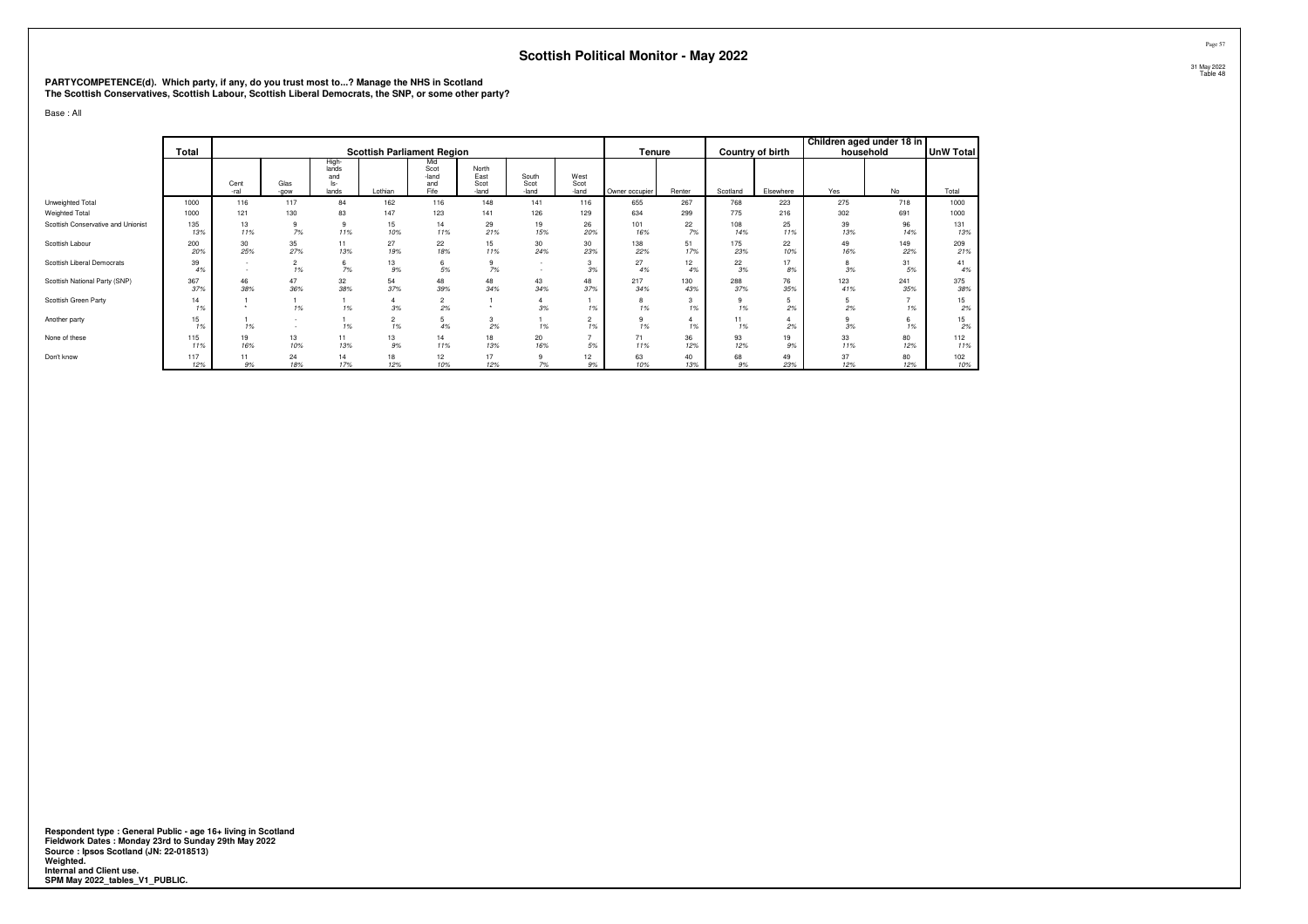# Scottish Political Monitor - May 2022

**PARTYCOMPETENCE(d). Which party, if any, do you trust most to...? Manage the NHS in Scotland**
**The Scottish Conservatives, Scottish Labour, Scottish Liberal Democrats, the SNP, or some other party?**

Base : All

| | Total | Scottish Parliament Region | | | | | | | | Tenure | | Country of birth | | Children aged under 18 in household | | UnW Total |
|---|---|---|---|---|---|---|---|---|---|---|---|---|---|---|---|---|
| | | Cent-ral | Glas-gow | High-lands and Is-lands | Lothian | Mid Scot-land and Fife | North East Scot-land | South Scot-land | West Scot-land | Owner occupier | Renter | Scotland | Elsewhere | Yes | No | Total |
| Unweighted Total | 1000 | 116 | 117 | 84 | 162 | 116 | 148 | 141 | 116 | 655 | 267 | 768 | 223 | 275 | 718 | 1000 |
| Weighted Total | 1000 | 121 | 130 | 83 | 147 | 123 | 141 | 126 | 129 | 634 | 299 | 775 | 216 | 302 | 691 | 1000 |
| Scottish Conservative and Unionist | 135 | 13 | 9 | 9 | 15 | 14 | 29 | 19 | 26 | 101 | 22 | 108 | 25 | 39 | 96 | 131 |
| | 13% | 11% | 7% | 11% | 10% | 11% | 21% | 15% | 20% | 16% | 7% | 14% | 11% | 13% | 14% | 13% |
| Scottish Labour | 200 | 30 | 35 | 11 | 27 | 22 | 15 | 30 | 30 | 138 | 51 | 175 | 22 | 49 | 149 | 209 |
| | 20% | 25% | 27% | 13% | 19% | 18% | 11% | 24% | 23% | 22% | 17% | 23% | 10% | 16% | 22% | 21% |
| Scottish Liberal Democrats | 39 | - | 2 | 6 | 13 | 6 | 9 | - | 3 | 27 | 12 | 22 | 17 | 8 | 31 | 41 |
| | 4% | - | 1% | 7% | 9% | 5% | 7% | - | 3% | 4% | 4% | 3% | 8% | 3% | 5% | 4% |
| Scottish National Party (SNP) | 367 | 46 | 47 | 32 | 54 | 48 | 48 | 43 | 48 | 217 | 130 | 288 | 76 | 123 | 241 | 375 |
| | 37% | 38% | 36% | 38% | 37% | 39% | 34% | 34% | 37% | 34% | 43% | 37% | 35% | 41% | 35% | 38% |
| Scottish Green Party | 14 | 1 | 1 | 1 | 4 | 2 | 1 | 4 | 1 | 8 | 3 | 9 | 5 | 5 | 7 | 15 |
| | 1% | * | 1% | 1% | 3% | 2% | * | 3% | 1% | 1% | 1% | 1% | 2% | 2% | 1% | 2% |
| Another party | 15 | 1 | - | 1 | 2 | 5 | 3 | 1 | 2 | 9 | 4 | 11 | 4 | 9 | 6 | 15 |
| | 1% | 1% | - | 1% | 1% | 4% | 2% | 1% | 1% | 1% | 1% | 1% | 2% | 3% | 1% | 2% |
| None of these | 115 | 19 | 13 | 11 | 13 | 14 | 18 | 20 | 7 | 71 | 36 | 93 | 19 | 33 | 80 | 112 |
| | 11% | 16% | 10% | 13% | 9% | 11% | 13% | 16% | 5% | 11% | 12% | 12% | 9% | 11% | 12% | 11% |
| Don't know | 117 | 11 | 24 | 14 | 18 | 12 | 17 | 9 | 12 | 63 | 40 | 68 | 49 | 37 | 80 | 102 |
| | 12% | 9% | 18% | 17% | 12% | 10% | 12% | 7% | 9% | 10% | 13% | 9% | 23% | 12% | 12% | 10% |

**Respondent type : General Public - age 16+ living in Scotland**
**Fieldwork Dates : Monday 23rd to Sunday 29th May 2022**
**Source : Ipsos Scotland (JN: 22-018513)**
**Weighted.**
**Internal and Client use.**
**SPM May 2022_tables_V1_PUBLIC.**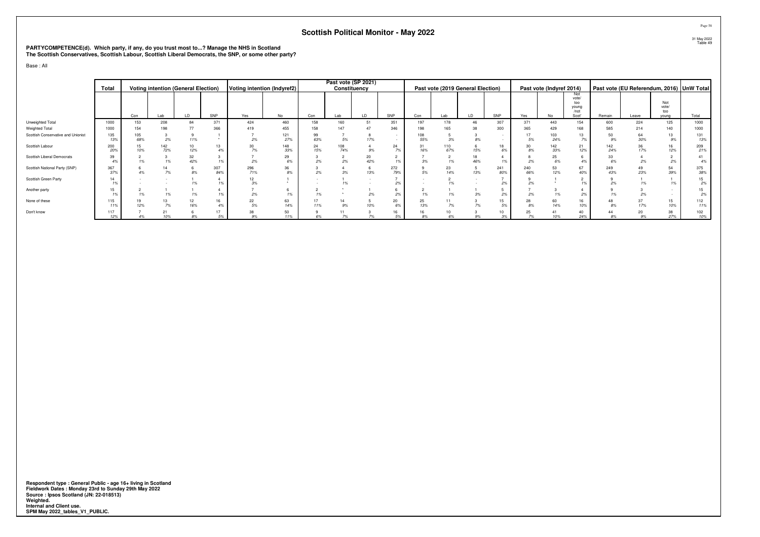# Scottish Political Monitor - May 2022

**PARTYCOMPETENCE(d). Which party, if any, do you trust most to...? Manage the NHS in Scotland**
**The Scottish Conservatives, Scottish Labour, Scottish Liberal Democrats, the SNP, or some other party?**

Base : All

| | Total | Voting intention (General Election) | | | | Voting intention (Indyref2) | | Past vote (SP 2021) Constituency | | | | Past vote (2019 General Election) | | | | Past vote (Indyref 2014) | | | Past vote (EU Referendum, 2016) | | | UnW Total |
|---|---|---|---|---|---|---|---|---|---|---|---|---|---|---|---|---|---|---|---|---|---|---|
| | | Con | Lab | LD | SNP | Yes | No | Con | Lab | LD | SNP | Con | Lab | LD | SNP | Yes | No | Not vote/ too young /not Scot' | Remain | Leave | Not vote/ too young | Total |
| Unweighted Total | 1000 | 153 | 208 | 84 | 371 | 424 | 460 | 158 | 160 | 51 | 351 | 197 | 178 | 46 | 307 | 371 | 443 | 154 | 600 | 224 | 125 | 1000 |
| Weighted Total | 1000 | 154 | 198 | 77 | 366 | 419 | 455 | 158 | 147 | 47 | 346 | 198 | 165 | 38 | 300 | 365 | 429 | 168 | 585 | 214 | 140 | 1000 |
| Scottish Conservative and Unionist | 135 | 105 | 3 | 9 | 1 | 7 | 121 | 99 | 7 | 8 | - | 108 | 5 | 3 | - | 17 | 103 | 13 | 50 | 64 | 13 | 131 |
| | 13% | 68% | 2% | 11% | * | 2% | 27% | 63% | 5% | 17% | - | 55% | 3% | 8% | - | 5% | 24% | 7% | 9% | 30% | 9% | 13% |
| Scottish Labour | 200 | 15 | 142 | 10 | 13 | 30 | 148 | 24 | 108 | 4 | 24 | 31 | 110 | 6 | 18 | 30 | 142 | 21 | 142 | 36 | 16 | 209 |
| | 20% | 10% | 72% | 12% | 4% | 7% | 33% | 15% | 74% | 9% | 7% | 16% | 67% | 15% | 6% | 8% | 33% | 12% | 24% | 17% | 12% | 21% |
| Scottish Liberal Democrats | 39 | 2 | 3 | 32 | 3 | 7 | 29 | 3 | 2 | 20 | 2 | 7 | 2 | 18 | 4 | 8 | 25 | 6 | 33 | 4 | 2 | 41 |
| | 4% | 1% | 1% | 42% | 1% | 2% | 6% | 2% | 2% | 42% | 1% | 3% | 1% | 46% | 1% | 2% | 6% | 4% | 6% | 2% | 2% | 4% |
| Scottish National Party (SNP) | 367 | 6 | 14 | 6 | 307 | 296 | 36 | 3 | 4 | 6 | 272 | 9 | 23 | 5 | 241 | 240 | 53 | 67 | 249 | 49 | 54 | 375 |
| | 37% | 4% | 7% | 8% | 84% | 71% | 8% | 2% | 3% | 13% | 79% | 5% | 14% | 13% | 80% | 66% | 12% | 40% | 43% | 23% | 39% | 38% |
| Scottish Green Party | 14 | - | - | 1 | 4 | 12 | 1 | - | 1 | - | 7 | - | 2 | - | 7 | 9 | 1 | 2 | 9 | 1 | 1 | 15 |
| | 1% | - | - | 1% | 1% | 3% | * | - | 1% | - | 2% | - | 1% | - | 2% | 2% | * | 1% | 2% | 1% | 1% | 2% |
| Another party | 15 | 2 | 1 | 1 | 4 | 7 | 6 | 2 | * | 1 | 6 | 2 | 1 | 1 | 5 | 7 | 3 | 4 | 9 | 3 | - | 15 |
| | 1% | 1% | 1% | 1% | 1% | 2% | 1% | 1% | * | 2% | 2% | 1% | 1% | 3% | 2% | 2% | 1% | 2% | 1% | 2% | - | 2% |
| None of these | 115 | 19 | 13 | 12 | 16 | 22 | 63 | 17 | 14 | 5 | 20 | 25 | 11 | 3 | 15 | 28 | 60 | 16 | 48 | 37 | 15 | 112 |
| | 11% | 12% | 7% | 16% | 4% | 5% | 14% | 11% | 9% | 10% | 6% | 13% | 7% | 7% | 5% | 8% | 14% | 10% | 8% | 17% | 10% | 11% |
| Don't know | 117 | 7 | 21 | 6 | 17 | 38 | 50 | 9 | 11 | 3 | 16 | 16 | 10 | 3 | 10 | 25 | 41 | 40 | 44 | 20 | 38 | 102 |
| | 12% | 4% | 10% | 8% | 5% | 9% | 11% | 6% | 7% | 7% | 5% | 8% | 6% | 9% | 3% | 7% | 10% | 24% | 8% | 9% | 27% | 10% |

**Respondent type : General Public - age 16+ living in Scotland**
**Fieldwork Dates : Monday 23rd to Sunday 29th May 2022**
**Source : Ipsos Scotland (JN: 22-018513)**
**Weighted.**
**Internal and Client use.**
**SPM May 2022_tables_V1_PUBLIC.**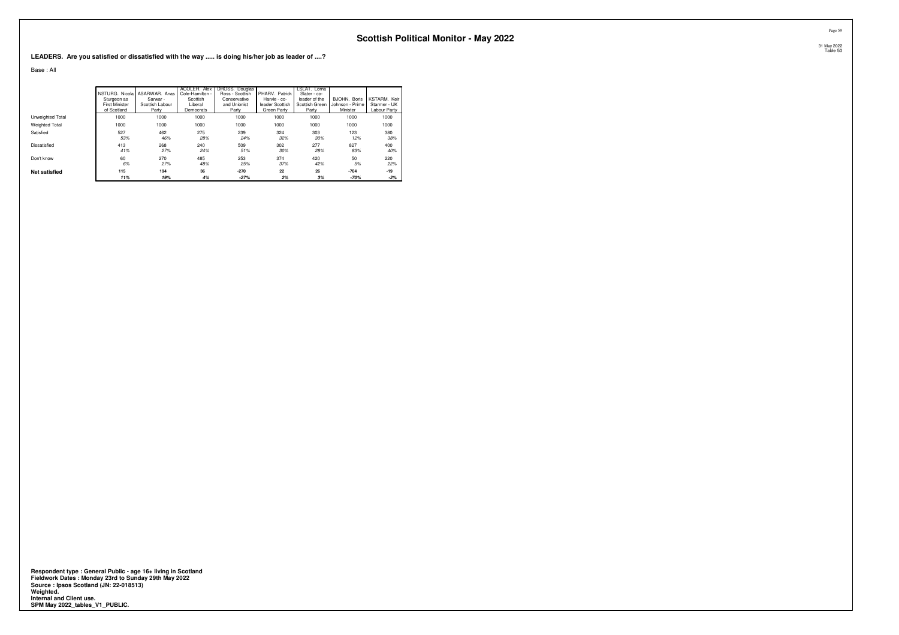# Scottish Political Monitor - May 2022

31 May 2022
Table 50

**LEADERS. Are you satisfied or dissatisfied with the way ..... is doing his/her job as leader of ....?**

Base : All

| | NSTURG. Nicola Sturgeon as First Minister of Scotland | ASARWAR. Anas Sarwar - Scottish Labour Party | ACOLEH. Alex Cole-Hamilton - Scottish Liberal Democrats | DROSS. Douglas Ross - Scottish Conservative and Unionist Party | PHARV. Patrick Harvie - co-leader Scottish Green Party | LSLAT. Lorna Slater - co-leader of the Scottish Green Party | BJOHN. Boris Johnson - Prime Minister | KSTARM. Keir Starmer - UK Labour Party |
|---|---|---|---|---|---|---|---|---|
| Unweighted Total | 1000 | 1000 | 1000 | 1000 | 1000 | 1000 | 1000 | 1000 |
| Weighted Total | 1000 | 1000 | 1000 | 1000 | 1000 | 1000 | 1000 | 1000 |
| Satisfied | 527 | 462 | 275 | 239 | 324 | 303 | 123 | 380 |
| | *53%* | *46%* | *28%* | *24%* | *32%* | *30%* | *12%* | *38%* |
| Dissatisfied | 413 | 268 | 240 | 509 | 302 | 277 | 827 | 400 |
| | *41%* | *27%* | *24%* | *51%* | *30%* | *28%* | *83%* | *40%* |
| Don't know | 60 | 270 | 485 | 253 | 374 | 420 | 50 | 220 |
| | *6%* | *27%* | *48%* | *25%* | *37%* | *42%* | *5%* | *22%* |
| **Net satisfied** | **115** | **194** | **36** | **-270** | **22** | **26** | **-704** | **-19** |
| | ***11%*** | ***19%*** | ***4%*** | ***-27%*** | ***2%*** | ***3%*** | ***-70%*** | ***-2%*** |

**Respondent type : General Public - age 16+ living in Scotland**
**Fieldwork Dates : Monday 23rd to Sunday 29th May 2022**
**Source : Ipsos Scotland (JN: 22-018513)**
**Weighted.**
**Internal and Client use.**
**SPM May 2022_tables_V1_PUBLIC.**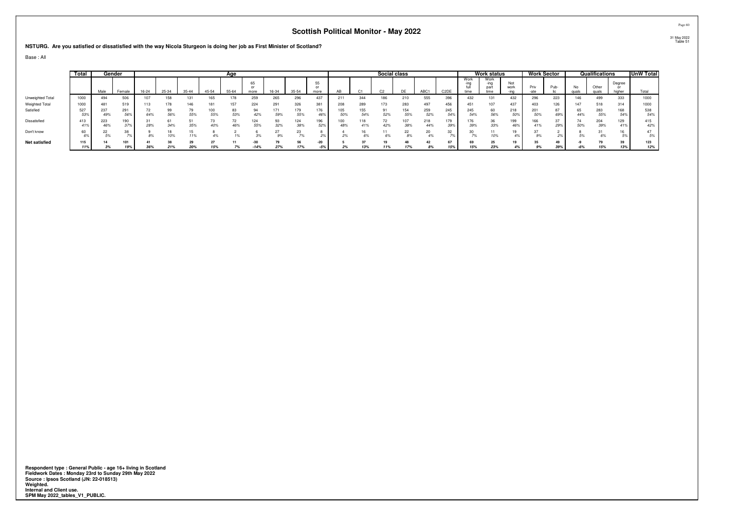# Scottish Political Monitor - May 2022

31 May 2022
Table 51

**NSTURG. Are you satisfied or dissatisfied with the way Nicola Sturgeon is doing her job as First Minister of Scotland?**

Base : All

| | Total | Gender | | Age | | | | | | | | | | Social class | | | | | | Work status | | | Work Sector | | Qualifications | | | UnW Total |
|---|---|---|---|---|---|---|---|---|---|---|---|---|---|---|---|---|---|---|---|---|---|---|---|---|---|---|---|---|
| | | Male | Female | 16-24 | 25-34 | 35-44 | 45-54 | 55-64 | 65 or more | 16-34 | 35-54 | 55 or more | AB | C1 | C2 | DE | ABC1 | C2DE | Working full time | Working part time | Not working | Private | Public | No quals | Other quals | Degree or higher | Total |
| Unweighted Total | 1000 | 494 | 506 | 107 | 158 | 131 | 165 | 178 | 259 | 265 | 296 | 437 | 211 | 344 | 186 | 210 | 555 | 396 | 432 | 131 | 432 | 296 | 223 | 146 | 499 | 333 | 1000 |
| Weighted Total | 1000 | 481 | 519 | 113 | 178 | 146 | 181 | 157 | 224 | 291 | 326 | 381 | 208 | 289 | 173 | 283 | 497 | 456 | 451 | 107 | 437 | 403 | 126 | 147 | 518 | 314 | 1000 |
| Satisfied | 527 | 237 | 291 | 72 | 99 | 79 | 100 | 83 | 94 | 171 | 179 | 176 | 105 | 155 | 91 | 154 | 259 | 245 | 245 | 60 | 218 | 201 | 87 | 65 | 283 | 168 | 538 |
| | 53% | 49% | 56% | 64% | 56% | 55% | 55% | 53% | 42% | 59% | 55% | 46% | 50% | 54% | 52% | 55% | 52% | 54% | 54% | 56% | 50% | 50% | 69% | 44% | 55% | 54% | 54% |
| Dissatisfied | 413 | 223 | 190 | 31 | 61 | 51 | 73 | 72 | 124 | 93 | 124 | 196 | 100 | 118 | 72 | 107 | 218 | 179 | 176 | 36 | 199 | 166 | 37 | 74 | 204 | 129 | 415 |
| | 41% | 46% | 37% | 28% | 34% | 35% | 40% | 46% | 55% | 32% | 38% | 52% | 48% | 41% | 42% | 38% | 44% | 39% | 39% | 33% | 46% | 41% | 29% | 50% | 39% | 41% | 42% |
| Don't know | 60 | 22 | 38 | 9 | 18 | 15 | 8 | 2 | 6 | 27 | 23 | 8 | 4 | 16 | 11 | 22 | 20 | 32 | 30 | 11 | 19 | 37 | 2 | 8 | 31 | 16 | 47 |
| | 6% | 5% | 7% | 8% | 10% | 11% | 4% | 1% | 3% | 9% | 7% | 2% | 2% | 6% | 6% | 8% | 4% | 7% | 7% | 10% | 4% | 9% | 2% | 5% | 6% | 5% | 5% |
| **Net satisfied** | **115** | **14** | **101** | **41** | **38** | **29** | **27** | **11** | **-30** | **79** | **56** | **-20** | **5** | **37** | **19** | **48** | **42** | **67** | **69** | **25** | **19** | **35** | **49** | **-9** | **79** | **39** | **123** |
| | **11%** | **3%** | **19%** | **36%** | **21%** | **20%** | **15%** | **7%** | **-14%** | **27%** | **17%** | **-5%** | **2%** | **13%** | **11%** | **17%** | **8%** | **15%** | **15%** | **23%** | **4%** | **9%** | **39%** | **-6%** | **15%** | **13%** | **12%** |

**Respondent type : General Public - age 16+ living in Scotland**
**Fieldwork Dates : Monday 23rd to Sunday 29th May 2022**
**Source : Ipsos Scotland (JN: 22-018513)**
**Weighted.**
**Internal and Client use.**
**SPM May 2022_tables_V1_PUBLIC.**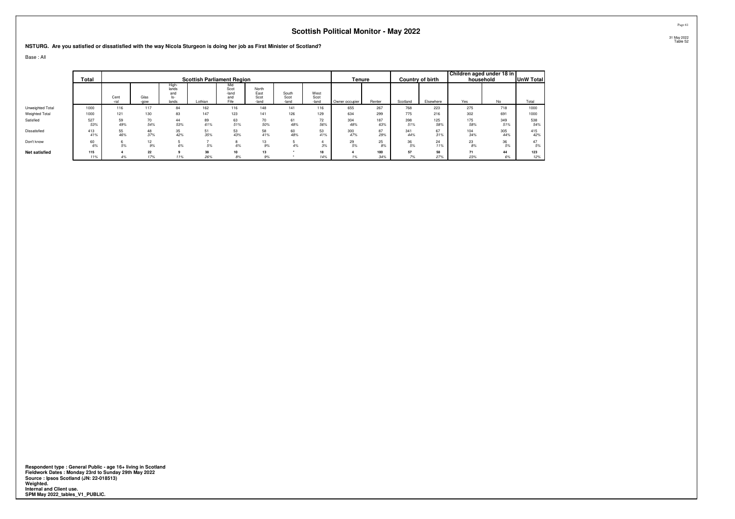# Scottish Political Monitor - May 2022

31 May 2022
Table 52

**NSTURG. Are you satisfied or dissatisfied with the way Nicola Sturgeon is doing her job as First Minister of Scotland?**

Base : All

| | Total | Scottish Parliament Region | | | | | | | | Tenure | | Country of birth | | Children aged under 18 in household | | UnW Total |
|---|---|---|---|---|---|---|---|---|---|---|---|---|---|---|---|---|
| | | Central | Glasgow | Highlands and Islands | Lothian | Mid Scotland and Fife | North East Scotland | South Scotland | West Scotland | Owner occupier | Renter | Scotland | Elsewhere | Yes | No | Total |
| Unweighted Total | 1000 | 116 | 117 | 84 | 162 | 116 | 148 | 141 | 116 | 655 | 267 | 768 | 223 | 275 | 718 | 1000 |
| Weighted Total | 1000 | 121 | 130 | 83 | 147 | 123 | 141 | 126 | 129 | 634 | 299 | 775 | 216 | 302 | 691 | 1000 |
| Satisfied | 527 | 59 | 70 | 44 | 89 | 63 | 70 | 61 | 72 | 304 | 187 | 398 | 125 | 175 | 349 | 538 |
| | *53%* | *49%* | *54%* | *53%* | *61%* | *51%* | *50%* | *48%* | *56%* | *48%* | *63%* | *51%* | *58%* | *58%* | *51%* | *54%* |
| Dissatisfied | 413 | 55 | 48 | 35 | 51 | 53 | 58 | 60 | 53 | 300 | 87 | 341 | 67 | 104 | 305 | 415 |
| | *41%* | *46%* | *37%* | *42%* | *35%* | *43%* | *41%* | *48%* | *41%* | *47%* | *29%* | *44%* | *31%* | *34%* | *44%* | *42%* |
| Don't know | 60 | 6 | 12 | 5 | 7 | 8 | 13 | 5 | 4 | 29 | 25 | 36 | 24 | 23 | 36 | 47 |
| | *6%* | *5%* | *9%* | *6%* | *5%* | *6%* | *9%* | *4%* | *3%* | *5%* | *8%* | *5%* | *11%* | *8%* | *5%* | *5%* |
| **Net satisfied** | **115** | **4** | **22** | **9** | **38** | **10** | **13** | * | **18** | **4** | **100** | **57** | **58** | **71** | **44** | **123** |
| | *11%* | *4%* | *17%* | *11%* | *26%* | *8%* | *9%* | * | *14%* | *1%* | *34%* | *7%* | *27%* | *23%* | *6%* | *12%* |

**Respondent type : General Public - age 16+ living in Scotland**
**Fieldwork Dates : Monday 23rd to Sunday 29th May 2022**
**Source : Ipsos Scotland (JN: 22-018513)**
**Weighted.**
**Internal and Client use.**
**SPM May 2022_tables_V1_PUBLIC.**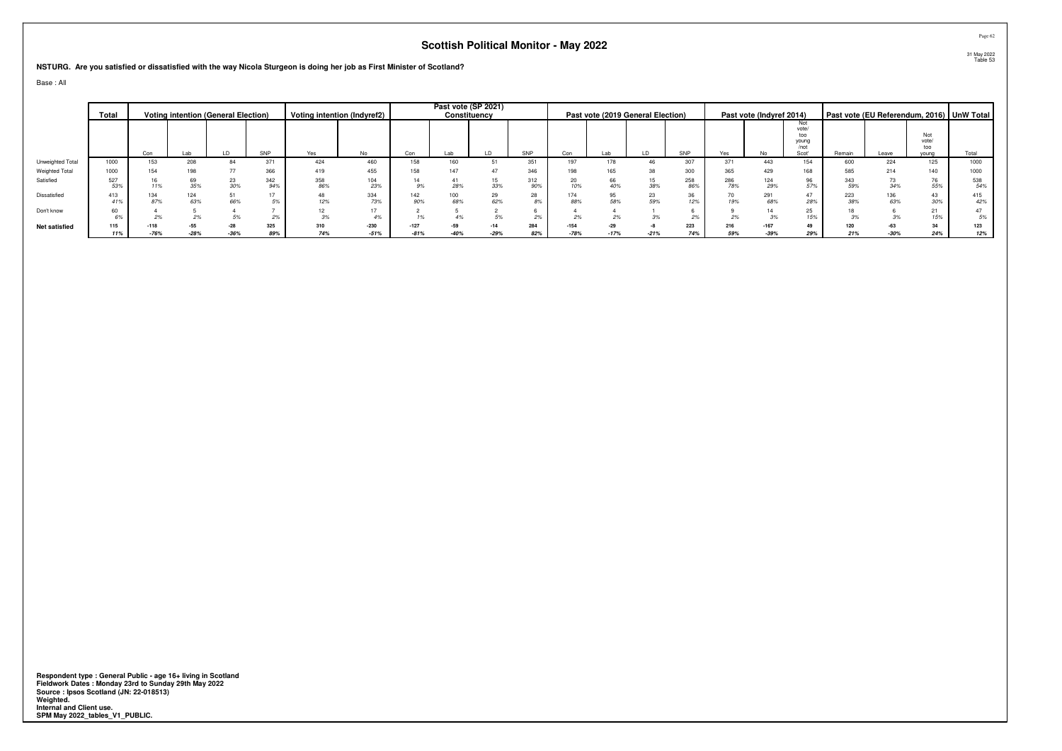# Scottish Political Monitor - May 2022

31 May 2022
Table 53

**NSTURG. Are you satisfied or dissatisfied with the way Nicola Sturgeon is doing her job as First Minister of Scotland?**

Base : All

| | Total | Voting intention (General Election) | | | | Voting intention (Indyref2) | | Past vote (SP 2021) Constituency | | | | Past vote (2019 General Election) | | | | Past vote (Indyref 2014) | | | Past vote (EU Referendum, 2016) | | | UnW Total |
|---|---|---|---|---|---|---|---|---|---|---|---|---|---|---|---|---|---|---|---|---|---|---|
| | | Con | Lab | LD | SNP | Yes | No | Con | Lab | LD | SNP | Con | Lab | LD | SNP | Yes | No | Not vote/ too young /not Scot' | Remain | Leave | Not vote/ too young | Total |
| Unweighted Total | 1000 | 153 | 208 | 84 | 371 | 424 | 460 | 158 | 160 | 51 | 351 | 197 | 178 | 46 | 307 | 371 | 443 | 154 | 600 | 224 | 125 | 1000 |
| Weighted Total | 1000 | 154 | 198 | 77 | 366 | 419 | 455 | 158 | 147 | 47 | 346 | 198 | 165 | 38 | 300 | 365 | 429 | 168 | 585 | 214 | 140 | 1000 |
| Satisfied | 527 | 16 | 69 | 23 | 342 | 358 | 104 | 14 | 41 | 15 | 312 | 20 | 66 | 15 | 258 | 286 | 124 | 96 | 343 | 73 | 76 | 538 |
| | 53% | 11% | 35% | 30% | 94% | 86% | 23% | 9% | 28% | 33% | 90% | 10% | 40% | 38% | 86% | 78% | 29% | 57% | 59% | 34% | 55% | 54% |
| Dissatisfied | 413 | 134 | 124 | 51 | 17 | 48 | 334 | 142 | 100 | 29 | 28 | 174 | 95 | 23 | 36 | 70 | 291 | 47 | 223 | 136 | 43 | 415 |
| | 41% | 87% | 63% | 66% | 5% | 12% | 73% | 90% | 68% | 62% | 8% | 88% | 58% | 59% | 12% | 19% | 68% | 28% | 38% | 63% | 30% | 42% |
| Don't know | 60 | 4 | 5 | 4 | 7 | 12 | 17 | 2 | 5 | 2 | 6 | 4 | 4 | 1 | 6 | 9 | 14 | 25 | 18 | 6 | 21 | 47 |
| | 6% | 2% | 2% | 5% | 2% | 3% | 4% | 1% | 4% | 5% | 2% | 2% | 2% | 3% | 2% | 2% | 3% | 15% | 3% | 3% | 15% | 5% |
| **Net satisfied** | **115** | **-118** | **-55** | **-28** | **325** | **310** | **-230** | **-127** | **-59** | **-14** | **284** | **-154** | **-29** | **-8** | **223** | **216** | **-167** | **49** | **120** | **-63** | **34** | **123** |
| | **11%** | **-76%** | **-28%** | **-36%** | **89%** | **74%** | **-51%** | **-81%** | **-40%** | **-29%** | **82%** | **-78%** | **-17%** | **-21%** | **74%** | **59%** | **-39%** | **29%** | **21%** | **-30%** | **24%** | **12%** |

**Respondent type : General Public - age 16+ living in Scotland**
**Fieldwork Dates : Monday 23rd to Sunday 29th May 2022**
**Source : Ipsos Scotland (JN: 22-018513)**
**Weighted.**
**Internal and Client use.**
**SPM May 2022_tables_V1_PUBLIC.**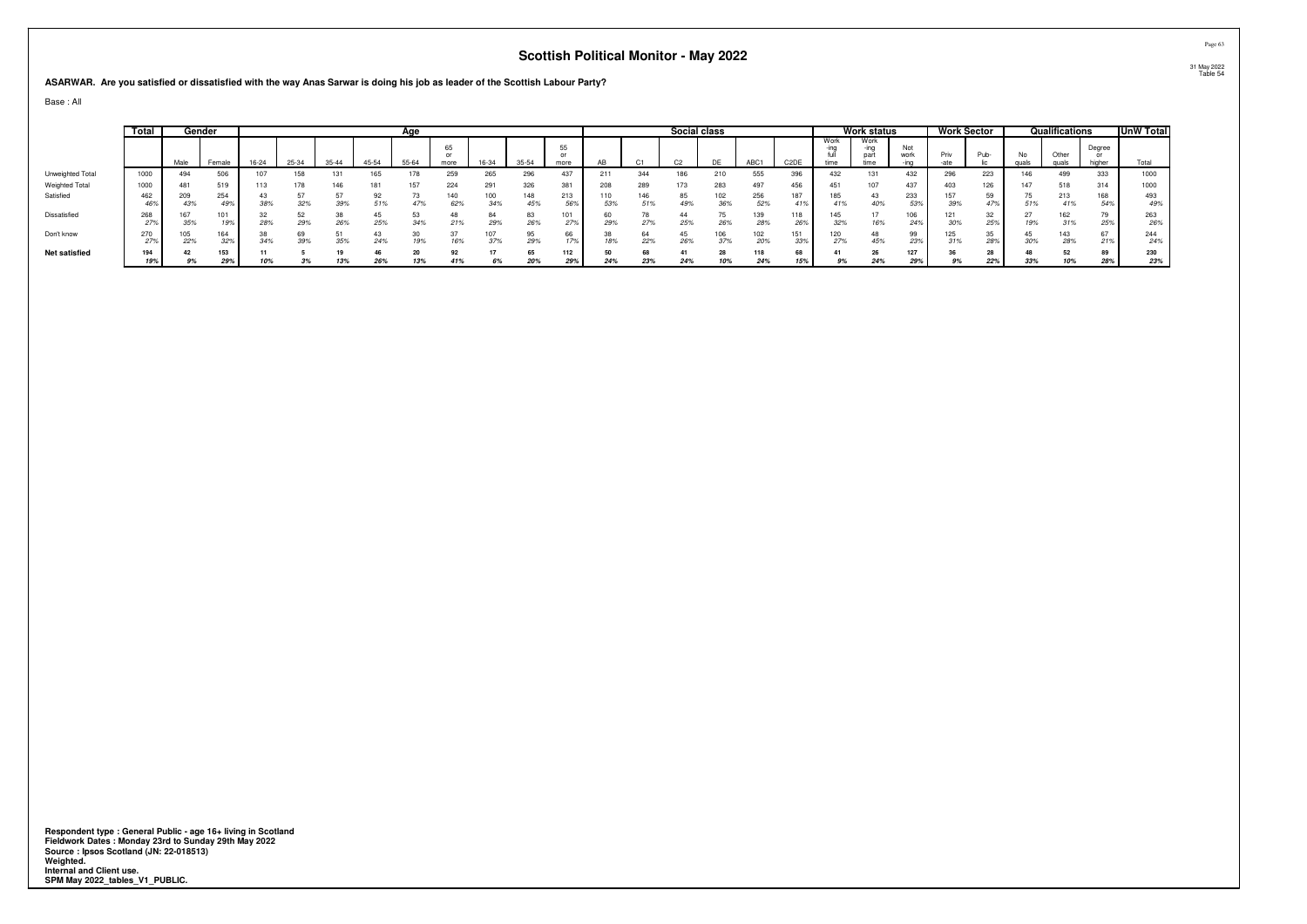# Scottish Political Monitor - May 2022

31 May 2022
Table 54

**ASARWAR. Are you satisfied or dissatisfied with the way Anas Sarwar is doing his job as leader of the Scottish Labour Party?**

Base : All

| | Total | Gender | | Age | | | | | | | | | Social class | | | | | | Work status | | | Work Sector | | Qualifications | | | UnW Total |
|---|---|---|---|---|---|---|---|---|---|---|---|---|---|---|---|---|---|---|---|---|---|---|---|---|---|---|---|
| | | Male | Female | 16-24 | 25-34 | 35-44 | 45-54 | 55-64 | 65 or more | 16-34 | 35-54 | 55 or more | AB | C1 | C2 | DE | ABC1 | C2DE | Working full time | Working part time | Not working | Private | Public | No quals | Other quals | Degree or higher | Total |
| Unweighted Total | 1000 | 494 | 506 | 107 | 158 | 131 | 165 | 178 | 259 | 265 | 296 | 437 | 211 | 344 | 186 | 210 | 555 | 396 | 432 | 131 | 432 | 296 | 223 | 146 | 499 | 333 | 1000 |
| Weighted Total | 1000 | 481 | 519 | 113 | 178 | 146 | 181 | 157 | 224 | 291 | 326 | 381 | 208 | 289 | 173 | 283 | 497 | 456 | 451 | 107 | 437 | 403 | 126 | 147 | 518 | 314 | 1000 |
| Satisfied | 462 | 209 | 254 | 43 | 57 | 57 | 92 | 73 | 140 | 100 | 148 | 213 | 110 | 146 | 85 | 102 | 256 | 187 | 185 | 43 | 233 | 157 | 59 | 75 | 213 | 168 | 493 |
| | 46% | 43% | 49% | 38% | 32% | 39% | 51% | 47% | 62% | 34% | 45% | 56% | 53% | 51% | 49% | 36% | 52% | 41% | 41% | 40% | 53% | 39% | 47% | 51% | 41% | 54% | 49% |
| Dissatisfied | 268 | 167 | 101 | 32 | 52 | 38 | 45 | 53 | 48 | 84 | 83 | 101 | 60 | 78 | 44 | 75 | 139 | 118 | 145 | 17 | 106 | 121 | 32 | 27 | 162 | 79 | 263 |
| | 27% | 35% | 19% | 28% | 29% | 26% | 25% | 34% | 21% | 29% | 26% | 27% | 29% | 27% | 25% | 26% | 28% | 26% | 32% | 16% | 24% | 30% | 25% | 19% | 31% | 25% | 26% |
| Don't know | 270 | 105 | 164 | 38 | 69 | 51 | 43 | 30 | 37 | 107 | 95 | 66 | 38 | 64 | 45 | 106 | 102 | 151 | 120 | 48 | 99 | 125 | 35 | 45 | 143 | 67 | 244 |
| | 27% | 22% | 32% | 34% | 39% | 35% | 24% | 19% | 16% | 37% | 29% | 17% | 18% | 22% | 26% | 37% | 20% | 33% | 27% | 45% | 23% | 31% | 28% | 30% | 28% | 21% | 24% |
| **Net satisfied** | **194** | **42** | **153** | **11** | **5** | **19** | **46** | **20** | **92** | **17** | **65** | **112** | **50** | **68** | **41** | **28** | **118** | **68** | **41** | **26** | **127** | **36** | **28** | **48** | **52** | **89** | **230** |
| | **19%** | **9%** | **29%** | **10%** | **3%** | **13%** | **26%** | **13%** | **41%** | **6%** | **20%** | **29%** | **24%** | **23%** | **24%** | **10%** | **24%** | **15%** | **9%** | **24%** | **29%** | **9%** | **22%** | **33%** | **10%** | **28%** | **23%** |

**Respondent type : General Public - age 16+ living in Scotland**
**Fieldwork Dates : Monday 23rd to Sunday 29th May 2022**
**Source : Ipsos Scotland (JN: 22-018513)**
**Weighted.**
**Internal and Client use.**
**SPM May 2022_tables_V1_PUBLIC.**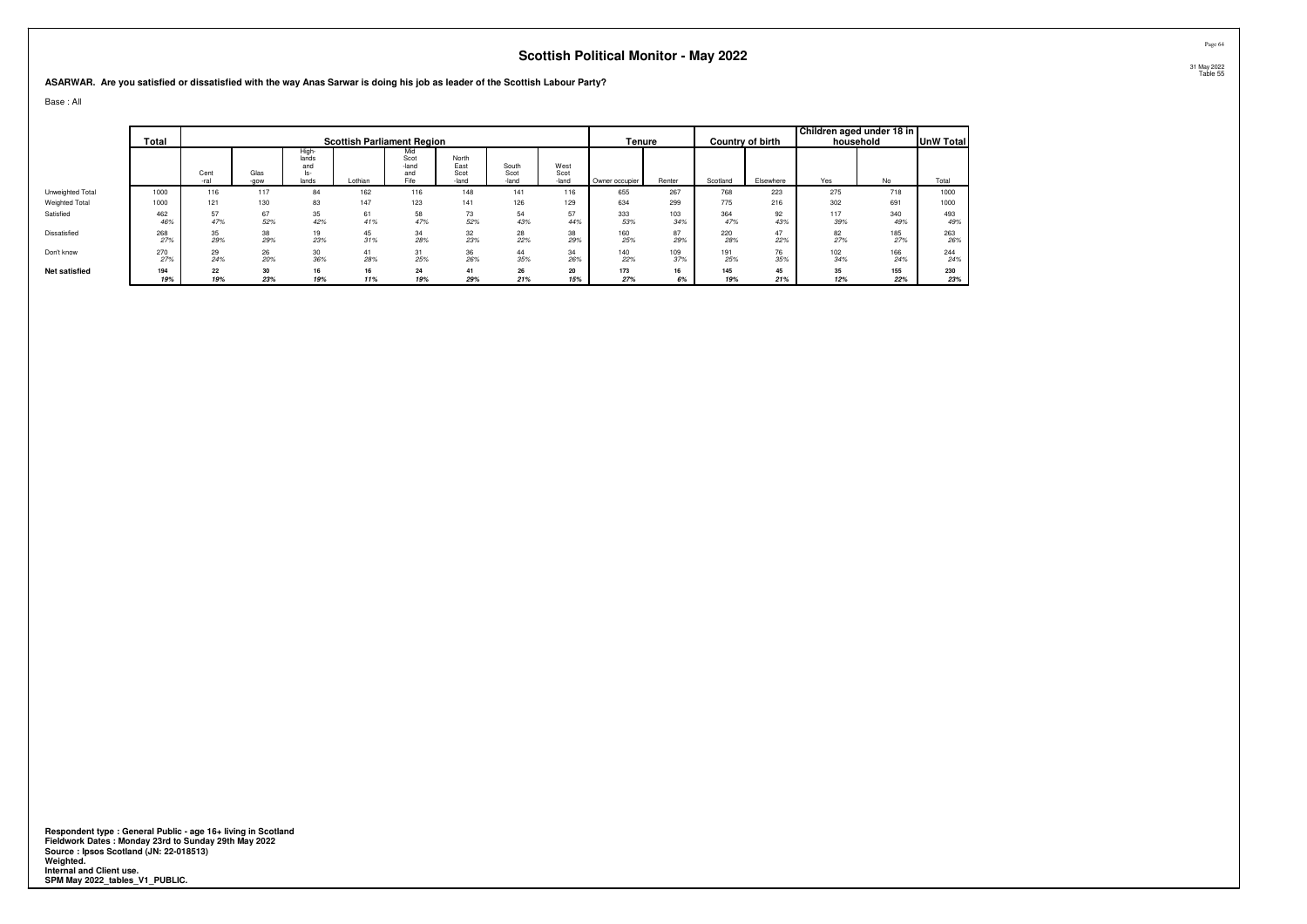# Scottish Political Monitor - May 2022

31 May 2022
Table 55

**ASARWAR. Are you satisfied or dissatisfied with the way Anas Sarwar is doing his job as leader of the Scottish Labour Party?**

Base : All

| | Total | Scottish Parliament Region | | | | | | | | Tenure | | Country of birth | | Children aged under 18 in household | | UnW Total |
|---|---|---|---|---|---|---|---|---|---|---|---|---|---|---|---|---|
| | | Cent-ral | Glas-gow | High-lands and Is-lands | Lothian | Mid Scot-land and Fife | North East Scot-land | South Scot-land | West Scot-land | Owner occupier | Renter | Scotland | Elsewhere | Yes | No | Total |
| Unweighted Total | 1000 | 116 | 117 | 84 | 162 | 116 | 148 | 141 | 116 | 655 | 267 | 768 | 223 | 275 | 718 | 1000 |
| Weighted Total | 1000 | 121 | 130 | 83 | 147 | 123 | 141 | 126 | 129 | 634 | 299 | 775 | 216 | 302 | 691 | 1000 |
| Satisfied | 462 | 57 | 67 | 35 | 61 | 58 | 73 | 54 | 57 | 333 | 103 | 364 | 92 | 117 | 340 | 493 |
| | *46%* | *47%* | *52%* | *42%* | *41%* | *47%* | *52%* | *43%* | *44%* | *53%* | *34%* | *47%* | *43%* | *39%* | *49%* | *49%* |
| Dissatisfied | 268 | 35 | 38 | 19 | 45 | 34 | 32 | 28 | 38 | 160 | 87 | 220 | 47 | 82 | 185 | 263 |
| | *27%* | *29%* | *29%* | *23%* | *31%* | *28%* | *23%* | *22%* | *29%* | *25%* | *29%* | *28%* | *22%* | *27%* | *27%* | *26%* |
| Don't know | 270 | 29 | 26 | 30 | 41 | 31 | 36 | 44 | 34 | 140 | 109 | 191 | 76 | 102 | 166 | 244 |
| | *27%* | *24%* | *20%* | *36%* | *28%* | *25%* | *26%* | *35%* | *26%* | *22%* | *37%* | *25%* | *35%* | *34%* | *24%* | *24%* |
| **Net satisfied** | **194** | **22** | **30** | **16** | **16** | **24** | **41** | **26** | **20** | **173** | **16** | **145** | **45** | **35** | **155** | **230** |
| | ***19%*** | ***19%*** | ***23%*** | ***19%*** | ***11%*** | ***19%*** | ***29%*** | ***21%*** | ***15%*** | ***27%*** | ***6%*** | ***19%*** | ***21%*** | ***12%*** | ***22%*** | ***23%*** |

**Respondent type : General Public - age 16+ living in Scotland**
**Fieldwork Dates : Monday 23rd to Sunday 29th May 2022**
**Source : Ipsos Scotland (JN: 22-018513)**
**Weighted.**
**Internal and Client use.**
**SPM May 2022_tables_V1_PUBLIC.**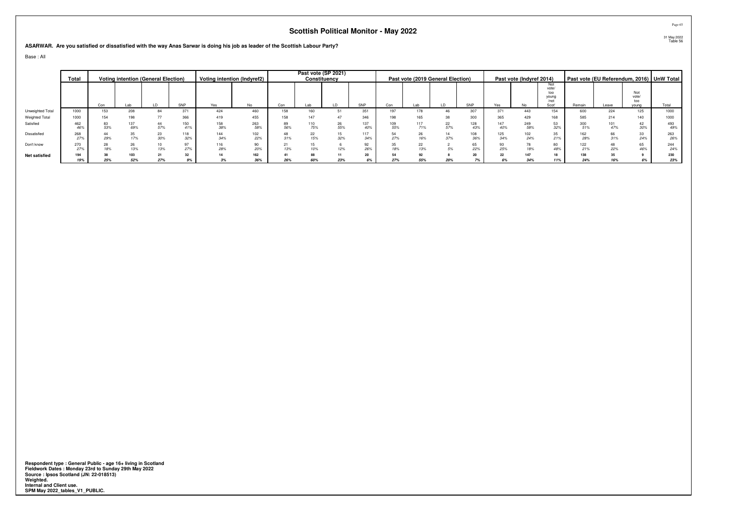# Scottish Political Monitor - May 2022

31 May 2022
Table 56

**ASARWAR. Are you satisfied or dissatisfied with the way Anas Sarwar is doing his job as leader of the Scottish Labour Party?**

Base : All

| | Total | Voting intention (General Election) | | | | Voting intention (Indyref2) | | Past vote (SP 2021) Constituency | | | | Past vote (2019 General Election) | | | | Past vote (Indyref 2014) | | | Past vote (EU Referendum, 2016) | | | UnW Total |
|---|---|---|---|---|---|---|---|---|---|---|---|---|---|---|---|---|---|---|---|---|---|---|
| | | Con | Lab | LD | SNP | Yes | No | Con | Lab | LD | SNP | Con | Lab | LD | SNP | Yes | No | Not vote/ too young /not Scot' | Remain | Leave | Not vote/ too young | Total |
| Unweighted Total | 1000 | 153 | 208 | 84 | 371 | 424 | 460 | 158 | 160 | 51 | 351 | 197 | 178 | 46 | 307 | 371 | 443 | 154 | 600 | 224 | 125 | 1000 |
| Weighted Total | 1000 | 154 | 198 | 77 | 366 | 419 | 455 | 158 | 147 | 47 | 346 | 198 | 165 | 38 | 300 | 365 | 429 | 168 | 585 | 214 | 140 | 1000 |
| Satisfied | 462 | 83 | 137 | 44 | 150 | 158 | 263 | 89 | 110 | 26 | 137 | 109 | 117 | 22 | 128 | 147 | 249 | 53 | 300 | 101 | 42 | 493 |
| | 46% | 53% | 69% | 57% | 41% | 38% | 58% | 56% | 75% | 55% | 40% | 55% | 71% | 57% | 43% | 40% | 58% | 32% | 51% | 47% | 30% | 49% |
| Dissatisfied | 268 | 44 | 35 | 23 | 118 | 144 | 102 | 48 | 22 | 15 | 117 | 54 | 26 | 14 | 108 | 125 | 102 | 35 | 162 | 66 | 33 | 263 |
| | 27% | 29% | 17% | 30% | 32% | 34% | 22% | 31% | 15% | 32% | 34% | 27% | 16% | 37% | 36% | 34% | 24% | 21% | 28% | 31% | 24% | 26% |
| Don't know | 270 | 28 | 26 | 10 | 97 | 116 | 90 | 21 | 15 | 6 | 92 | 35 | 22 | 2 | 65 | 93 | 78 | 80 | 122 | 48 | 65 | 244 |
| | 27% | 18% | 13% | 13% | 27% | 28% | 20% | 13% | 10% | 12% | 26% | 18% | 13% | 5% | 22% | 25% | 18% | 48% | 21% | 22% | 46% | 24% |
| **Net satisfied** | **194** | **38** | **103** | **21** | **32** | **14** | **162** | **41** | **88** | **11** | **20** | **54** | **92** | **8** | **20** | **22** | **147** | **18** | **138** | **35** | **9** | **230** |
| | **19%** | **25%** | **52%** | **27%** | **9%** | **3%** | **36%** | **26%** | **60%** | **23%** | **6%** | **27%** | **55%** | **20%** | **7%** | **6%** | **34%** | **11%** | **24%** | **16%** | **6%** | **23%** |

**Respondent type : General Public - age 16+ living in Scotland**
**Fieldwork Dates : Monday 23rd to Sunday 29th May 2022**
**Source : Ipsos Scotland (JN: 22-018513)**
**Weighted.**
**Internal and Client use.**
**SPM May 2022_tables_V1_PUBLIC.**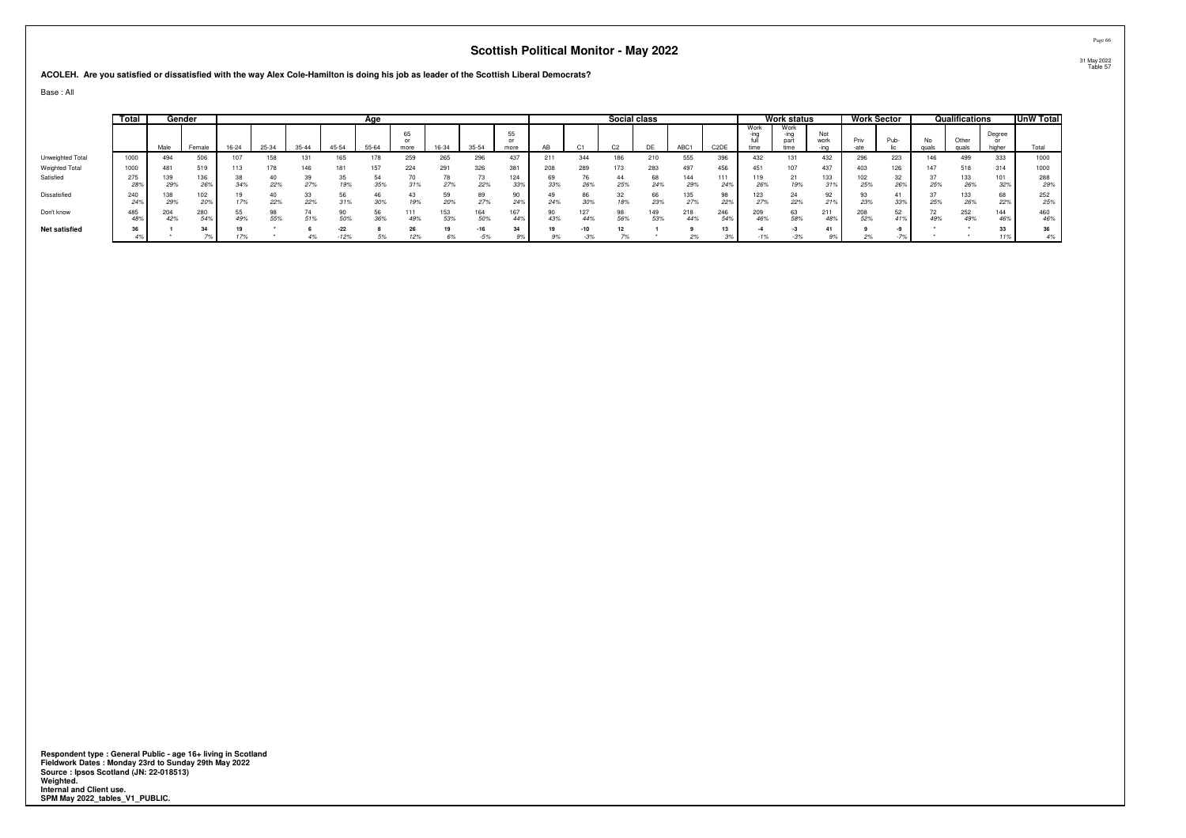## Scottish Political Monitor - May 2022

**ACOLEH. Are you satisfied or dissatisfied with the way Alex Cole-Hamilton is doing his job as leader of the Scottish Liberal Democrats?**

Base : All

| | Total | Gender | | Age | | | | | | | | | | Social class | | | | | | Work status | | | Work Sector | | Qualifications | | | UnW Total |
|---|---|---|---|---|---|---|---|---|---|---|---|---|---|---|---|---|---|---|---|---|---|---|---|---|---|---|---|---|
| | | Male | Female | 16-24 | 25-34 | 35-44 | 45-54 | 55-64 | 65 or more | 16-34 | 35-54 | 55 or more | AB | C1 | C2 | DE | ABC1 | C2DE | Work -ing full time | Work -ing part time | Not work -ing | Priv -ate | Pub- lic | No quals | Other quals | Degree or higher | Total |
| Unweighted Total | 1000 | 494 | 506 | 107 | 158 | 131 | 165 | 178 | 259 | 265 | 296 | 437 | 211 | 344 | 186 | 210 | 555 | 396 | 432 | 131 | 432 | 296 | 223 | 146 | 499 | 333 | 1000 |
| Weighted Total | 1000 | 481 | 519 | 113 | 178 | 146 | 181 | 157 | 224 | 291 | 326 | 381 | 208 | 289 | 173 | 283 | 497 | 456 | 451 | 107 | 437 | 403 | 126 | 147 | 518 | 314 | 1000 |
| Satisfied | 275 | 139 | 136 | 38 | 40 | 39 | 35 | 54 | 70 | 78 | 73 | 124 | 69 | 76 | 44 | 68 | 144 | 111 | 119 | 21 | 133 | 102 | 32 | 37 | 133 | 101 | 288 |
| | 28% | 29% | 26% | 34% | 22% | 27% | 19% | 35% | 31% | 27% | 22% | 33% | 33% | 26% | 25% | 24% | 29% | 24% | 26% | 19% | 31% | 25% | 26% | 25% | 26% | 32% | 29% |
| Dissatisfied | 240 | 138 | 102 | 19 | 40 | 33 | 56 | 46 | 43 | 59 | 89 | 90 | 49 | 86 | 32 | 66 | 135 | 98 | 123 | 24 | 92 | 93 | 41 | 37 | 133 | 68 | 252 |
| | 24% | 29% | 20% | 17% | 22% | 22% | 31% | 30% | 19% | 20% | 27% | 24% | 24% | 30% | 18% | 23% | 27% | 22% | 27% | 22% | 21% | 23% | 33% | 25% | 26% | 22% | 25% |
| Don't know | 485 | 204 | 280 | 55 | 98 | 74 | 90 | 56 | 111 | 153 | 164 | 167 | 90 | 127 | 98 | 149 | 218 | 246 | 209 | 63 | 211 | 208 | 52 | 72 | 252 | 144 | 460 |
| | 48% | 42% | 54% | 49% | 55% | 51% | 50% | 36% | 49% | 53% | 50% | 44% | 43% | 44% | 56% | 53% | 44% | 54% | 46% | 58% | 48% | 52% | 41% | 49% | 49% | 46% | 46% |
| **Net satisfied** | **36** | **1** | **34** | **19** | **\*** | **6** | **-22** | **8** | **26** | **19** | **-16** | **34** | **19** | **-10** | **12** | **1** | **9** | **13** | **-4** | **-3** | **41** | **9** | **-9** | **\*** | **\*** | **33** | **36** |
| | 4% | * | 7% | 17% | * | 4% | -12% | 5% | 12% | 6% | -5% | 9% | 9% | -3% | 7% | * | 2% | 3% | -1% | -3% | 9% | 2% | -7% | * | * | 11% | 4% |

**Respondent type : General Public - age 16+ living in Scotland**
**Fieldwork Dates : Monday 23rd to Sunday 29th May 2022**
**Source : Ipsos Scotland (JN: 22-018513)**
**Weighted.**
**Internal and Client use.**
**SPM May 2022_tables_V1_PUBLIC.**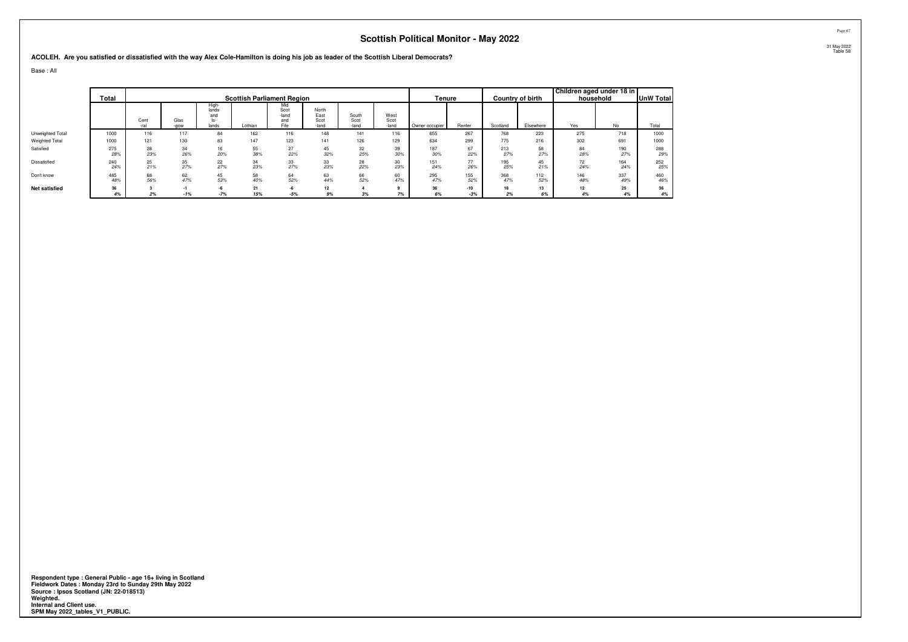## Scottish Political Monitor - May 2022

31 May 2022
Table 58

**ACOLEH. Are you satisfied or dissatisfied with the way Alex Cole-Hamilton is doing his job as leader of the Scottish Liberal Democrats?**

Base : All

| | Total | Scottish Parliament Region | | | | | | | | Tenure | | Country of birth | | Children aged under 18 in household | | UnW Total |
|---|---|---|---|---|---|---|---|---|---|---|---|---|---|---|---|---|
| | | Cent-ral | Glas-gow | High-lands and Is-lands | Lothian | Mid Scot-land and Fife | North East Scot-land | South Scot-land | West Scot-land | Owner occupier | Renter | Scotland | Elsewhere | Yes | No | Total |
| Unweighted Total | 1000 | 116 | 117 | 84 | 162 | 116 | 148 | 141 | 116 | 655 | 267 | 768 | 223 | 275 | 718 | 1000 |
| Weighted Total | 1000 | 121 | 130 | 83 | 147 | 123 | 141 | 126 | 129 | 634 | 299 | 775 | 216 | 302 | 691 | 1000 |
| Satisfied | 275<br>*28%* | 28<br>*23%* | 34<br>*26%* | 16<br>*20%* | 55<br>*38%* | 27<br>*22%* | 45<br>*32%* | 32<br>*25%* | 39<br>*30%* | 187<br>*30%* | 67<br>*22%* | 213<br>*27%* | 58<br>*27%* | 84<br>*28%* | 190<br>*27%* | 288<br>*29%* |
| Dissatisfied | 240<br>*24%* | 25<br>*21%* | 35<br>*27%* | 22<br>*27%* | 34<br>*23%* | 33<br>*27%* | 33<br>*23%* | 28<br>*22%* | 30<br>*23%* | 151<br>*24%* | 77<br>*26%* | 195<br>*25%* | 45<br>*21%* | 72<br>*24%* | 164<br>*24%* | 252<br>*25%* |
| Don't know | 485<br>*48%* | 68<br>*56%* | 62<br>*47%* | 45<br>*53%* | 58<br>*40%* | 64<br>*52%* | 63<br>*44%* | 66<br>*52%* | 60<br>*47%* | 295<br>*47%* | 155<br>*52%* | 368<br>*47%* | 112<br>*52%* | 146<br>*48%* | 337<br>*49%* | 460<br>*46%* |
| **Net satisfied** | **36**<br>***4%*** | **3**<br>***2%*** | **-1**<br>***-1%*** | **-6**<br>***-7%*** | **21**<br>***15%*** | **-6**<br>***-5%*** | **12**<br>***9%*** | **4**<br>***3%*** | **9**<br>***7%*** | **36**<br>***6%*** | **-10**<br>***-3%*** | **18**<br>***2%*** | **13**<br>***6%*** | **12**<br>***4%*** | **25**<br>***4%*** | **36**<br>***4%*** |

**Respondent type : General Public - age 16+ living in Scotland**
**Fieldwork Dates : Monday 23rd to Sunday 29th May 2022**
**Source : Ipsos Scotland (JN: 22-018513)**
**Weighted.**
**Internal and Client use.**
**SPM May 2022_tables_V1_PUBLIC.**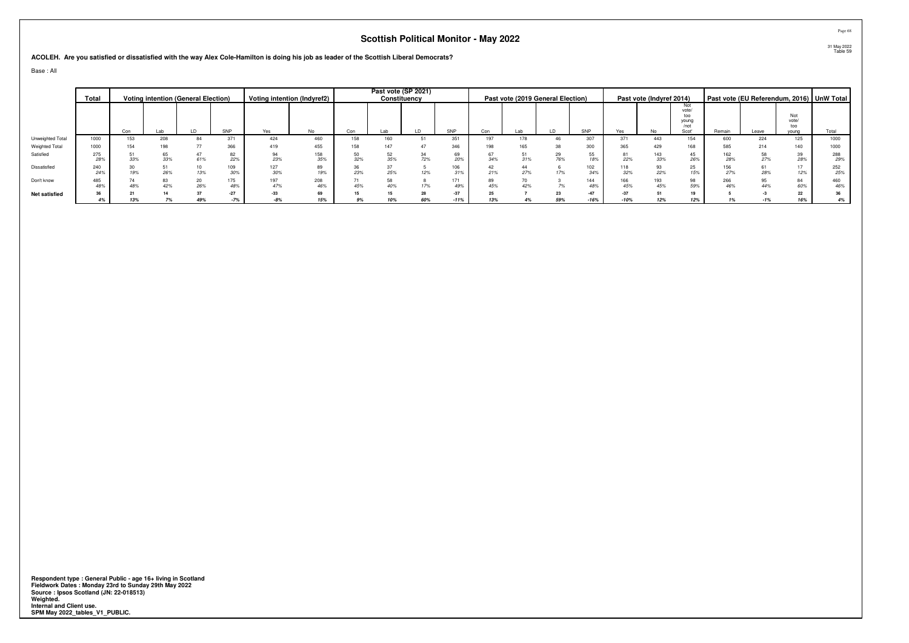# Scottish Political Monitor - May 2022

31 May 2022
Table 59

**ACOLEH. Are you satisfied or dissatisfied with the way Alex Cole-Hamilton is doing his job as leader of the Scottish Liberal Democrats?**

Base : All

| | Total | Voting intention (General Election) | | | | Voting intention (Indyref2) | | Past vote (SP 2021) Constituency | | | | Past vote (2019 General Election) | | | | Past vote (Indyref 2014) | | | Past vote (EU Referendum, 2016) | | | UnW Total |
|---|---|---|---|---|---|---|---|---|---|---|---|---|---|---|---|---|---|---|---|---|---|---|
| | | Con | Lab | LD | SNP | Yes | No | Con | Lab | LD | SNP | Con | Lab | LD | SNP | Yes | No | Not vote/ too young /not Scot' | Remain | Leave | Not vote/ too young | Total |
| Unweighted Total | 1000 | 153 | 208 | 84 | 371 | 424 | 460 | 158 | 160 | 51 | 351 | 197 | 178 | 46 | 307 | 371 | 443 | 154 | 600 | 224 | 125 | 1000 |
| Weighted Total | 1000 | 154 | 198 | 77 | 366 | 419 | 455 | 158 | 147 | 47 | 346 | 198 | 165 | 38 | 300 | 365 | 429 | 168 | 585 | 214 | 140 | 1000 |
| Satisfied | 275 | 51 | 65 | 47 | 82 | 94 | 158 | 50 | 52 | 34 | 69 | 67 | 51 | 29 | 55 | 81 | 143 | 45 | 162 | 58 | 39 | 288 |
| | 28% | 33% | 33% | 61% | 22% | 23% | 35% | 32% | 35% | 72% | 20% | 34% | 31% | 76% | 18% | 22% | 33% | 26% | 28% | 27% | 28% | 29% |
| Dissatisfied | 240 | 30 | 51 | 10 | 109 | 127 | 89 | 36 | 37 | 5 | 106 | 42 | 44 | 6 | 102 | 118 | 93 | 25 | 156 | 61 | 17 | 252 |
| | 24% | 19% | 26% | 13% | 30% | 30% | 19% | 23% | 25% | 12% | 31% | 21% | 27% | 17% | 34% | 32% | 22% | 15% | 27% | 28% | 12% | 25% |
| Don't know | 485 | 74 | 83 | 20 | 175 | 197 | 208 | 71 | 58 | 8 | 171 | 89 | 70 | 3 | 144 | 166 | 193 | 98 | 266 | 95 | 84 | 460 |
| | 48% | 48% | 42% | 26% | 48% | 47% | 46% | 45% | 40% | 17% | 49% | 45% | 42% | 7% | 48% | 45% | 45% | 59% | 46% | 44% | 60% | 46% |
| **Net satisfied** | **36** | **21** | **14** | **37** | **-27** | **-33** | **69** | **15** | **15** | **28** | **-37** | **25** | **7** | **23** | **-47** | **-37** | **51** | **19** | **5** | **-3** | **22** | **36** |
| | *4%* | *13%* | *7%* | *49%* | *-7%* | *-8%* | *15%* | *9%* | *10%* | *60%* | *-11%* | *13%* | *4%* | *59%* | *-16%* | *-10%* | *12%* | *12%* | *1%* | *-1%* | *16%* | *4%* |

**Respondent type : General Public - age 16+ living in Scotland**
**Fieldwork Dates : Monday 23rd to Sunday 29th May 2022**
**Source : Ipsos Scotland (JN: 22-018513)**
**Weighted.**
**Internal and Client use.**
**SPM May 2022_tables_V1_PUBLIC.**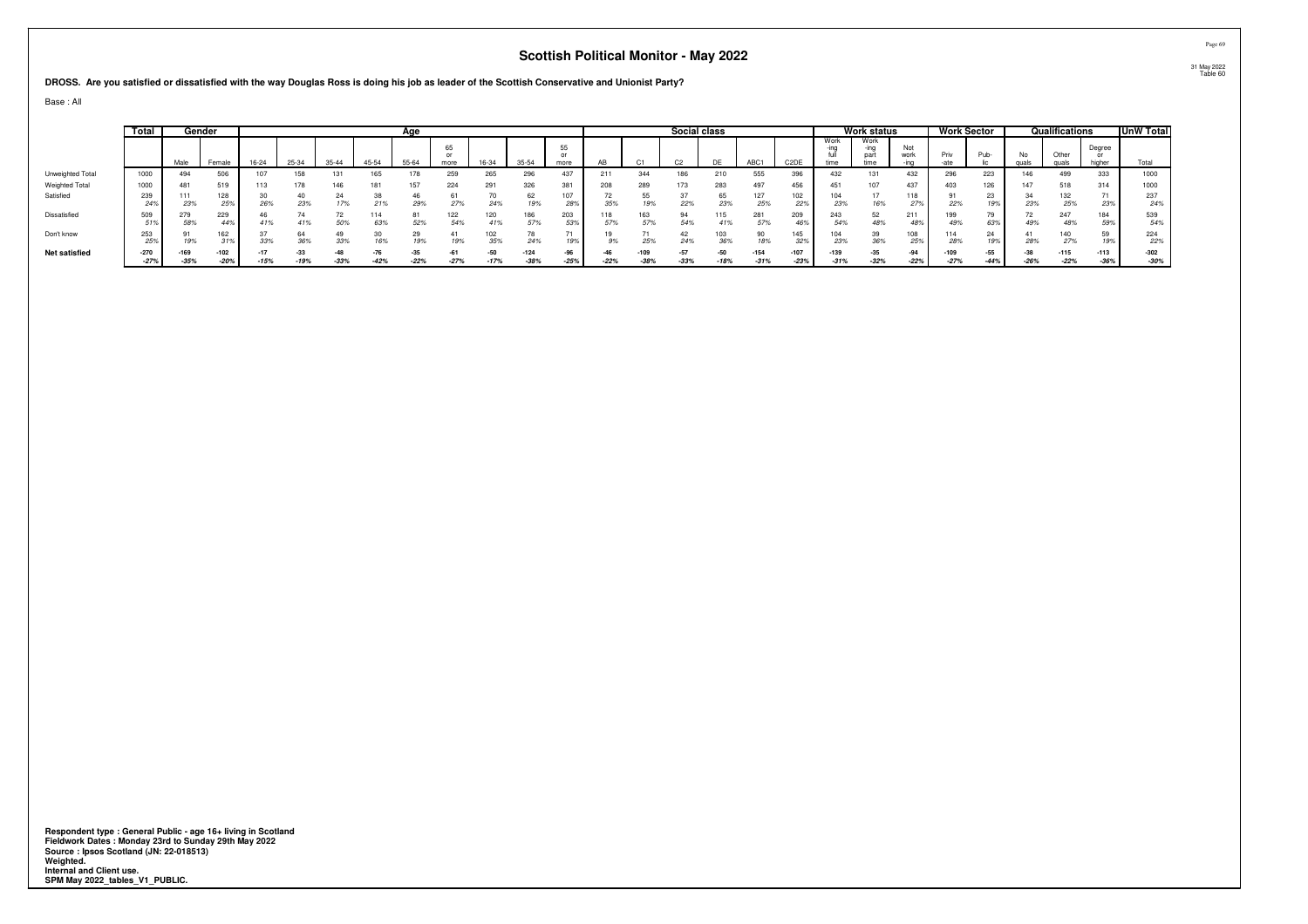# Scottish Political Monitor - May 2022

**DROSS. Are you satisfied or dissatisfied with the way Douglas Ross is doing his job as leader of the Scottish Conservative and Unionist Party?**

Base : All

| | Total | Gender | | Age | | | | | | | | | Social class | | | | | | Work status | | | Work Sector | | Qualifications | | | UnW Total |
|---|---|---|---|---|---|---|---|---|---|---|---|---|---|---|---|---|---|---|---|---|---|---|---|---|---|---|---|
| | | Male | Female | 16-24 | 25-34 | 35-44 | 45-54 | 55-64 | 65 or more | 16-34 | 35-54 | 55 or more | AB | C1 | C2 | DE | ABC1 | C2DE | Work -ing full time | Work -ing part time | Not work -ing | Priv -ate | Pub- lic | No quals | Other quals | Degree or higher | Total |
| Unweighted Total | 1000 | 494 | 506 | 107 | 158 | 131 | 165 | 178 | 259 | 265 | 296 | 437 | 211 | 344 | 186 | 210 | 555 | 396 | 432 | 131 | 432 | 296 | 223 | 146 | 499 | 333 | 1000 |
| Weighted Total | 1000 | 481 | 519 | 113 | 178 | 146 | 181 | 157 | 224 | 291 | 326 | 381 | 208 | 289 | 173 | 283 | 497 | 456 | 451 | 107 | 437 | 403 | 126 | 147 | 518 | 314 | 1000 |
| Satisfied | 239 | 111 | 128 | 30 | 40 | 24 | 38 | 46 | 61 | 70 | 62 | 107 | 72 | 55 | 37 | 65 | 127 | 102 | 104 | 17 | 118 | 91 | 23 | 34 | 132 | 71 | 237 |
| | 24% | 23% | 25% | 26% | 23% | 17% | 21% | 29% | 27% | 24% | 19% | 28% | 35% | 19% | 22% | 23% | 25% | 22% | 23% | 16% | 27% | 22% | 19% | 23% | 25% | 23% | 24% |
| Dissatisfied | 509 | 279 | 229 | 46 | 74 | 72 | 114 | 81 | 122 | 120 | 186 | 203 | 118 | 163 | 94 | 115 | 281 | 209 | 243 | 52 | 211 | 199 | 79 | 72 | 247 | 184 | 539 |
| | 51% | 58% | 44% | 41% | 41% | 50% | 63% | 52% | 54% | 41% | 57% | 53% | 57% | 57% | 54% | 41% | 57% | 46% | 54% | 48% | 48% | 49% | 63% | 49% | 48% | 59% | 54% |
| Don't know | 253 | 91 | 162 | 37 | 64 | 49 | 30 | 29 | 41 | 102 | 78 | 71 | 19 | 71 | 42 | 103 | 90 | 145 | 104 | 39 | 108 | 114 | 24 | 41 | 140 | 59 | 224 |
| | 25% | 19% | 31% | 33% | 36% | 33% | 16% | 19% | 19% | 35% | 24% | 19% | 9% | 25% | 24% | 36% | 18% | 32% | 23% | 36% | 25% | 28% | 19% | 28% | 27% | 19% | 22% |
| **Net satisfied** | **-270** | **-169** | **-102** | **-17** | **-33** | **-48** | **-76** | **-35** | **-61** | **-50** | **-124** | **-96** | **-46** | **-109** | **-57** | **-50** | **-154** | **-107** | **-139** | **-35** | **-94** | **-109** | **-55** | **-38** | **-115** | **-113** | **-302** |
| | ***-27%*** | ***-35%*** | ***-20%*** | ***-15%*** | ***-19%*** | ***-33%*** | ***-42%*** | ***-22%*** | ***-27%*** | ***-17%*** | ***-38%*** | ***-25%*** | ***-22%*** | ***-38%*** | ***-33%*** | ***-18%*** | ***-31%*** | ***-23%*** | ***-31%*** | ***-32%*** | ***-22%*** | ***-27%*** | ***-44%*** | ***-26%*** | ***-22%*** | ***-36%*** | ***-30%*** |

**Respondent type : General Public - age 16+ living in Scotland**
**Fieldwork Dates : Monday 23rd to Sunday 29th May 2022**
**Source : Ipsos Scotland (JN: 22-018513)**
**Weighted.**
**Internal and Client use.**
**SPM May 2022_tables_V1_PUBLIC.**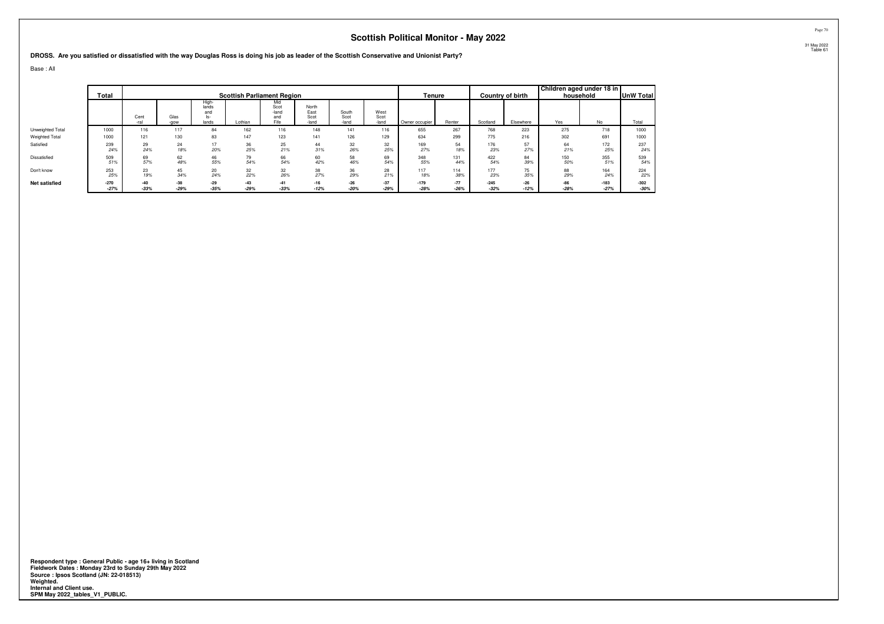# Scottish Political Monitor - May 2022

31 May 2022
Table 61

**DROSS. Are you satisfied or dissatisfied with the way Douglas Ross is doing his job as leader of the Scottish Conservative and Unionist Party?**

Base : All

| | Total | Scottish Parliament Region | | | | | | | | Tenure | | Country of birth | | Children aged under 18 in household | | UnW Total |
|---|---|---|---|---|---|---|---|---|---|---|---|---|---|---|---|---|
| | | Cent-ral | Glas-gow | High-lands and Is-lands | Lothian | Mid Scot-land and Fife | North East Scot-land | South Scot-land | West Scot-land | Owner occupier | Renter | Scotland | Elsewhere | Yes | No | Total |
| Unweighted Total | 1000 | 116 | 117 | 84 | 162 | 116 | 148 | 141 | 116 | 655 | 267 | 768 | 223 | 275 | 718 | 1000 |
| Weighted Total | 1000 | 121 | 130 | 83 | 147 | 123 | 141 | 126 | 129 | 634 | 299 | 775 | 216 | 302 | 691 | 1000 |
| Satisfied | 239 | 29 | 24 | 17 | 36 | 25 | 44 | 32 | 32 | 169 | 54 | 176 | 57 | 64 | 172 | 237 |
| | 24% | 24% | 18% | 20% | 25% | 21% | 31% | 26% | 25% | 27% | 18% | 23% | 27% | 21% | 25% | 24% |
| Dissatisfied | 509 | 69 | 62 | 46 | 79 | 66 | 60 | 58 | 69 | 348 | 131 | 422 | 84 | 150 | 355 | 539 |
| | 51% | 57% | 48% | 55% | 54% | 54% | 42% | 46% | 54% | 55% | 44% | 54% | 39% | 50% | 51% | 54% |
| Don't know | 253 | 23 | 45 | 20 | 32 | 32 | 38 | 36 | 28 | 117 | 114 | 177 | 75 | 88 | 164 | 224 |
| | 25% | 19% | 34% | 24% | 22% | 26% | 27% | 29% | 21% | 18% | 38% | 23% | 35% | 29% | 24% | 22% |
| **Net satisfied** | **-270** | **-40** | **-38** | **-29** | **-43** | **-41** | **-16** | **-26** | **-37** | **-179** | **-77** | **-245** | **-26** | **-86** | **-183** | **-302** |
| | **-27%** | **-33%** | **-29%** | **-35%** | **-29%** | **-33%** | **-12%** | **-20%** | **-29%** | **-28%** | **-26%** | **-32%** | **-12%** | **-28%** | **-27%** | **-30%** |

**Respondent type : General Public - age 16+ living in Scotland**
**Fieldwork Dates : Monday 23rd to Sunday 29th May 2022**
**Source : Ipsos Scotland (JN: 22-018513)**
**Weighted.**
**Internal and Client use.**
**SPM May 2022_tables_V1_PUBLIC.**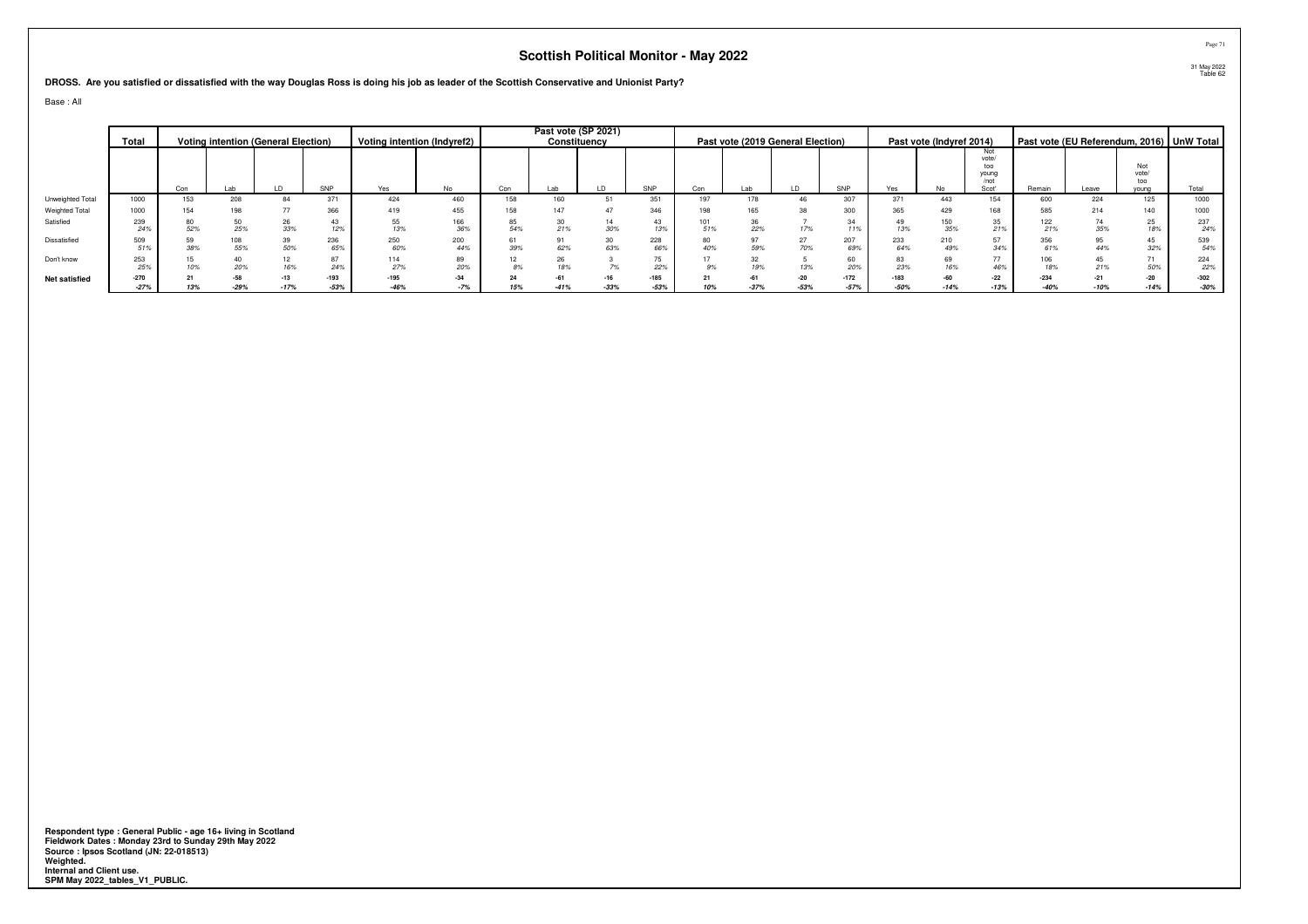## Scottish Political Monitor - May 2022

31 May 2022
Table 62

**DROSS. Are you satisfied or dissatisfied with the way Douglas Ross is doing his job as leader of the Scottish Conservative and Unionist Party?**

Base : All

| | Total | Voting intention (General Election) | | | | Voting intention (Indyref2) | | Past vote (SP 2021) Constituency | | | | Past vote (2019 General Election) | | | | Past vote (Indyref 2014) | | | Past vote (EU Referendum, 2016) | | | UnW Total |
|---|---|---|---|---|---|---|---|---|---|---|---|---|---|---|---|---|---|---|---|---|---|---|
| | | Con | Lab | LD | SNP | Yes | No | Con | Lab | LD | SNP | Con | Lab | LD | SNP | Yes | No | Not vote/ too young /not Scot' | Remain | Leave | Not vote/ too young | Total |
| Unweighted Total | 1000 | 153 | 208 | 84 | 371 | 424 | 460 | 158 | 160 | 51 | 351 | 197 | 178 | 46 | 307 | 371 | 443 | 154 | 600 | 224 | 125 | 1000 |
| Weighted Total | 1000 | 154 | 198 | 77 | 366 | 419 | 455 | 158 | 147 | 47 | 346 | 198 | 165 | 38 | 300 | 365 | 429 | 168 | 585 | 214 | 140 | 1000 |
| Satisfied | 239 | 80 | 50 | 26 | 43 | 55 | 166 | 85 | 30 | 14 | 43 | 101 | 36 | 7 | 34 | 49 | 150 | 35 | 122 | 74 | 25 | 237 |
| | 24% | 52% | 25% | 33% | 12% | 13% | 36% | 54% | 21% | 30% | 13% | 51% | 22% | 17% | 11% | 13% | 35% | 21% | 21% | 35% | 18% | 24% |
| Dissatisfied | 509 | 59 | 108 | 39 | 236 | 250 | 200 | 61 | 91 | 30 | 228 | 80 | 97 | 27 | 207 | 233 | 210 | 57 | 356 | 95 | 45 | 539 |
| | 51% | 38% | 55% | 50% | 65% | 60% | 44% | 39% | 62% | 63% | 66% | 40% | 59% | 70% | 69% | 64% | 49% | 34% | 61% | 44% | 32% | 54% |
| Don't know | 253 | 15 | 40 | 12 | 87 | 114 | 89 | 12 | 26 | 3 | 75 | 17 | 32 | 5 | 60 | 83 | 69 | 77 | 106 | 45 | 71 | 224 |
| | 25% | 10% | 20% | 16% | 24% | 27% | 20% | 8% | 18% | 7% | 22% | 9% | 19% | 13% | 20% | 23% | 16% | 46% | 18% | 21% | 50% | 22% |
| **Net satisfied** | **-270** | **21** | **-58** | **-13** | **-193** | **-195** | **-34** | **24** | **-61** | **-16** | **-185** | **21** | **-61** | **-20** | **-172** | **-183** | **-60** | **-22** | **-234** | **-21** | **-20** | **-302** |
| | ***-27%*** | ***13%*** | ***-29%*** | ***-17%*** | ***-53%*** | ***-46%*** | ***-7%*** | ***15%*** | ***-41%*** | ***-33%*** | ***-53%*** | ***10%*** | ***-37%*** | ***-53%*** | ***-57%*** | ***-50%*** | ***-14%*** | ***-13%*** | ***-40%*** | ***-10%*** | ***-14%*** | ***-30%*** |

**Respondent type : General Public - age 16+ living in Scotland**
**Fieldwork Dates : Monday 23rd to Sunday 29th May 2022**
**Source : Ipsos Scotland (JN: 22-018513)**
**Weighted.**
**Internal and Client use.**
**SPM May 2022_tables_V1_PUBLIC.**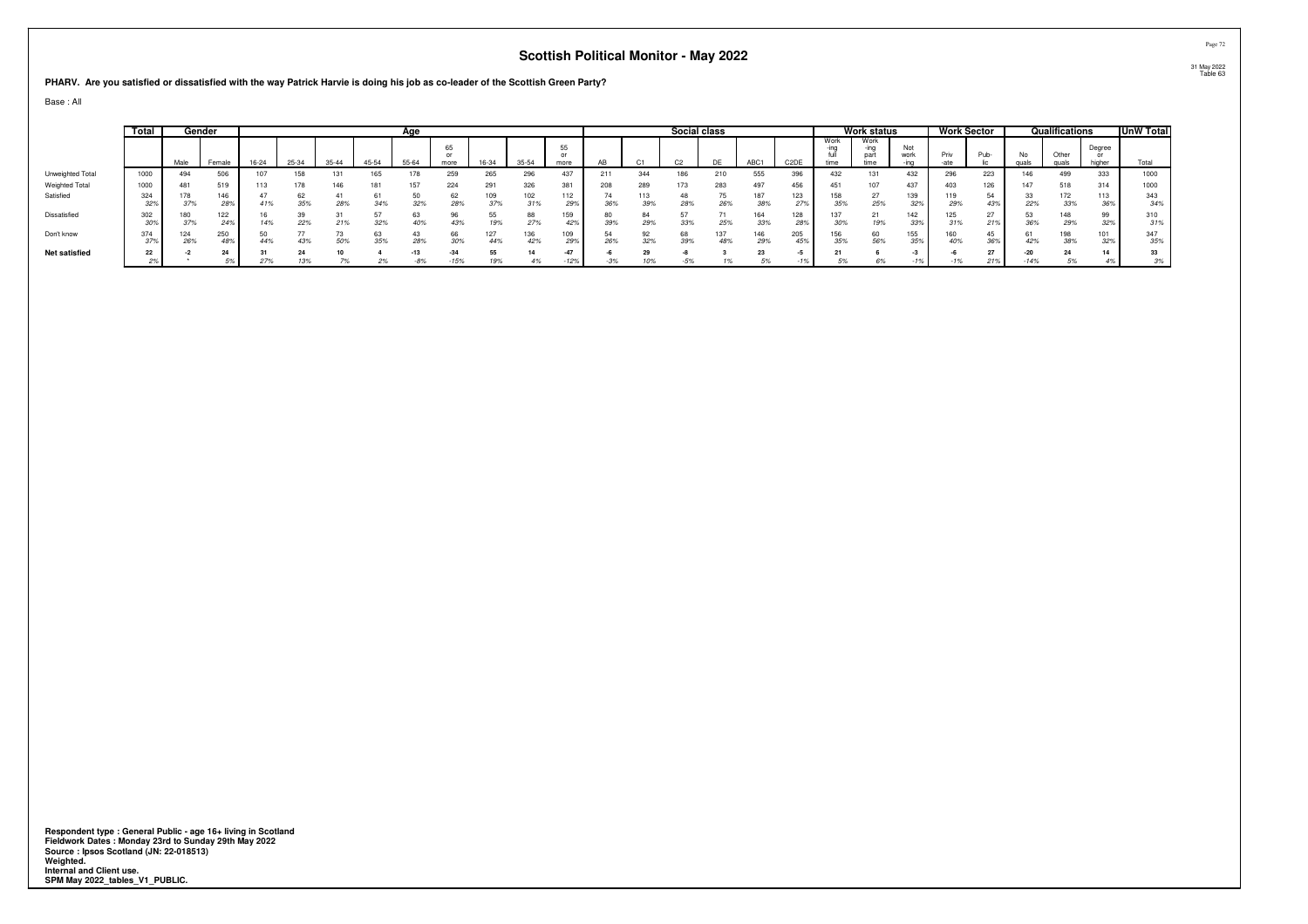# Scottish Political Monitor - May 2022

**PHARV. Are you satisfied or dissatisfied with the way Patrick Harvie is doing his job as co-leader of the Scottish Green Party?**

Base : All

| | Total | Gender | | Age | | | | | | | | | Social class | | | | | | Work status | | | Work Sector | | Qualifications | | | UnW Total |
|---|---|---|---|---|---|---|---|---|---|---|---|---|---|---|---|---|---|---|---|---|---|---|---|---|---|---|---|
| | | Male | Female | 16-24 | 25-34 | 35-44 | 45-54 | 55-64 | 65 or more | 16-34 | 35-54 | 55 or more | AB | C1 | C2 | DE | ABC1 | C2DE | Working full time | Working part time | Not working | Private | Public | No quals | Other quals | Degree or higher | Total |
| Unweighted Total | 1000 | 494 | 506 | 107 | 158 | 131 | 165 | 178 | 259 | 265 | 296 | 437 | 211 | 344 | 186 | 210 | 555 | 396 | 432 | 131 | 432 | 296 | 223 | 146 | 499 | 333 | 1000 |
| Weighted Total | 1000 | 481 | 519 | 113 | 178 | 146 | 181 | 157 | 224 | 291 | 326 | 381 | 208 | 289 | 173 | 283 | 497 | 456 | 451 | 107 | 437 | 403 | 126 | 147 | 518 | 314 | 1000 |
| Satisfied | 324 | 178 | 146 | 47 | 62 | 41 | 61 | 50 | 62 | 109 | 102 | 112 | 74 | 113 | 48 | 75 | 187 | 123 | 158 | 27 | 139 | 119 | 54 | 33 | 172 | 113 | 343 |
| | 32% | 37% | 28% | 41% | 35% | 28% | 34% | 32% | 28% | 37% | 31% | 29% | 36% | 39% | 28% | 26% | 38% | 27% | 35% | 25% | 32% | 29% | 43% | 22% | 33% | 36% | 34% |
| Dissatisfied | 302 | 180 | 122 | 16 | 39 | 31 | 57 | 63 | 96 | 55 | 88 | 159 | 80 | 84 | 57 | 71 | 164 | 128 | 137 | 21 | 142 | 125 | 27 | 53 | 148 | 99 | 310 |
| | 30% | 37% | 24% | 14% | 22% | 21% | 32% | 40% | 43% | 19% | 27% | 42% | 39% | 29% | 33% | 25% | 33% | 28% | 30% | 19% | 33% | 31% | 21% | 36% | 29% | 32% | 31% |
| Don't know | 374 | 124 | 250 | 50 | 77 | 73 | 63 | 43 | 66 | 127 | 136 | 109 | 54 | 92 | 68 | 137 | 146 | 205 | 156 | 60 | 155 | 160 | 45 | 61 | 198 | 101 | 347 |
| | 37% | 26% | 48% | 44% | 43% | 50% | 35% | 28% | 30% | 44% | 42% | 29% | 26% | 32% | 39% | 48% | 29% | 45% | 35% | 56% | 35% | 40% | 36% | 42% | 38% | 32% | 35% |
| **Net satisfied** | **22** | **-2** | **24** | **31** | **24** | **10** | **4** | **-13** | **-34** | **55** | **14** | **-47** | **-6** | **29** | **-8** | **3** | **23** | **-5** | **21** | **6** | **-3** | **-6** | **27** | **-20** | **24** | **14** | **33** |
| | 2% | * | 5% | 27% | 13% | 7% | 2% | -8% | -15% | 19% | 4% | -12% | -3% | 10% | -5% | 1% | 5% | -1% | 5% | 6% | -1% | -1% | 21% | -14% | 5% | 4% | 3% |

**Respondent type : General Public - age 16+ living in Scotland**
**Fieldwork Dates : Monday 23rd to Sunday 29th May 2022**
**Source : Ipsos Scotland (JN: 22-018513)**
**Weighted.**
**Internal and Client use.**
**SPM May 2022_tables_V1_PUBLIC.**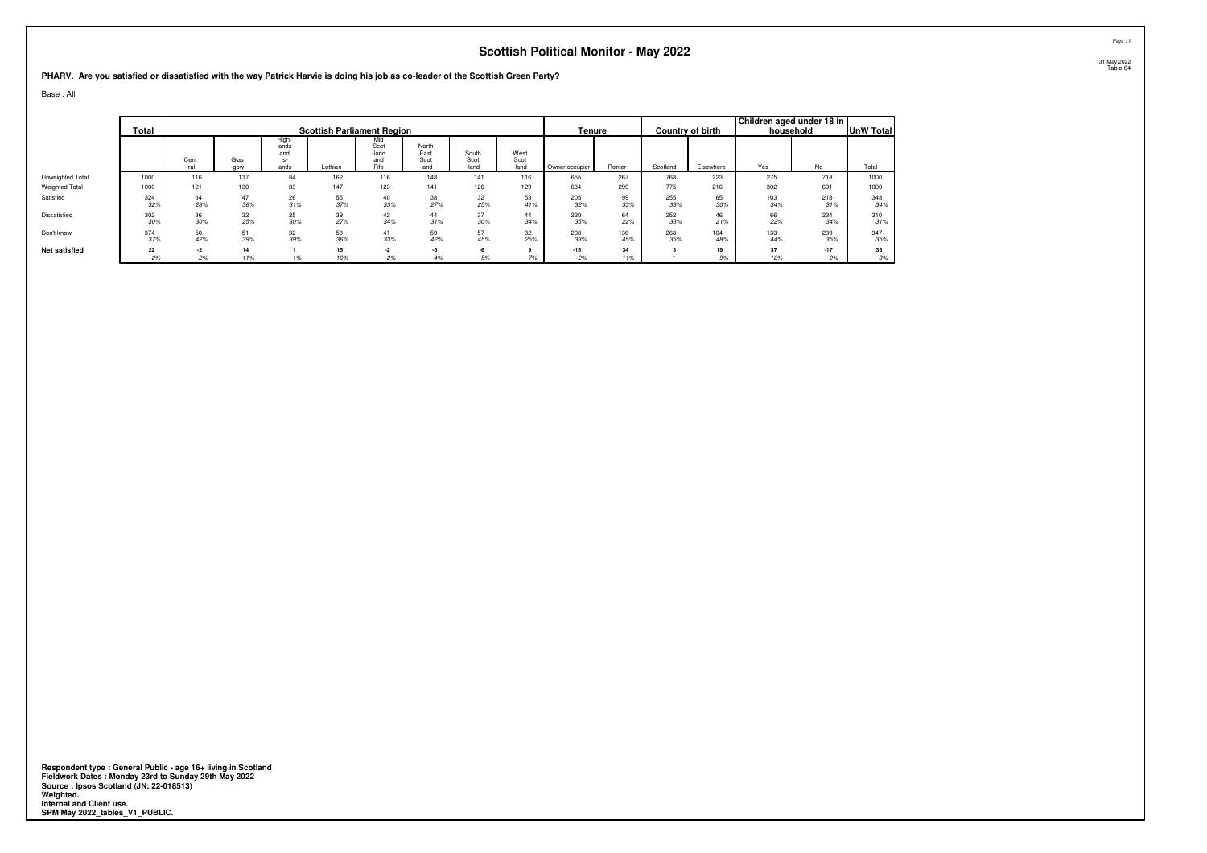# Scottish Political Monitor - May 2022

31 May 2022
Table 64

**PHARV. Are you satisfied or dissatisfied with the way Patrick Harvie is doing his job as co-leader of the Scottish Green Party?**

Base : All

| | Total | Scottish Parliament Region | | | | | | | | Tenure | | Country of birth | | Children aged under 18 in household | | UnW Total |
|---|---|---|---|---|---|---|---|---|---|---|---|---|---|---|---|---|
| | | Cent-ral | Glas-gow | High-lands and Is-lands | Lothian | Mid Scot-land and Fife | North East Scot-land | South Scot-land | West Scot-land | Owner occupier | Renter | Scotland | Elsewhere | Yes | No | Total |
| Unweighted Total | 1000 | 116 | 117 | 84 | 162 | 116 | 148 | 141 | 116 | 655 | 267 | 768 | 223 | 275 | 718 | 1000 |
| Weighted Total | 1000 | 121 | 130 | 83 | 147 | 123 | 141 | 126 | 129 | 634 | 299 | 775 | 216 | 302 | 691 | 1000 |
| Satisfied | 324 | 34 | 47 | 26 | 55 | 40 | 38 | 32 | 53 | 205 | 99 | 255 | 65 | 103 | 218 | 343 |
| | 32% | 28% | 36% | 31% | 37% | 33% | 27% | 25% | 41% | 32% | 33% | 33% | 30% | 34% | 31% | 34% |
| Dissatisfied | 302 | 36 | 32 | 25 | 39 | 42 | 44 | 37 | 44 | 220 | 64 | 252 | 46 | 66 | 234 | 310 |
| | 30% | 30% | 25% | 30% | 27% | 34% | 31% | 30% | 34% | 35% | 22% | 33% | 21% | 22% | 34% | 31% |
| Don't know | 374 | 50 | 51 | 32 | 53 | 41 | 59 | 57 | 32 | 208 | 136 | 268 | 104 | 133 | 239 | 347 |
| | 37% | 42% | 39% | 39% | 36% | 33% | 42% | 45% | 25% | 33% | 45% | 35% | 48% | 44% | 35% | 35% |
| **Net satisfied** | **22** | **-2** | **14** | **1** | **15** | **-2** | **-6** | **-6** | **9** | **-15** | **34** | **3** | **19** | **37** | **-17** | **33** |
| | 2% | -2% | 11% | 1% | 10% | -2% | -4% | -5% | 7% | -2% | 11% | * | 9% | 12% | -2% | 3% |

**Respondent type : General Public - age 16+ living in Scotland**
**Fieldwork Dates : Monday 23rd to Sunday 29th May 2022**
**Source : Ipsos Scotland (JN: 22-018513)**
**Weighted.**
**Internal and Client use.**
**SPM May 2022_tables_V1_PUBLIC.**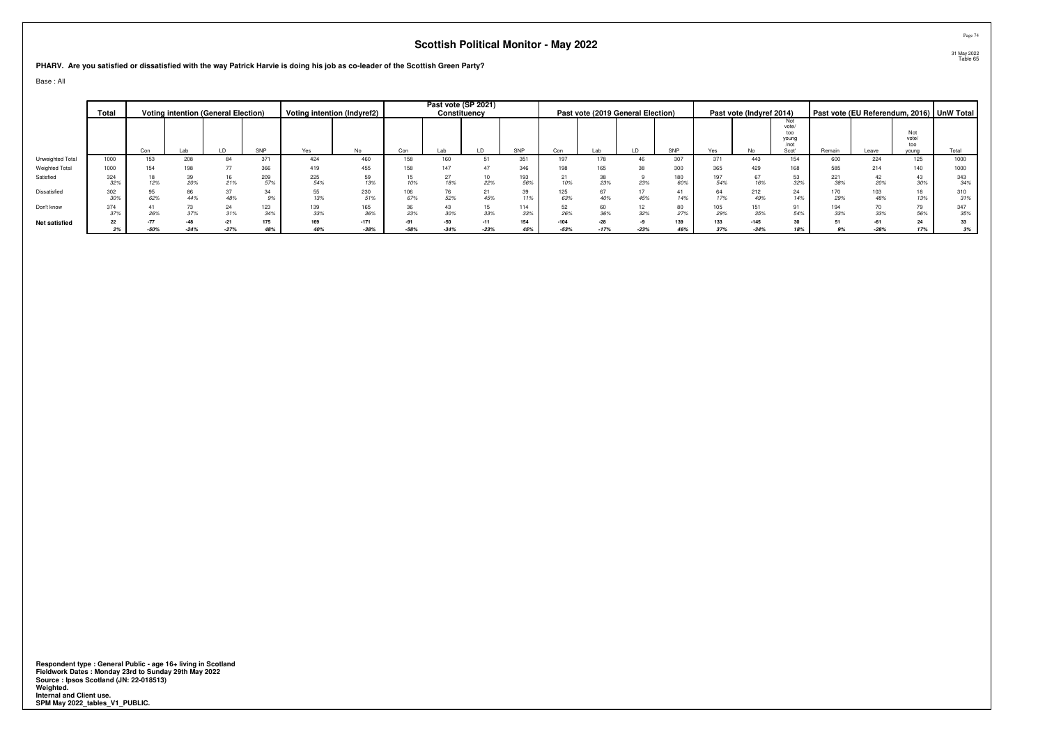# Scottish Political Monitor - May 2022

31 May 2022
Table 65

**PHARV. Are you satisfied or dissatisfied with the way Patrick Harvie is doing his job as co-leader of the Scottish Green Party?**

Base : All

| | Total | Voting intention (General Election) | | | | Voting intention (Indyref2) | | Past vote (SP 2021) Constituency | | | | Past vote (2019 General Election) | | | | Past vote (Indyref 2014) | | | Past vote (EU Referendum, 2016) | | | UnW Total |
|---|---|---|---|---|---|---|---|---|---|---|---|---|---|---|---|---|---|---|---|---|---|---|
| | | Con | Lab | LD | SNP | Yes | No | Con | Lab | LD | SNP | Con | Lab | LD | SNP | Yes | No | Not vote/ too young /not Scot' | Remain | Leave | Not vote/ too young | Total |
| Unweighted Total | 1000 | 153 | 208 | 84 | 371 | 424 | 460 | 158 | 160 | 51 | 351 | 197 | 178 | 46 | 307 | 371 | 443 | 154 | 600 | 224 | 125 | 1000 |
| Weighted Total | 1000 | 154 | 198 | 77 | 366 | 419 | 455 | 158 | 147 | 47 | 346 | 198 | 165 | 38 | 300 | 365 | 429 | 168 | 585 | 214 | 140 | 1000 |
| Satisfied | 324 | 18 | 39 | 16 | 209 | 225 | 59 | 15 | 27 | 10 | 193 | 21 | 38 | 9 | 180 | 197 | 67 | 53 | 221 | 42 | 43 | 343 |
| | 32% | 12% | 20% | 21% | 57% | 54% | 13% | 10% | 18% | 22% | 56% | 10% | 23% | 23% | 60% | 54% | 16% | 32% | 38% | 20% | 30% | 34% |
| Dissatisfied | 302 | 95 | 86 | 37 | 34 | 55 | 230 | 106 | 76 | 21 | 39 | 125 | 67 | 17 | 41 | 64 | 212 | 24 | 170 | 103 | 18 | 310 |
| | 30% | 62% | 44% | 48% | 9% | 13% | 51% | 67% | 52% | 45% | 11% | 63% | 40% | 45% | 14% | 17% | 49% | 14% | 29% | 48% | 13% | 31% |
| Don't know | 374 | 41 | 73 | 24 | 123 | 139 | 165 | 36 | 43 | 15 | 114 | 52 | 60 | 12 | 80 | 105 | 151 | 91 | 194 | 70 | 79 | 347 |
| | 37% | 26% | 37% | 31% | 34% | 33% | 36% | 23% | 30% | 33% | 33% | 26% | 36% | 32% | 27% | 29% | 35% | 54% | 33% | 33% | 56% | 35% |
| **Net satisfied** | **22** | **-77** | **-48** | **-21** | **175** | **169** | **-171** | **-91** | **-50** | **-11** | **154** | **-104** | **-28** | **-9** | **139** | **133** | **-145** | **30** | **51** | **-61** | **24** | **33** |
| | ***2%*** | ***-50%*** | ***-24%*** | ***-27%*** | ***48%*** | ***40%*** | ***-38%*** | ***-58%*** | ***-34%*** | ***-23%*** | ***45%*** | ***-53%*** | ***-17%*** | ***-23%*** | ***46%*** | ***37%*** | ***-34%*** | ***18%*** | ***9%*** | ***-28%*** | ***17%*** | ***3%*** |

**Respondent type : General Public - age 16+ living in Scotland**
**Fieldwork Dates : Monday 23rd to Sunday 29th May 2022**
**Source : Ipsos Scotland (JN: 22-018513)**
**Weighted.**
**Internal and Client use.**
**SPM May 2022_tables_V1_PUBLIC.**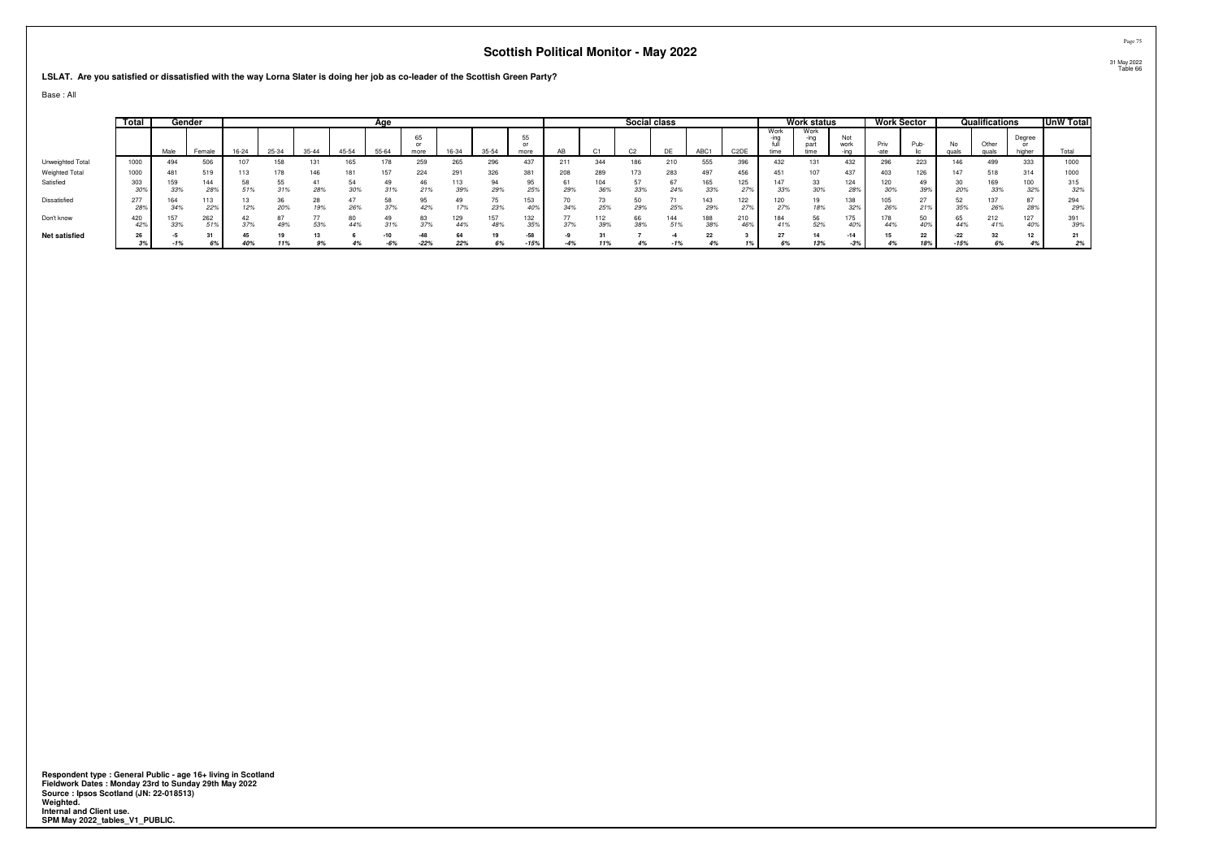# Scottish Political Monitor - May 2022

31 May 2022
Table 66

**LSLAT. Are you satisfied or dissatisfied with the way Lorna Slater is doing her job as co-leader of the Scottish Green Party?**

Base : All

| | Total | Gender | | Age | | | | | | | | | Social class | | | | | | Work status | | | Work Sector | | Qualifications | | | UnW Total |
|---|---|---|---|---|---|---|---|---|---|---|---|---|---|---|---|---|---|---|---|---|---|---|---|---|---|---|---|
| | | Male | Female | 16-24 | 25-34 | 35-44 | 45-54 | 55-64 | 65 or more | 16-34 | 35-54 | 55 or more | AB | C1 | C2 | DE | ABC1 | C2DE | Working full time | Working part time | Not working | Private | Public | No quals | Other quals | Degree or higher | Total |
| Unweighted Total | 1000 | 494 | 506 | 107 | 158 | 131 | 165 | 178 | 259 | 265 | 296 | 437 | 211 | 344 | 186 | 210 | 555 | 396 | 432 | 131 | 432 | 296 | 223 | 146 | 499 | 333 | 1000 |
| Weighted Total | 1000 | 481 | 519 | 113 | 178 | 146 | 181 | 157 | 224 | 291 | 326 | 381 | 208 | 289 | 173 | 283 | 497 | 456 | 451 | 107 | 437 | 403 | 126 | 147 | 518 | 314 | 1000 |
| Satisfied | 303 | 159 | 144 | 58 | 55 | 41 | 54 | 49 | 46 | 113 | 94 | 95 | 61 | 104 | 57 | 67 | 165 | 125 | 147 | 33 | 124 | 120 | 49 | 30 | 169 | 100 | 315 |
| | 30% | 33% | 28% | 51% | 31% | 28% | 30% | 31% | 21% | 39% | 29% | 25% | 29% | 36% | 33% | 24% | 33% | 27% | 33% | 30% | 28% | 30% | 39% | 20% | 33% | 32% | 32% |
| Dissatisfied | 277 | 164 | 113 | 13 | 36 | 28 | 47 | 58 | 95 | 49 | 75 | 153 | 70 | 73 | 50 | 71 | 143 | 122 | 120 | 19 | 138 | 105 | 27 | 52 | 137 | 87 | 294 |
| | 28% | 34% | 22% | 12% | 20% | 19% | 26% | 37% | 42% | 17% | 23% | 40% | 34% | 25% | 29% | 25% | 29% | 27% | 27% | 18% | 32% | 26% | 21% | 35% | 26% | 28% | 29% |
| Don't know | 420 | 157 | 262 | 42 | 87 | 77 | 80 | 49 | 83 | 129 | 157 | 132 | 77 | 112 | 66 | 144 | 188 | 210 | 184 | 56 | 175 | 178 | 50 | 65 | 212 | 127 | 391 |
| | 42% | 33% | 51% | 37% | 49% | 53% | 44% | 31% | 37% | 44% | 48% | 35% | 37% | 39% | 38% | 51% | 38% | 46% | 41% | 52% | 40% | 44% | 40% | 44% | 41% | 40% | 39% |
| **Net satisfied** | **26** | **-5** | **31** | **45** | **19** | **13** | **6** | **-10** | **-48** | **64** | **19** | **-58** | **-9** | **31** | **7** | **-4** | **22** | **3** | **27** | **14** | **-14** | **15** | **22** | **-22** | **32** | **12** | **21** |
| | *3%* | *-1%* | *6%* | *40%* | *11%* | *9%* | *4%* | *-6%* | *-22%* | *22%* | *6%* | *-15%* | *-4%* | *11%* | *4%* | *-1%* | *4%* | *1%* | *6%* | *13%* | *-3%* | *4%* | *18%* | *-15%* | *6%* | *4%* | *2%* |

**Respondent type : General Public - age 16+ living in Scotland**
**Fieldwork Dates : Monday 23rd to Sunday 29th May 2022**
**Source : Ipsos Scotland (JN: 22-018513)**
**Weighted.**
**Internal and Client use.**
**SPM May 2022_tables_V1_PUBLIC.**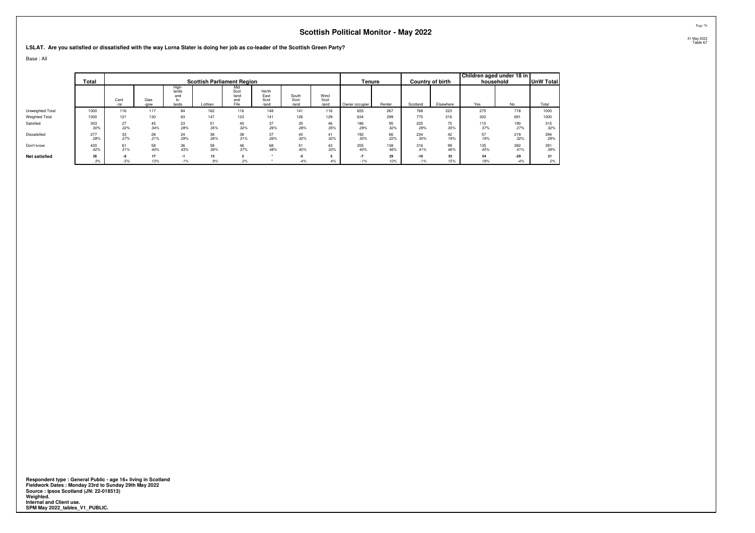# Scottish Political Monitor - May 2022

31 May 2022
Table 67

**LSLAT. Are you satisfied or dissatisfied with the way Lorna Slater is doing her job as co-leader of the Scottish Green Party?**

Base : All

| | Total | Scottish Parliament Region | | | | | | | | Tenure | | Country of birth | | Children aged under 18 in household | | UnW Total |
|---|---|---|---|---|---|---|---|---|---|---|---|---|---|---|---|---|
| | | Cent-ral | Glas-gow | Highlands and Islands | Lothian | Mid Scotland and Fife | North East Scotland | South Scotland | West Scotland | Owner occupier | Renter | Scotland | Elsewhere | Yes | No | Total |
| Unweighted Total | 1000 | 116 | 117 | 84 | 162 | 116 | 148 | 141 | 116 | 655 | 267 | 768 | 223 | 275 | 718 | 1000 |
| Weighted Total | 1000 | 121 | 130 | 83 | 147 | 123 | 141 | 126 | 129 | 634 | 299 | 775 | 216 | 302 | 691 | 1000 |
| Satisfied | 303 | 27 | 45 | 23 | 51 | 40 | 37 | 35 | 46 | 186 | 95 | 225 | 75 | 110 | 190 | 315 |
| | 30% | 22% | 34% | 28% | 35% | 32% | 26% | 28% | 35% | 29% | 32% | 29% | 35% | 37% | 27% | 32% |
| Dissatisfied | 277 | 33 | 28 | 24 | 38 | 38 | 37 | 40 | 41 | 192 | 66 | 234 | 42 | 57 | 219 | 294 |
| | 28% | 27% | 21% | 29% | 26% | 31% | 26% | 32% | 32% | 30% | 22% | 30% | 19% | 19% | 32% | 29% |
| Don't know | 420 | 61 | 58 | 36 | 58 | 46 | 68 | 51 | 43 | 255 | 138 | 316 | 99 | 135 | 282 | 391 |
| | 42% | 51% | 44% | 43% | 39% | 37% | 48% | 40% | 33% | 40% | 46% | 41% | 46% | 45% | 41% | 39% |
| **Net satisfied** | **26** | **-6** | **17** | **-1** | **13** | **2** | **\*** | **-5** | **5** | **-7** | **29** | **-10** | **33** | **54** | **-29** | **21** |
| | 3% | -5% | 13% | -1% | 9% | 2% | * | -4% | 4% | -1% | 10% | -1% | 15% | 18% | -4% | 2% |

**Respondent type : General Public - age 16+ living in Scotland**
**Fieldwork Dates : Monday 23rd to Sunday 29th May 2022**
**Source : Ipsos Scotland (JN: 22-018513)**
**Weighted.**
**Internal and Client use.**
**SPM May 2022_tables_V1_PUBLIC.**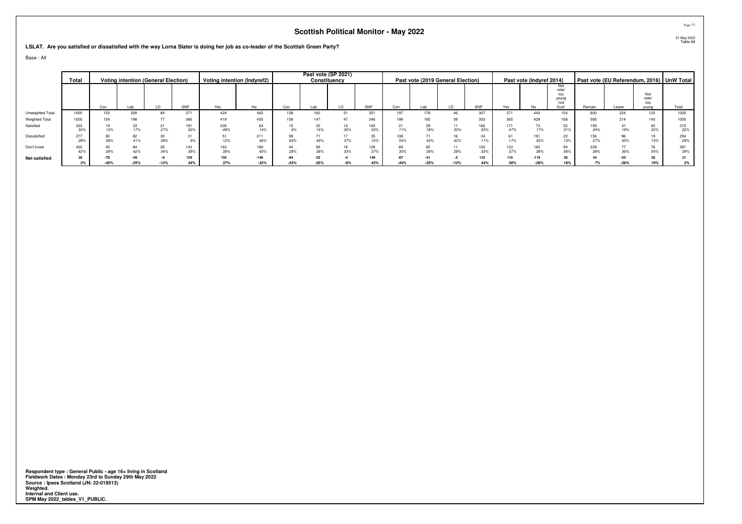# Scottish Political Monitor - May 2022

31 May 2022
Table 68

**LSLAT. Are you satisfied or dissatisfied with the way Lorna Slater is doing her job as co-leader of the Scottish Green Party?**

Base : All

| | Total | Voting intention (General Election) | | | | Voting intention (Indyref2) | | Past vote (SP 2021) Constituency | | | | Past vote (2019 General Election) | | | | Past vote (Indyref 2014) | | | Past vote (EU Referendum, 2016) | | | UnW Total |
|---|---|---|---|---|---|---|---|---|---|---|---|---|---|---|---|---|---|---|---|---|---|---|
| | | Con | Lab | LD | SNP | Yes | No | Con | Lab | LD | SNP | Con | Lab | LD | SNP | Yes | No | Not vote/ too young /not Scot' | Remain | Leave | Not vote/ too young | Total |
| Unweighted Total | 1000 | 153 | 208 | 84 | 371 | 424 | 460 | 158 | 160 | 51 | 351 | 197 | 178 | 46 | 307 | 371 | 443 | 154 | 600 | 224 | 125 | 1000 |
| Weighted Total | 1000 | 154 | 198 | 77 | 366 | 419 | 455 | 158 | 147 | 47 | 346 | 198 | 165 | 38 | 300 | 365 | 429 | 168 | 585 | 214 | 140 | 1000 |
| Satisfied | 303 | 19 | 33 | 21 | 191 | 205 | 64 | 15 | 20 | 14 | 183 | 21 | 29 | 11 | 166 | 171 | 73 | 52 | 199 | 41 | 45 | 315 |
| | *30%* | *13%* | *17%* | *27%* | *52%* | *49%* | *14%* | *9%* | *14%* | *30%* | *53%* | *11%* | *18%* | *30%* | *55%* | *47%* | *17%* | *31%* | *34%* | *19%* | *32%* | *32%* |
| Dissatisfied | 277 | 90 | 82 | 30 | 31 | 51 | 211 | 99 | 71 | 17 | 35 | 108 | 71 | 16 | 34 | 61 | 191 | 22 | 156 | 96 | 19 | 294 |
| | *28%* | *58%* | *41%* | *39%* | *9%* | *12%* | *46%* | *63%* | *49%* | *37%* | *10%* | *54%* | *43%* | *42%* | *11%* | *17%* | *45%* | *13%* | *27%* | *45%* | *14%* | *29%* |
| Don't know | 420 | 45 | 84 | 26 | 143 | 163 | 180 | 44 | 56 | 16 | 129 | 69 | 65 | 11 | 100 | 133 | 165 | 94 | 229 | 77 | 76 | 391 |
| | *42%* | *29%* | *42%* | *34%* | *39%* | *39%* | *40%* | *28%* | *38%* | *33%* | *37%* | *35%* | *39%* | *28%* | *33%* | *37%* | *38%* | *56%* | *39%* | *36%* | *54%* | *39%* |
| **Net satisfied** | **26** | **-70** | **-49** | **-9** | **159** | **155** | **-146** | **-84** | **-52** | **-4** | **148** | **-87** | **-41** | **-5** | **132** | **110** | **-119** | **30** | **43** | **-55** | **26** | **21** |
| | ***3%*** | ***-45%*** | ***-25%*** | ***-12%*** | ***44%*** | ***37%*** | ***-32%*** | ***-53%*** | ***-35%*** | ***-8%*** | ***43%*** | ***-44%*** | ***-25%*** | ***-12%*** | ***44%*** | ***30%*** | ***-28%*** | ***18%*** | ***7%*** | ***-26%*** | ***19%*** | ***2%*** |

**Respondent type : General Public - age 16+ living in Scotland**
**Fieldwork Dates : Monday 23rd to Sunday 29th May 2022**
**Source : Ipsos Scotland (JN: 22-018513)**
**Weighted.**
**Internal and Client use.**
**SPM May 2022_tables_V1_PUBLIC.**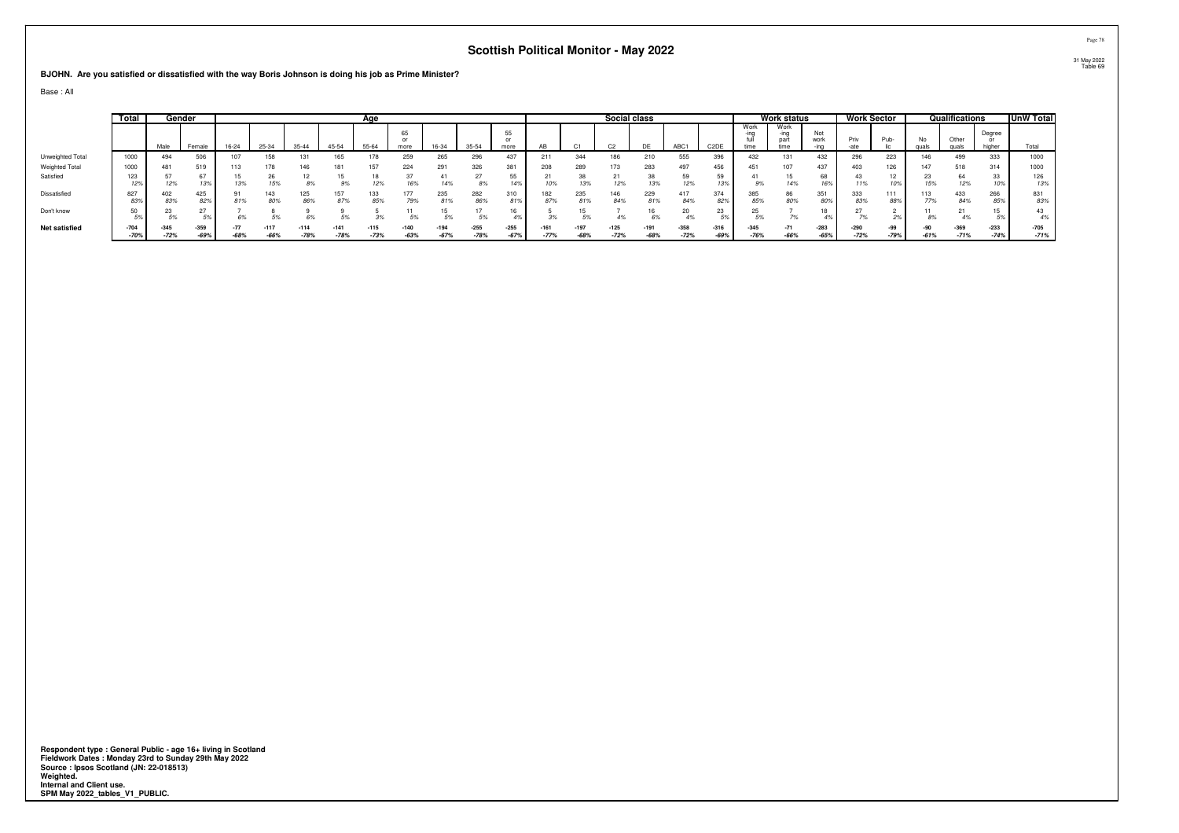# Scottish Political Monitor - May 2022

31 May 2022
Table 69

**BJOHN. Are you satisfied or dissatisfied with the way Boris Johnson is doing his job as Prime Minister?**

Base : All

| | Total | Gender | | Age | | | | | | | | | Social class | | | | | | Work status | | | Work Sector | | Qualifications | | | UnW Total |
|---|---|---|---|---|---|---|---|---|---|---|---|---|---|---|---|---|---|---|---|---|---|---|---|---|---|---|---|
| | | Male | Female | 16-24 | 25-34 | 35-44 | 45-54 | 55-64 | 65 or more | 16-34 | 35-54 | 55 or more | AB | C1 | C2 | DE | ABC1 | C2DE | Work-ing full time | Work-ing part time | Not work-ing | Priv-ate | Pub-lic | No quals | Other quals | Degree or higher | Total |
| Unweighted Total | 1000 | 494 | 506 | 107 | 158 | 131 | 165 | 178 | 259 | 265 | 296 | 437 | 211 | 344 | 186 | 210 | 555 | 396 | 432 | 131 | 432 | 296 | 223 | 146 | 499 | 333 | 1000 |
| Weighted Total | 1000 | 481 | 519 | 113 | 178 | 146 | 181 | 157 | 224 | 291 | 326 | 381 | 208 | 289 | 173 | 283 | 497 | 456 | 451 | 107 | 437 | 403 | 126 | 147 | 518 | 314 | 1000 |
| Satisfied | 123 | 57 | 67 | 15 | 26 | 12 | 15 | 18 | 37 | 41 | 27 | 55 | 21 | 38 | 21 | 38 | 59 | 59 | 41 | 15 | 68 | 43 | 12 | 23 | 64 | 33 | 126 |
| | 12% | 12% | 13% | 13% | 15% | 8% | 9% | 12% | 16% | 14% | 8% | 14% | 10% | 13% | 12% | 13% | 12% | 13% | 9% | 14% | 16% | 11% | 10% | 15% | 12% | 10% | 13% |
| Dissatisfied | 827 | 402 | 425 | 91 | 143 | 125 | 157 | 133 | 177 | 235 | 282 | 310 | 182 | 235 | 146 | 229 | 417 | 374 | 385 | 86 | 351 | 333 | 111 | 113 | 433 | 266 | 831 |
| | 83% | 83% | 82% | 81% | 80% | 86% | 87% | 85% | 79% | 81% | 86% | 81% | 87% | 81% | 84% | 81% | 84% | 82% | 85% | 80% | 80% | 83% | 88% | 77% | 84% | 85% | 83% |
| Don't know | 50 | 23 | 27 | 7 | 8 | 9 | 9 | 5 | 11 | 15 | 17 | 16 | 5 | 15 | 7 | 16 | 20 | 23 | 25 | 7 | 18 | 27 | 2 | 11 | 21 | 15 | 43 |
| | 5% | 5% | 5% | 6% | 5% | 6% | 5% | 3% | 5% | 5% | 5% | 4% | 3% | 5% | 4% | 6% | 4% | 5% | 5% | 7% | 4% | 7% | 2% | 8% | 4% | 5% | 4% |
| **Net satisfied** | -704 | -345 | -359 | -77 | -117 | -114 | -141 | -115 | -140 | -194 | -255 | -255 | -161 | -197 | -125 | -191 | -358 | -316 | -345 | -71 | -283 | -290 | -99 | -90 | -369 | -233 | -705 |
| | -70% | -72% | -69% | -68% | -66% | -78% | -78% | -73% | -63% | -67% | -78% | -67% | -77% | -68% | -72% | -68% | -72% | -69% | -76% | -66% | -65% | -72% | -79% | -61% | -71% | -74% | -71% |

**Respondent type : General Public - age 16+ living in Scotland**
**Fieldwork Dates : Monday 23rd to Sunday 29th May 2022**
**Source : Ipsos Scotland (JN: 22-018513)**
**Weighted.**
**Internal and Client use.**
**SPM May 2022_tables_V1_PUBLIC.**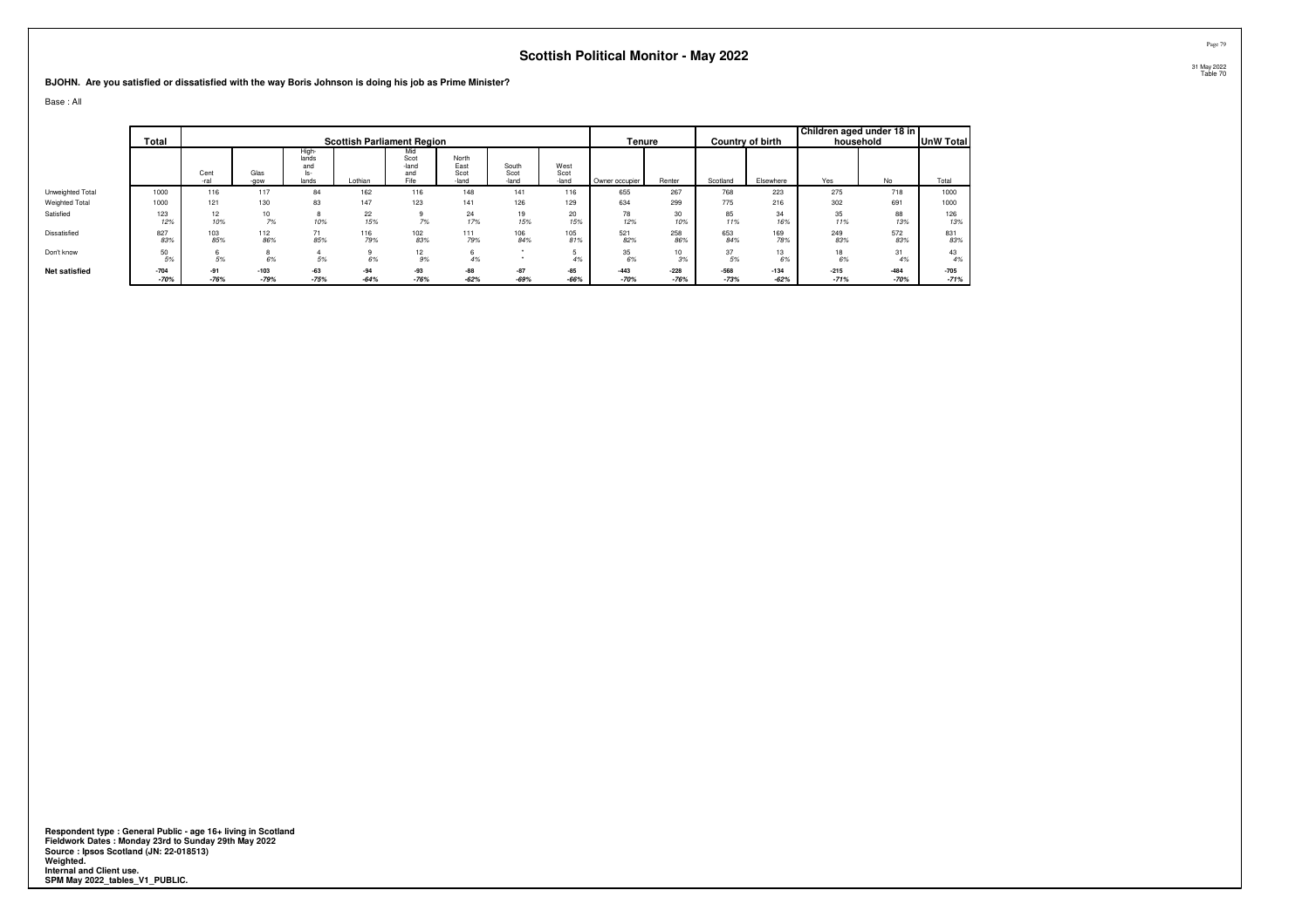# Scottish Political Monitor - May 2022

31 May 2022
Table 70

**BJOHN. Are you satisfied or dissatisfied with the way Boris Johnson is doing his job as Prime Minister?**

Base : All

| | Total | Scottish Parliament Region | | | | | | | | Tenure | | Country of birth | | Children aged under 18 in household | | UnW Total |
|---|---|---|---|---|---|---|---|---|---|---|---|---|---|---|---|---|
| | | Cent-ral | Glas-gow | High-lands and Is-lands | Lothian | Mid Scot-land and Fife | North East Scot-land | South Scot-land | West Scot-land | Owner occupier | Renter | Scotland | Elsewhere | Yes | No | Total |
| Unweighted Total | 1000 | 116 | 117 | 84 | 162 | 116 | 148 | 141 | 116 | 655 | 267 | 768 | 223 | 275 | 718 | 1000 |
| Weighted Total | 1000 | 121 | 130 | 83 | 147 | 123 | 141 | 126 | 129 | 634 | 299 | 775 | 216 | 302 | 691 | 1000 |
| Satisfied | 123 | 12 | 10 | 8 | 22 | 9 | 24 | 19 | 20 | 78 | 30 | 85 | 34 | 35 | 88 | 126 |
| | *12%* | *10%* | *7%* | *10%* | *15%* | *7%* | *17%* | *15%* | *15%* | *12%* | *10%* | *11%* | *16%* | *11%* | *13%* | *13%* |
| Dissatisfied | 827 | 103 | 112 | 71 | 116 | 102 | 111 | 106 | 105 | 521 | 258 | 653 | 169 | 249 | 572 | 831 |
| | *83%* | *85%* | *86%* | *85%* | *79%* | *83%* | *79%* | *84%* | *81%* | *82%* | *86%* | *84%* | *78%* | *83%* | *83%* | *83%* |
| Don't know | 50 | 6 | 8 | 4 | 9 | 12 | 6 | * | 5 | 35 | 10 | 37 | 13 | 18 | 31 | 43 |
| | *5%* | *5%* | *6%* | *5%* | *6%* | *9%* | *4%* | * | *4%* | *6%* | *3%* | *5%* | *6%* | *6%* | *4%* | *4%* |
| **Net satisfied** | **-704** | **-91** | **-103** | **-63** | **-94** | **-93** | **-88** | **-87** | **-85** | **-443** | **-228** | **-568** | **-134** | **-215** | **-484** | **-705** |
| | ***-70%*** | ***-76%*** | ***-79%*** | ***-75%*** | ***-64%*** | ***-76%*** | ***-62%*** | ***-69%*** | ***-66%*** | ***-70%*** | ***-76%*** | ***-73%*** | ***-62%*** | ***-71%*** | ***-70%*** | ***-71%*** |

**Respondent type : General Public - age 16+ living in Scotland**
**Fieldwork Dates : Monday 23rd to Sunday 29th May 2022**
**Source : Ipsos Scotland (JN: 22-018513)**
**Weighted.**
**Internal and Client use.**
**SPM May 2022_tables_V1_PUBLIC.**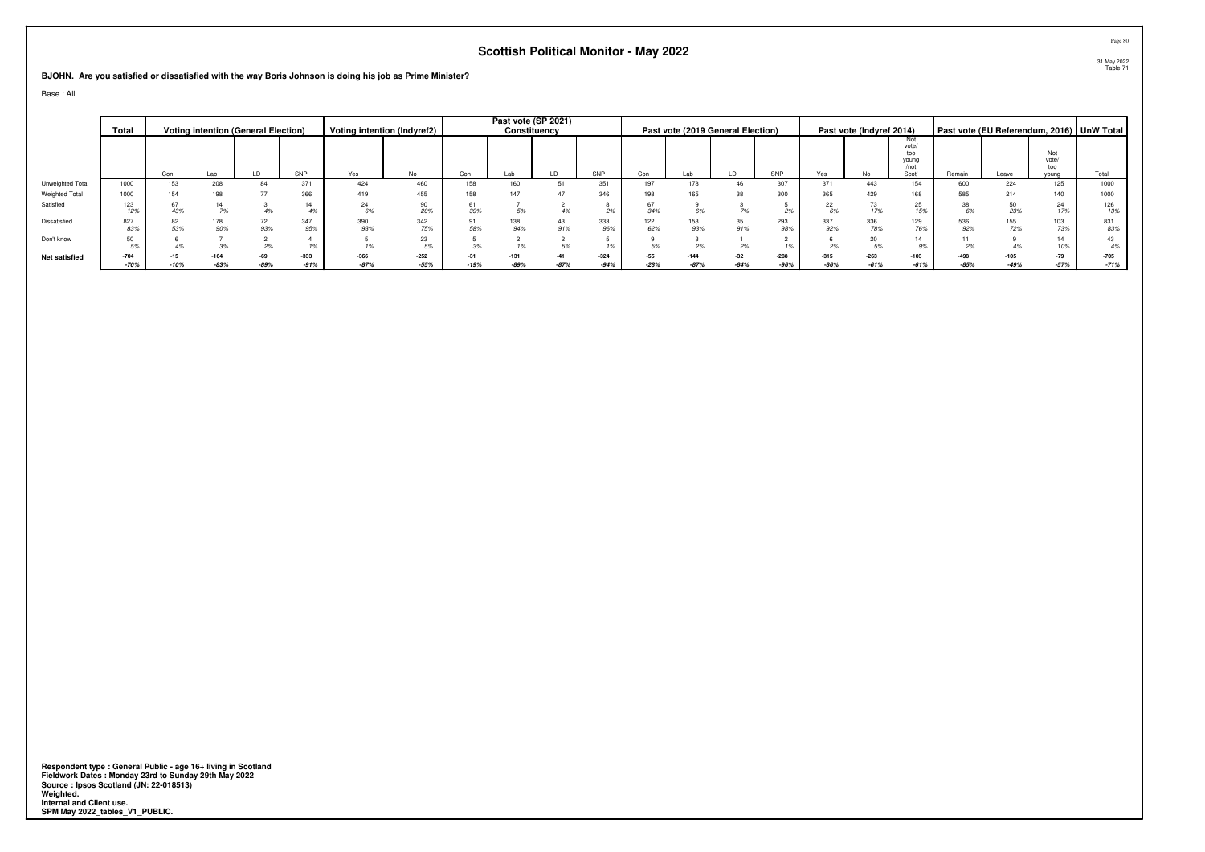## Scottish Political Monitor - May 2022

31 May 2022
Table 71

**BJOHN. Are you satisfied or dissatisfied with the way Boris Johnson is doing his job as Prime Minister?**

Base : All

| | Total | Voting intention (General Election) | | | | Voting intention (Indyref2) | | Past vote (SP 2021) Constituency | | | | Past vote (2019 General Election) | | | | Past vote (Indyref 2014) | | | Past vote (EU Referendum, 2016) | | | UnW Total |
|---|---|---|---|---|---|---|---|---|---|---|---|---|---|---|---|---|---|---|---|---|---|---|
| | | Con | Lab | LD | SNP | Yes | No | Con | Lab | LD | SNP | Con | Lab | LD | SNP | Yes | No | Not vote/ too young /not Scot' | Remain | Leave | Not vote/ too young | Total |
| Unweighted Total | 1000 | 153 | 208 | 84 | 371 | 424 | 460 | 158 | 160 | 51 | 351 | 197 | 178 | 46 | 307 | 371 | 443 | 154 | 600 | 224 | 125 | 1000 |
| Weighted Total | 1000 | 154 | 198 | 77 | 366 | 419 | 455 | 158 | 147 | 47 | 346 | 198 | 165 | 38 | 300 | 365 | 429 | 168 | 585 | 214 | 140 | 1000 |
| Satisfied | 123 | 67 | 14 | 3 | 14 | 24 | 90 | 61 | 7 | 2 | 8 | 67 | 9 | 3 | 5 | 22 | 73 | 25 | 38 | 50 | 24 | 126 |
| | 12% | 43% | 7% | 4% | 4% | 6% | 20% | 39% | 5% | 4% | 2% | 34% | 6% | 7% | 2% | 6% | 17% | 15% | 6% | 23% | 17% | 13% |
| Dissatisfied | 827 | 82 | 178 | 72 | 347 | 390 | 342 | 91 | 138 | 43 | 333 | 122 | 153 | 35 | 293 | 337 | 336 | 129 | 536 | 155 | 103 | 831 |
| | 83% | 53% | 90% | 93% | 95% | 93% | 75% | 58% | 94% | 91% | 96% | 62% | 93% | 91% | 98% | 92% | 78% | 76% | 92% | 72% | 73% | 83% |
| Don't know | 50 | 6 | 7 | 2 | 4 | 5 | 23 | 5 | 2 | 2 | 5 | 9 | 3 | 1 | 2 | 6 | 20 | 14 | 11 | 9 | 14 | 43 |
| | 5% | 4% | 3% | 2% | 1% | 1% | 5% | 3% | 1% | 5% | 1% | 5% | 2% | 2% | 1% | 2% | 5% | 9% | 2% | 4% | 10% | 4% |
| **Net satisfied** | **-704** | **-15** | **-164** | **-69** | **-333** | **-366** | **-252** | **-31** | **-131** | **-41** | **-324** | **-55** | **-144** | **-32** | **-288** | **-315** | **-263** | **-103** | **-498** | **-105** | **-79** | **-705** |
| | *-70%* | *-10%* | *-83%* | *-89%* | *-91%* | *-87%* | *-55%* | *-19%* | *-89%* | *-87%* | *-94%* | *-28%* | *-87%* | *-84%* | *-96%* | *-86%* | *-61%* | *-61%* | *-85%* | *-49%* | *-57%* | *-71%* |

**Respondent type : General Public - age 16+ living in Scotland**
**Fieldwork Dates : Monday 23rd to Sunday 29th May 2022**
**Source : Ipsos Scotland (JN: 22-018513)**
**Weighted.**
**Internal and Client use.**
**SPM May 2022_tables_V1_PUBLIC.**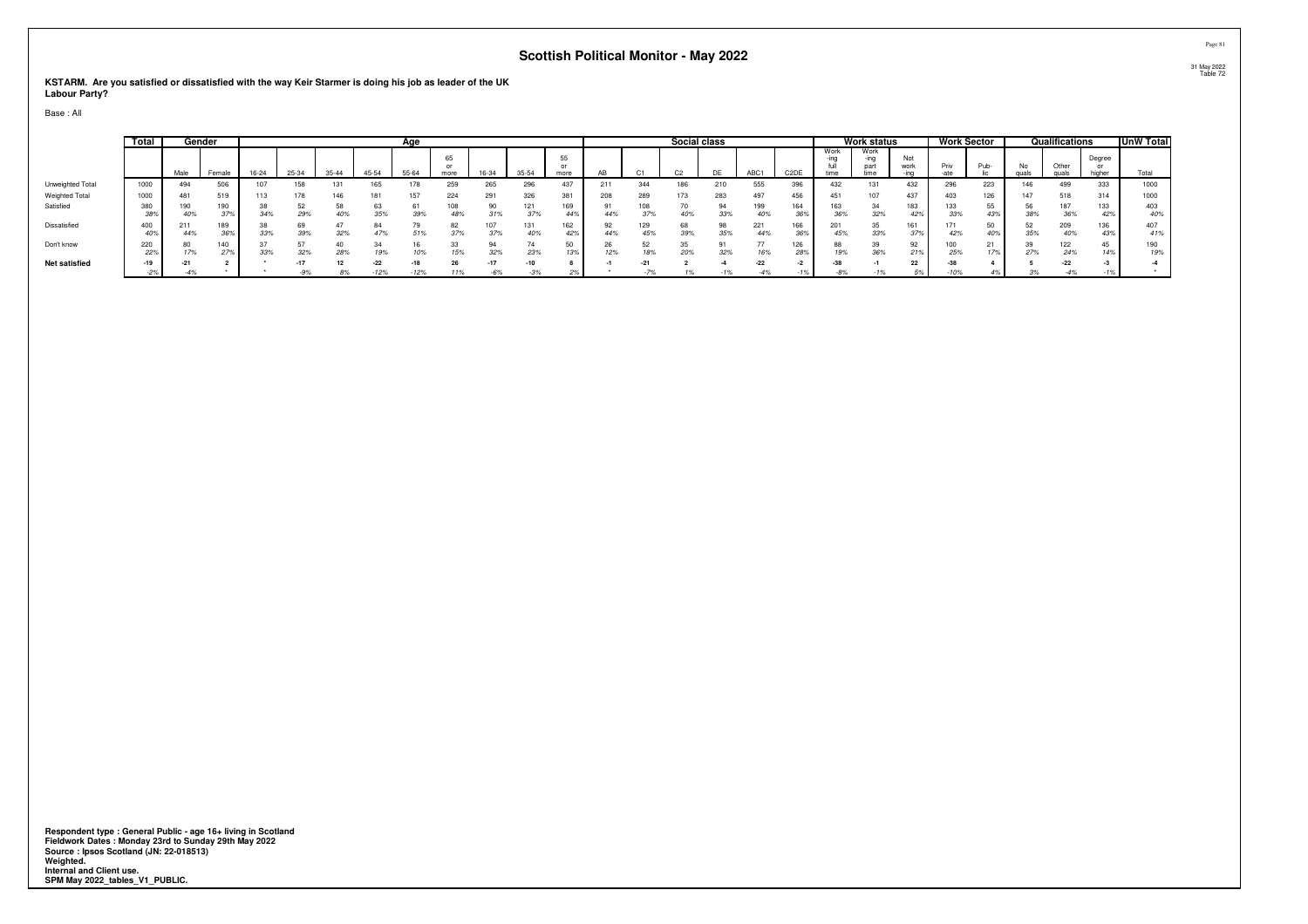# Scottish Political Monitor - May 2022

31 May 2022
Table 72

**KSTARM. Are you satisfied or dissatisfied with the way Keir Starmer is doing his job as leader of the UK Labour Party?**

Base : All

| | Total | Gender | | Age | | | | | | | | | Social class | | | | | | Work status | | | Work Sector | | Qualifications | | | UnW Total |
|---|---|---|---|---|---|---|---|---|---|---|---|---|---|---|---|---|---|---|---|---|---|---|---|---|---|---|---|
| | | Male | Female | 16-24 | 25-34 | 35-44 | 45-54 | 55-64 | 65 or more | 16-34 | 35-54 | 55 or more | AB | C1 | C2 | DE | ABC1 | C2DE | Working full time | Working part time | Not working | Private | Public | No quals | Other quals | Degree or higher | Total |
| Unweighted Total | 1000 | 494 | 506 | 107 | 158 | 131 | 165 | 178 | 259 | 265 | 296 | 437 | 211 | 344 | 186 | 210 | 555 | 396 | 432 | 131 | 432 | 296 | 223 | 146 | 499 | 333 | 1000 |
| Weighted Total | 1000 | 481 | 519 | 113 | 178 | 146 | 181 | 157 | 224 | 291 | 326 | 381 | 208 | 289 | 173 | 283 | 497 | 456 | 451 | 107 | 437 | 403 | 126 | 147 | 518 | 314 | 1000 |
| Satisfied | 380 | 190 | 190 | 38 | 52 | 58 | 63 | 61 | 108 | 90 | 121 | 169 | 91 | 108 | 70 | 94 | 199 | 164 | 163 | 34 | 183 | 133 | 55 | 56 | 187 | 133 | 403 |
| | 38% | 40% | 37% | 34% | 29% | 40% | 35% | 39% | 48% | 31% | 37% | 44% | 44% | 37% | 40% | 33% | 40% | 36% | 36% | 32% | 42% | 33% | 43% | 38% | 36% | 42% | 40% |
| Dissatisfied | 400 | 211 | 189 | 38 | 69 | 47 | 84 | 79 | 82 | 107 | 131 | 162 | 92 | 129 | 68 | 98 | 221 | 166 | 201 | 35 | 161 | 171 | 50 | 52 | 209 | 136 | 407 |
| | 40% | 44% | 36% | 33% | 39% | 32% | 47% | 51% | 37% | 37% | 40% | 42% | 44% | 45% | 39% | 35% | 44% | 36% | 45% | 33% | 37% | 42% | 40% | 35% | 40% | 43% | 41% |
| Don't know | 220 | 80 | 140 | 37 | 57 | 40 | 34 | 16 | 33 | 94 | 74 | 50 | 26 | 52 | 35 | 91 | 77 | 126 | 88 | 39 | 92 | 100 | 21 | 39 | 122 | 45 | 190 |
| | 22% | 17% | 27% | 33% | 32% | 28% | 19% | 10% | 15% | 32% | 23% | 13% | 12% | 18% | 20% | 32% | 16% | 28% | 19% | 36% | 21% | 25% | 17% | 27% | 24% | 14% | 19% |
| **Net satisfied** | **-19** | **-21** | **2** | * | **-17** | **12** | **-22** | **-18** | **26** | **-17** | **-10** | **8** | **-1** | **-21** | **2** | **-4** | **-22** | **-2** | **-38** | **-1** | **22** | **-38** | **4** | **5** | **-22** | **-3** | **-4** |
| | -2% | -4% | * | * | -9% | 8% | -12% | -12% | 11% | -6% | -3% | 2% | * | -7% | 1% | -1% | -4% | -1% | -8% | -1% | 5% | -10% | 4% | 3% | -4% | -1% | * |

**Respondent type : General Public - age 16+ living in Scotland**
**Fieldwork Dates : Monday 23rd to Sunday 29th May 2022**
**Source : Ipsos Scotland (JN: 22-018513)**
**Weighted.**
**Internal and Client use.**
**SPM May 2022_tables_V1_PUBLIC.**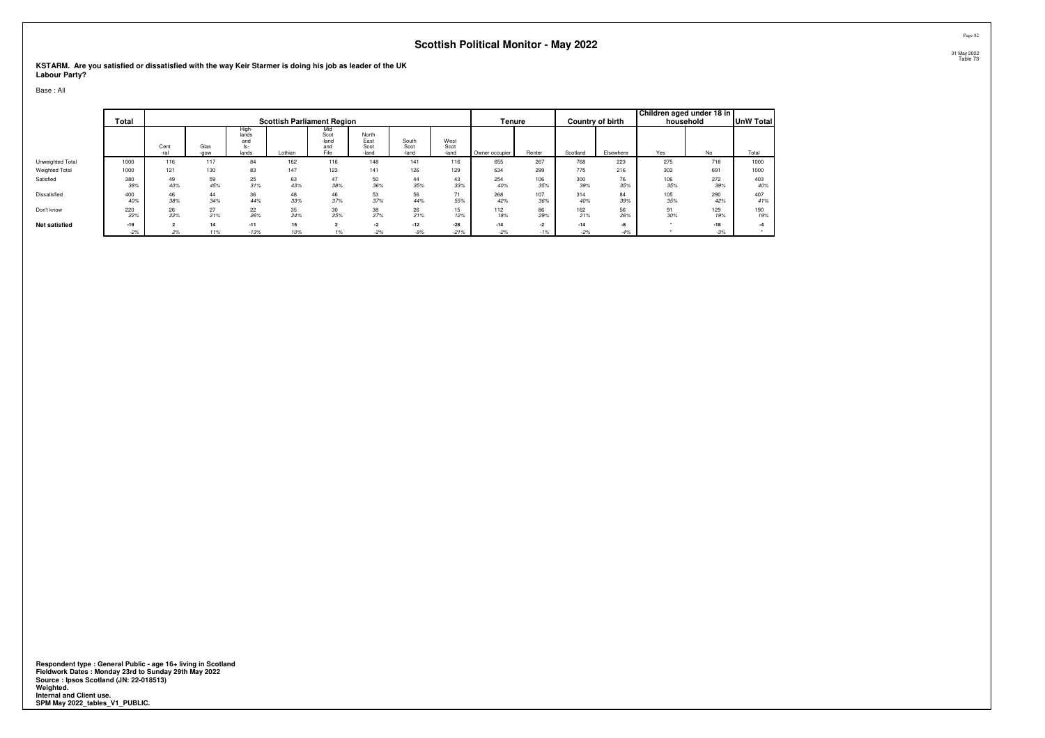# Scottish Political Monitor - May 2022

31 May 2022
Table 73

**KSTARM. Are you satisfied or dissatisfied with the way Keir Starmer is doing his job as leader of the UK Labour Party?**

Base : All

| | Total | Scottish Parliament Region | | | | | | | | Tenure | | Country of birth | | Children aged under 18 in household | | UnW Total |
|---|---|---|---|---|---|---|---|---|---|---|---|---|---|---|---|---|
| | | Cent-ral | Glas-gow | High-lands and Is-lands | Lothian | Mid Scot-land and Fife | North East Scot-land | South Scot-land | West Scot-land | Owner occupier | Renter | Scotland | Elsewhere | Yes | No | Total |
| Unweighted Total | 1000 | 116 | 117 | 84 | 162 | 116 | 148 | 141 | 116 | 655 | 267 | 768 | 223 | 275 | 718 | 1000 |
| Weighted Total | 1000 | 121 | 130 | 83 | 147 | 123 | 141 | 126 | 129 | 634 | 299 | 775 | 216 | 302 | 691 | 1000 |
| Satisfied | 380 | 49 | 59 | 25 | 63 | 47 | 50 | 44 | 43 | 254 | 106 | 300 | 76 | 106 | 272 | 403 |
| | *38%* | *40%* | *45%* | *31%* | *43%* | *38%* | *36%* | *35%* | *33%* | *40%* | *35%* | *39%* | *35%* | *35%* | *39%* | *40%* |
| Dissatisfied | 400 | 46 | 44 | 36 | 48 | 46 | 53 | 56 | 71 | 268 | 107 | 314 | 84 | 105 | 290 | 407 |
| | *40%* | *38%* | *34%* | *44%* | *33%* | *37%* | *37%* | *44%* | *55%* | *42%* | *36%* | *40%* | *39%* | *35%* | *42%* | *41%* |
| Don't know | 220 | 26 | 27 | 22 | 35 | 30 | 38 | 26 | 15 | 112 | 86 | 162 | 56 | 91 | 129 | 190 |
| | *22%* | *22%* | *21%* | *26%* | *24%* | *25%* | *27%* | *21%* | *12%* | *18%* | *29%* | *21%* | *26%* | *30%* | *19%* | *19%* |
| **Net satisfied** | **-19** | **2** | **14** | **-11** | **15** | **2** | **-2** | **-12** | **-28** | **-14** | **-2** | **-14** | **-8** | * | **-18** | **-4** |
| | *-2%* | *2%* | *11%* | *-13%* | *10%* | *1%* | *-2%* | *-9%* | *-21%* | *-2%* | *-1%* | *-2%* | *-4%* | * | *-3%* | * |

**Respondent type : General Public - age 16+ living in Scotland**
**Fieldwork Dates : Monday 23rd to Sunday 29th May 2022**
**Source : Ipsos Scotland (JN: 22-018513)**
**Weighted.**
**Internal and Client use.**
**SPM May 2022_tables_V1_PUBLIC.**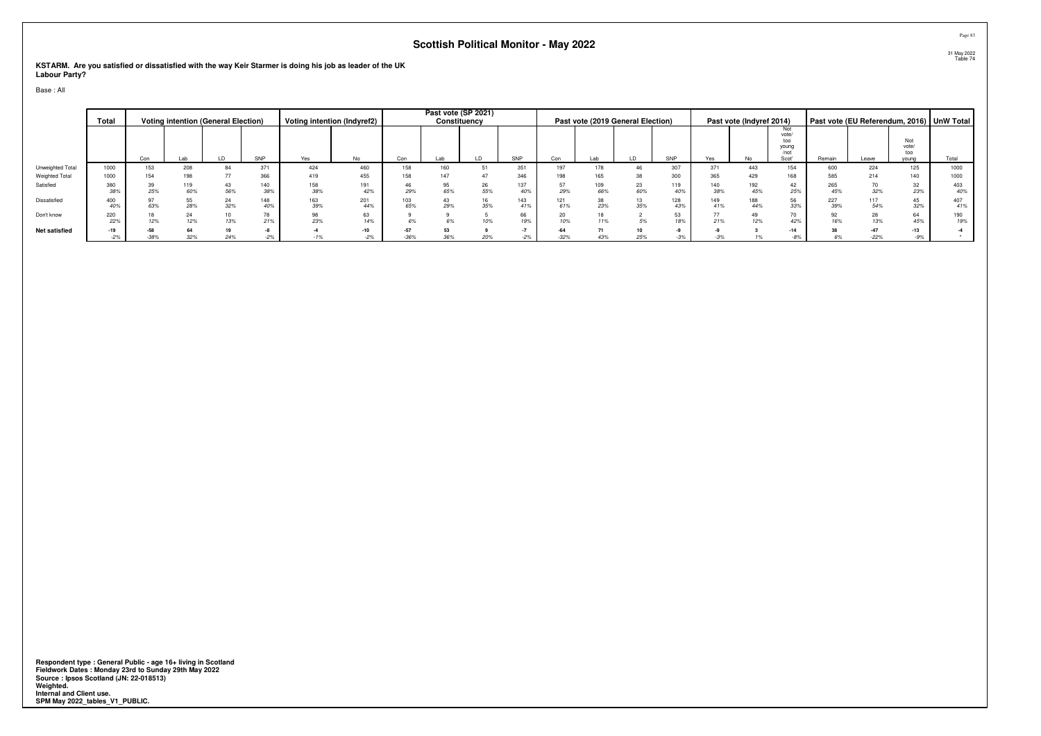# Scottish Political Monitor - May 2022

31 May 2022
Table 74

**KSTARM. Are you satisfied or dissatisfied with the way Keir Starmer is doing his job as leader of the UK Labour Party?**

Base : All

| | Total | Voting intention (General Election) | | | | Voting intention (Indyref2) | | Past vote (SP 2021) Constituency | | | | Past vote (2019 General Election) | | | | Past vote (Indyref 2014) | | | Past vote (EU Referendum, 2016) | | | UnW Total |
|---|---|---|---|---|---|---|---|---|---|---|---|---|---|---|---|---|---|---|---|---|---|---|
| | | Con | Lab | LD | SNP | Yes | No | Con | Lab | LD | SNP | Con | Lab | LD | SNP | Yes | No | Not vote/ too young /not Scot' | Remain | Leave | Not vote/ too young | Total |
| Unweighted Total | 1000 | 153 | 208 | 84 | 371 | 424 | 460 | 158 | 160 | 51 | 351 | 197 | 178 | 46 | 307 | 371 | 443 | 154 | 600 | 224 | 125 | 1000 |
| Weighted Total | 1000 | 154 | 198 | 77 | 366 | 419 | 455 | 158 | 147 | 47 | 346 | 198 | 165 | 38 | 300 | 365 | 429 | 168 | 585 | 214 | 140 | 1000 |
| Satisfied | 380 | 39 | 119 | 43 | 140 | 158 | 191 | 46 | 95 | 26 | 137 | 57 | 109 | 23 | 119 | 140 | 192 | 42 | 265 | 70 | 32 | 403 |
| | 38% | 25% | 60% | 56% | 38% | 38% | 42% | 29% | 65% | 55% | 40% | 29% | 66% | 60% | 40% | 38% | 45% | 25% | 45% | 32% | 23% | 40% |
| Dissatisfied | 400 | 97 | 55 | 24 | 148 | 163 | 201 | 103 | 43 | 16 | 143 | 121 | 38 | 13 | 128 | 149 | 188 | 56 | 227 | 117 | 45 | 407 |
| | 40% | 63% | 28% | 32% | 40% | 39% | 44% | 65% | 29% | 35% | 41% | 61% | 23% | 35% | 43% | 41% | 44% | 33% | 39% | 54% | 32% | 41% |
| Don't know | 220 | 18 | 24 | 10 | 78 | 98 | 63 | 9 | 9 | 5 | 66 | 20 | 18 | 2 | 53 | 77 | 49 | 70 | 92 | 28 | 64 | 190 |
| | 22% | 12% | 12% | 13% | 21% | 23% | 14% | 6% | 6% | 10% | 19% | 10% | 11% | 5% | 18% | 21% | 12% | 42% | 16% | 13% | 45% | 19% |
| **Net satisfied** | **-19** | **-58** | **64** | **19** | **-8** | **-4** | **-10** | **-57** | **53** | **9** | **-7** | **-64** | **71** | **10** | **-9** | **-9** | **3** | **-14** | **38** | **-47** | **-13** | **-4** |
| | -2% | -38% | 32% | 24% | -2% | -1% | -2% | -36% | 36% | 20% | -2% | -32% | 43% | 25% | -3% | -3% | 1% | -8% | 6% | -22% | -9% | * |

**Respondent type : General Public - age 16+ living in Scotland**
**Fieldwork Dates : Monday 23rd to Sunday 29th May 2022**
**Source : Ipsos Scotland (JN: 22-018513)**
**Weighted.**
**Internal and Client use.**
**SPM May 2022_tables_V1_PUBLIC.**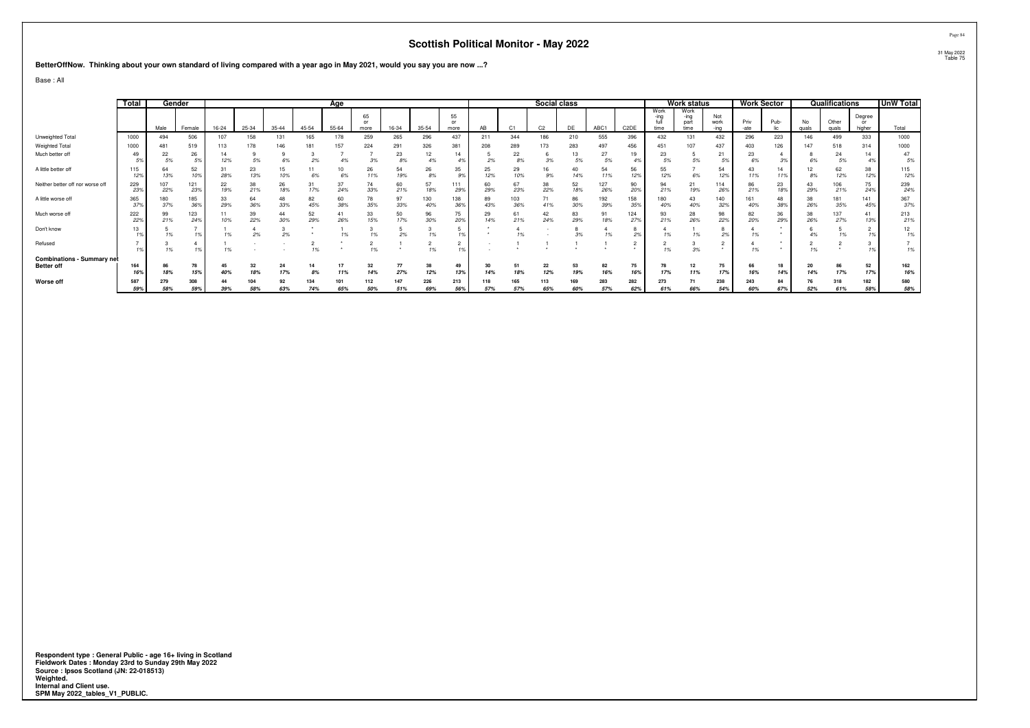# Scottish Political Monitor - May 2022

31 May 2022
Table 75

**BetterOffNow. Thinking about your own standard of living compared with a year ago in May 2021, would you say you are now ...?**

Base : All

| | Total | Gender | | Age | | | | | | | | | Social class | | | | | | Work status | | | Work Sector | | Qualifications | | | UnW Total |
|---|---|---|---|---|---|---|---|---|---|---|---|---|---|---|---|---|---|---|---|---|---|---|---|---|---|---|---|
| | | Male | Female | 16-24 | 25-34 | 35-44 | 45-54 | 55-64 | 65 or more | 16-34 | 35-54 | 55 or more | AB | C1 | C2 | DE | ABC1 | C2DE | Work-ing full time | Work-ing part time | Not work-ing | Priv-ate | Pub-lic | No quals | Other quals | Degree or higher | Total |
| Unweighted Total | 1000 | 494 | 506 | 107 | 158 | 131 | 165 | 178 | 259 | 265 | 296 | 437 | 211 | 344 | 186 | 210 | 555 | 396 | 432 | 131 | 432 | 296 | 223 | 146 | 499 | 333 | 1000 |
| Weighted Total | 1000 | 481 | 519 | 113 | 178 | 146 | 181 | 157 | 224 | 291 | 326 | 381 | 208 | 289 | 173 | 283 | 497 | 456 | 451 | 107 | 437 | 403 | 126 | 147 | 518 | 314 | 1000 |
| Much better off | 49 | 22 | 26 | 14 | 9 | 9 | 3 | 7 | 7 | 23 | 12 | 14 | 5 | 22 | 6 | 13 | 27 | 19 | 23 | 5 | 21 | 23 | 4 | 8 | 24 | 14 | 47 |
| | 5% | 5% | 5% | 12% | 5% | 6% | 2% | 4% | 3% | 8% | 4% | 4% | 2% | 8% | 3% | 5% | 5% | 4% | 5% | 5% | 5% | 6% | 3% | 6% | 5% | 4% | 5% |
| A little better off | 115 | 64 | 52 | 31 | 23 | 15 | 11 | 10 | 26 | 54 | 26 | 35 | 25 | 29 | 16 | 40 | 54 | 56 | 55 | 7 | 54 | 43 | 14 | 12 | 62 | 38 | 115 |
| | 12% | 13% | 10% | 28% | 13% | 10% | 6% | 6% | 11% | 19% | 8% | 9% | 12% | 10% | 9% | 14% | 11% | 12% | 12% | 6% | 12% | 11% | 11% | 8% | 12% | 12% | 12% |
| Neither better off nor worse off | 229 | 107 | 121 | 22 | 38 | 26 | 31 | 37 | 74 | 60 | 57 | 111 | 60 | 67 | 38 | 52 | 127 | 90 | 94 | 21 | 114 | 86 | 23 | 43 | 106 | 75 | 239 |
| | 23% | 22% | 23% | 19% | 21% | 18% | 17% | 24% | 33% | 21% | 18% | 29% | 29% | 23% | 22% | 18% | 26% | 20% | 21% | 19% | 26% | 21% | 18% | 29% | 21% | 24% | 24% |
| A little worse off | 365 | 180 | 185 | 33 | 64 | 48 | 82 | 60 | 78 | 97 | 130 | 138 | 89 | 103 | 71 | 86 | 192 | 158 | 180 | 43 | 140 | 161 | 48 | 38 | 181 | 141 | 367 |
| | 37% | 37% | 36% | 29% | 36% | 33% | 45% | 38% | 35% | 33% | 40% | 36% | 43% | 36% | 41% | 30% | 39% | 35% | 40% | 40% | 32% | 40% | 38% | 26% | 35% | 45% | 37% |
| Much worse off | 222 | 99 | 123 | 11 | 39 | 44 | 52 | 41 | 33 | 50 | 96 | 75 | 29 | 61 | 42 | 83 | 91 | 124 | 93 | 28 | 98 | 82 | 36 | 38 | 137 | 41 | 213 |
| | 22% | 21% | 24% | 10% | 22% | 30% | 29% | 26% | 15% | 17% | 30% | 20% | 14% | 21% | 24% | 29% | 18% | 27% | 21% | 26% | 22% | 20% | 29% | 26% | 27% | 13% | 21% |
| Don't know | 13 | 5 | 7 | 1 | 4 | 3 | * | 1 | 3 | 5 | 3 | 5 | * | 4 | - | 8 | 4 | 8 | 4 | 1 | 8 | 4 | * | 6 | 5 | 2 | 12 |
| | 1% | 1% | 1% | 1% | 2% | 2% | * | 1% | 1% | 2% | 1% | 1% | * | 1% | - | 3% | 1% | 2% | 1% | 1% | 2% | 1% | * | 4% | 1% | 1% | 1% |
| Refused | 7 | 3 | 4 | 1 | - | - | 2 | * | 2 | 1 | 2 | 2 | - | 1 | 1 | 1 | 1 | 2 | 2 | 3 | 2 | 4 | * | 2 | 2 | 3 | 7 |
| | 1% | 1% | 1% | 1% | - | - | 1% | * | 1% | * | 1% | 1% | - | * | * | * | * | * | 1% | 3% | * | 1% | * | 1% | * | 1% | 1% |
| **Combinations - Summary net** | | | | | | | | | | | | | | | | | | | | | | | | | | | |
| **Better off** | **164** | **86** | **78** | **45** | **32** | **24** | **14** | **17** | **32** | **77** | **38** | **49** | **30** | **51** | **22** | **53** | **82** | **75** | **78** | **12** | **75** | **66** | **18** | **20** | **86** | **52** | **162** |
| | **16%** | **18%** | **15%** | **40%** | **18%** | **17%** | **8%** | **11%** | **14%** | **27%** | **12%** | **13%** | **14%** | **18%** | **12%** | **19%** | **16%** | **16%** | **17%** | **11%** | **17%** | **16%** | **14%** | **14%** | **17%** | **17%** | **16%** |
| **Worse off** | **587** | **279** | **308** | **44** | **104** | **92** | **134** | **101** | **112** | **147** | **226** | **213** | **118** | **165** | **113** | **169** | **283** | **282** | **273** | **71** | **238** | **243** | **84** | **76** | **318** | **182** | **580** |
| | **59%** | **58%** | **59%** | **39%** | **58%** | **63%** | **74%** | **65%** | **50%** | **51%** | **69%** | **56%** | **57%** | **57%** | **65%** | **60%** | **57%** | **62%** | **61%** | **66%** | **54%** | **60%** | **67%** | **52%** | **61%** | **58%** | **58%** |

**Respondent type : General Public - age 16+ living in Scotland**
**Fieldwork Dates : Monday 23rd to Sunday 29th May 2022**
**Source : Ipsos Scotland (JN: 22-018513)**
**Weighted.**
**Internal and Client use.**
**SPM May 2022_tables_V1_PUBLIC.**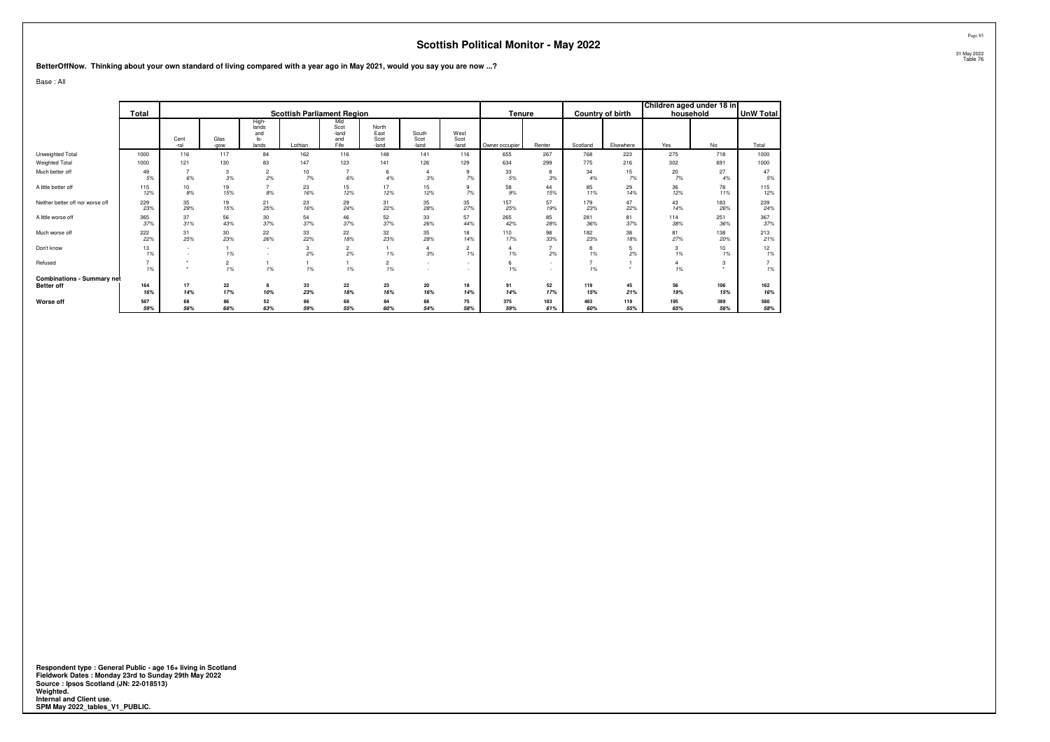# Scottish Political Monitor - May 2022

**BetterOffNow. Thinking about your own standard of living compared with a year ago in May 2021, would you say you are now ...?**

Base : All

| | Total | Scottish Parliament Region | | | | | | | | Tenure | | Country of birth | | Children aged under 18 in household | | UnW Total |
|---|---|---|---|---|---|---|---|---|---|---|---|---|---|---|---|---|
| | | Cent -ral | Glas -gow | High-lands and Is-lands | Lothian | Mid Scot -land and Fife | North East Scot -land | South Scot -land | West Scot -land | Owner occupier | Renter | Scotland | Elsewhere | Yes | No | Total |
| Unweighted Total | 1000 | 116 | 117 | 84 | 162 | 116 | 148 | 141 | 116 | 655 | 267 | 768 | 223 | 275 | 718 | 1000 |
| Weighted Total | 1000 | 121 | 130 | 83 | 147 | 123 | 141 | 126 | 129 | 634 | 299 | 775 | 216 | 302 | 691 | 1000 |
| Much better off | 49 | 7 | 3 | 2 | 10 | 7 | 6 | 4 | 9 | 33 | 8 | 34 | 15 | 20 | 27 | 47 |
| | 5% | 6% | 3% | 2% | 7% | 6% | 4% | 3% | 7% | 5% | 3% | 4% | 7% | 7% | 4% | 5% |
| A little better off | 115 | 10 | 19 | 7 | 23 | 15 | 17 | 15 | 9 | 58 | 44 | 85 | 29 | 36 | 78 | 115 |
| | 12% | 8% | 15% | 8% | 16% | 12% | 12% | 12% | 7% | 9% | 15% | 11% | 14% | 12% | 11% | 12% |
| Neither better off nor worse off | 229 | 35 | 19 | 21 | 23 | 29 | 31 | 35 | 35 | 157 | 57 | 179 | 47 | 43 | 183 | 239 |
| | 23% | 29% | 15% | 25% | 16% | 24% | 22% | 28% | 27% | 25% | 19% | 23% | 22% | 14% | 26% | 24% |
| A little worse off | 365 | 37 | 56 | 30 | 54 | 46 | 52 | 33 | 57 | 265 | 85 | 281 | 81 | 114 | 251 | 367 |
| | 37% | 31% | 43% | 37% | 37% | 37% | 37% | 26% | 44% | 42% | 28% | 36% | 37% | 38% | 36% | 37% |
| Much worse off | 222 | 31 | 30 | 22 | 33 | 22 | 32 | 35 | 18 | 110 | 98 | 182 | 38 | 81 | 138 | 213 |
| | 22% | 25% | 23% | 26% | 22% | 18% | 23% | 28% | 14% | 17% | 33% | 23% | 18% | 27% | 20% | 21% |
| Don't know | 13 | - | 1 | - | 3 | 2 | 1 | 4 | 2 | 4 | 7 | 8 | 5 | 3 | 10 | 12 |
| | 1% | - | 1% | - | 2% | 2% | 1% | 3% | 1% | 1% | 2% | 1% | 2% | 1% | 1% | 1% |
| Refused | 7 | * | 2 | 1 | 1 | 1 | 2 | - | - | 6 | - | 7 | 1 | 4 | 3 | 7 |
| | 1% | * | 1% | 1% | 1% | 1% | 1% | - | - | 1% | - | 1% | * | 1% | * | 1% |
| **Combinations - Summary net** | | | | | | | | | | | | | | | | |
| **Better off** | **164** | **17** | **22** | **8** | **33** | **22** | **23** | **20** | **18** | **91** | **52** | **119** | **45** | **56** | **106** | **162** |
| | **16%** | **14%** | **17%** | **10%** | **23%** | **18%** | **16%** | **16%** | **14%** | **14%** | **17%** | **15%** | **21%** | **19%** | **15%** | **16%** |
| **Worse off** | **587** | **68** | **86** | **52** | **86** | **68** | **84** | **68** | **75** | **375** | **183** | **463** | **119** | **195** | **389** | **580** |
| | **59%** | **56%** | **66%** | **63%** | **59%** | **55%** | **60%** | **54%** | **58%** | **59%** | **61%** | **60%** | **55%** | **65%** | **56%** | **58%** |

**Respondent type : General Public - age 16+ living in Scotland**
**Fieldwork Dates : Monday 23rd to Sunday 29th May 2022**
**Source : Ipsos Scotland (JN: 22-018513)**
**Weighted.**
**Internal and Client use.**
**SPM May 2022_tables_V1_PUBLIC.**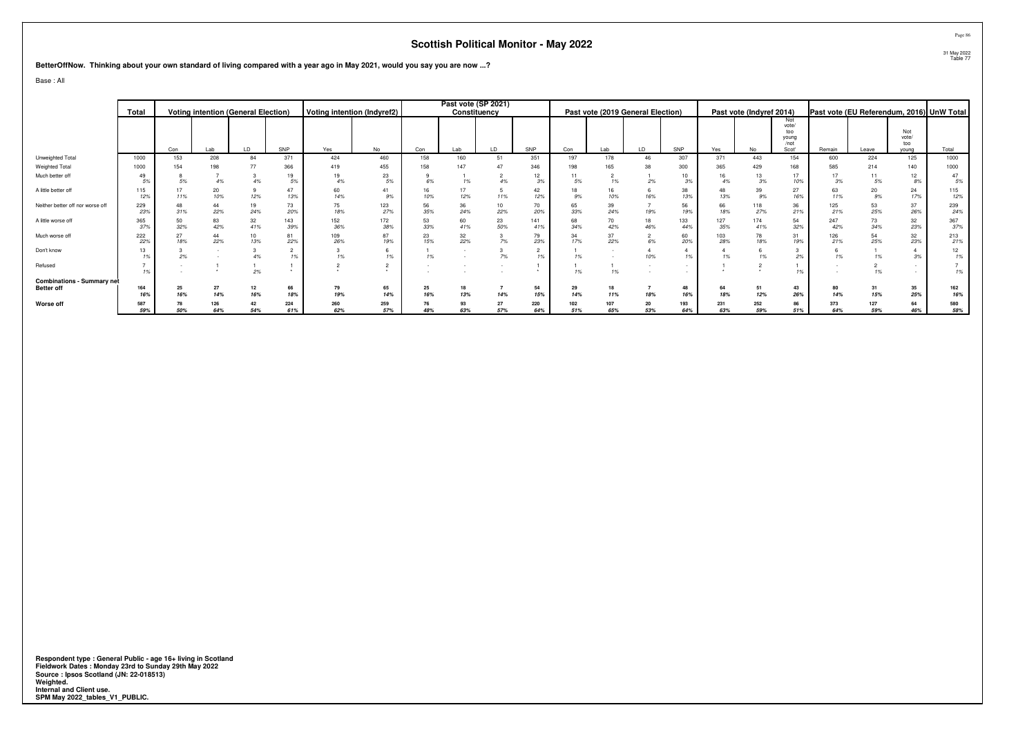# Scottish Political Monitor - May 2022

**BetterOffNow. Thinking about your own standard of living compared with a year ago in May 2021, would you say you are now ...?**

Base : All

| | Total | Voting intention (General Election) | | | | Voting intention (Indyref2) | | Past vote (SP 2021) Constituency | | | | Past vote (2019 General Election) | | | | Past vote (Indyref 2014) | | | Past vote (EU Referendum, 2016) | | | UnW Total |
|---|---|---|---|---|---|---|---|---|---|---|---|---|---|---|---|---|---|---|---|---|---|---|
| | | Con | Lab | LD | SNP | Yes | No | Con | Lab | LD | SNP | Con | Lab | LD | SNP | Yes | No | Not vote/ too young /not Scot' | Remain | Leave | Not vote/ too young | Total |
| Unweighted Total | 1000 | 153 | 208 | 84 | 371 | 424 | 460 | 158 | 160 | 51 | 351 | 197 | 178 | 46 | 307 | 371 | 443 | 154 | 600 | 224 | 125 | 1000 |
| Weighted Total | 1000 | 154 | 198 | 77 | 366 | 419 | 455 | 158 | 147 | 47 | 346 | 198 | 165 | 38 | 300 | 365 | 429 | 168 | 585 | 214 | 140 | 1000 |
| Much better off | 49 | 8 | 7 | 3 | 19 | 19 | 23 | 9 | 1 | 2 | 12 | 11 | 2 | 1 | 10 | 16 | 13 | 17 | 17 | 11 | 12 | 47 |
| | 5% | 5% | 4% | 4% | 5% | 4% | 5% | 6% | 1% | 4% | 3% | 5% | 1% | 2% | 3% | 4% | 3% | 10% | 3% | 5% | 8% | 5% |
| A little better off | 115 | 17 | 20 | 9 | 47 | 60 | 41 | 16 | 17 | 5 | 42 | 18 | 16 | 6 | 38 | 48 | 39 | 27 | 63 | 20 | 24 | 115 |
| | 12% | 11% | 10% | 12% | 13% | 14% | 9% | 10% | 12% | 11% | 12% | 9% | 10% | 16% | 13% | 13% | 9% | 16% | 11% | 9% | 17% | 12% |
| Neither better off nor worse off | 229 | 48 | 44 | 19 | 73 | 75 | 123 | 56 | 36 | 10 | 70 | 65 | 39 | 7 | 56 | 66 | 118 | 36 | 125 | 53 | 37 | 239 |
| | 23% | 31% | 22% | 24% | 20% | 18% | 27% | 35% | 24% | 22% | 20% | 33% | 24% | 19% | 19% | 18% | 27% | 21% | 21% | 25% | 26% | 24% |
| A little worse off | 365 | 50 | 83 | 32 | 143 | 152 | 172 | 53 | 60 | 23 | 141 | 68 | 70 | 18 | 133 | 127 | 174 | 54 | 247 | 73 | 32 | 367 |
| | 37% | 32% | 42% | 41% | 39% | 36% | 38% | 33% | 41% | 50% | 41% | 34% | 42% | 46% | 44% | 35% | 41% | 32% | 42% | 34% | 23% | 37% |
| Much worse off | 222 | 27 | 44 | 10 | 81 | 109 | 87 | 23 | 32 | 3 | 79 | 34 | 37 | 2 | 60 | 103 | 78 | 31 | 126 | 54 | 32 | 213 |
| | 22% | 18% | 22% | 13% | 22% | 26% | 19% | 15% | 22% | 7% | 23% | 17% | 22% | 6% | 20% | 28% | 18% | 19% | 21% | 25% | 23% | 21% |
| Don't know | 13 | 3 | - | 3 | 2 | 3 | 6 | 1 | - | 3 | 2 | 1 | - | 4 | 4 | 4 | 6 | 3 | 6 | 1 | 4 | 12 |
| | 1% | 2% | - | 4% | 1% | 1% | 1% | 1% | - | 7% | 1% | 1% | - | 10% | 1% | 1% | 1% | 2% | 1% | 1% | 3% | 1% |
| Refused | 7 | - | 1 | 1 | 1 | 2 | 2 | - | - | - | 1 | 1 | 1 | - | - | 1 | 2 | 1 | - | 2 | - | 7 |
| | 1% | - | * | 2% | * | * | * | - | - | - | * | 1% | 1% | - | - | * | * | 1% | - | 1% | - | 1% |
| **Combinations - Summary net** | | | | | | | | | | | | | | | | | | | | | | |
| **Better off** | **164** | **25** | **27** | **12** | **66** | **79** | **65** | **25** | **18** | **7** | **54** | **29** | **18** | **7** | **48** | **64** | **51** | **43** | **80** | **31** | **35** | **162** |
| | **16%** | **16%** | **14%** | **16%** | **18%** | **19%** | **14%** | **16%** | **13%** | **14%** | **15%** | **14%** | **11%** | **18%** | **16%** | **18%** | **12%** | **26%** | **14%** | **15%** | **25%** | **16%** |
| **Worse off** | **587** | **78** | **126** | **42** | **224** | **260** | **259** | **76** | **93** | **27** | **220** | **102** | **107** | **20** | **193** | **231** | **252** | **86** | **373** | **127** | **64** | **580** |
| | **59%** | **50%** | **64%** | **54%** | **61%** | **62%** | **57%** | **48%** | **63%** | **57%** | **64%** | **51%** | **65%** | **53%** | **64%** | **63%** | **59%** | **51%** | **64%** | **59%** | **46%** | **58%** |

**Respondent type : General Public - age 16+ living in Scotland**
**Fieldwork Dates : Monday 23rd to Sunday 29th May 2022**
**Source : Ipsos Scotland (JN: 22-018513)**
**Weighted.**
**Internal and Client use.**
**SPM May 2022_tables_V1_PUBLIC.**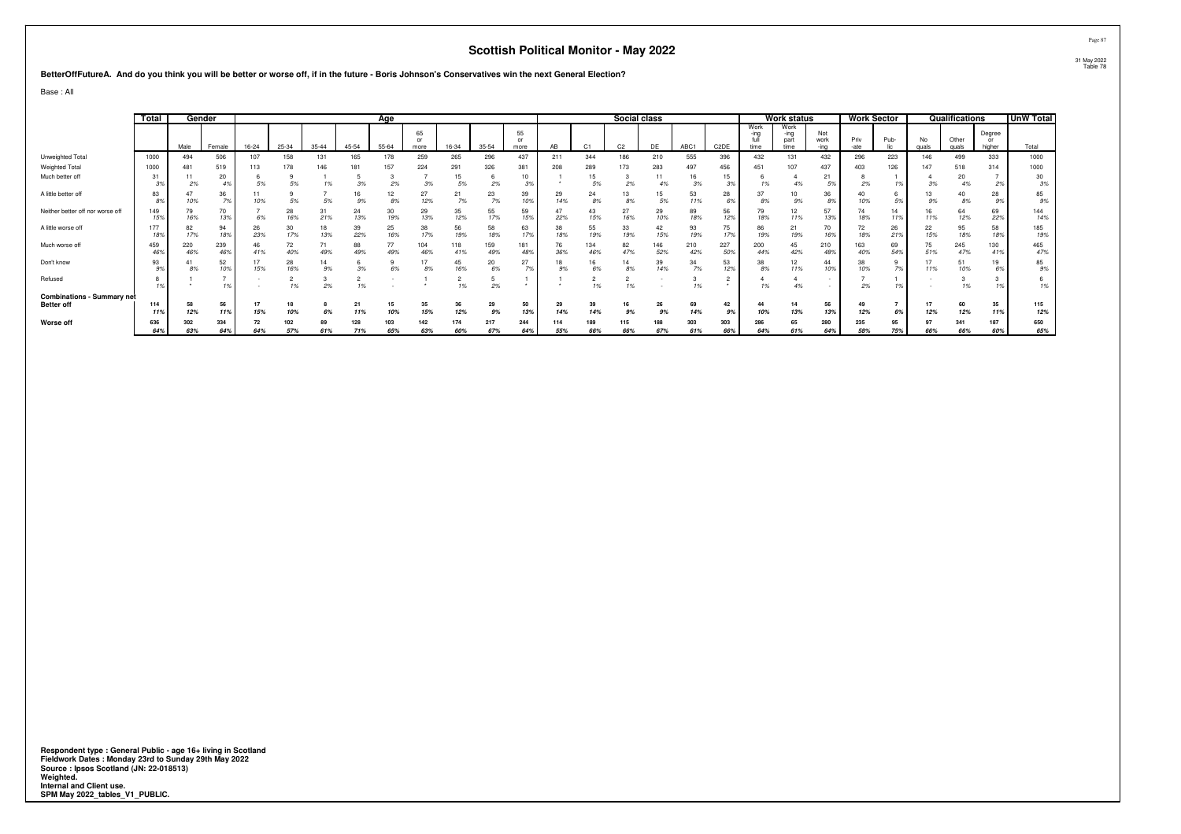# Scottish Political Monitor - May 2022

31 May 2022
Table 78

**BetterOffFutureA. And do you think you will be better or worse off, if in the future - Boris Johnson's Conservatives win the next General Election?**

Base : All

| | Total | Gender | | Age | | | | | | | | | Social class | | | | | | Work status | | | Work Sector | | Qualifications | | | UnW Total |
|---|---|---|---|---|---|---|---|---|---|---|---|---|---|---|---|---|---|---|---|---|---|---|---|---|---|---|---|
| | | Male | Female | 16-24 | 25-34 | 35-44 | 45-54 | 55-64 | 65 or more | 16-34 | 35-54 | 55 or more | AB | C1 | C2 | DE | ABC1 | C2DE | Work-ing full time | Work-ing part time | Not work-ing | Priv-ate | Pub-lic | No quals | Other quals | Degree or higher | Total |
| Unweighted Total | 1000 | 494 | 506 | 107 | 158 | 131 | 165 | 178 | 259 | 265 | 296 | 437 | 211 | 344 | 186 | 210 | 555 | 396 | 432 | 131 | 432 | 296 | 223 | 146 | 499 | 333 | 1000 |
| Weighted Total | 1000 | 481 | 519 | 113 | 178 | 146 | 181 | 157 | 224 | 291 | 326 | 381 | 208 | 289 | 173 | 283 | 497 | 456 | 451 | 107 | 437 | 403 | 126 | 147 | 518 | 314 | 1000 |
| Much better off | 31 | 11 | 20 | 6 | 9 | 1 | 5 | 3 | 7 | 15 | 6 | 10 | 1 | 15 | 3 | 11 | 16 | 15 | 6 | 4 | 21 | 8 | 1 | 4 | 20 | 7 | 30 |
| | 3% | 2% | 4% | 5% | 5% | 1% | 3% | 2% | 3% | 5% | 2% | 3% | * | 5% | 2% | 4% | 3% | 3% | 1% | 4% | 5% | 2% | 1% | 3% | 4% | 2% | 3% |
| A little better off | 83 | 47 | 36 | 11 | 9 | 7 | 16 | 12 | 27 | 21 | 23 | 39 | 29 | 24 | 13 | 15 | 53 | 28 | 37 | 10 | 36 | 40 | 6 | 13 | 40 | 28 | 85 |
| | 8% | 10% | 7% | 10% | 5% | 5% | 9% | 8% | 12% | 7% | 7% | 10% | 14% | 8% | 8% | 5% | 11% | 6% | 8% | 9% | 8% | 10% | 5% | 9% | 8% | 9% | 9% |
| Neither better off nor worse off | 149 | 79 | 70 | 7 | 28 | 31 | 24 | 30 | 29 | 35 | 55 | 59 | 47 | 43 | 27 | 29 | 89 | 56 | 79 | 12 | 57 | 74 | 14 | 16 | 64 | 69 | 144 |
| | 15% | 16% | 13% | 6% | 16% | 21% | 13% | 19% | 13% | 12% | 17% | 15% | 22% | 15% | 16% | 10% | 18% | 12% | 18% | 11% | 13% | 18% | 11% | 11% | 12% | 22% | 14% |
| A little worse off | 177 | 82 | 94 | 26 | 30 | 18 | 39 | 25 | 38 | 56 | 58 | 63 | 38 | 55 | 33 | 42 | 93 | 75 | 86 | 21 | 70 | 72 | 26 | 22 | 95 | 58 | 185 |
| | 18% | 17% | 18% | 23% | 17% | 13% | 22% | 16% | 17% | 19% | 18% | 17% | 18% | 19% | 19% | 15% | 19% | 17% | 19% | 19% | 16% | 18% | 21% | 15% | 18% | 18% | 19% |
| Much worse off | 459 | 220 | 239 | 46 | 72 | 71 | 88 | 77 | 104 | 118 | 159 | 181 | 76 | 134 | 82 | 146 | 210 | 227 | 200 | 45 | 210 | 163 | 69 | 75 | 245 | 130 | 465 |
| | 46% | 46% | 46% | 41% | 40% | 49% | 49% | 49% | 46% | 41% | 49% | 48% | 36% | 46% | 47% | 52% | 42% | 50% | 44% | 42% | 48% | 40% | 54% | 51% | 47% | 41% | 47% |
| Don't know | 93 | 41 | 52 | 17 | 28 | 14 | 6 | 9 | 17 | 45 | 20 | 27 | 18 | 16 | 14 | 39 | 34 | 53 | 38 | 12 | 44 | 38 | 9 | 17 | 51 | 19 | 85 |
| | 9% | 8% | 10% | 15% | 16% | 9% | 3% | 6% | 8% | 16% | 6% | 7% | 9% | 6% | 8% | 14% | 7% | 12% | 8% | 11% | 10% | 10% | 7% | 11% | 10% | 6% | 9% |
| Refused | 8 | 1 | 7 | - | 2 | 3 | 2 | - | 1 | 2 | 5 | 1 | 1 | 2 | 2 | - | 3 | 2 | 4 | 4 | - | 7 | 1 | - | 3 | 3 | 6 |
| | 1% | * | 1% | - | 1% | 2% | 1% | - | * | 1% | 2% | * | * | 1% | 1% | - | 1% | * | 1% | 4% | - | 2% | 1% | - | 1% | 1% | 1% |
| **Combinations - Summary net** | | | | | | | | | | | | | | | | | | | | | | | | | | | |
| **Better off** | **114** | **58** | **56** | **17** | **18** | **8** | **21** | **15** | **35** | **36** | **29** | **50** | **29** | **39** | **16** | **26** | **69** | **42** | **44** | **14** | **56** | **49** | **7** | **17** | **60** | **35** | **115** |
| | **11%** | **12%** | **11%** | **15%** | **10%** | **6%** | **11%** | **10%** | **15%** | **12%** | **9%** | **13%** | **14%** | **14%** | **9%** | **9%** | **14%** | **9%** | **10%** | **13%** | **13%** | **12%** | **6%** | **12%** | **12%** | **11%** | **12%** |
| **Worse off** | **636** | **302** | **334** | **72** | **102** | **89** | **128** | **103** | **142** | **174** | **217** | **244** | **114** | **189** | **115** | **188** | **303** | **303** | **286** | **65** | **280** | **235** | **95** | **97** | **341** | **187** | **650** |
| | **64%** | **63%** | **64%** | **64%** | **57%** | **61%** | **71%** | **65%** | **63%** | **60%** | **67%** | **64%** | **55%** | **66%** | **66%** | **67%** | **61%** | **66%** | **64%** | **61%** | **64%** | **58%** | **75%** | **66%** | **66%** | **60%** | **65%** |

**Respondent type : General Public - age 16+ living in Scotland**
**Fieldwork Dates : Monday 23rd to Sunday 29th May 2022**
**Source : Ipsos Scotland (JN: 22-018513)**
**Weighted.**
**Internal and Client use.**
**SPM May 2022_tables_V1_PUBLIC.**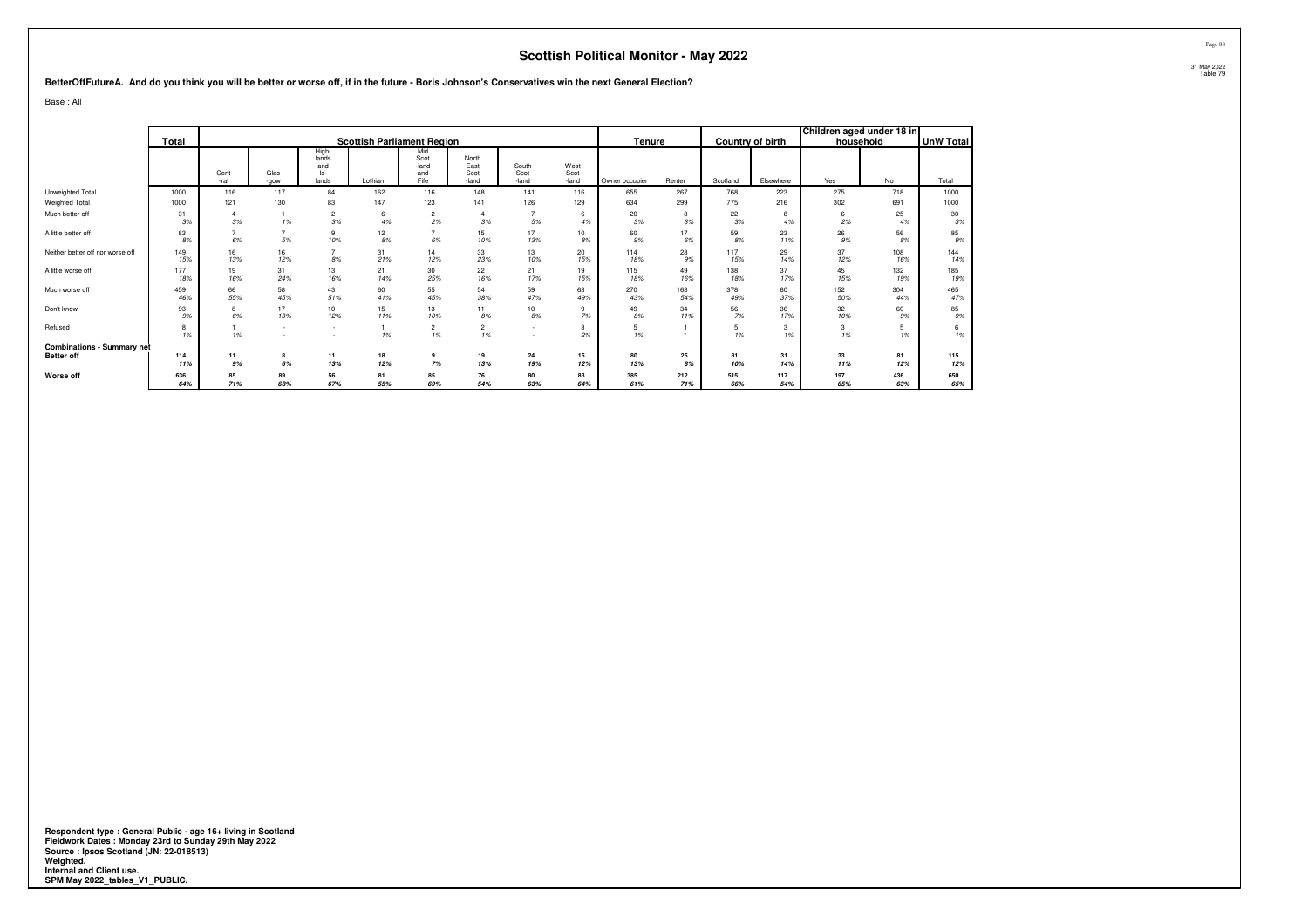# Scottish Political Monitor - May 2022

31 May 2022
Table 79

**BetterOffFutureA. And do you think you will be better or worse off, if in the future - Boris Johnson's Conservatives win the next General Election?**

Base : All

| | Total | Scottish Parliament Region | | | | | | | | Tenure | | Country of birth | | Children aged under 18 in household | | UnW Total |
|---|---|---|---|---|---|---|---|---|---|---|---|---|---|---|---|---|
| | | Cent -ral | Glas -gow | High-lands and Is-lands | Lothian | Mid Scot -land and Fife | North East Scot -land | South Scot -land | West Scot -land | Owner occupier | Renter | Scotland | Elsewhere | Yes | No | Total |
| Unweighted Total | 1000 | 116 | 117 | 84 | 162 | 116 | 148 | 141 | 116 | 655 | 267 | 768 | 223 | 275 | 718 | 1000 |
| Weighted Total | 1000 | 121 | 130 | 83 | 147 | 123 | 141 | 126 | 129 | 634 | 299 | 775 | 216 | 302 | 691 | 1000 |
| Much better off | 31 | 4 | 1 | 2 | 6 | 2 | 4 | 7 | 6 | 20 | 8 | 22 | 8 | 6 | 25 | 30 |
| | *3%* | *3%* | *1%* | *3%* | *4%* | *2%* | *3%* | *5%* | *4%* | *3%* | *3%* | *3%* | *4%* | *2%* | *4%* | *3%* |
| A little better off | 83 | 7 | 7 | 9 | 12 | 7 | 15 | 17 | 10 | 60 | 17 | 59 | 23 | 26 | 56 | 85 |
| | *8%* | *6%* | *5%* | *10%* | *8%* | *6%* | *10%* | *13%* | *8%* | *9%* | *6%* | *8%* | *11%* | *9%* | *8%* | *9%* |
| Neither better off nor worse off | 149 | 16 | 16 | 7 | 31 | 14 | 33 | 13 | 20 | 114 | 28 | 117 | 29 | 37 | 108 | 144 |
| | *15%* | *13%* | *12%* | *8%* | *21%* | *12%* | *23%* | *10%* | *15%* | *18%* | *9%* | *15%* | *14%* | *12%* | *16%* | *14%* |
| A little worse off | 177 | 19 | 31 | 13 | 21 | 30 | 22 | 21 | 19 | 115 | 49 | 138 | 37 | 45 | 132 | 185 |
| | *18%* | *16%* | *24%* | *16%* | *14%* | *25%* | *16%* | *17%* | *15%* | *18%* | *16%* | *18%* | *17%* | *15%* | *19%* | *19%* |
| Much worse off | 459 | 66 | 58 | 43 | 60 | 55 | 54 | 59 | 63 | 270 | 163 | 378 | 80 | 152 | 304 | 465 |
| | *46%* | *55%* | *45%* | *51%* | *41%* | *45%* | *38%* | *47%* | *49%* | *43%* | *54%* | *49%* | *37%* | *50%* | *44%* | *47%* |
| Don't know | 93 | 8 | 17 | 10 | 15 | 13 | 11 | 10 | 9 | 49 | 34 | 56 | 36 | 32 | 60 | 85 |
| | *9%* | *6%* | *13%* | *12%* | *11%* | *10%* | *8%* | *8%* | *7%* | *8%* | *11%* | *7%* | *17%* | *10%* | *9%* | *9%* |
| Refused | 8 | 1 | - | - | 1 | 2 | 2 | - | 3 | 5 | 1 | 5 | 3 | 3 | 5 | 6 |
| | *1%* | *1%* | - | - | *1%* | *1%* | *1%* | - | *2%* | *1%* | * | *1%* | *1%* | *1%* | *1%* | *1%* |
| **Combinations - Summary net** | | | | | | | | | | | | | | | | |
| **Better off** | **114** | **11** | **8** | **11** | **18** | **9** | **19** | **24** | **15** | **80** | **25** | **81** | **31** | **33** | **81** | **115** |
| | ***11%*** | ***9%*** | ***6%*** | ***13%*** | ***12%*** | ***7%*** | ***13%*** | ***19%*** | ***12%*** | ***13%*** | ***8%*** | ***10%*** | ***14%*** | ***11%*** | ***12%*** | ***12%*** |
| **Worse off** | **636** | **85** | **89** | **56** | **81** | **85** | **76** | **80** | **83** | **385** | **212** | **515** | **117** | **197** | **436** | **650** |
| | ***64%*** | ***71%*** | ***68%*** | ***67%*** | ***55%*** | ***69%*** | ***54%*** | ***63%*** | ***64%*** | ***61%*** | ***71%*** | ***66%*** | ***54%*** | ***65%*** | ***63%*** | ***65%*** |

**Respondent type : General Public - age 16+ living in Scotland**
**Fieldwork Dates : Monday 23rd to Sunday 29th May 2022**
**Source : Ipsos Scotland (JN: 22-018513)**
**Weighted.**
**Internal and Client use.**
**SPM May 2022_tables_V1_PUBLIC.**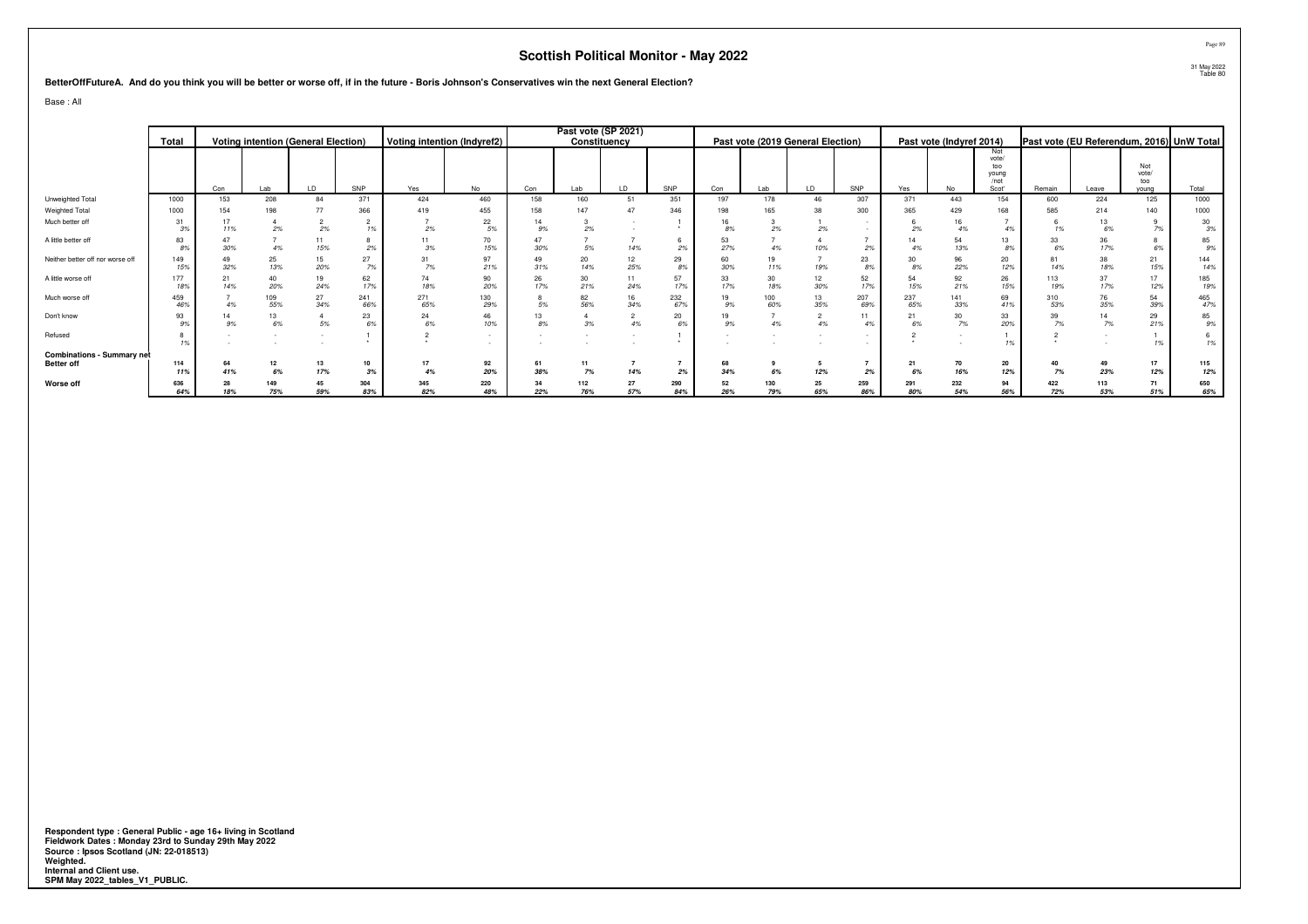# Scottish Political Monitor - May 2022

31 May 2022
Table 80

**BetterOffFutureA. And do you think you will be better or worse off, if in the future - Boris Johnson's Conservatives win the next General Election?**

Base : All

| | Total | Voting intention (General Election) | | | | Voting intention (Indyref2) | | Past vote (SP 2021) Constituency | | | | Past vote (2019 General Election) | | | | Past vote (Indyref 2014) | | | Past vote (EU Referendum, 2016) | | | UnW Total |
|---|---|---|---|---|---|---|---|---|---|---|---|---|---|---|---|---|---|---|---|---|---|---|
| | | Con | Lab | LD | SNP | Yes | No | Con | Lab | LD | SNP | Con | Lab | LD | SNP | Yes | No | Not vote/ too young /not Scot' | Remain | Leave | Not vote/ too young | Total |
| Unweighted Total | 1000 | 153 | 208 | 84 | 371 | 424 | 460 | 158 | 160 | 51 | 351 | 197 | 178 | 46 | 307 | 371 | 443 | 154 | 600 | 224 | 125 | 1000 |
| Weighted Total | 1000 | 154 | 198 | 77 | 366 | 419 | 455 | 158 | 147 | 47 | 346 | 198 | 165 | 38 | 300 | 365 | 429 | 168 | 585 | 214 | 140 | 1000 |
| Much better off | 31 | 17 | 4 | 2 | 2 | 7 | 22 | 14 | 3 | - | 1 | 16 | 3 | 1 | - | 6 | 16 | 7 | 6 | 13 | 9 | 30 |
| | 3% | 11% | 2% | 2% | 1% | 2% | 5% | 9% | 2% | - | * | 8% | 2% | 2% | - | 2% | 4% | 4% | 1% | 6% | 7% | 3% |
| A little better off | 83 | 47 | 7 | 11 | 8 | 11 | 70 | 47 | 7 | 7 | 6 | 53 | 7 | 4 | 7 | 14 | 54 | 13 | 33 | 36 | 8 | 85 |
| | 8% | 30% | 4% | 15% | 2% | 3% | 15% | 30% | 5% | 14% | 2% | 27% | 4% | 10% | 2% | 4% | 13% | 8% | 6% | 17% | 6% | 9% |
| Neither better off nor worse off | 149 | 49 | 25 | 15 | 27 | 31 | 97 | 49 | 20 | 12 | 29 | 60 | 19 | 7 | 23 | 30 | 96 | 20 | 81 | 38 | 21 | 144 |
| | 15% | 32% | 13% | 20% | 7% | 7% | 21% | 31% | 14% | 25% | 8% | 30% | 11% | 19% | 8% | 8% | 22% | 12% | 14% | 18% | 15% | 14% |
| A little worse off | 177 | 21 | 40 | 19 | 62 | 74 | 90 | 26 | 30 | 11 | 57 | 33 | 30 | 12 | 52 | 54 | 92 | 26 | 113 | 37 | 17 | 185 |
| | 18% | 14% | 20% | 24% | 17% | 18% | 20% | 17% | 21% | 24% | 17% | 17% | 18% | 30% | 17% | 15% | 21% | 15% | 19% | 17% | 12% | 19% |
| Much worse off | 459 | 7 | 109 | 27 | 241 | 271 | 130 | 8 | 82 | 16 | 232 | 19 | 100 | 13 | 207 | 237 | 141 | 69 | 310 | 76 | 54 | 465 |
| | 46% | 4% | 55% | 34% | 66% | 65% | 29% | 5% | 56% | 34% | 67% | 9% | 60% | 35% | 69% | 65% | 33% | 41% | 53% | 35% | 39% | 47% |
| Don't know | 93 | 14 | 13 | 4 | 23 | 24 | 46 | 13 | 4 | 2 | 20 | 19 | 7 | 2 | 11 | 21 | 30 | 33 | 39 | 14 | 29 | 85 |
| | 9% | 9% | 6% | 5% | 6% | 6% | 10% | 8% | 3% | 4% | 6% | 9% | 4% | 4% | 4% | 6% | 7% | 20% | 7% | 7% | 21% | 9% |
| Refused | 8 | - | - | - | 1 | 2 | - | - | - | - | 1 | - | - | - | - | 2 | - | 1 | 2 | - | 1 | 6 |
| | 1% | - | - | - | * | * | - | - | - | - | * | - | - | - | - | * | - | 1% | * | - | 1% | 1% |
| **Combinations - Summary net** | | | | | | | | | | | | | | | | | | | | | | |
| **Better off** | **114** | **64** | **12** | **13** | **10** | **17** | **92** | **61** | **11** | **7** | **7** | **68** | **9** | **5** | **7** | **21** | **70** | **20** | **40** | **49** | **17** | **115** |
| | **11%** | **41%** | **6%** | **17%** | **3%** | **4%** | **20%** | **38%** | **7%** | **14%** | **2%** | **34%** | **6%** | **12%** | **2%** | **6%** | **16%** | **12%** | **7%** | **23%** | **12%** | **12%** |
| **Worse off** | **636** | **28** | **149** | **45** | **304** | **345** | **220** | **34** | **112** | **27** | **290** | **52** | **130** | **25** | **259** | **291** | **232** | **94** | **422** | **113** | **71** | **650** |
| | **64%** | **18%** | **75%** | **59%** | **83%** | **82%** | **48%** | **22%** | **76%** | **57%** | **84%** | **26%** | **79%** | **65%** | **86%** | **80%** | **54%** | **56%** | **72%** | **53%** | **51%** | **65%** |

**Respondent type : General Public - age 16+ living in Scotland**
**Fieldwork Dates : Monday 23rd to Sunday 29th May 2022**
**Source : Ipsos Scotland (JN: 22-018513)**
**Weighted.**
**Internal and Client use.**
**SPM May 2022_tables_V1_PUBLIC.**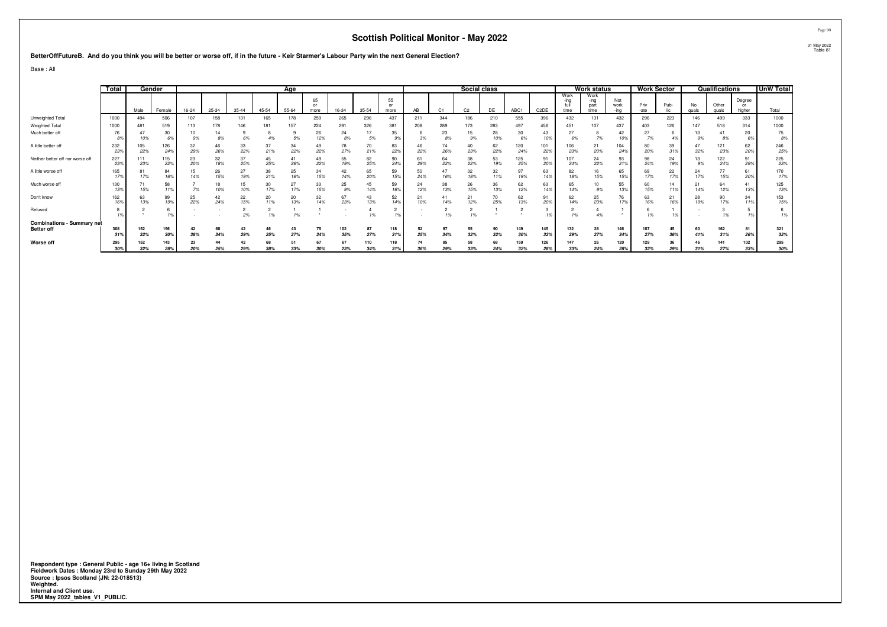# Scottish Political Monitor - May 2022

31 May 2022
Table 81

**BetterOffFutureB. And do you think you will be better or worse off, if in the future - Keir Starmer's Labour Party win the next General Election?**

Base : All

| | Total | Gender | | Age | | | | | | | | | | Social class | | | | | | Work status | | | Work Sector | | Qualifications | | | UnW Total |
|---|---|---|---|---|---|---|---|---|---|---|---|---|---|---|---|---|---|---|---|---|---|---|---|---|---|---|---|---|
| | | Male | Female | 16-24 | 25-34 | 35-44 | 45-54 | 55-64 | 65 or more | 16-34 | 35-54 | 55 or more | AB | C1 | C2 | DE | ABC1 | C2DE | Work-ing full time | Work-ing part time | Not work-ing | Priv-ate | Pub-lic | No quals | Other quals | Degree or higher | Total |
| Unweighted Total | 1000 | 494 | 506 | 107 | 158 | 131 | 165 | 178 | 259 | 265 | 296 | 437 | 211 | 344 | 186 | 210 | 555 | 396 | 432 | 131 | 432 | 296 | 223 | 146 | 499 | 333 | 1000 |
| Weighted Total | 1000 | 481 | 519 | 113 | 178 | 146 | 181 | 157 | 224 | 291 | 326 | 381 | 208 | 289 | 173 | 283 | 497 | 456 | 451 | 107 | 437 | 403 | 126 | 147 | 518 | 314 | 1000 |
| Much better off | 76 | 47 | 30 | 10 | 14 | 9 | 8 | 9 | 26 | 24 | 17 | 35 | 6 | 23 | 15 | 28 | 30 | 43 | 27 | 8 | 42 | 27 | 6 | 13 | 41 | 20 | 75 |
| | 8% | 10% | 6% | 9% | 8% | 6% | 4% | 5% | 12% | 8% | 5% | 9% | 3% | 8% | 9% | 10% | 6% | 10% | 6% | 7% | 10% | 7% | 4% | 9% | 8% | 6% | 8% |
| A little better off | 232 | 105 | 126 | 32 | 46 | 33 | 37 | 34 | 49 | 78 | 70 | 83 | 46 | 74 | 40 | 62 | 120 | 101 | 106 | 21 | 104 | 80 | 39 | 47 | 121 | 62 | 246 |
| | 23% | 22% | 24% | 29% | 26% | 22% | 21% | 22% | 22% | 27% | 21% | 22% | 22% | 26% | 23% | 22% | 24% | 22% | 23% | 20% | 24% | 20% | 31% | 32% | 23% | 20% | 25% |
| Neither better off nor worse off | 227 | 111 | 115 | 23 | 32 | 37 | 45 | 41 | 49 | 55 | 82 | 90 | 61 | 64 | 38 | 53 | 125 | 91 | 107 | 24 | 93 | 98 | 24 | 13 | 122 | 91 | 225 |
| | 23% | 23% | 22% | 20% | 18% | 25% | 25% | 26% | 22% | 19% | 25% | 24% | 29% | 22% | 22% | 19% | 25% | 20% | 24% | 22% | 21% | 24% | 19% | 9% | 24% | 29% | 23% |
| A little worse off | 165 | 81 | 84 | 15 | 26 | 27 | 38 | 25 | 34 | 42 | 65 | 59 | 50 | 47 | 32 | 32 | 97 | 63 | 82 | 16 | 65 | 69 | 22 | 24 | 77 | 61 | 170 |
| | 17% | 17% | 16% | 14% | 15% | 19% | 21% | 16% | 15% | 14% | 20% | 15% | 24% | 16% | 18% | 11% | 19% | 14% | 18% | 15% | 15% | 17% | 17% | 17% | 15% | 20% | 17% |
| Much worse off | 130 | 71 | 58 | 7 | 18 | 15 | 30 | 27 | 33 | 25 | 45 | 59 | 24 | 38 | 26 | 36 | 62 | 63 | 65 | 10 | 55 | 60 | 14 | 21 | 64 | 41 | 125 |
| | 13% | 15% | 11% | 7% | 10% | 10% | 17% | 17% | 15% | 9% | 14% | 16% | 12% | 13% | 15% | 13% | 12% | 14% | 14% | 9% | 13% | 15% | 11% | 14% | 12% | 13% | 13% |
| Don't know | 162 | 63 | 99 | 25 | 42 | 22 | 20 | 20 | 32 | 67 | 43 | 52 | 21 | 41 | 21 | 70 | 62 | 91 | 62 | 25 | 76 | 63 | 21 | 28 | 90 | 34 | 153 |
| | 16% | 13% | 19% | 22% | 24% | 15% | 11% | 13% | 14% | 23% | 13% | 14% | 10% | 14% | 12% | 25% | 13% | 20% | 14% | 23% | 17% | 16% | 16% | 19% | 17% | 11% | 15% |
| Refused | 8 | 2 | 6 | - | - | 2 | 2 | 1 | 1 | - | 4 | 2 | - | 2 | 2 | 1 | 2 | 3 | 2 | 4 | 1 | 6 | 1 | - | 3 | 5 | 6 |
| | 1% | * | 1% | - | - | 2% | 1% | 1% | * | - | 1% | 1% | - | 1% | 1% | * | * | 1% | 1% | 4% | * | 1% | 1% | - | 1% | 1% | 1% |
| **Combinations - Summary net** | | | | | | | | | | | | | | | | | | | | | | | | | | | |
| **Better off** | **308** | **152** | **156** | **42** | **60** | **42** | **46** | **43** | **75** | **102** | **87** | **118** | **52** | **97** | **55** | **90** | **149** | **145** | **132** | **28** | **146** | **107** | **45** | **60** | **162** | **81** | **321** |
| | **31%** | **32%** | **30%** | **38%** | **34%** | **29%** | **25%** | **27%** | **34%** | **35%** | **27%** | **31%** | **25%** | **34%** | **32%** | **32%** | **30%** | **32%** | **29%** | **27%** | **34%** | **27%** | **36%** | **41%** | **31%** | **26%** | **32%** |
| **Worse off** | **295** | **152** | **143** | **23** | **44** | **42** | **68** | **51** | **67** | **67** | **110** | **118** | **74** | **85** | **58** | **68** | **159** | **126** | **147** | **26** | **120** | **129** | **36** | **46** | **141** | **102** | **295** |
| | **30%** | **32%** | **28%** | **20%** | **25%** | **29%** | **38%** | **33%** | **30%** | **23%** | **34%** | **31%** | **36%** | **29%** | **33%** | **24%** | **32%** | **28%** | **33%** | **24%** | **28%** | **32%** | **29%** | **31%** | **27%** | **33%** | **30%** |

**Respondent type : General Public - age 16+ living in Scotland**
**Fieldwork Dates : Monday 23rd to Sunday 29th May 2022**
**Source : Ipsos Scotland (JN: 22-018513)**
**Weighted.**
**Internal and Client use.**
**SPM May 2022_tables_V1_PUBLIC.**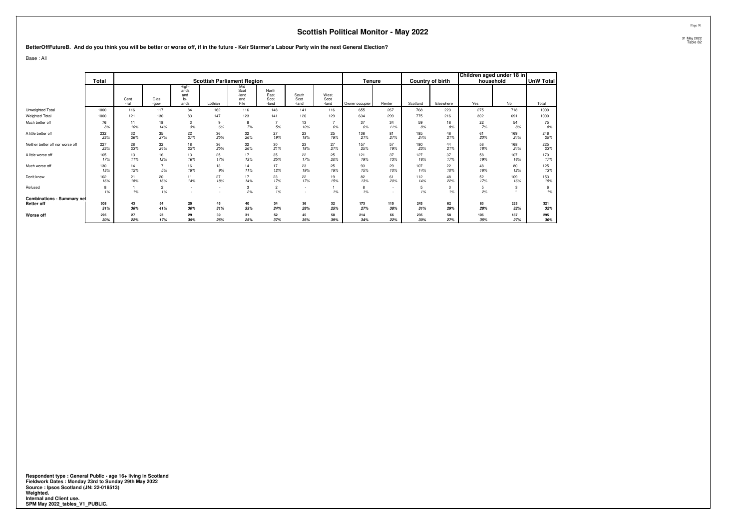# Scottish Political Monitor - May 2022

31 May 2022
Table 82

**BetterOffFutureB. And do you think you will be better or worse off, if in the future - Keir Starmer's Labour Party win the next General Election?**

Base : All

| | Total | Scottish Parliament Region | | | | | | | | Tenure | | Country of birth | | Children aged under 18 in household | | UnW Total |
|---|---|---|---|---|---|---|---|---|---|---|---|---|---|---|---|---|
| | | Central | Glasgow | Highlands and Islands | Lothian | Mid Scotland and Fife | North East Scotland | South Scotland | West Scotland | Owner occupier | Renter | Scotland | Elsewhere | Yes | No | Total |
| Unweighted Total | 1000 | 116 | 117 | 84 | 162 | 116 | 148 | 141 | 116 | 655 | 267 | 768 | 223 | 275 | 718 | 1000 |
| Weighted Total | 1000 | 121 | 130 | 83 | 147 | 123 | 141 | 126 | 129 | 634 | 299 | 775 | 216 | 302 | 691 | 1000 |
| Much better off | 76 | 11 | 18 | 3 | 9 | 8 | 7 | 13 | 7 | 37 | 34 | 59 | 16 | 22 | 54 | 75 |
| | 8% | 10% | 14% | 3% | 6% | 7% | 5% | 10% | 6% | 6% | 11% | 8% | 8% | 7% | 8% | 8% |
| A little better off | 232 | 32 | 35 | 22 | 36 | 32 | 27 | 23 | 25 | 136 | 81 | 185 | 46 | 61 | 169 | 246 |
| | 23% | 26% | 27% | 27% | 25% | 26% | 19% | 18% | 19% | 21% | 27% | 24% | 21% | 20% | 24% | 25% |
| Neither better off nor worse off | 227 | 28 | 32 | 18 | 36 | 32 | 30 | 23 | 27 | 157 | 57 | 180 | 44 | 56 | 168 | 225 |
| | 23% | 23% | 24% | 22% | 25% | 26% | 21% | 18% | 21% | 25% | 19% | 23% | 21% | 18% | 24% | 23% |
| A little worse off | 165 | 13 | 16 | 13 | 25 | 17 | 35 | 22 | 25 | 121 | 37 | 127 | 37 | 58 | 107 | 170 |
| | 17% | 11% | 12% | 16% | 17% | 13% | 25% | 17% | 20% | 19% | 13% | 16% | 17% | 19% | 16% | 17% |
| Much worse off | 130 | 14 | 7 | 16 | 13 | 14 | 17 | 23 | 25 | 93 | 29 | 107 | 22 | 48 | 80 | 125 |
| | 13% | 12% | 5% | 19% | 9% | 11% | 12% | 19% | 19% | 15% | 10% | 14% | 10% | 16% | 12% | 13% |
| Don't know | 162 | 21 | 20 | 11 | 27 | 17 | 23 | 22 | 19 | 82 | 61 | 112 | 48 | 52 | 109 | 153 |
| | 16% | 18% | 16% | 14% | 18% | 14% | 17% | 17% | 15% | 13% | 20% | 14% | 22% | 17% | 16% | 15% |
| Refused | 8 | 1 | 2 | - | - | 3 | 2 | - | 1 | 8 | - | 5 | 3 | 5 | 3 | 6 |
| | 1% | 1% | 1% | - | - | 2% | 1% | - | 1% | 1% | - | 1% | 1% | 2% | * | 1% |
| **Combinations - Summary net** | | | | | | | | | | | | | | | | |
| **Better off** | **308** | **43** | **54** | **25** | **45** | **40** | **34** | **36** | **32** | **173** | **115** | **243** | **62** | **83** | **223** | **321** |
| | ***31%*** | ***36%*** | ***41%*** | ***30%*** | ***31%*** | ***33%*** | ***24%*** | ***28%*** | ***25%*** | ***27%*** | ***38%*** | ***31%*** | ***29%*** | ***28%*** | ***32%*** | ***32%*** |
| **Worse off** | **295** | **27** | **23** | **29** | **39** | **31** | **52** | **45** | **50** | **214** | **66** | **235** | **58** | **106** | **187** | **295** |
| | ***30%*** | ***22%*** | ***17%*** | ***35%*** | ***26%*** | ***25%*** | ***37%*** | ***36%*** | ***39%*** | ***34%*** | ***22%*** | ***30%*** | ***27%*** | ***35%*** | ***27%*** | ***30%*** |

**Respondent type : General Public - age 16+ living in Scotland**
**Fieldwork Dates : Monday 23rd to Sunday 29th May 2022**
**Source : Ipsos Scotland (JN: 22-018513)**
**Weighted.**
**Internal and Client use.**
**SPM May 2022_tables_V1_PUBLIC.**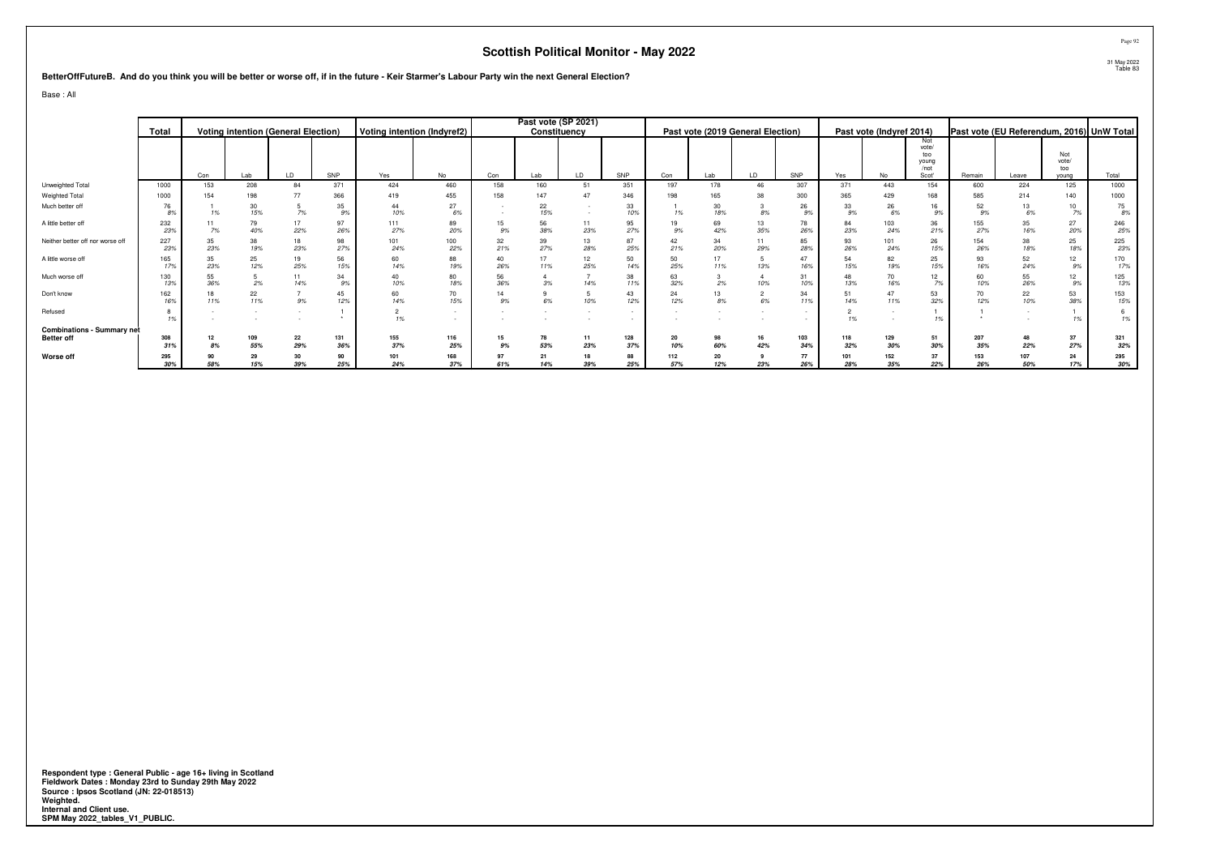# Scottish Political Monitor - May 2022

31 May 2022
Table 83

**BetterOffFutureB. And do you think you will be better or worse off, if in the future - Keir Starmer's Labour Party win the next General Election?**

Base : All

| | Total | Voting intention (General Election) | | | | Voting intention (Indyref2) | | Past vote (SP 2021) Constituency | | | | Past vote (2019 General Election) | | | | Past vote (Indyref 2014) | | | Past vote (EU Referendum, 2016) | | | UnW Total |
|---|---|---|---|---|---|---|---|---|---|---|---|---|---|---|---|---|---|---|---|---|---|---|
| | | Con | Lab | LD | SNP | Yes | No | Con | Lab | LD | SNP | Con | Lab | LD | SNP | Yes | No | Not vote/ too young /not Scot' | Remain | Leave | Not vote/ too young | Total |
| Unweighted Total | 1000 | 153 | 208 | 84 | 371 | 424 | 460 | 158 | 160 | 51 | 351 | 197 | 178 | 46 | 307 | 371 | 443 | 154 | 600 | 224 | 125 | 1000 |
| Weighted Total | 1000 | 154 | 198 | 77 | 366 | 419 | 455 | 158 | 147 | 47 | 346 | 198 | 165 | 38 | 300 | 365 | 429 | 168 | 585 | 214 | 140 | 1000 |
| Much better off | 76<br>8% | 1<br>1% | 30<br>15% | 5<br>7% | 35<br>9% | 44<br>10% | 27<br>6% | -<br>- | 22<br>15% | -<br>- | 33<br>10% | 1<br>1% | 30<br>18% | 3<br>8% | 26<br>9% | 33<br>9% | 26<br>6% | 16<br>9% | 52<br>9% | 13<br>6% | 10<br>7% | 75<br>8% |
| A little better off | 232<br>23% | 11<br>7% | 79<br>40% | 17<br>22% | 97<br>26% | 111<br>27% | 89<br>20% | 15<br>9% | 56<br>38% | 11<br>23% | 95<br>27% | 19<br>9% | 69<br>42% | 13<br>35% | 78<br>26% | 84<br>23% | 103<br>24% | 36<br>21% | 155<br>27% | 35<br>16% | 27<br>20% | 246<br>25% |
| Neither better off nor worse off | 227<br>23% | 35<br>23% | 38<br>19% | 18<br>23% | 98<br>27% | 101<br>24% | 100<br>22% | 32<br>21% | 39<br>27% | 13<br>28% | 87<br>25% | 42<br>21% | 34<br>20% | 11<br>29% | 85<br>28% | 93<br>26% | 101<br>24% | 26<br>15% | 154<br>26% | 38<br>18% | 25<br>18% | 225<br>23% |
| A little worse off | 165<br>17% | 35<br>23% | 25<br>12% | 19<br>25% | 56<br>15% | 60<br>14% | 88<br>19% | 40<br>26% | 17<br>11% | 12<br>25% | 50<br>14% | 50<br>25% | 17<br>11% | 5<br>13% | 47<br>16% | 54<br>15% | 82<br>19% | 25<br>15% | 93<br>16% | 52<br>24% | 12<br>9% | 170<br>17% |
| Much worse off | 130<br>13% | 55<br>36% | 5<br>2% | 11<br>14% | 34<br>9% | 40<br>10% | 80<br>18% | 56<br>36% | 4<br>3% | 7<br>14% | 38<br>11% | 63<br>32% | 3<br>2% | 4<br>10% | 31<br>10% | 48<br>13% | 70<br>16% | 12<br>7% | 60<br>10% | 55<br>26% | 12<br>9% | 125<br>13% |
| Don't know | 162<br>16% | 18<br>11% | 22<br>11% | 7<br>9% | 45<br>12% | 60<br>14% | 70<br>15% | 14<br>9% | 9<br>6% | 5<br>10% | 43<br>12% | 24<br>12% | 13<br>8% | 2<br>6% | 34<br>11% | 51<br>14% | 47<br>11% | 53<br>32% | 70<br>12% | 22<br>10% | 53<br>38% | 153<br>15% |
| Refused | 8<br>1% | -<br>- | -<br>- | -<br>- | 1<br>* | 2<br>1% | -<br>- | -<br>- | -<br>- | -<br>- | -<br>- | -<br>- | -<br>- | -<br>- | -<br>- | 2<br>1% | -<br>- | 1<br>1% | 1<br>* | -<br>- | 1<br>1% | 6<br>1% |
| **Combinations - Summary net** | | | | | | | | | | | | | | | | | | | | | | |
| **Better off** | **308**<br>**31%** | **12**<br>**8%** | **109**<br>**55%** | **22**<br>**29%** | **131**<br>**36%** | **155**<br>**37%** | **116**<br>**25%** | **15**<br>**9%** | **78**<br>**53%** | **11**<br>**23%** | **128**<br>**37%** | **20**<br>**10%** | **98**<br>**60%** | **16**<br>**42%** | **103**<br>**34%** | **118**<br>**32%** | **129**<br>**30%** | **51**<br>**30%** | **207**<br>**35%** | **48**<br>**22%** | **37**<br>**27%** | **321**<br>**32%** |
| **Worse off** | **295**<br>**30%** | **90**<br>**58%** | **29**<br>**15%** | **30**<br>**39%** | **90**<br>**25%** | **101**<br>**24%** | **168**<br>**37%** | **97**<br>**61%** | **21**<br>**14%** | **18**<br>**39%** | **88**<br>**25%** | **112**<br>**57%** | **20**<br>**12%** | **9**<br>**23%** | **77**<br>**26%** | **101**<br>**28%** | **152**<br>**35%** | **37**<br>**22%** | **153**<br>**26%** | **107**<br>**50%** | **24**<br>**17%** | **295**<br>**30%** |

**Respondent type : General Public - age 16+ living in Scotland**
**Fieldwork Dates : Monday 23rd to Sunday 29th May 2022**
**Source : Ipsos Scotland (JN: 22-018513)**
**Weighted.**
**Internal and Client use.**
**SPM May 2022_tables_V1_PUBLIC.**